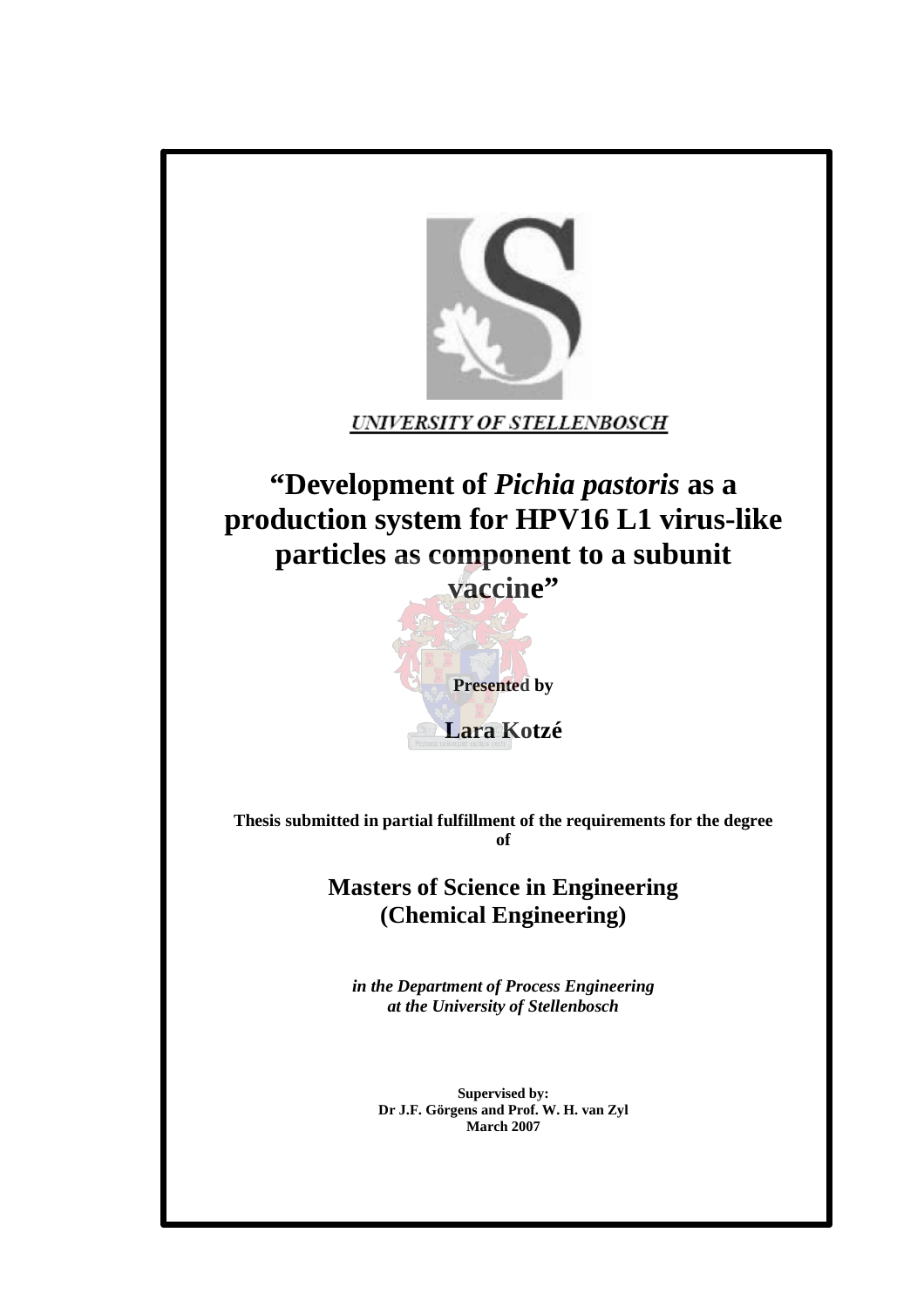UNIVERSITY OF STELLENBOSCH

# "Development of *Pichia pastoris* as a production system for HPV16 L1 virus-like particles as component to a subunit vaccine"

**Presented by**

**Lara Kotzé**

**Thesis submitted in partial fulfillment of the requirements for the degree of**

## Masters of Science in Engineering (Chemical Engineering)

***in the Department of Process Engineering at the University of Stellenbosch***

**Supervised by:**
**Dr J.F. Görgens and Prof. W. H. van Zyl**
**March 2007**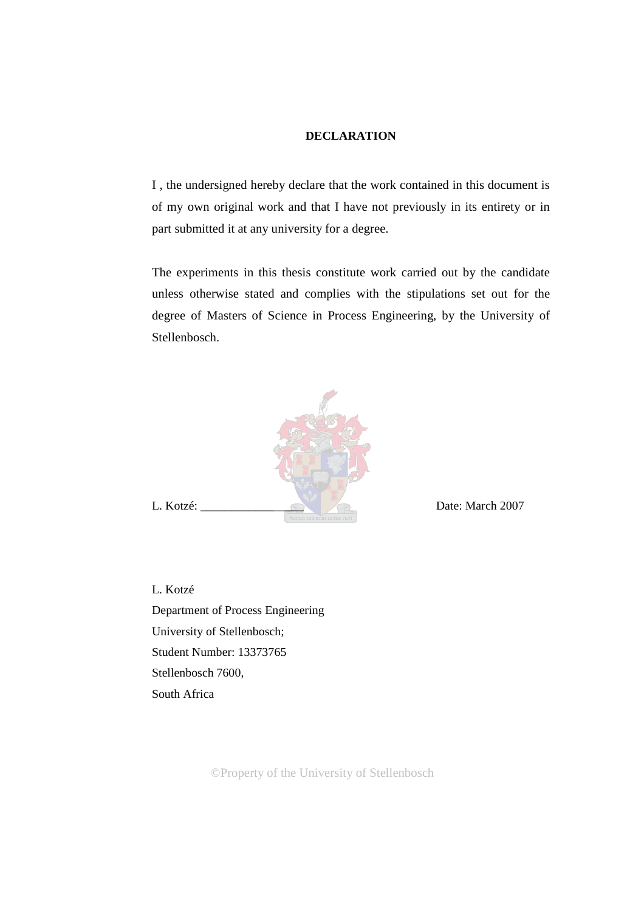**DECLARATION**

I , the undersigned hereby declare that the work contained in this document is of my own original work and that I have not previously in its entirety or in part submitted it at any university for a degree.

The experiments in this thesis constitute work carried out by the candidate unless otherwise stated and complies with the stipulations set out for the degree of Masters of Science in Process Engineering, by the University of Stellenbosch.

L. Kotzé: ________________ Date: March 2007

L. Kotzé
Department of Process Engineering
University of Stellenbosch;
Student Number: 13373765
Stellenbosch 7600,
South Africa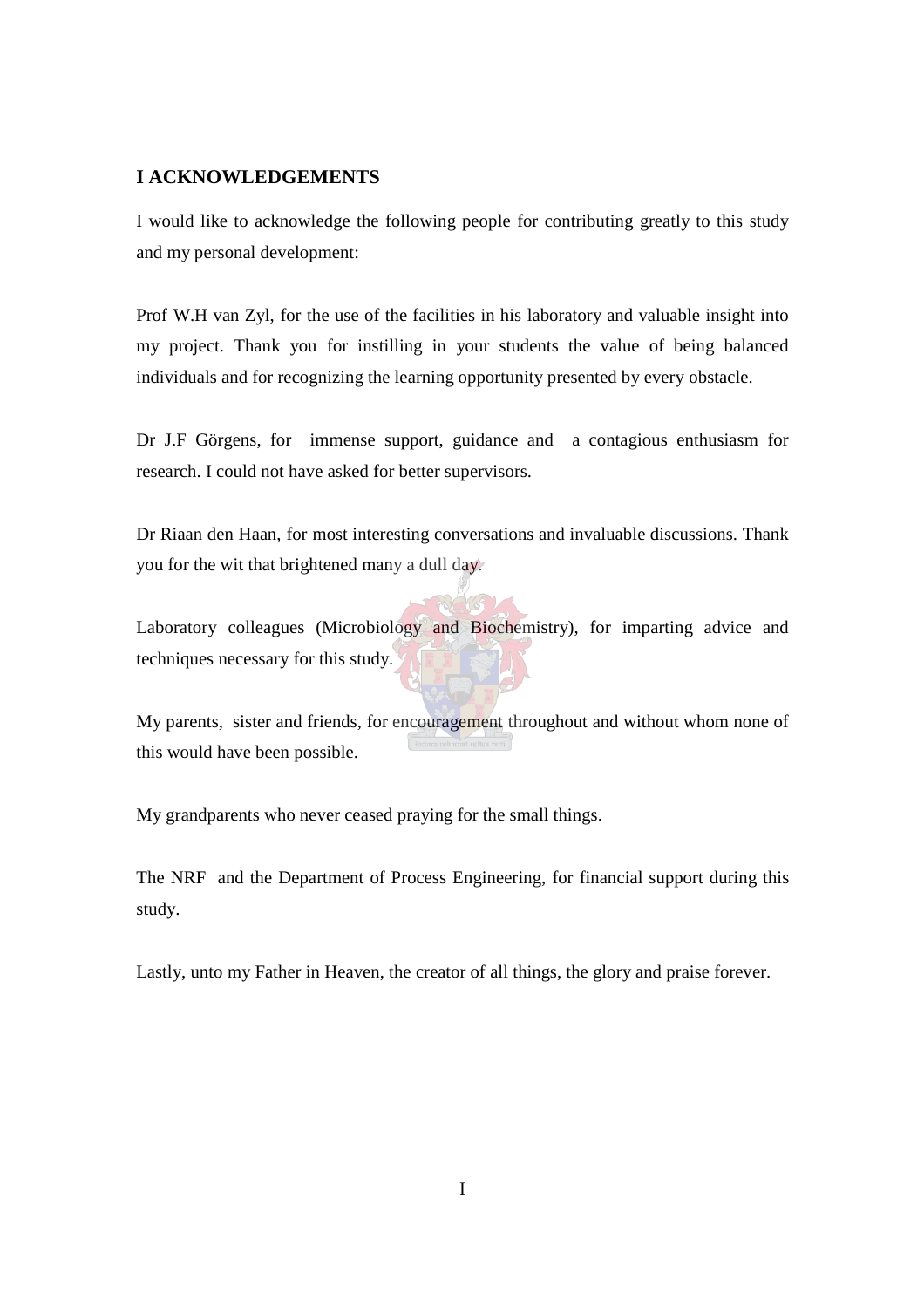## I ACKNOWLEDGEMENTS

I would like to acknowledge the following people for contributing greatly to this study and my personal development:

Prof W.H van Zyl, for the use of the facilities in his laboratory and valuable insight into my project. Thank you for instilling in your students the value of being balanced individuals and for recognizing the learning opportunity presented by every obstacle.

Dr J.F Görgens, for immense support, guidance and a contagious enthusiasm for research. I could not have asked for better supervisors.

Dr Riaan den Haan, for most interesting conversations and invaluable discussions. Thank you for the wit that brightened many a dull day.

Laboratory colleagues (Microbiology and Biochemistry), for imparting advice and techniques necessary for this study.

My parents, sister and friends, for encouragement throughout and without whom none of this would have been possible.

My grandparents who never ceased praying for the small things.

The NRF and the Department of Process Engineering, for financial support during this study.

Lastly, unto my Father in Heaven, the creator of all things, the glory and praise forever.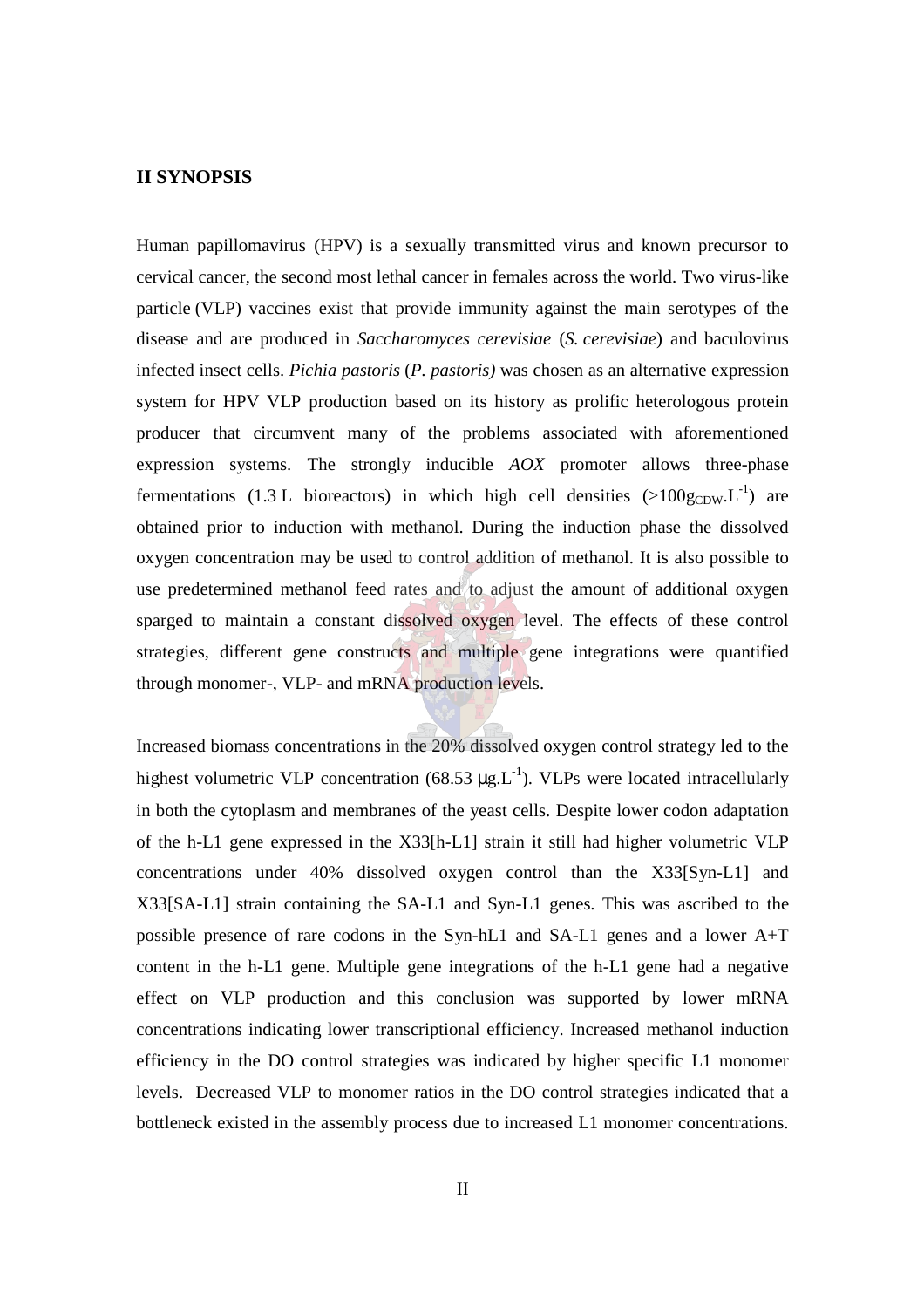## II SYNOPSIS

Human papillomavirus (HPV) is a sexually transmitted virus and known precursor to cervical cancer, the second most lethal cancer in females across the world. Two virus-like particle (VLP) vaccines exist that provide immunity against the main serotypes of the disease and are produced in *Saccharomyces cerevisiae* (*S. cerevisiae*) and baculovirus infected insect cells. *Pichia pastoris* (*P. pastoris)* was chosen as an alternative expression system for HPV VLP production based on its history as prolific heterologous protein producer that circumvent many of the problems associated with aforementioned expression systems. The strongly inducible *AOX* promoter allows three-phase fermentations (1.3 L bioreactors) in which high cell densities ($>100 g_{CDW}.L^{-1}$) are obtained prior to induction with methanol. During the induction phase the dissolved oxygen concentration may be used to control addition of methanol. It is also possible to use predetermined methanol feed rates and to adjust the amount of additional oxygen sparged to maintain a constant dissolved oxygen level. The effects of these control strategies, different gene constructs and multiple gene integrations were quantified through monomer-, VLP- and mRNA production levels.

Increased biomass concentrations in the 20% dissolved oxygen control strategy led to the highest volumetric VLP concentration ($68.53\ \mu g.L^{-1}$). VLPs were located intracellularly in both the cytoplasm and membranes of the yeast cells. Despite lower codon adaptation of the h-L1 gene expressed in the X33[h-L1] strain it still had higher volumetric VLP concentrations under 40% dissolved oxygen control than the X33[Syn-L1] and X33[SA-L1] strain containing the SA-L1 and Syn-L1 genes. This was ascribed to the possible presence of rare codons in the Syn-hL1 and SA-L1 genes and a lower A+T content in the h-L1 gene. Multiple gene integrations of the h-L1 gene had a negative effect on VLP production and this conclusion was supported by lower mRNA concentrations indicating lower transcriptional efficiency. Increased methanol induction efficiency in the DO control strategies was indicated by higher specific L1 monomer levels. Decreased VLP to monomer ratios in the DO control strategies indicated that a bottleneck existed in the assembly process due to increased L1 monomer concentrations.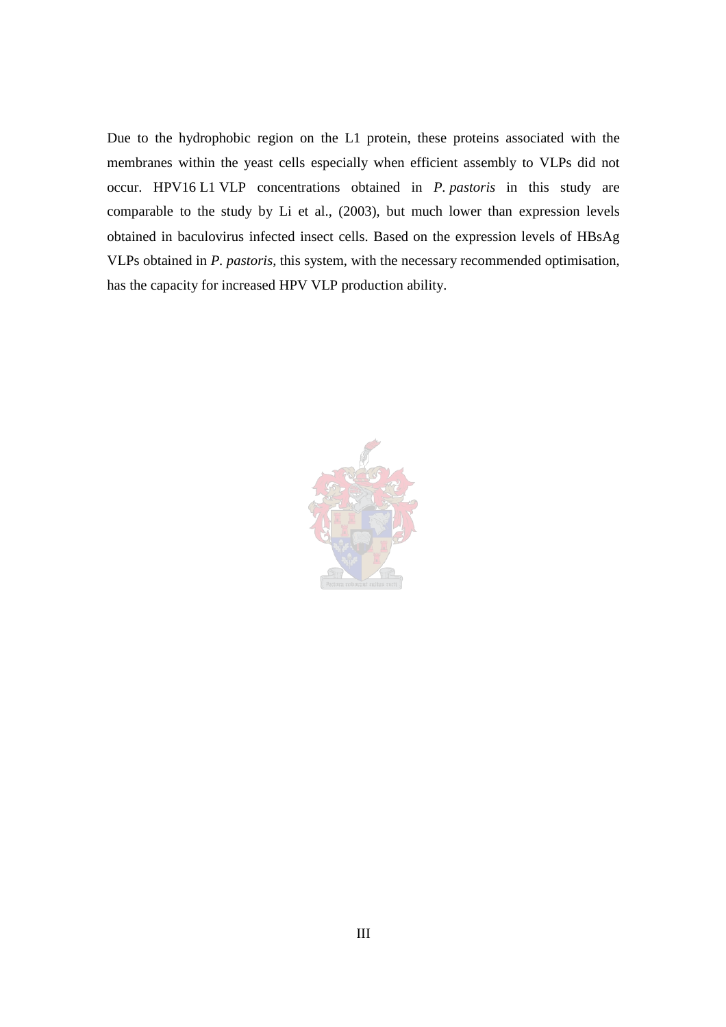Due to the hydrophobic region on the L1 protein, these proteins associated with the membranes within the yeast cells especially when efficient assembly to VLPs did not occur. HPV16 L1 VLP concentrations obtained in *P. pastoris* in this study are comparable to the study by Li et al., (2003), but much lower than expression levels obtained in baculovirus infected insect cells. Based on the expression levels of HBsAg VLPs obtained in *P. pastoris*, this system, with the necessary recommended optimisation, has the capacity for increased HPV VLP production ability.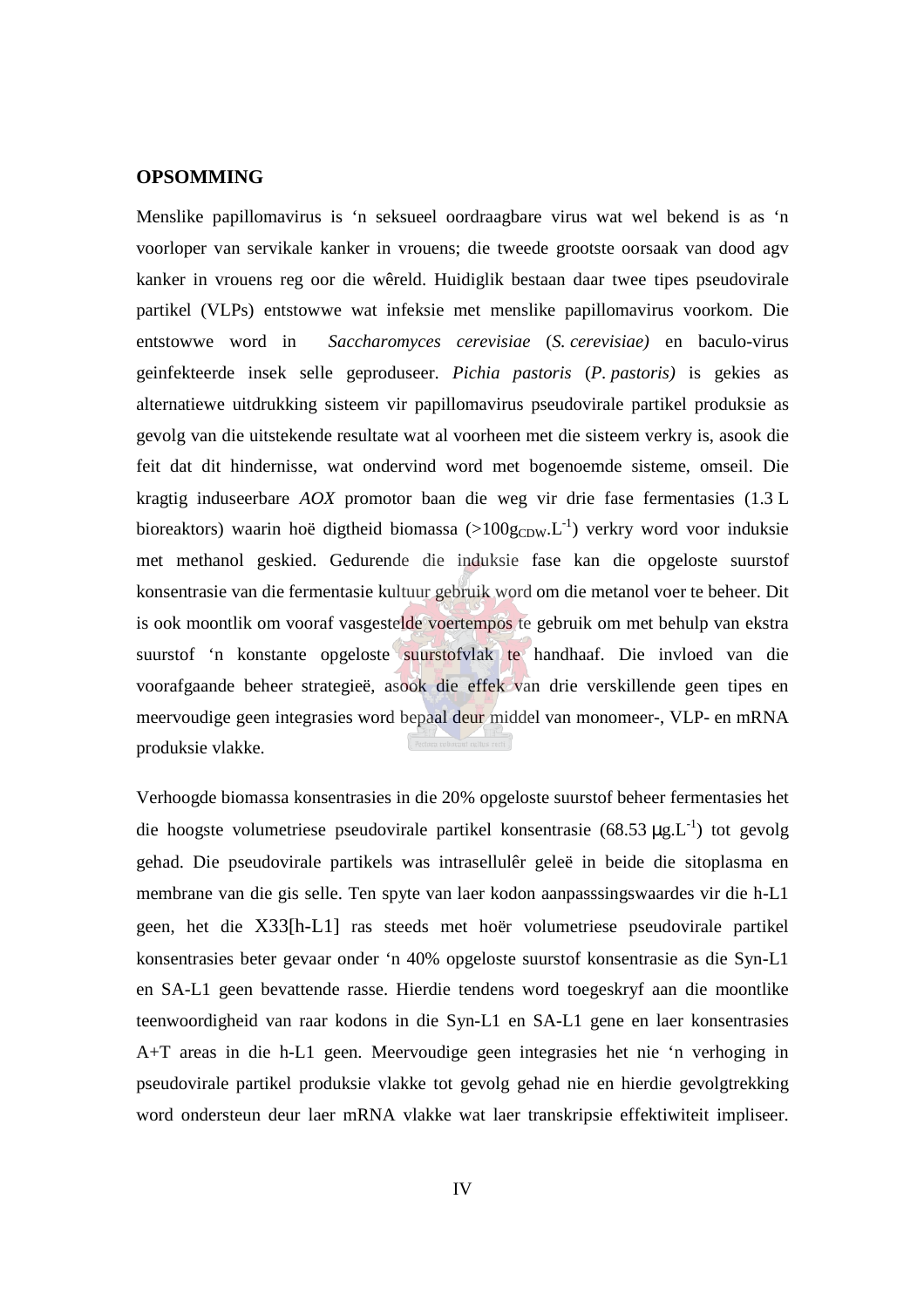## OPSOMMING

Menslike papillomavirus is ‘n seksueel oordraagbare virus wat wel bekend is as ‘n voorloper van servikale kanker in vrouens; die tweede grootste oorsaak van dood agv kanker in vrouens reg oor die wêreld. Huidiglik bestaan daar twee tipes pseudovirale partikel (VLPs) entstowwe wat infeksie met menslike papillomavirus voorkom. Die entstowwe word in *Saccharomyces cerevisiae* (*S. cerevisiae)* en baculo-virus geinfekteerde insek selle geproduseer. *Pichia pastoris* (*P. pastoris)* is gekies as alternatiewe uitdrukking sisteem vir papillomavirus pseudovirale partikel produksie as gevolg van die uitstekende resultate wat al voorheen met die sisteem verkry is, asook die feit dat dit hindernisse, wat ondervind word met bogenoemde sisteme, omseil. Die kragtig induseerbare *AOX* promotor baan die weg vir drie fase fermentasies (1.3 L bioreaktors) waarin hoë digtheid biomassa (>100$g_{CDW}$.$L^{-1}$) verkry word voor induksie met methanol geskied. Gedurende die induksie fase kan die opgeloste suurstof konsentrasie van die fermentasie kultuur gebruik word om die metanol voer te beheer. Dit is ook moontlik om vooraf vasgestelde voertempos te gebruik om met behulp van ekstra suurstof ‘n konstante opgeloste suurstofvlak te handhaaf. Die invloed van die voorafgaande beheer strategieë, asook die effek van drie verskillende geen tipes en meervoudige geen integrasies word bepaal deur middel van monomeer-, VLP- en mRNA produksie vlakke.

Verhoogde biomassa konsentrasies in die 20% opgeloste suurstof beheer fermentasies het die hoogste volumetriese pseudovirale partikel konsentrasie (68.53 μg.$L^{-1}$) tot gevolg gehad. Die pseudovirale partikels was intrasellulêr geleë in beide die sitoplasma en membrane van die gis selle. Ten spyte van laer kodon aanpasssingswaardes vir die h-L1 geen, het die X33[h-L1] ras steeds met hoër volumetriese pseudovirale partikel konsentrasies beter gevaar onder ‘n 40% opgeloste suurstof konsentrasie as die Syn-L1 en SA-L1 geen bevattende rasse. Hierdie tendens word toegeskryf aan die moontlike teenwoordigheid van raar kodons in die Syn-L1 en SA-L1 gene en laer konsentrasies A+T areas in die h-L1 geen. Meervoudige geen integrasies het nie ‘n verhoging in pseudovirale partikel produksie vlakke tot gevolg gehad nie en hierdie gevolgtrekking word ondersteun deur laer mRNA vlakke wat laer transkripsie effektiwiteit impliseer.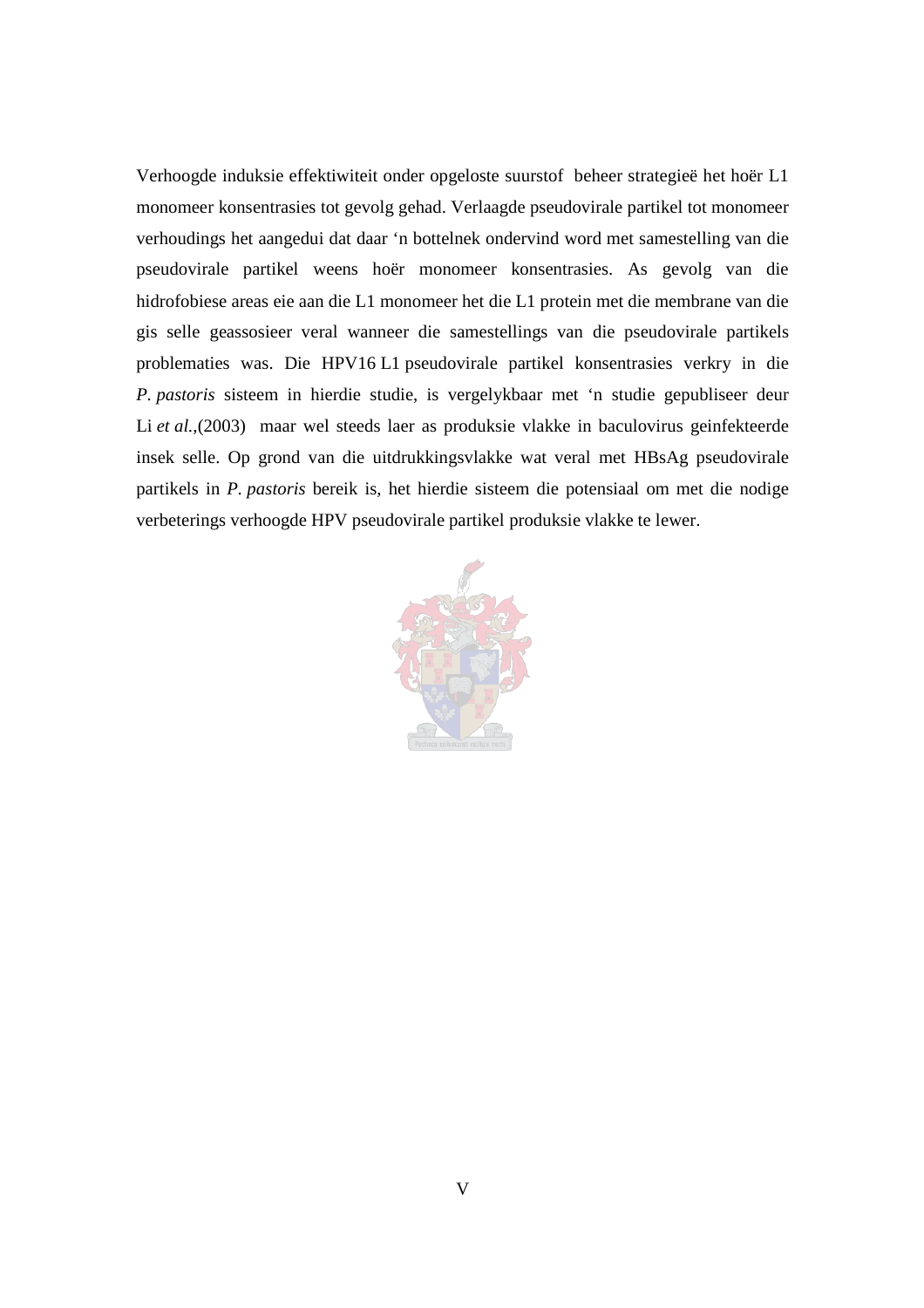Verhoogde induksie effektiwiteit onder opgeloste suurstof  beheer strategieë het hoër L1 monomeer konsentrasies tot gevolg gehad. Verlaagde pseudovirale partikel tot monomeer verhoudings het aangedui dat daar 'n bottelnek ondervind word met samestelling van die pseudovirale partikel weens hoër monomeer konsentrasies. As gevolg van die hidrofobiese areas eie aan die L1 monomeer het die L1 protein met die membrane van die gis selle geassosieer veral wanneer die samestellings van die pseudovirale partikels problematies was. Die HPV16 L1 pseudovirale partikel konsentrasies verkry in die *P. pastoris* sisteem in hierdie studie, is vergelykbaar met 'n studie gepubliseer deur Li *et al.*,(2003)  maar wel steeds laer as produksie vlakke in baculovirus geinfekteerde insek selle. Op grond van die uitdrukkingsvlakke wat veral met HBsAg pseudovirale partikels in *P. pastoris* bereik is, het hierdie sisteem die potensiaal om met die nodige verbeterings verhoogde HPV pseudovirale partikel produksie vlakke te lewer.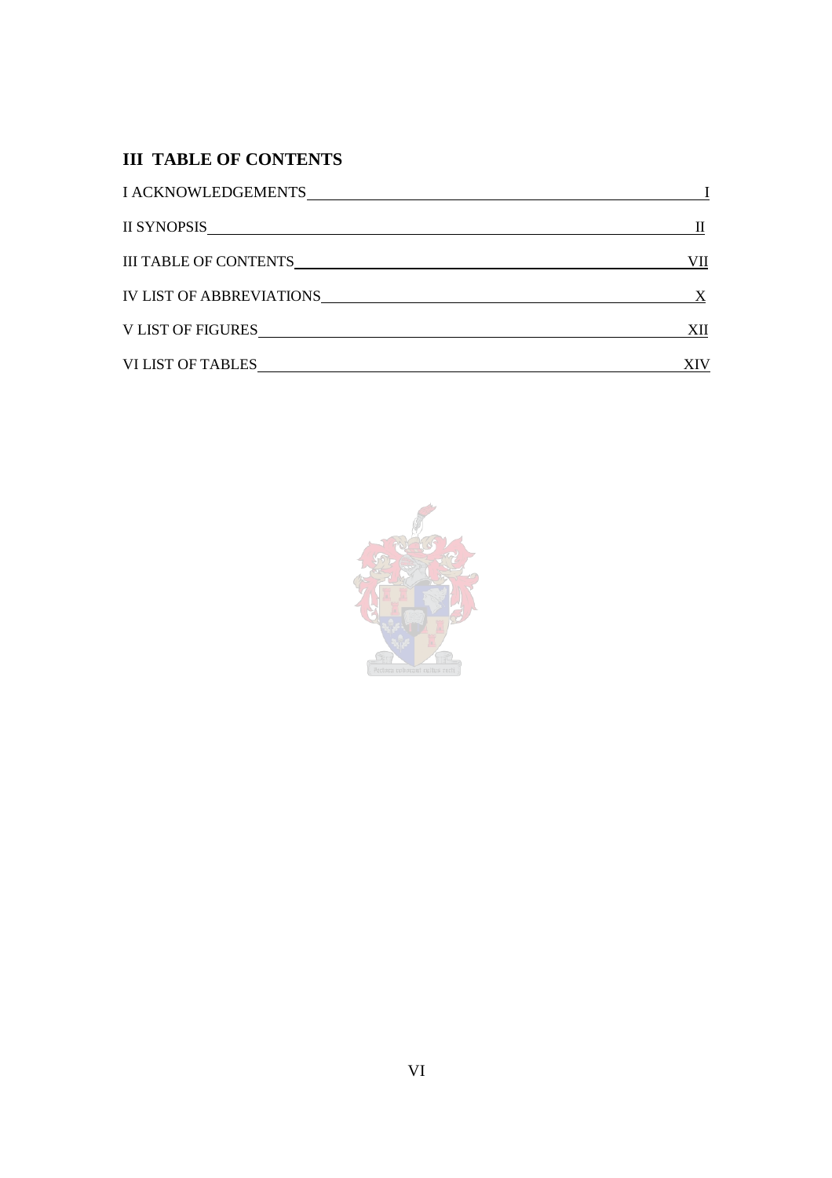## III TABLE OF CONTENTS

I ACKNOWLEDGEMENTS I

II SYNOPSIS II

III TABLE OF CONTENTS VII

IV LIST OF ABBREVIATIONS X

V LIST OF FIGURES XII

VI LIST OF TABLES XIV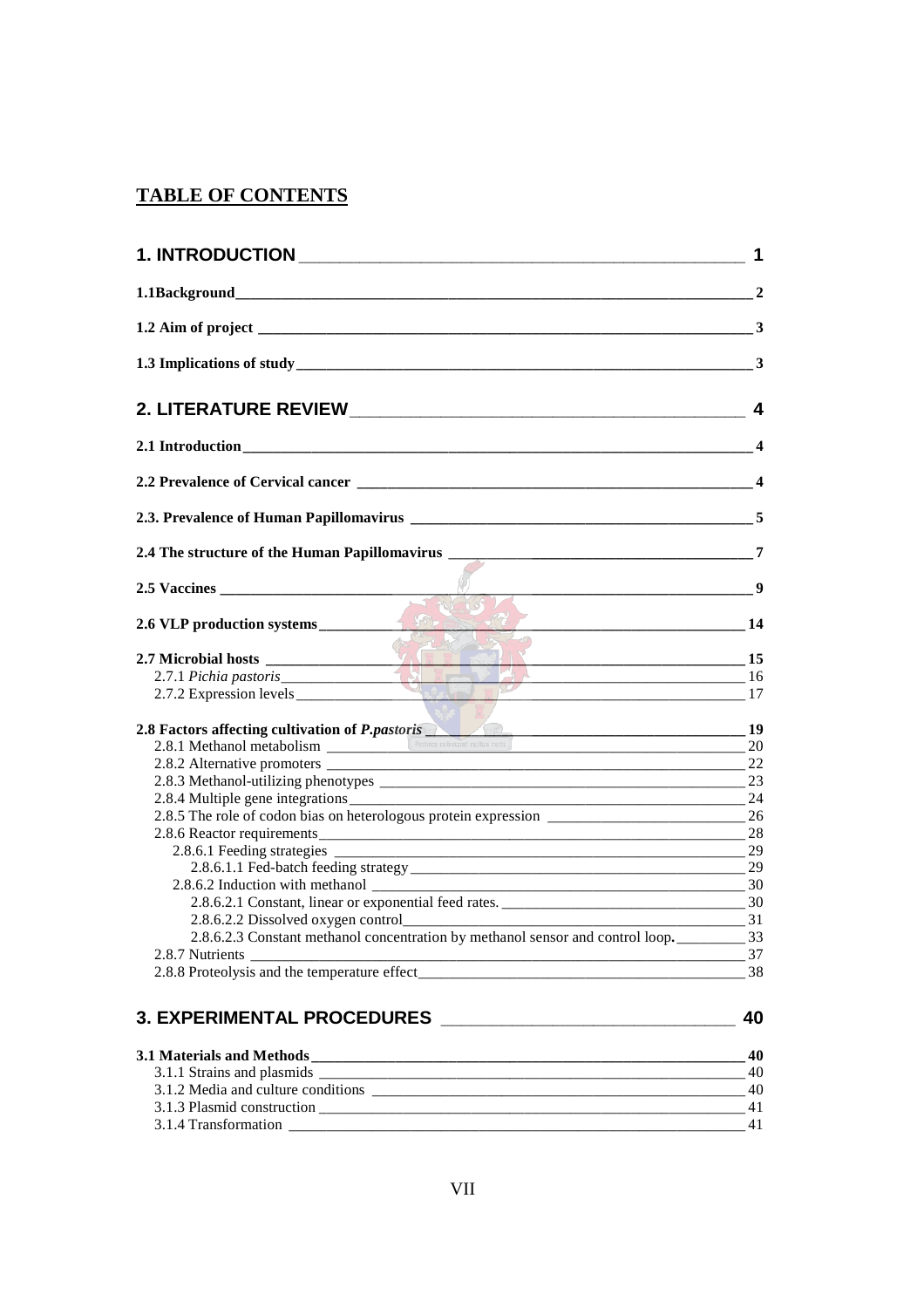## TABLE OF CONTENTS

**1. INTRODUCTION** — 1

**1.1Background** — 2

**1.2 Aim of project** — 3

**1.3 Implications of study** — 3

**2. LITERATURE REVIEW** — 4

**2.1 Introduction** — 4

**2.2 Prevalence of Cervical cancer** — 4

**2.3. Prevalence of Human Papillomavirus** — 5

**2.4 The structure of the Human Papillomavirus** — 7

**2.5 Vaccines** — 9

**2.6 VLP production systems** — 14

**2.7 Microbial hosts** — 15
- 2.7.1 *Pichia pastoris* — 16
- 2.7.2 Expression levels — 17

**2.8 Factors affecting cultivation of *P.pastoris*** — 19
- 2.8.1 Methanol metabolism — 20
- 2.8.2 Alternative promoters — 22
- 2.8.3 Methanol-utilizing phenotypes — 23
- 2.8.4 Multiple gene integrations — 24
- 2.8.5 The role of codon bias on heterologous protein expression — 26
- 2.8.6 Reactor requirements — 28
  - 2.8.6.1 Feeding strategies — 29
    - 2.8.6.1.1 Fed-batch feeding strategy — 29
  - 2.8.6.2 Induction with methanol — 30
    - 2.8.6.2.1 Constant, linear or exponential feed rates. — 30
    - 2.8.6.2.2 Dissolved oxygen control — 31
    - 2.8.6.2.3 Constant methanol concentration by methanol sensor and control loop. — 33
- 2.8.7 Nutrients — 37
- 2.8.8 Proteolysis and the temperature effect — 38

**3. EXPERIMENTAL PROCEDURES** — 40

**3.1 Materials and Methods** — 40
- 3.1.1 Strains and plasmids — 40
- 3.1.2 Media and culture conditions — 40
- 3.1.3 Plasmid construction — 41
- 3.1.4 Transformation — 41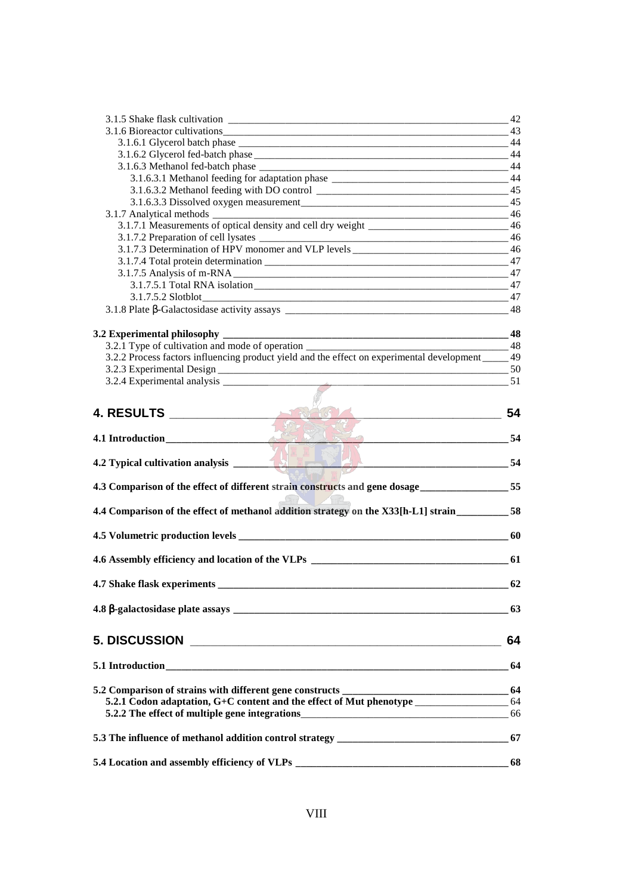3.1.5 Shake flask cultivation ____ 42
3.1.6 Bioreactor cultivations ____ 43
3.1.6.1 Glycerol batch phase ____ 44
3.1.6.2 Glycerol fed-batch phase ____ 44
3.1.6.3 Methanol fed-batch phase ____ 44
3.1.6.3.1 Methanol feeding for adaptation phase ____ 44
3.1.6.3.2 Methanol feeding with DO control ____ 45
3.1.6.3.3 Dissolved oxygen measurement ____ 45
3.1.7 Analytical methods ____ 46
3.1.7.1 Measurements of optical density and cell dry weight ____ 46
3.1.7.2 Preparation of cell lysates ____ 46
3.1.7.3 Determination of HPV monomer and VLP levels ____ 46
3.1.7.4 Total protein determination ____ 47
3.1.7.5 Analysis of m-RNA ____ 47
3.1.7.5.1 Total RNA isolation ____ 47
3.1.7.5.2 Slotblot ____ 47
3.1.8 Plate β-Galactosidase activity assays ____ 48

**3.2 Experimental philosophy ____ 48**
3.2.1 Type of cultivation and mode of operation ____ 48
3.2.2 Process factors influencing product yield and the effect on experimental development ____ 49
3.2.3 Experimental Design ____ 50
3.2.4 Experimental analysis ____ 51

**4. RESULTS ____ 54**

**4.1 Introduction ____ 54**

**4.2 Typical cultivation analysis ____ 54**

**4.3 Comparison of the effect of different strain constructs and gene dosage ____ 55**

**4.4 Comparison of the effect of methanol addition strategy on the X33[h-L1] strain ____ 58**

**4.5 Volumetric production levels ____ 60**

**4.6 Assembly efficiency and location of the VLPs ____ 61**

**4.7 Shake flask experiments ____ 62**

**4.8 β-galactosidase plate assays ____ 63**

**5. DISCUSSION ____ 64**

**5.1 Introduction ____ 64**

**5.2 Comparison of strains with different gene constructs ____ 64**
**5.2.1 Codon adaptation, G+C content and the effect of Mut phenotype** ____ 64
**5.2.2 The effect of multiple gene integrations** ____ 66

**5.3 The influence of methanol addition control strategy ____ 67**

**5.4 Location and assembly efficiency of VLPs ____ 68**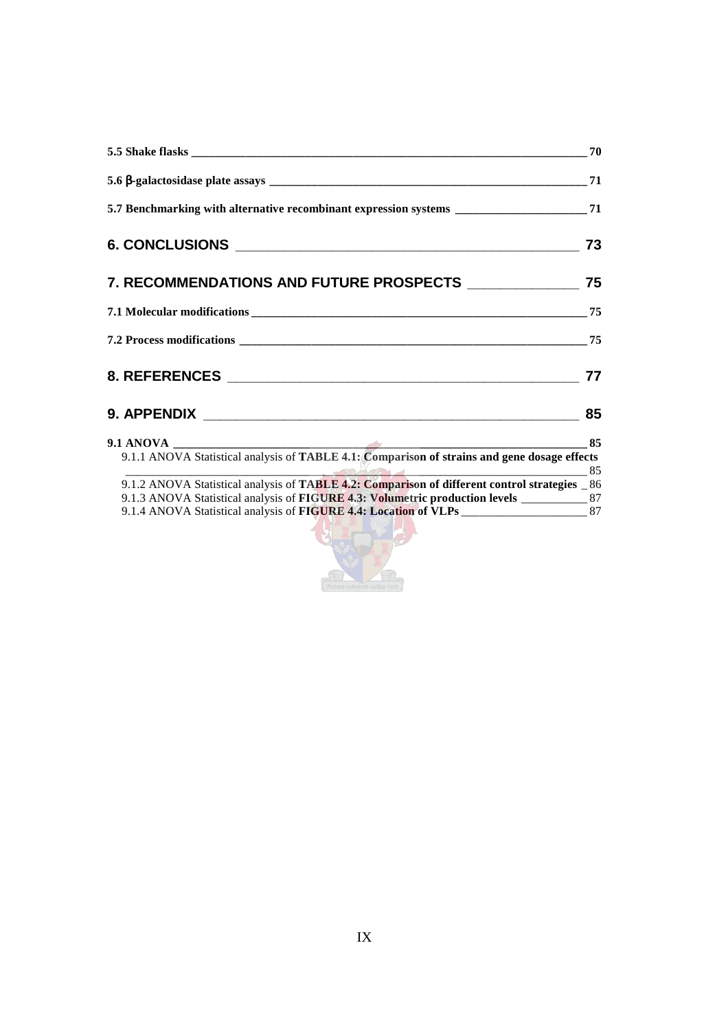**5.5 Shake flasks** _____ 70

**5.6 β-galactosidase plate assays** _____ 71

**5.7 Benchmarking with alternative recombinant expression systems** _____ 71

**6. CONCLUSIONS** _____ 73

**7. RECOMMENDATIONS AND FUTURE PROSPECTS** _____ 75

**7.1 Molecular modifications** _____ 75

**7.2 Process modifications** _____ 75

**8. REFERENCES** _____ 77

**9. APPENDIX** _____ 85

**9.1 ANOVA** _____ 85

9.1.1 ANOVA Statistical analysis of **TABLE 4.1: Comparison of strains and gene dosage effects** _____ 85

9.1.2 ANOVA Statistical analysis of **TABLE 4.2: Comparison of different control strategies** _ 86

9.1.3 ANOVA Statistical analysis of **FIGURE 4.3: Volumetric production levels** _____ 87

9.1.4 ANOVA Statistical analysis of **FIGURE 4.4: Location of VLPs** _____ 87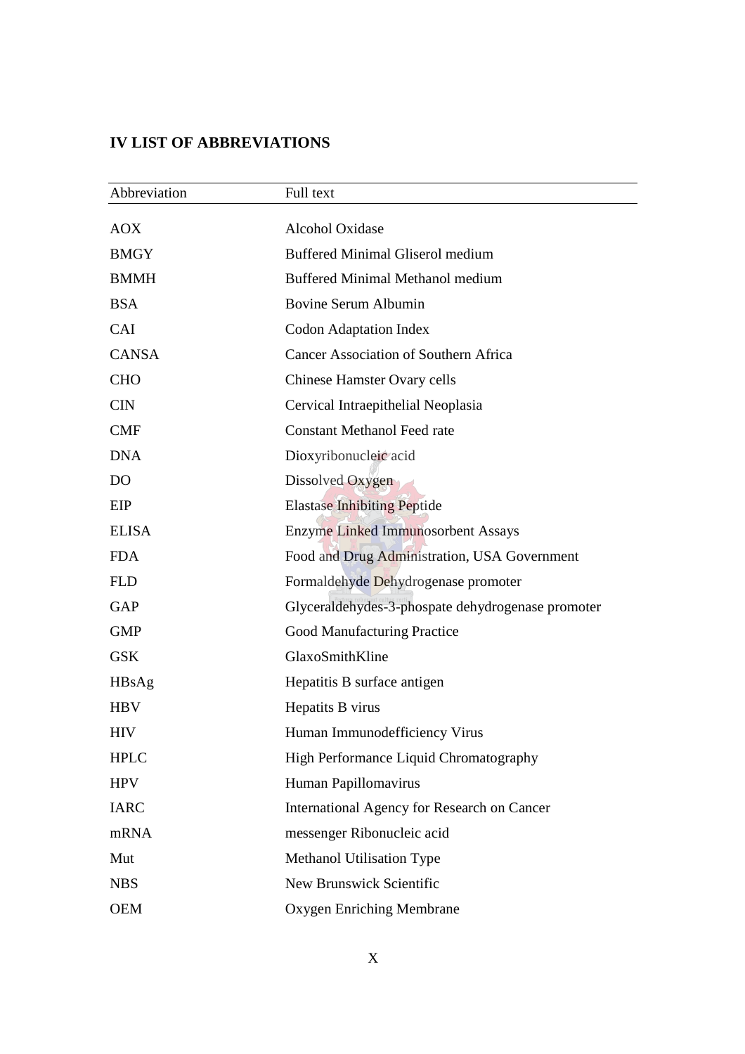## IV LIST OF ABBREVIATIONS

| Abbreviation | Full text |
|---|---|
| AOX | Alcohol Oxidase |
| BMGY | Buffered Minimal Gliserol medium |
| BMMH | Buffered Minimal Methanol medium |
| BSA | Bovine Serum Albumin |
| CAI | Codon Adaptation Index |
| CANSA | Cancer Association of Southern Africa |
| CHO | Chinese Hamster Ovary cells |
| CIN | Cervical Intraepithelial Neoplasia |
| CMF | Constant Methanol Feed rate |
| DNA | Dioxyribonucleic acid |
| DO | Dissolved Oxygen |
| EIP | Elastase Inhibiting Peptide |
| ELISA | Enzyme Linked Immunosorbent Assays |
| FDA | Food and Drug Administration, USA Government |
| FLD | Formaldehyde Dehydrogenase promoter |
| GAP | Glyceraldehydes-3-phospate dehydrogenase promoter |
| GMP | Good Manufacturing Practice |
| GSK | GlaxoSmithKline |
| HBsAg | Hepatitis B surface antigen |
| HBV | Hepatits B virus |
| HIV | Human Immunodefficiency Virus |
| HPLC | High Performance Liquid Chromatography |
| HPV | Human Papillomavirus |
| IARC | International Agency for Research on Cancer |
| mRNA | messenger Ribonucleic acid |
| Mut | Methanol Utilisation Type |
| NBS | New Brunswick Scientific |
| OEM | Oxygen Enriching Membrane |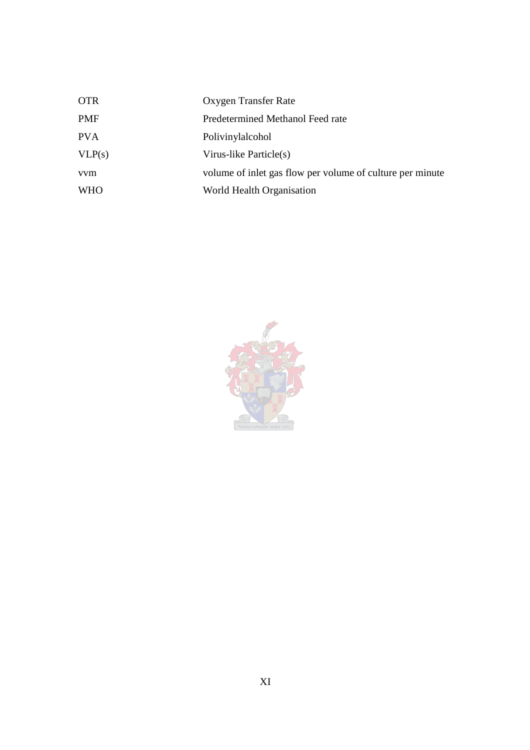| | |
|---|---|
| OTR | Oxygen Transfer Rate |
| PMF | Predetermined Methanol Feed rate |
| PVA | Polivinylalcohol |
| VLP(s) | Virus-like Particle(s) |
| vvm | volume of inlet gas flow per volume of culture per minute |
| WHO | World Health Organisation |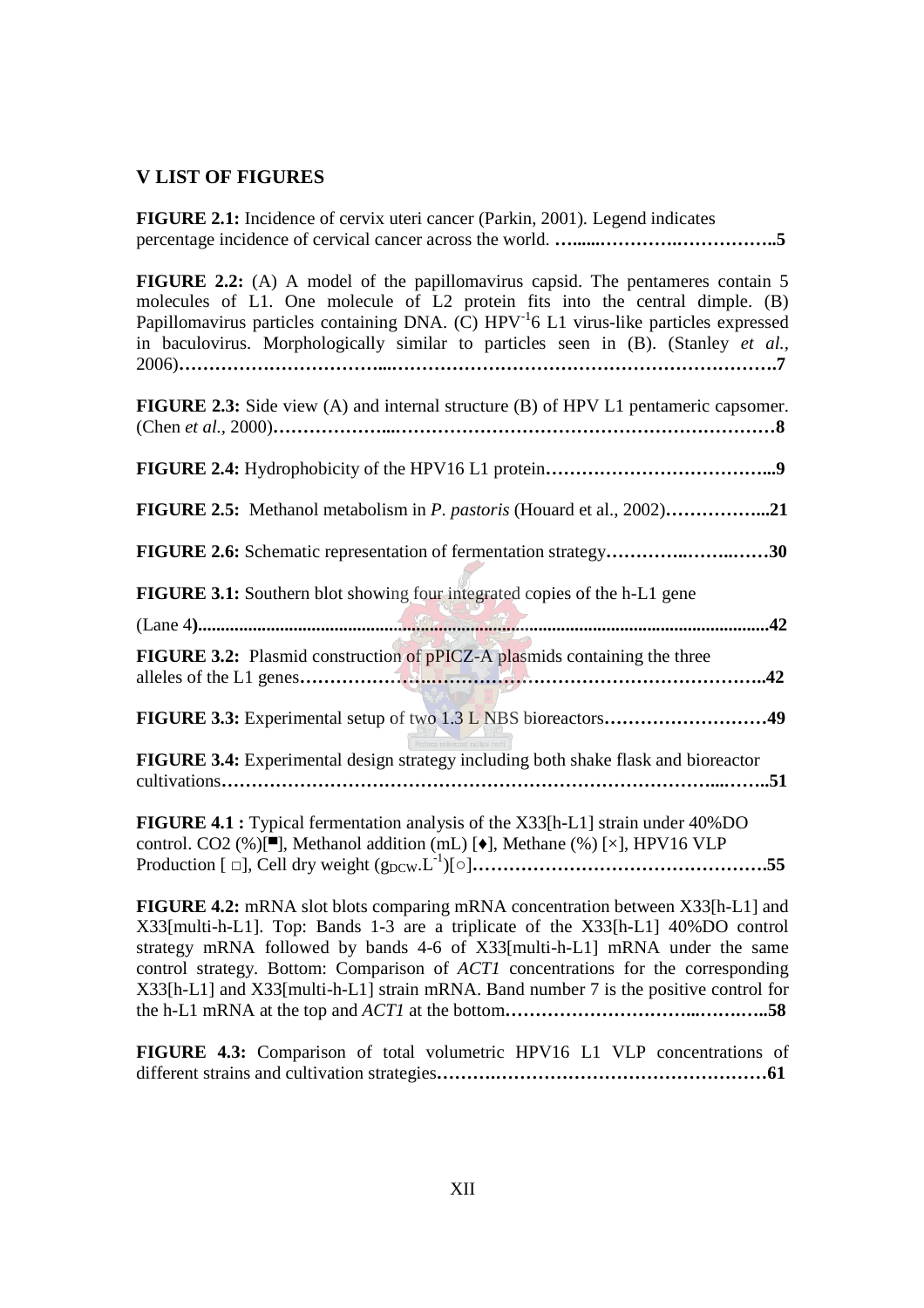## V LIST OF FIGURES

**FIGURE 2.1:** Incidence of cervix uteri cancer (Parkin, 2001). Legend indicates percentage incidence of cervical cancer across the world. **…......………….…………….5**

**FIGURE 2.2:** (A) A model of the papillomavirus capsid. The pentameres contain 5 molecules of L1. One molecule of L2 protein fits into the central dimple. (B) Papillomavirus particles containing DNA. (C) $HPV^{-1}6$ L1 virus-like particles expressed in baculovirus. Morphologically similar to particles seen in (B). (Stanley *et al.*, 2006)**…………………………...………………………………………………………….7**

**FIGURE 2.3:** Side view (A) and internal structure (B) of HPV L1 pentameric capsomer. (Chen *et al.*, 2000)**………………...………………………………………………………8**

**FIGURE 2.4:** Hydrophobicity of the HPV16 L1 protein**………………………………...9**

**FIGURE 2.5:** Methanol metabolism in *P. pastoris* (Houard et al., 2002)**……………...21**

**FIGURE 2.6:** Schematic representation of fermentation strategy**………….……..……30**

**FIGURE 3.1:** Southern blot showing four integrated copies of the h-L1 gene (Lane 4**)...........................................................................................................................42**

**FIGURE 3.2:** Plasmid construction of pPICZ-A plasmids containing the three alleles of the L1 genes**…………………………………………………………………..42**

**FIGURE 3.3:** Experimental setup of two 1.3 L NBS bioreactors**………………………49**

**FIGURE 3.4:** Experimental design strategy including both shake flask and bioreactor cultivations**…………………………………………………………………...……..51**

**FIGURE 4.1 :** Typical fermentation analysis of the X33[h-L1] strain under 40%DO control. CO2 (%)[▀], Methanol addition (mL) [♦], Methane (%) [×], HPV16 VLP Production [ □], Cell dry weight ($g_{DCW}.L^{-1}$)[○]**………………………………………….55**

**FIGURE 4.2:** mRNA slot blots comparing mRNA concentration between X33[h-L1] and X33[multi-h-L1]. Top: Bands 1-3 are a triplicate of the X33[h-L1] 40%DO control strategy mRNA followed by bands 4-6 of X33[multi-h-L1] mRNA under the same control strategy. Bottom: Comparison of *ACT1* concentrations for the corresponding X33[h-L1] and X33[multi-h-L1] strain mRNA. Band number 7 is the positive control for the h-L1 mRNA at the top and *ACT1* at the bottom**………………………...………..58**

**FIGURE 4.3:** Comparison of total volumetric HPV16 L1 VLP concentrations of different strains and cultivation strategies**…….………………………………………61**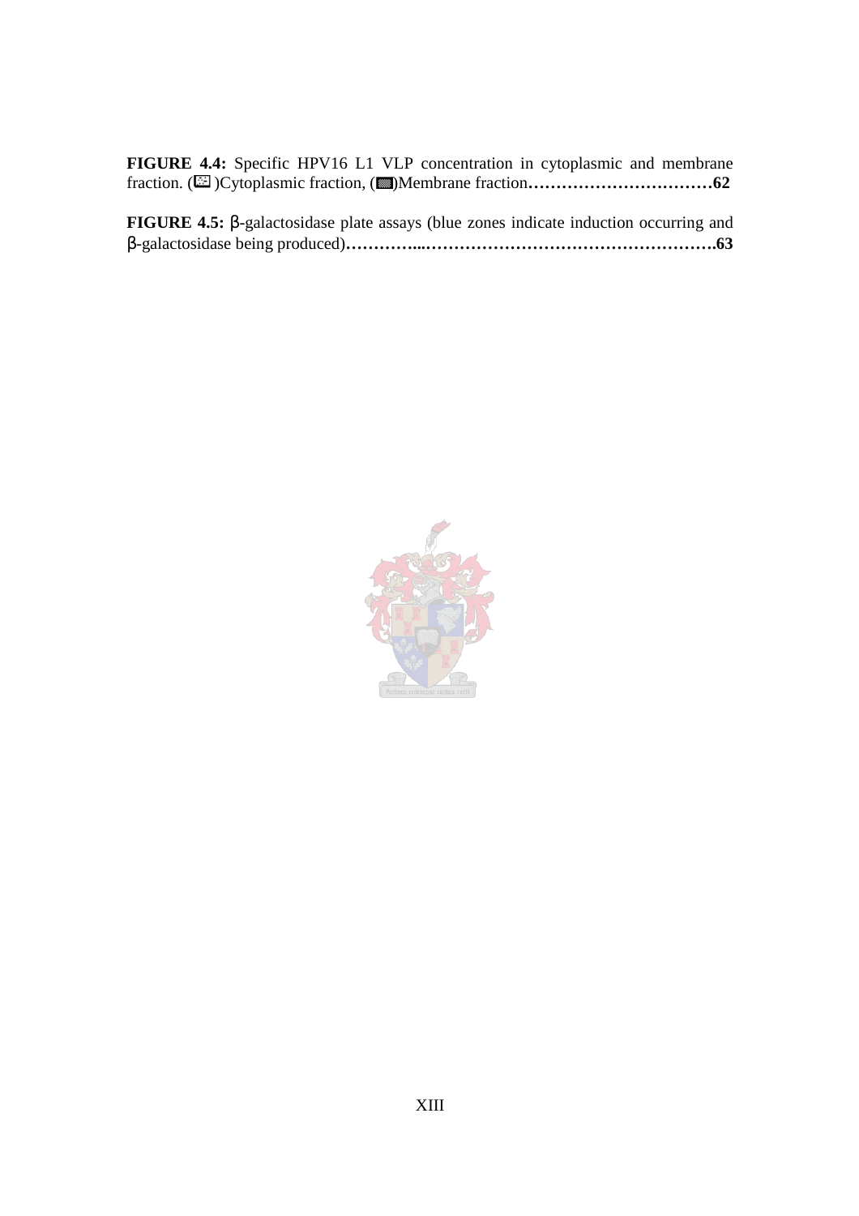**FIGURE 4.4:** Specific HPV16 L1 VLP concentration in cytoplasmic and membrane fraction. (▧)Cytoplasmic fraction, (▩)Membrane fraction**……………………………62**

**FIGURE 4.5:** β-galactosidase plate assays (blue zones indicate induction occurring and β-galactosidase being produced)**…………...…………………………………………….63**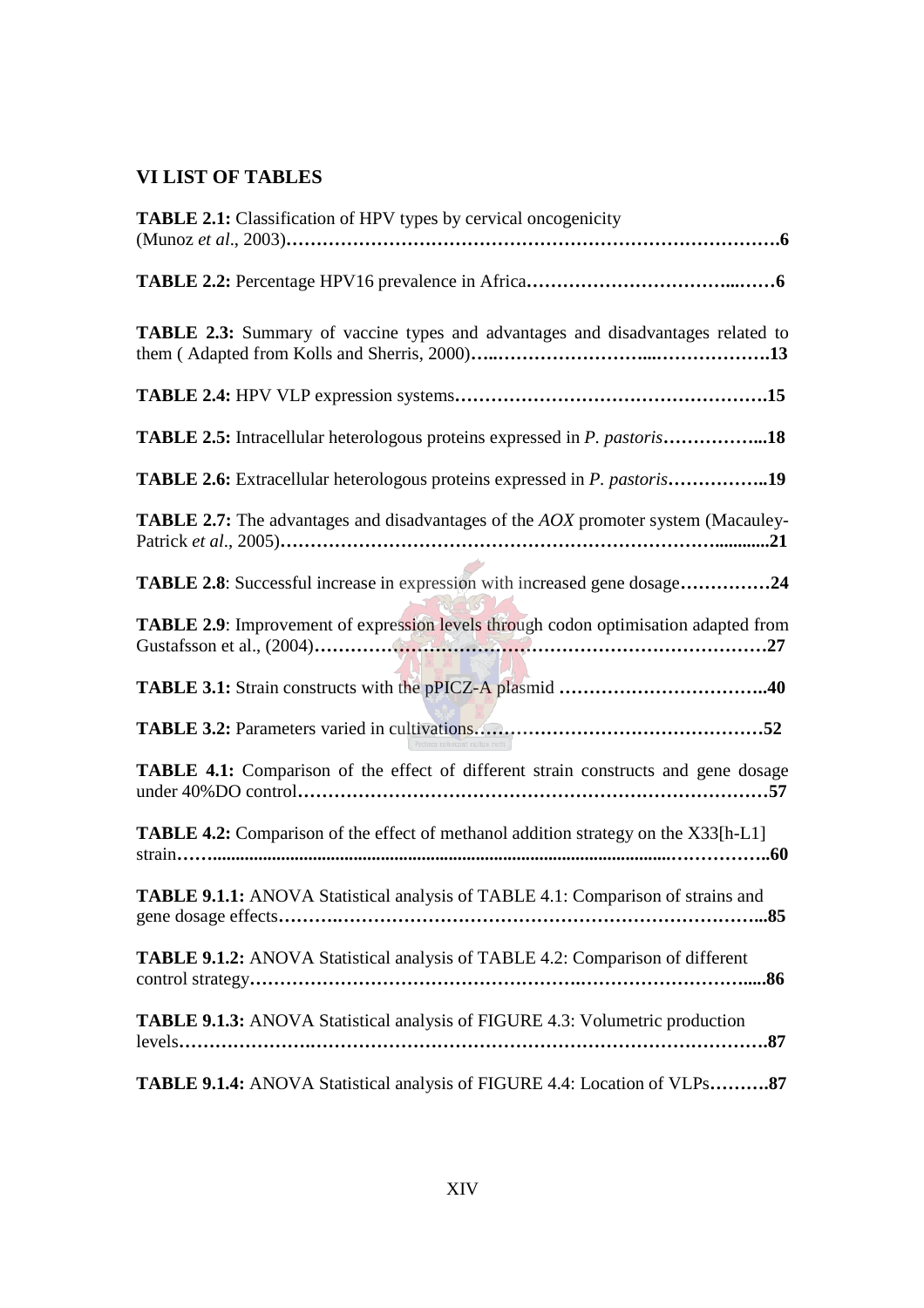## VI LIST OF TABLES

**TABLE 2.1:** Classification of HPV types by cervical oncogenicity (Munoz *et al*., 2003)**………………………………………………………………………6**

**TABLE 2.2:** Percentage HPV16 prevalence in Africa**…………………………….……6**

**TABLE 2.3:** Summary of vaccine types and advantages and disadvantages related to them ( Adapted from Kolls and Sherris, 2000)**…..……………………...……………….13**

**TABLE 2.4:** HPV VLP expression systems**…………………………………………….15**

**TABLE 2.5:** Intracellular heterologous proteins expressed in *P. pastoris***……………...18**

**TABLE 2.6:** Extracellular heterologous proteins expressed in *P. pastoris***……………..19**

**TABLE 2.7:** The advantages and disadvantages of the *AOX* promoter system (Macauley-Patrick *et al*., 2005)**………………………………………………………………...........21**

**TABLE 2.8**: Successful increase in expression with increased gene dosage**……………24**

**TABLE 2.9**: Improvement of expression levels through codon optimisation adapted from Gustafsson et al., (2004)**………………………………………………………………27**

**TABLE 3.1:** Strain constructs with the pPICZ-A plasmid **……………………………..40**

**TABLE 3.2:** Parameters varied in cultivations**…………………………………………52**

**TABLE 4.1:** Comparison of the effect of different strain constructs and gene dosage under 40%DO control**…………………………………………………………………57**

**TABLE 4.2:** Comparison of the effect of methanol addition strategy on the X33[h-L1] strain**…….....................................................................................................……………..60**

**TABLE 9.1.1:** ANOVA Statistical analysis of TABLE 4.1: Comparison of strains and gene dosage effects**……….……………………………………………………………...85**

**TABLE 9.1.2:** ANOVA Statistical analysis of TABLE 4.2: Comparison of different control strategy**……………………………………………….……………………….....86**

**TABLE 9.1.3:** ANOVA Statistical analysis of FIGURE 4.3: Volumetric production levels**…………………….……………………………………………………………….87**

**TABLE 9.1.4:** ANOVA Statistical analysis of FIGURE 4.4: Location of VLPs**……….87**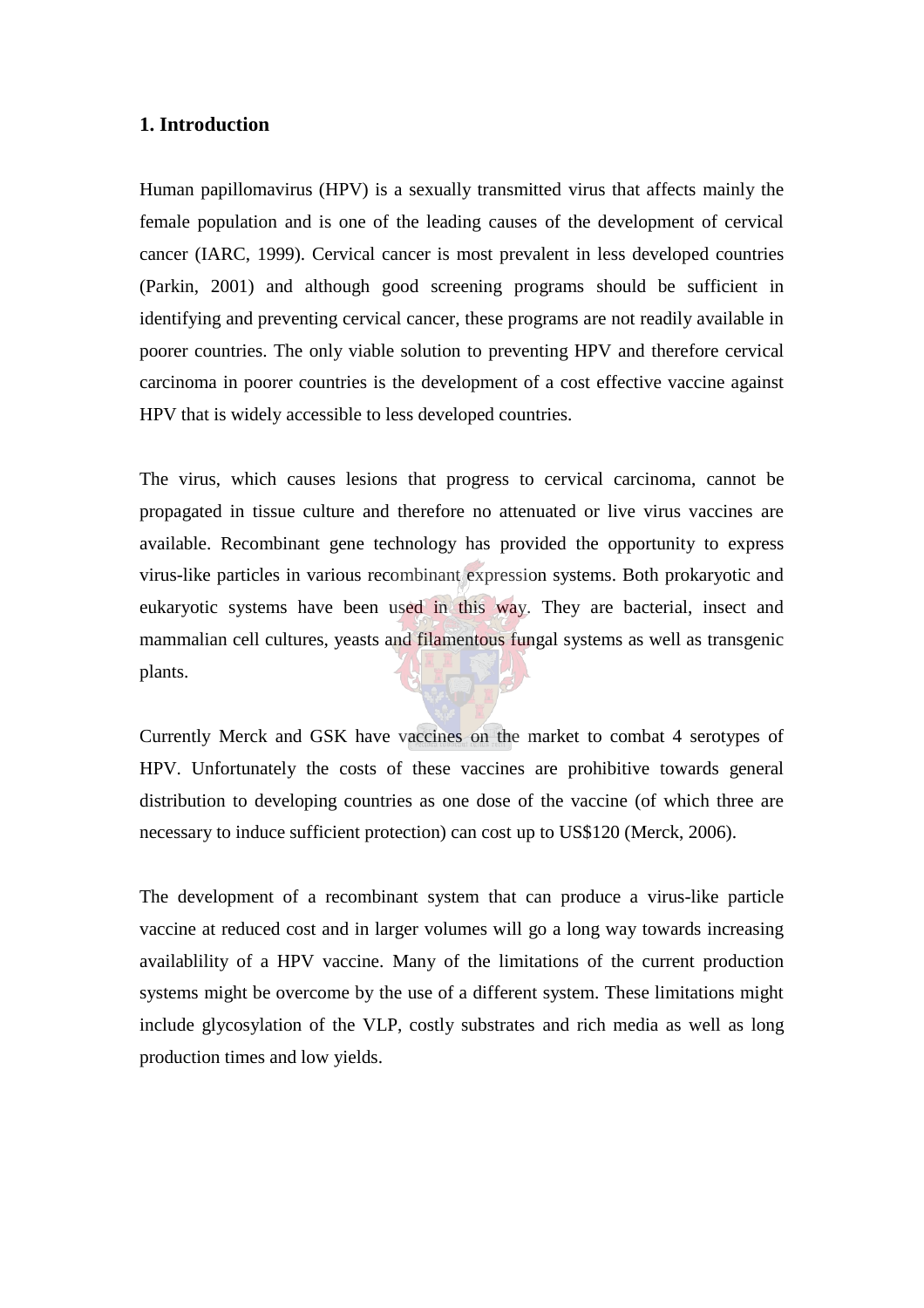# 1. Introduction

Human papillomavirus (HPV) is a sexually transmitted virus that affects mainly the female population and is one of the leading causes of the development of cervical cancer (IARC, 1999). Cervical cancer is most prevalent in less developed countries (Parkin, 2001) and although good screening programs should be sufficient in identifying and preventing cervical cancer, these programs are not readily available in poorer countries. The only viable solution to preventing HPV and therefore cervical carcinoma in poorer countries is the development of a cost effective vaccine against HPV that is widely accessible to less developed countries.

The virus, which causes lesions that progress to cervical carcinoma, cannot be propagated in tissue culture and therefore no attenuated or live virus vaccines are available. Recombinant gene technology has provided the opportunity to express virus-like particles in various recombinant expression systems. Both prokaryotic and eukaryotic systems have been used in this way. They are bacterial, insect and mammalian cell cultures, yeasts and filamentous fungal systems as well as transgenic plants.

Currently Merck and GSK have vaccines on the market to combat 4 serotypes of HPV. Unfortunately the costs of these vaccines are prohibitive towards general distribution to developing countries as one dose of the vaccine (of which three are necessary to induce sufficient protection) can cost up to US$120 (Merck, 2006).

The development of a recombinant system that can produce a virus-like particle vaccine at reduced cost and in larger volumes will go a long way towards increasing availablility of a HPV vaccine. Many of the limitations of the current production systems might be overcome by the use of a different system. These limitations might include glycosylation of the VLP, costly substrates and rich media as well as long production times and low yields.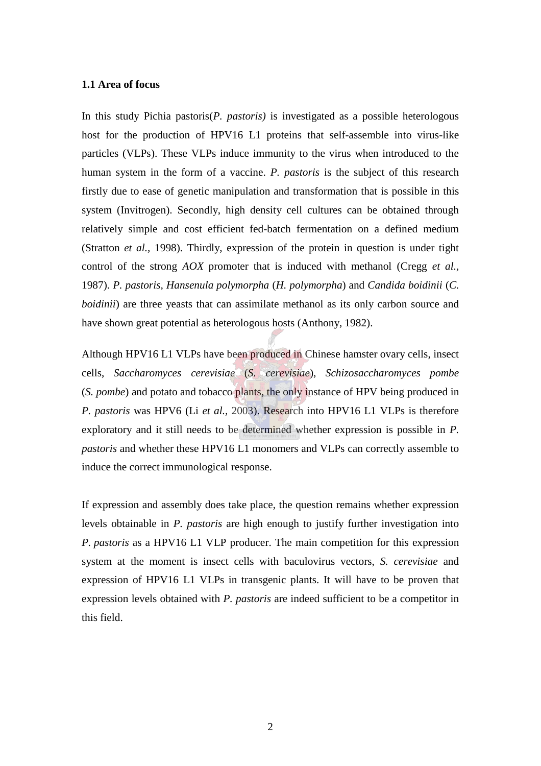### 1.1 Area of focus

In this study Pichia pastoris(*P. pastoris)* is investigated as a possible heterologous host for the production of HPV16 L1 proteins that self-assemble into virus-like particles (VLPs). These VLPs induce immunity to the virus when introduced to the human system in the form of a vaccine. *P. pastoris* is the subject of this research firstly due to ease of genetic manipulation and transformation that is possible in this system (Invitrogen). Secondly, high density cell cultures can be obtained through relatively simple and cost efficient fed-batch fermentation on a defined medium (Stratton *et al.*, 1998). Thirdly, expression of the protein in question is under tight control of the strong *AOX* promoter that is induced with methanol (Cregg *et al.*, 1987). *P. pastoris, Hansenula polymorpha* (*H. polymorpha*) and *Candida boidinii* (*C. boidinii*) are three yeasts that can assimilate methanol as its only carbon source and have shown great potential as heterologous hosts (Anthony, 1982).

Although HPV16 L1 VLPs have been produced in Chinese hamster ovary cells, insect cells, *Saccharomyces cerevisiae* (*S. cerevisiae*), *Schizosaccharomyces pombe* (*S. pombe*) and potato and tobacco plants, the only instance of HPV being produced in *P. pastoris* was HPV6 (Li *et al.*, 2003). Research into HPV16 L1 VLPs is therefore exploratory and it still needs to be determined whether expression is possible in *P. pastoris* and whether these HPV16 L1 monomers and VLPs can correctly assemble to induce the correct immunological response.

If expression and assembly does take place, the question remains whether expression levels obtainable in *P. pastoris* are high enough to justify further investigation into *P. pastoris* as a HPV16 L1 VLP producer. The main competition for this expression system at the moment is insect cells with baculovirus vectors, *S. cerevisiae* and expression of HPV16 L1 VLPs in transgenic plants. It will have to be proven that expression levels obtained with *P. pastoris* are indeed sufficient to be a competitor in this field.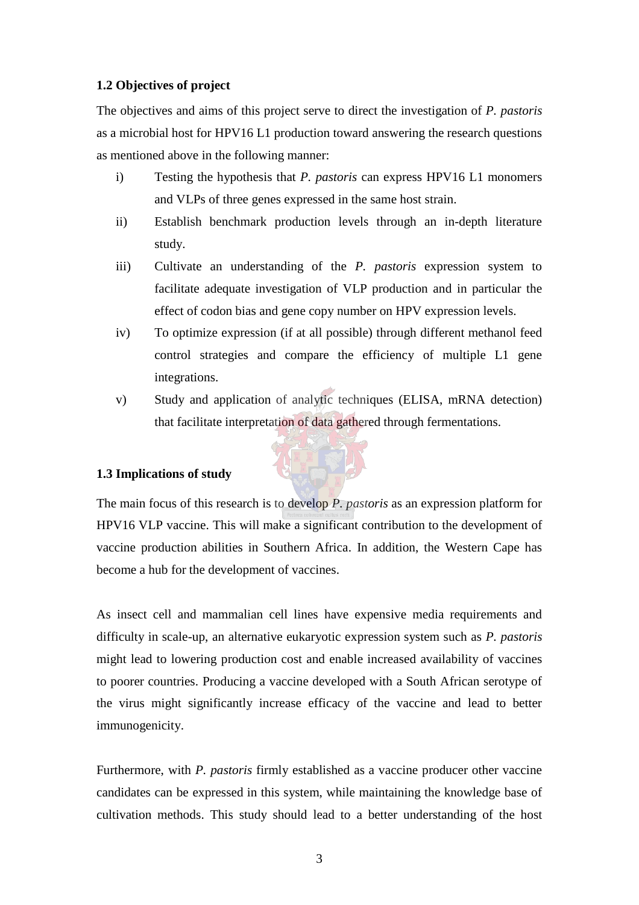## 1.2 Objectives of project

The objectives and aims of this project serve to direct the investigation of *P. pastoris* as a microbial host for HPV16 L1 production toward answering the research questions as mentioned above in the following manner:

i) Testing the hypothesis that *P. pastoris* can express HPV16 L1 monomers and VLPs of three genes expressed in the same host strain.

ii) Establish benchmark production levels through an in-depth literature study.

iii) Cultivate an understanding of the *P. pastoris* expression system to facilitate adequate investigation of VLP production and in particular the effect of codon bias and gene copy number on HPV expression levels.

iv) To optimize expression (if at all possible) through different methanol feed control strategies and compare the efficiency of multiple L1 gene integrations.

v) Study and application of analytic techniques (ELISA, mRNA detection) that facilitate interpretation of data gathered through fermentations.

## 1.3 Implications of study

The main focus of this research is to develop *P. pastoris* as an expression platform for HPV16 VLP vaccine. This will make a significant contribution to the development of vaccine production abilities in Southern Africa. In addition, the Western Cape has become a hub for the development of vaccines.

As insect cell and mammalian cell lines have expensive media requirements and difficulty in scale-up, an alternative eukaryotic expression system such as *P. pastoris* might lead to lowering production cost and enable increased availability of vaccines to poorer countries. Producing a vaccine developed with a South African serotype of the virus might significantly increase efficacy of the vaccine and lead to better immunogenicity.

Furthermore, with *P. pastoris* firmly established as a vaccine producer other vaccine candidates can be expressed in this system, while maintaining the knowledge base of cultivation methods. This study should lead to a better understanding of the host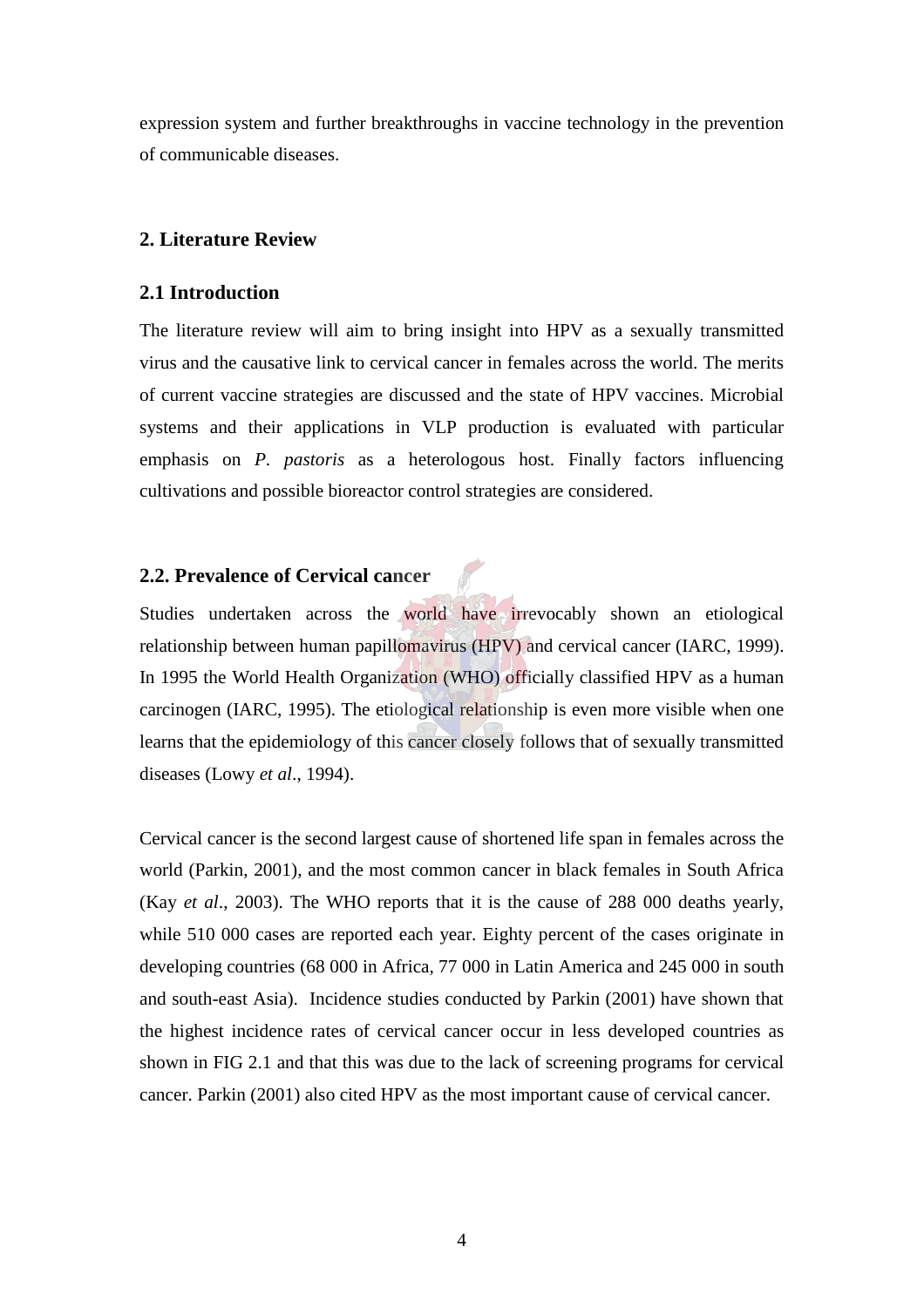expression system and further breakthroughs in vaccine technology in the prevention of communicable diseases.

# 2. Literature Review

## 2.1 Introduction

The literature review will aim to bring insight into HPV as a sexually transmitted virus and the causative link to cervical cancer in females across the world. The merits of current vaccine strategies are discussed and the state of HPV vaccines. Microbial systems and their applications in VLP production is evaluated with particular emphasis on *P. pastoris* as a heterologous host. Finally factors influencing cultivations and possible bioreactor control strategies are considered.

## 2.2. Prevalence of Cervical cancer

Studies undertaken across the world have irrevocably shown an etiological relationship between human papillomavirus (HPV) and cervical cancer (IARC, 1999). In 1995 the World Health Organization (WHO) officially classified HPV as a human carcinogen (IARC, 1995). The etiological relationship is even more visible when one learns that the epidemiology of this cancer closely follows that of sexually transmitted diseases (Lowy *et al*., 1994).

Cervical cancer is the second largest cause of shortened life span in females across the world (Parkin, 2001), and the most common cancer in black females in South Africa (Kay *et al*., 2003). The WHO reports that it is the cause of 288 000 deaths yearly, while 510 000 cases are reported each year. Eighty percent of the cases originate in developing countries (68 000 in Africa, 77 000 in Latin America and 245 000 in south and south-east Asia). Incidence studies conducted by Parkin (2001) have shown that the highest incidence rates of cervical cancer occur in less developed countries as shown in FIG 2.1 and that this was due to the lack of screening programs for cervical cancer. Parkin (2001) also cited HPV as the most important cause of cervical cancer.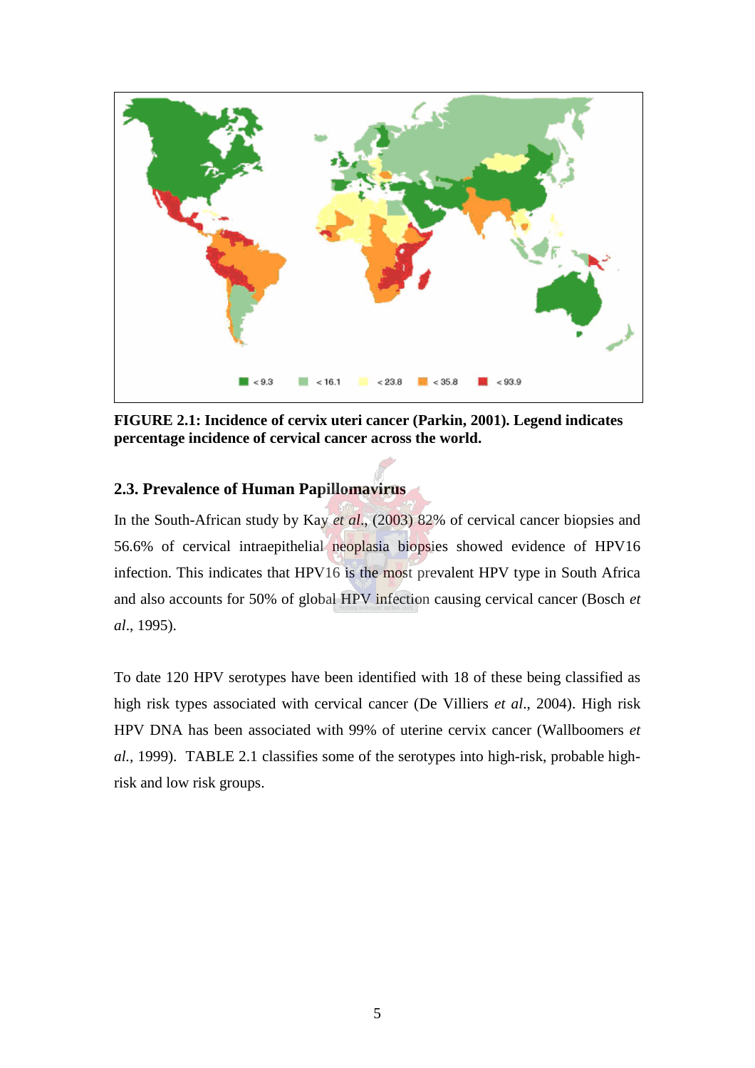**FIGURE 2.1: Incidence of cervix uteri cancer (Parkin, 2001). Legend indicates percentage incidence of cervical cancer across the world.**

## 2.3. Prevalence of Human Papillomavirus

In the South-African study by Kay *et al.*, (2003) 82% of cervical cancer biopsies and 56.6% of cervical intraepithelial neoplasia biopsies showed evidence of HPV16 infection. This indicates that HPV16 is the most prevalent HPV type in South Africa and also accounts for 50% of global HPV infection causing cervical cancer (Bosch *et al.*, 1995).

To date 120 HPV serotypes have been identified with 18 of these being classified as high risk types associated with cervical cancer (De Villiers *et al.*, 2004). High risk HPV DNA has been associated with 99% of uterine cervix cancer (Wallboomers *et al.*, 1999). TABLE 2.1 classifies some of the serotypes into high-risk, probable high-risk and low risk groups.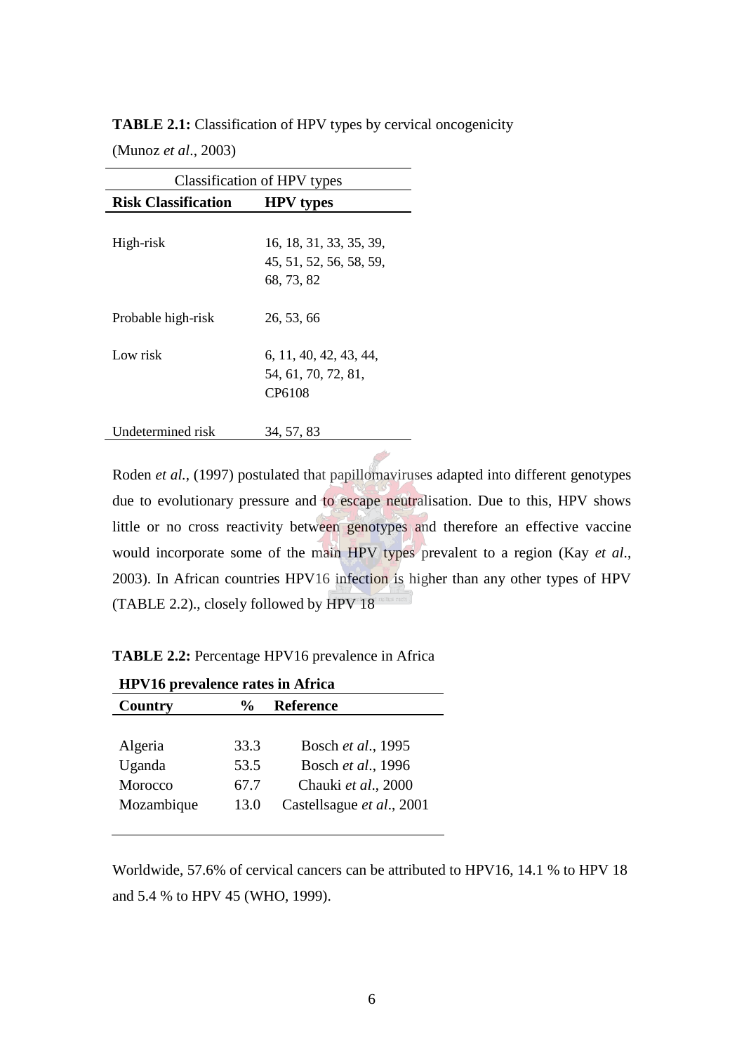**TABLE 2.1:** Classification of HPV types by cervical oncogenicity (Munoz *et al*., 2003)

| Classification of HPV types | |
|---|---|
| **Risk Classification** | **HPV types** |
| High-risk | 16, 18, 31, 33, 35, 39, 45, 51, 52, 56, 58, 59, 68, 73, 82 |
| Probable high-risk | 26, 53, 66 |
| Low risk | 6, 11, 40, 42, 43, 44, 54, 61, 70, 72, 81, CP6108 |
| Undetermined risk | 34, 57, 83 |

Roden *et al.*, (1997) postulated that papillomaviruses adapted into different genotypes due to evolutionary pressure and to escape neutralisation. Due to this, HPV shows little or no cross reactivity between genotypes and therefore an effective vaccine would incorporate some of the main HPV types prevalent to a region (Kay *et al*., 2003). In African countries HPV16 infection is higher than any other types of HPV (TABLE 2.2)., closely followed by HPV 18

**TABLE 2.2:** Percentage HPV16 prevalence in Africa

| **HPV16 prevalence rates in Africa** | | |
|---|---|---|
| **Country** | **%** | **Reference** |
| Algeria | 33.3 | Bosch *et al*., 1995 |
| Uganda | 53.5 | Bosch *et al*., 1996 |
| Morocco | 67.7 | Chauki *et al*., 2000 |
| Mozambique | 13.0 | Castellsague *et al*., 2001 |

Worldwide, 57.6% of cervical cancers can be attributed to HPV16, 14.1 % to HPV 18 and 5.4 % to HPV 45 (WHO, 1999).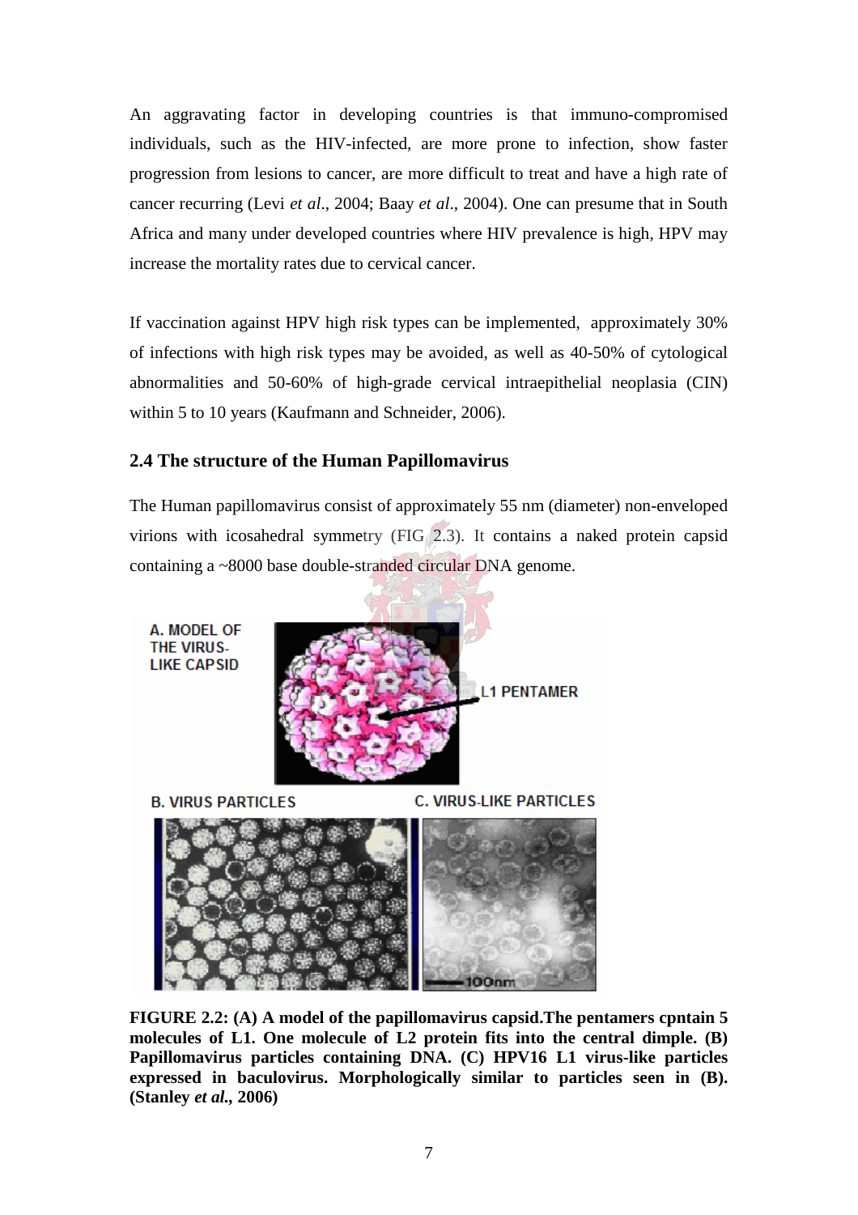An aggravating factor in developing countries is that immuno-compromised individuals, such as the HIV-infected, are more prone to infection, show faster progression from lesions to cancer, are more difficult to treat and have a high rate of cancer recurring (Levi *et al*., 2004; Baay *et al*., 2004). One can presume that in South Africa and many under developed countries where HIV prevalence is high, HPV may increase the mortality rates due to cervical cancer.

If vaccination against HPV high risk types can be implemented, approximately 30% of infections with high risk types may be avoided, as well as 40-50% of cytological abnormalities and 50-60% of high-grade cervical intraepithelial neoplasia (CIN) within 5 to 10 years (Kaufmann and Schneider, 2006).

## 2.4 The structure of the Human Papillomavirus

The Human papillomavirus consist of approximately 55 nm (diameter) non-enveloped virions with icosahedral symmetry (FIG 2.3). It contains a naked protein capsid containing a ~8000 base double-stranded circular DNA genome.

A. MODEL OF THE VIRUS-LIKE CAPSID

L1 PENTAMER

B. VIRUS PARTICLES

C. VIRUS-LIKE PARTICLES

100nm

**FIGURE 2.2: (A) A model of the papillomavirus capsid.The pentamers cpntain 5 molecules of L1. One molecule of L2 protein fits into the central dimple. (B) Papillomavirus particles containing DNA. (C) HPV16 L1 virus-like particles expressed in baculovirus. Morphologically similar to particles seen in (B). (Stanley *et al.*, 2006)**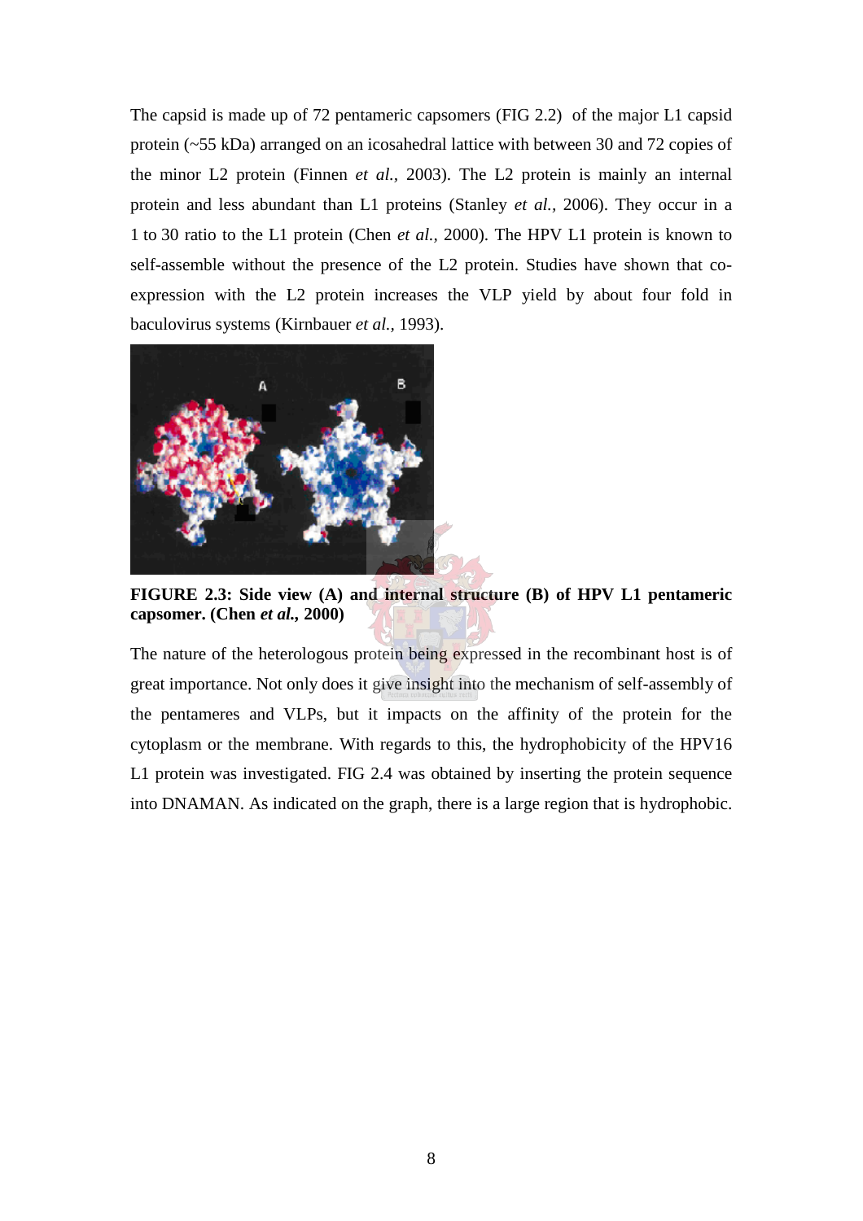The capsid is made up of 72 pentameric capsomers (FIG 2.2) of the major L1 capsid protein (~55 kDa) arranged on an icosahedral lattice with between 30 and 72 copies of the minor L2 protein (Finnen *et al.*, 2003). The L2 protein is mainly an internal protein and less abundant than L1 proteins (Stanley *et al.*, 2006). They occur in a 1 to 30 ratio to the L1 protein (Chen *et al.*, 2000). The HPV L1 protein is known to self-assemble without the presence of the L2 protein. Studies have shown that co-expression with the L2 protein increases the VLP yield by about four fold in baculovirus systems (Kirnbauer *et al.*, 1993).

**FIGURE 2.3: Side view (A) and internal structure (B) of HPV L1 pentameric capsomer. (Chen *et al.*, 2000)**

The nature of the heterologous protein being expressed in the recombinant host is of great importance. Not only does it give insight into the mechanism of self-assembly of the pentameres and VLPs, but it impacts on the affinity of the protein for the cytoplasm or the membrane. With regards to this, the hydrophobicity of the HPV16 L1 protein was investigated. FIG 2.4 was obtained by inserting the protein sequence into DNAMAN. As indicated on the graph, there is a large region that is hydrophobic.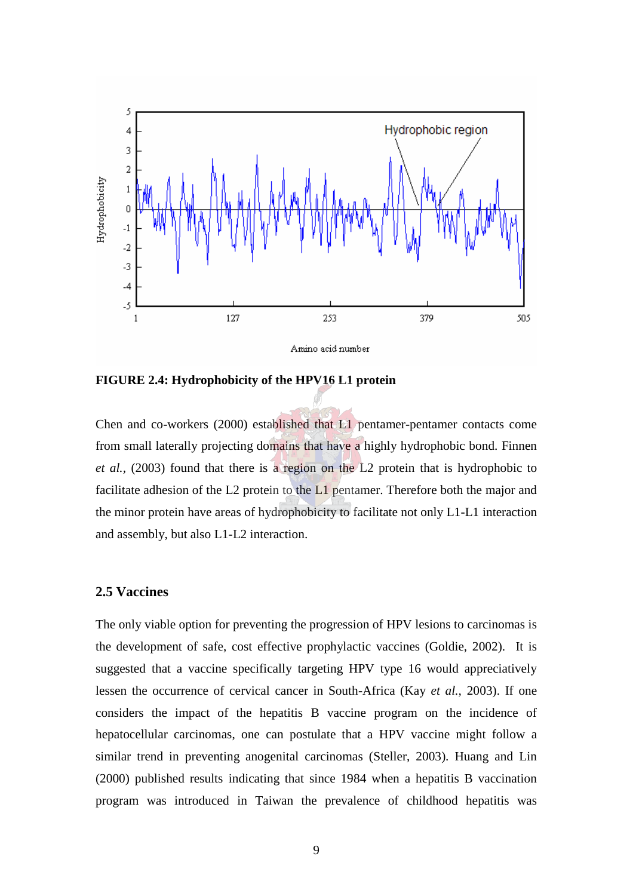**FIGURE 2.4: Hydrophobicity of the HPV16 L1 protein**

Chen and co-workers (2000) established that L1 pentamer-pentamer contacts come from small laterally projecting domains that have a highly hydrophobic bond. Finnen *et al.*, (2003) found that there is a region on the L2 protein that is hydrophobic to facilitate adhesion of the L2 protein to the L1 pentamer. Therefore both the major and the minor protein have areas of hydrophobicity to facilitate not only L1-L1 interaction and assembly, but also L1-L2 interaction.

## 2.5 Vaccines

The only viable option for preventing the progression of HPV lesions to carcinomas is the development of safe, cost effective prophylactic vaccines (Goldie, 2002). It is suggested that a vaccine specifically targeting HPV type 16 would appreciatively lessen the occurrence of cervical cancer in South-Africa (Kay *et al.*, 2003). If one considers the impact of the hepatitis B vaccine program on the incidence of hepatocellular carcinomas, one can postulate that a HPV vaccine might follow a similar trend in preventing anogenital carcinomas (Steller, 2003). Huang and Lin (2000) published results indicating that since 1984 when a hepatitis B vaccination program was introduced in Taiwan the prevalence of childhood hepatitis was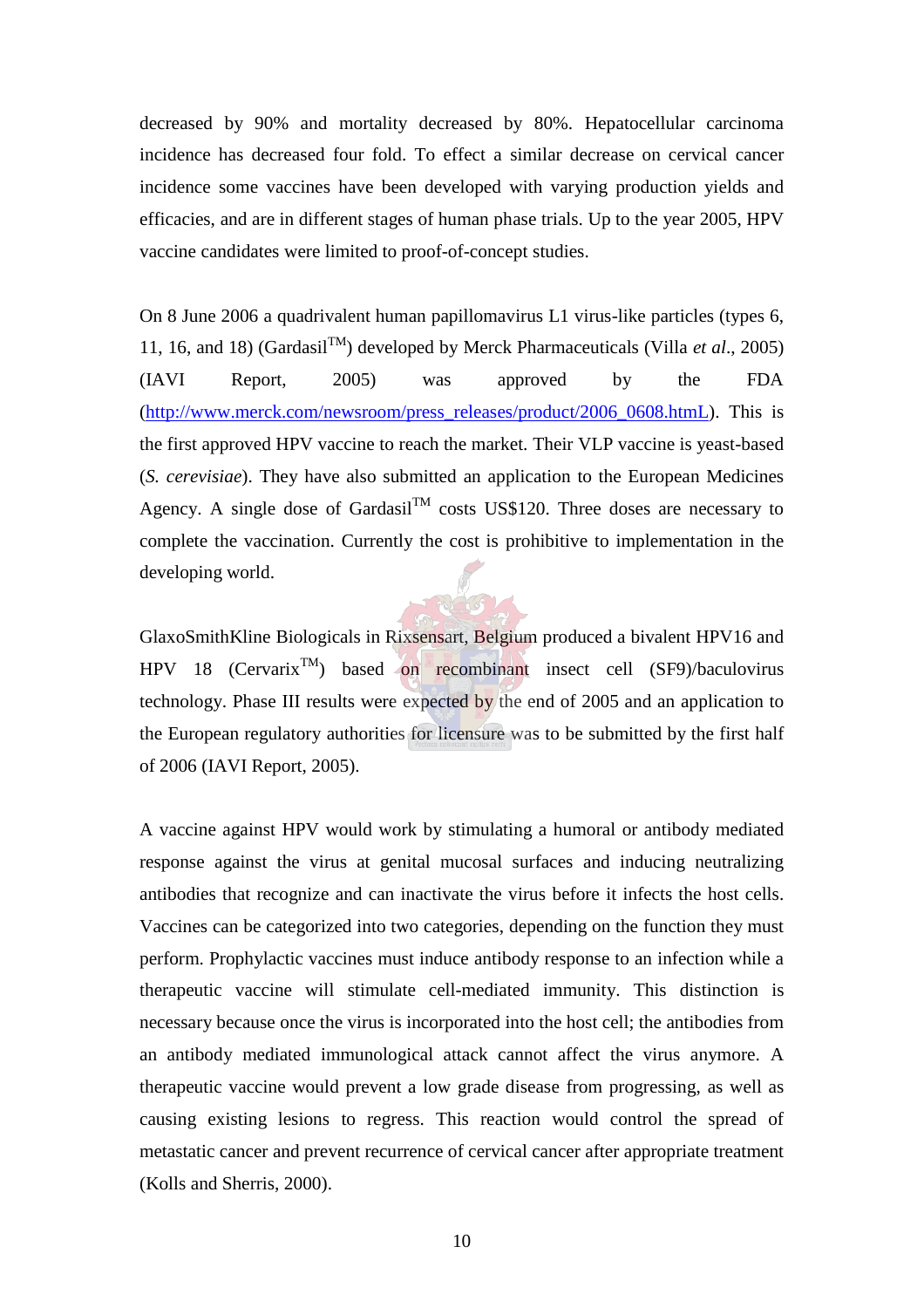decreased by 90% and mortality decreased by 80%. Hepatocellular carcinoma incidence has decreased four fold. To effect a similar decrease on cervical cancer incidence some vaccines have been developed with varying production yields and efficacies, and are in different stages of human phase trials. Up to the year 2005, HPV vaccine candidates were limited to proof-of-concept studies.

On 8 June 2006 a quadrivalent human papillomavirus L1 virus-like particles (types 6, 11, 16, and 18) (Gardasil™) developed by Merck Pharmaceuticals (Villa *et al*., 2005) (IAVI Report, 2005) was approved by the FDA (http://www.merck.com/newsroom/press_releases/product/2006_0608.htmL). This is the first approved HPV vaccine to reach the market. Their VLP vaccine is yeast-based (*S. cerevisiae*). They have also submitted an application to the European Medicines Agency. A single dose of Gardasil™ costs US$120. Three doses are necessary to complete the vaccination. Currently the cost is prohibitive to implementation in the developing world.

GlaxoSmithKline Biologicals in Rixsensart, Belgium produced a bivalent HPV16 and HPV 18 (Cervarix™) based on recombinant insect cell (SF9)/baculovirus technology. Phase III results were expected by the end of 2005 and an application to the European regulatory authorities for licensure was to be submitted by the first half of 2006 (IAVI Report, 2005).

A vaccine against HPV would work by stimulating a humoral or antibody mediated response against the virus at genital mucosal surfaces and inducing neutralizing antibodies that recognize and can inactivate the virus before it infects the host cells. Vaccines can be categorized into two categories, depending on the function they must perform. Prophylactic vaccines must induce antibody response to an infection while a therapeutic vaccine will stimulate cell-mediated immunity. This distinction is necessary because once the virus is incorporated into the host cell; the antibodies from an antibody mediated immunological attack cannot affect the virus anymore. A therapeutic vaccine would prevent a low grade disease from progressing, as well as causing existing lesions to regress. This reaction would control the spread of metastatic cancer and prevent recurrence of cervical cancer after appropriate treatment (Kolls and Sherris, 2000).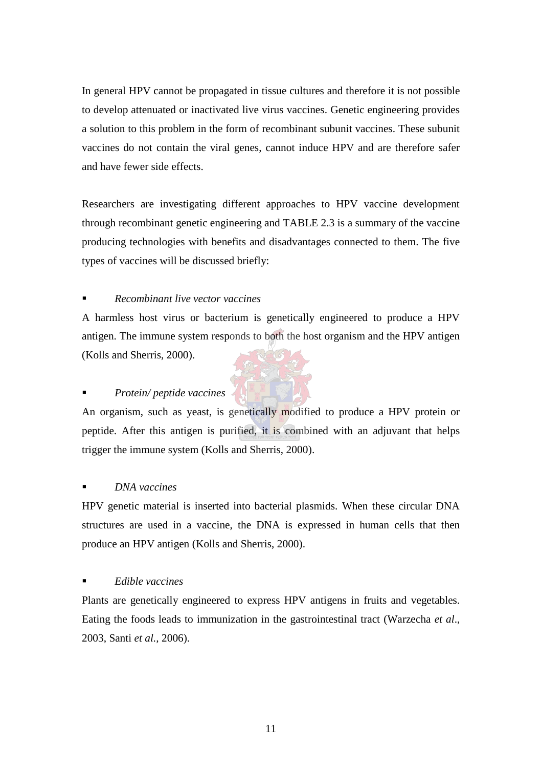In general HPV cannot be propagated in tissue cultures and therefore it is not possible to develop attenuated or inactivated live virus vaccines. Genetic engineering provides a solution to this problem in the form of recombinant subunit vaccines. These subunit vaccines do not contain the viral genes, cannot induce HPV and are therefore safer and have fewer side effects.

Researchers are investigating different approaches to HPV vaccine development through recombinant genetic engineering and TABLE 2.3 is a summary of the vaccine producing technologies with benefits and disadvantages connected to them. The five types of vaccines will be discussed briefly:

- *Recombinant live vector vaccines*

A harmless host virus or bacterium is genetically engineered to produce a HPV antigen. The immune system responds to both the host organism and the HPV antigen (Kolls and Sherris, 2000).

- *Protein/ peptide vaccines*

An organism, such as yeast, is genetically modified to produce a HPV protein or peptide. After this antigen is purified, it is combined with an adjuvant that helps trigger the immune system (Kolls and Sherris, 2000).

- *DNA vaccines*

HPV genetic material is inserted into bacterial plasmids. When these circular DNA structures are used in a vaccine, the DNA is expressed in human cells that then produce an HPV antigen (Kolls and Sherris, 2000).

- *Edible vaccines*

Plants are genetically engineered to express HPV antigens in fruits and vegetables. Eating the foods leads to immunization in the gastrointestinal tract (Warzecha *et al*., 2003, Santi *et al.*, 2006).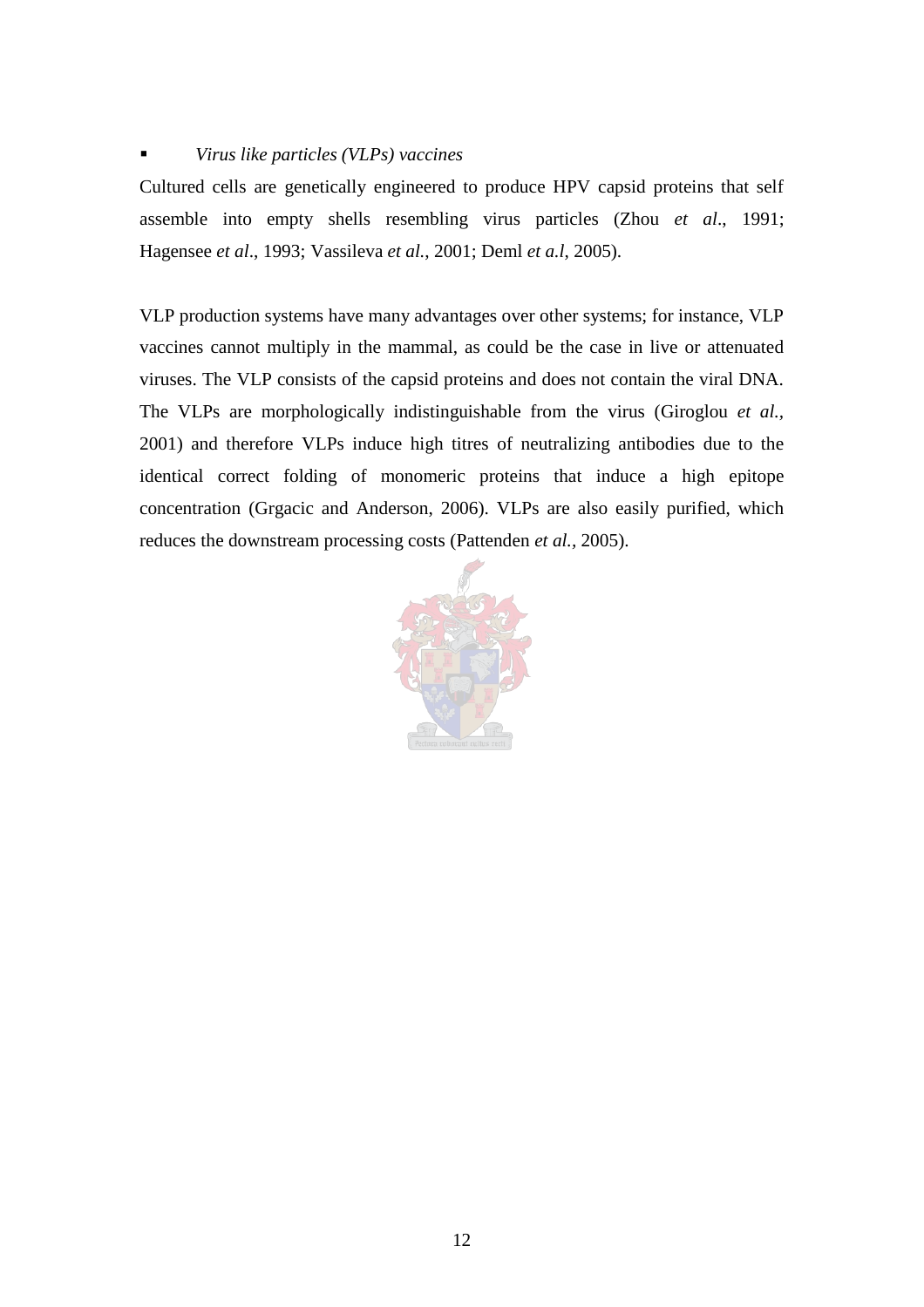- *Virus like particles (VLPs) vaccines*

Cultured cells are genetically engineered to produce HPV capsid proteins that self assemble into empty shells resembling virus particles (Zhou *et al*., 1991; Hagensee *et al*., 1993; Vassileva *et al.*, 2001; Deml *et a.l*, 2005).

VLP production systems have many advantages over other systems; for instance, VLP vaccines cannot multiply in the mammal, as could be the case in live or attenuated viruses. The VLP consists of the capsid proteins and does not contain the viral DNA. The VLPs are morphologically indistinguishable from the virus (Giroglou *et al.*, 2001) and therefore VLPs induce high titres of neutralizing antibodies due to the identical correct folding of monomeric proteins that induce a high epitope concentration (Grgacic and Anderson, 2006). VLPs are also easily purified, which reduces the downstream processing costs (Pattenden *et al.*, 2005).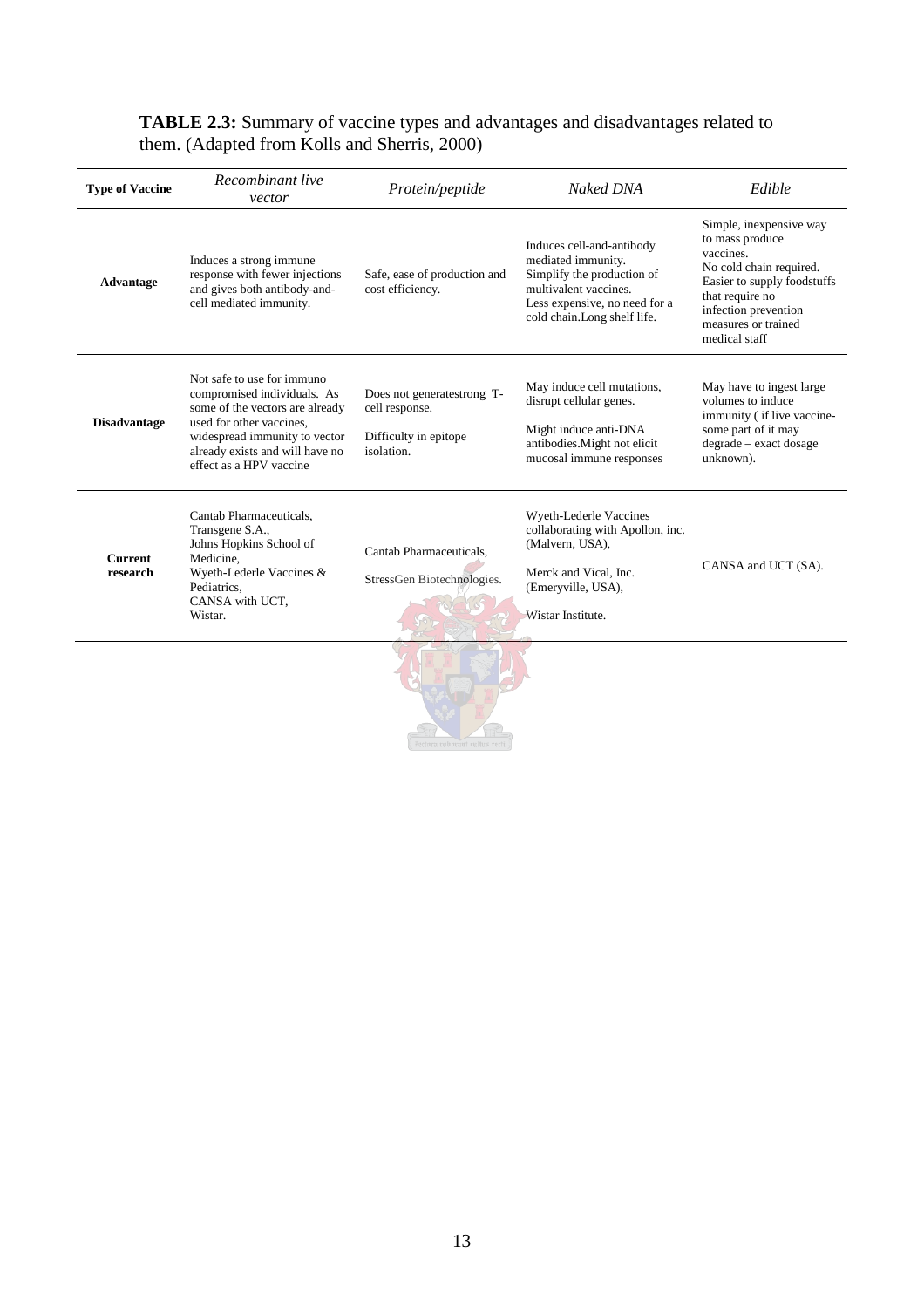**TABLE 2.3:** Summary of vaccine types and advantages and disadvantages related to them. (Adapted from Kolls and Sherris, 2000)

| **Type of Vaccine** | *Recombinant live vector* | *Protein/peptide* | *Naked DNA* | *Edible* |
|---|---|---|---|---|
| **Advantage** | Induces a strong immune response with fewer injections and gives both antibody-and-cell mediated immunity. | Safe, ease of production and cost efficiency. | Induces cell-and-antibody mediated immunity. Simplify the production of multivalent vaccines. Less expensive, no need for a cold chain.Long shelf life. | Simple, inexpensive way to mass produce vaccines. No cold chain required. Easier to supply foodstuffs that require no infection prevention measures or trained medical staff |
| **Disadvantage** | Not safe to use for immuno compromised individuals. As some of the vectors are already used for other vaccines, widespread immunity to vector already exists and will have no effect as a HPV vaccine | Does not generatestrong T-cell response. Difficulty in epitope isolation. | May induce cell mutations, disrupt cellular genes. Might induce anti-DNA antibodies.Might not elicit mucosal immune responses | May have to ingest large volumes to induce immunity ( if live vaccine-some part of it may degrade – exact dosage unknown). |
| **Current research** | Cantab Pharmaceuticals, Transgene S.A., Johns Hopkins School of Medicine, Wyeth-Lederle Vaccines & Pediatrics, CANSA with UCT, Wistar. | Cantab Pharmaceuticals, StressGen Biotechnologies. | Wyeth-Lederle Vaccines collaborating with Apollon, inc. (Malvern, USA), Merck and Vical, Inc. (Emeryville, USA), Wistar Institute. | CANSA and UCT (SA). |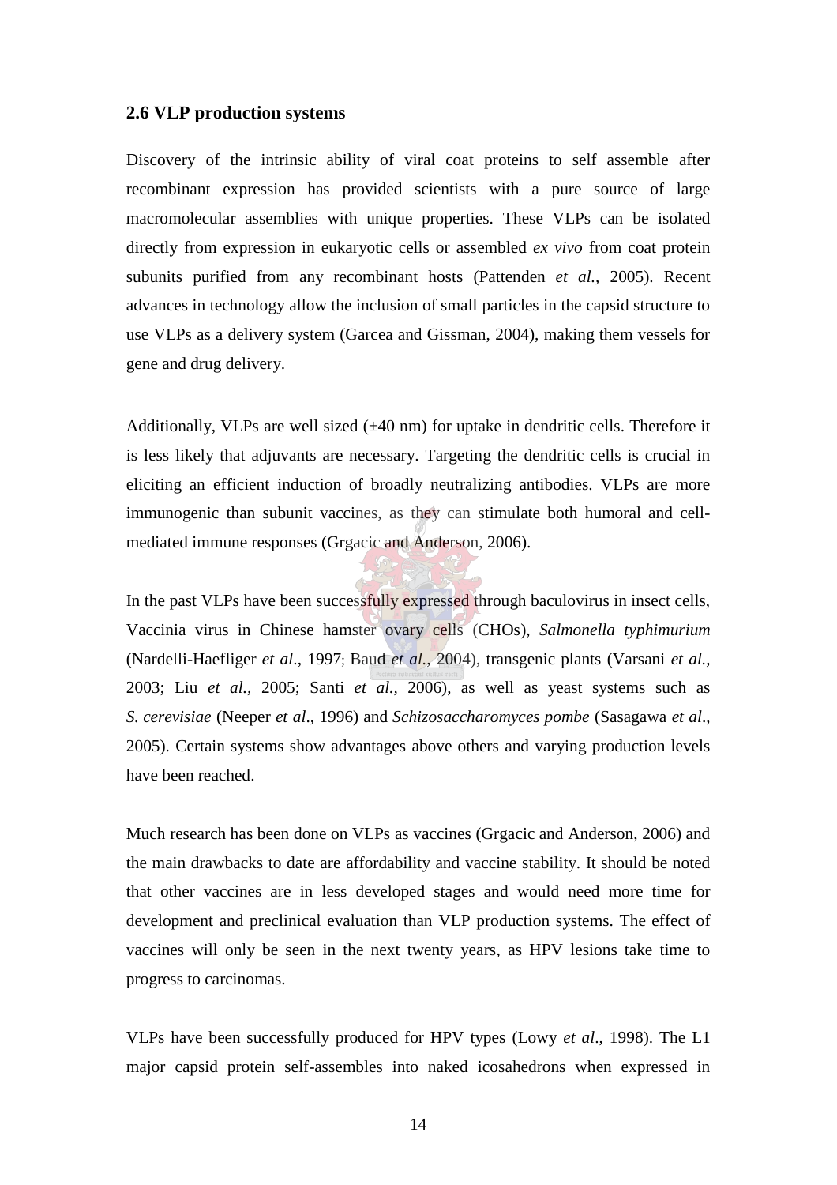## 2.6 VLP production systems

Discovery of the intrinsic ability of viral coat proteins to self assemble after recombinant expression has provided scientists with a pure source of large macromolecular assemblies with unique properties. These VLPs can be isolated directly from expression in eukaryotic cells or assembled *ex vivo* from coat protein subunits purified from any recombinant hosts (Pattenden *et al.,* 2005). Recent advances in technology allow the inclusion of small particles in the capsid structure to use VLPs as a delivery system (Garcea and Gissman, 2004), making them vessels for gene and drug delivery.

Additionally, VLPs are well sized (±40 nm) for uptake in dendritic cells. Therefore it is less likely that adjuvants are necessary. Targeting the dendritic cells is crucial in eliciting an efficient induction of broadly neutralizing antibodies. VLPs are more immunogenic than subunit vaccines, as they can stimulate both humoral and cell-mediated immune responses (Grgacic and Anderson, 2006).

In the past VLPs have been successfully expressed through baculovirus in insect cells, Vaccinia virus in Chinese hamster ovary cells (CHOs), *Salmonella typhimurium* (Nardelli-Haefliger *et al*., 1997; Baud *et al.,* 2004), transgenic plants (Varsani *et al.,* 2003; Liu *et al.,* 2005; Santi *et al.,* 2006), as well as yeast systems such as *S. cerevisiae* (Neeper *et al*., 1996) and *Schizosaccharomyces pombe* (Sasagawa *et al*., 2005). Certain systems show advantages above others and varying production levels have been reached.

Much research has been done on VLPs as vaccines (Grgacic and Anderson, 2006) and the main drawbacks to date are affordability and vaccine stability. It should be noted that other vaccines are in less developed stages and would need more time for development and preclinical evaluation than VLP production systems. The effect of vaccines will only be seen in the next twenty years, as HPV lesions take time to progress to carcinomas.

VLPs have been successfully produced for HPV types (Lowy *et al*., 1998). The L1 major capsid protein self-assembles into naked icosahedrons when expressed in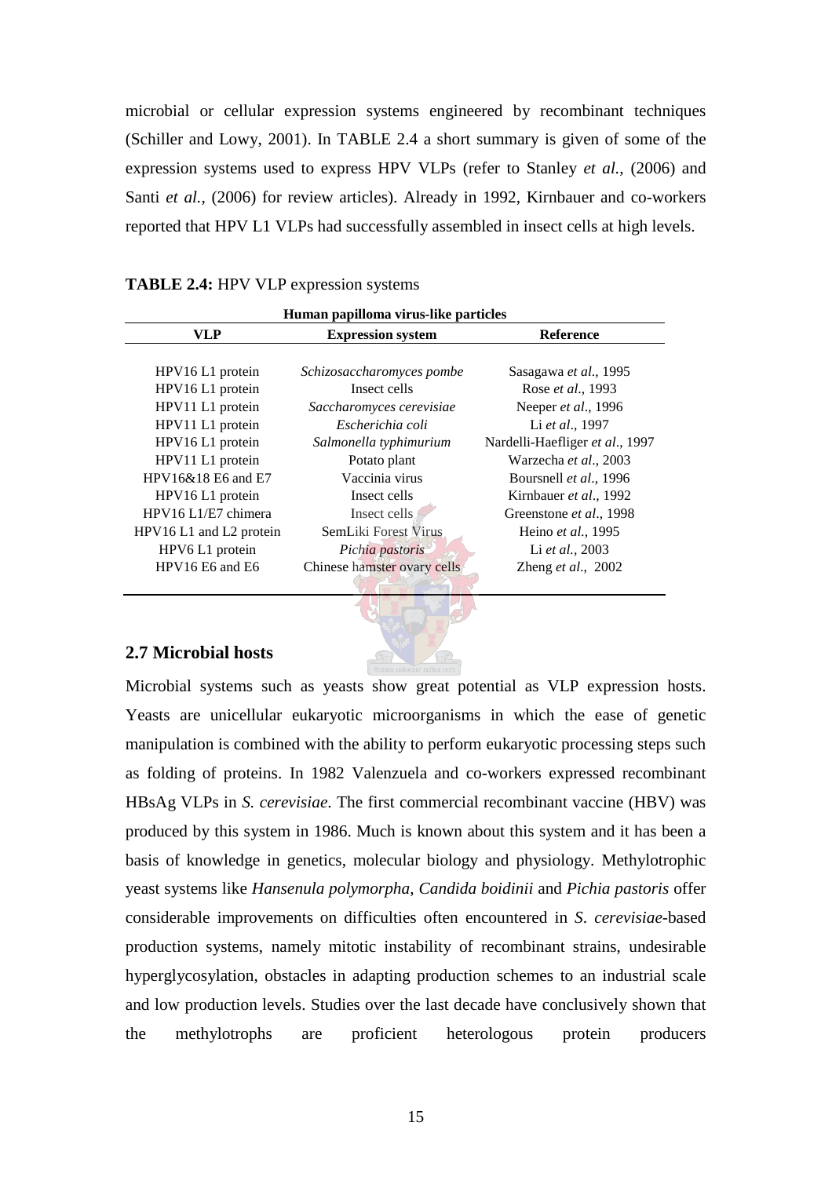microbial or cellular expression systems engineered by recombinant techniques (Schiller and Lowy, 2001). In TABLE 2.4 a short summary is given of some of the expression systems used to express HPV VLPs (refer to Stanley *et al.,* (2006) and Santi *et al.,* (2006) for review articles). Already in 1992, Kirnbauer and co-workers reported that HPV L1 VLPs had successfully assembled in insect cells at high levels.

**TABLE 2.4:** HPV VLP expression systems

| Human papilloma virus-like particles | | |
|---|---|---|
| **VLP** | **Expression system** | **Reference** |
| HPV16 L1 protein | *Schizosaccharomyces pombe* | Sasagawa *et al*., 1995 |
| HPV16 L1 protein | Insect cells | Rose *et al*., 1993 |
| HPV11 L1 protein | *Saccharomyces cerevisiae* | Neeper *et al*., 1996 |
| HPV11 L1 protein | *Escherichia coli* | Li *et al*., 1997 |
| HPV16 L1 protein | *Salmonella typhimurium* | Nardelli-Haefliger *et al*., 1997 |
| HPV11 L1 protein | Potato plant | Warzecha *et al*., 2003 |
| HPV16&18 E6 and E7 | Vaccinia virus | Boursnell *et al*., 1996 |
| HPV16 L1 protein | Insect cells | Kirnbauer *et al*., 1992 |
| HPV16 L1/E7 chimera | Insect cells | Greenstone *et al*., 1998 |
| HPV16 L1 and L2 protein | SemLiki Forest Virus | Heino *et al.,* 1995 |
| HPV6 L1 protein | *Pichia pastoris* | Li *et al.,* 2003 |
| HPV16 E6 and E6 | Chinese hamster ovary cells | Zheng *et al*., 2002 |

## 2.7 Microbial hosts

Microbial systems such as yeasts show great potential as VLP expression hosts. Yeasts are unicellular eukaryotic microorganisms in which the ease of genetic manipulation is combined with the ability to perform eukaryotic processing steps such as folding of proteins. In 1982 Valenzuela and co-workers expressed recombinant HBsAg VLPs in *S. cerevisiae*. The first commercial recombinant vaccine (HBV) was produced by this system in 1986. Much is known about this system and it has been a basis of knowledge in genetics, molecular biology and physiology. Methylotrophic yeast systems like *Hansenula polymorpha*, *Candida boidinii* and *Pichia pastoris* offer considerable improvements on difficulties often encountered in *S. cerevisiae*-based production systems, namely mitotic instability of recombinant strains, undesirable hyperglycosylation, obstacles in adapting production schemes to an industrial scale and low production levels. Studies over the last decade have conclusively shown that the methylotrophs are proficient heterologous protein producers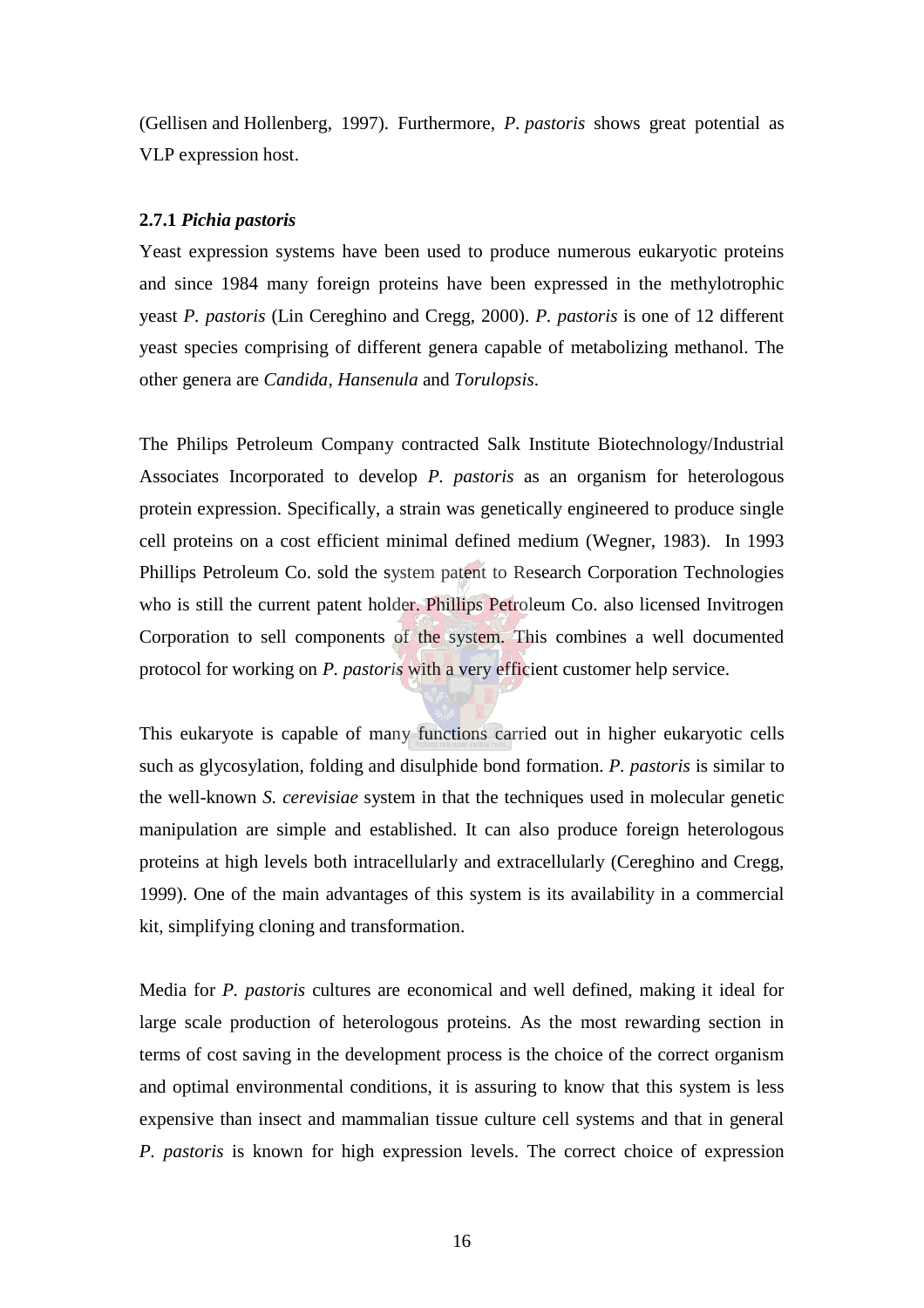(Gellisen and Hollenberg, 1997). Furthermore, *P. pastoris* shows great potential as VLP expression host.

### 2.7.1 *Pichia pastoris*

Yeast expression systems have been used to produce numerous eukaryotic proteins and since 1984 many foreign proteins have been expressed in the methylotrophic yeast *P. pastoris* (Lin Cereghino and Cregg, 2000). *P. pastoris* is one of 12 different yeast species comprising of different genera capable of metabolizing methanol. The other genera are *Candida*, *Hansenula* and *Torulopsis*.

The Philips Petroleum Company contracted Salk Institute Biotechnology/Industrial Associates Incorporated to develop *P. pastoris* as an organism for heterologous protein expression. Specifically, a strain was genetically engineered to produce single cell proteins on a cost efficient minimal defined medium (Wegner, 1983). In 1993 Phillips Petroleum Co. sold the system patent to Research Corporation Technologies who is still the current patent holder. Phillips Petroleum Co. also licensed Invitrogen Corporation to sell components of the system. This combines a well documented protocol for working on *P. pastoris* with a very efficient customer help service.

This eukaryote is capable of many functions carried out in higher eukaryotic cells such as glycosylation, folding and disulphide bond formation. *P. pastoris* is similar to the well-known *S. cerevisiae* system in that the techniques used in molecular genetic manipulation are simple and established. It can also produce foreign heterologous proteins at high levels both intracellularly and extracellularly (Cereghino and Cregg, 1999). One of the main advantages of this system is its availability in a commercial kit, simplifying cloning and transformation.

Media for *P. pastoris* cultures are economical and well defined, making it ideal for large scale production of heterologous proteins. As the most rewarding section in terms of cost saving in the development process is the choice of the correct organism and optimal environmental conditions, it is assuring to know that this system is less expensive than insect and mammalian tissue culture cell systems and that in general *P. pastoris* is known for high expression levels. The correct choice of expression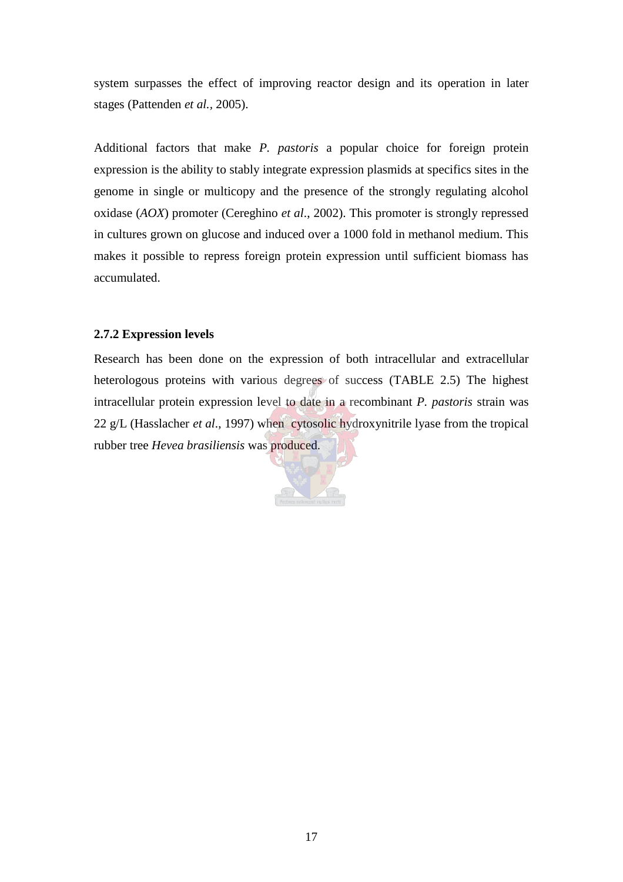system surpasses the effect of improving reactor design and its operation in later stages (Pattenden *et al.*, 2005).

Additional factors that make *P. pastoris* a popular choice for foreign protein expression is the ability to stably integrate expression plasmids at specifics sites in the genome in single or multicopy and the presence of the strongly regulating alcohol oxidase (*AOX*) promoter (Cereghino *et al*., 2002). This promoter is strongly repressed in cultures grown on glucose and induced over a 1000 fold in methanol medium. This makes it possible to repress foreign protein expression until sufficient biomass has accumulated.

### 2.7.2 Expression levels

Research has been done on the expression of both intracellular and extracellular heterologous proteins with various degrees of success (TABLE 2.5) The highest intracellular protein expression level to date in a recombinant *P. pastoris* strain was 22 g/L (Hasslacher *et al*., 1997) when cytosolic hydroxynitrile lyase from the tropical rubber tree *Hevea brasiliensis* was produced.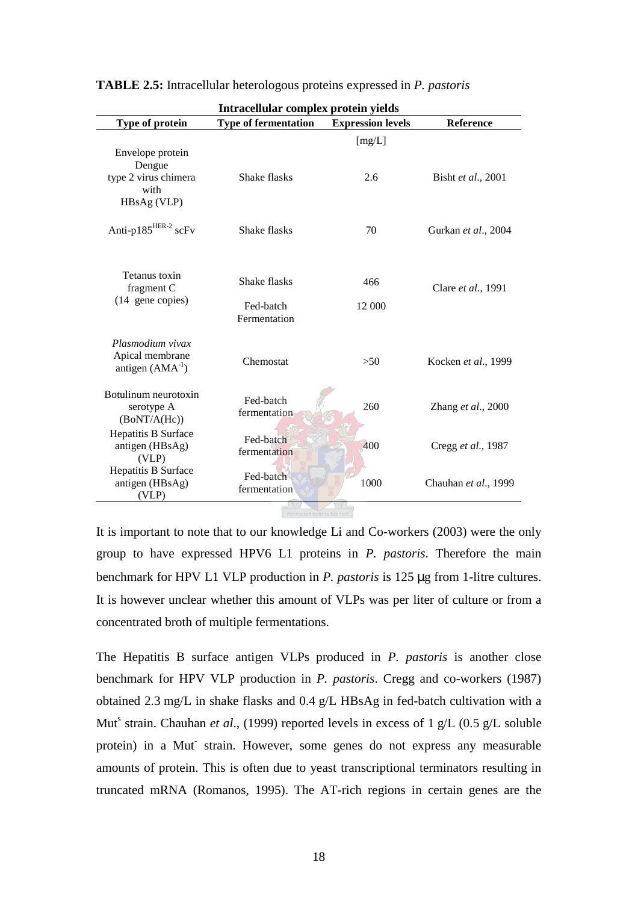**TABLE 2.5:** Intracellular heterologous proteins expressed in *P. pastoris*

| Intracellular complex protein yields | | | |
|---|---|---|---|
| **Type of protein** | **Type of fermentation** | **Expression levels** [mg/L] | **Reference** |
| Envelope protein Dengue type 2 virus chimera with HBsAg (VLP) | Shake flasks | 2.6 | Bisht *et al*., 2001 |
| Anti-p185$^{HER-2}$ scFv | Shake flasks | 70 | Gurkan *et al*., 2004 |
| Tetanus toxin fragment C (14 gene copies) | Shake flasks | 466 | Clare *et al*., 1991 |
| | Fed-batch Fermentation | 12 000 | |
| *Plasmodium vivax* Apical membrane antigen (AMA$^{-1}$) | Chemostat | >50 | Kocken *et al*., 1999 |
| Botulinum neurotoxin serotype A (BoNT/A(Hc)) | Fed-batch fermentation | 260 | Zhang *et al*., 2000 |
| Hepatitis B Surface antigen (HBsAg) (VLP) | Fed-batch fermentation | 400 | Cregg *et al*., 1987 |
| Hepatitis B Surface antigen (HBsAg) (VLP) | Fed-batch fermentation | 1000 | Chauhan *et al*., 1999 |

It is important to note that to our knowledge Li and Co-workers (2003) were the only group to have expressed HPV6 L1 proteins in *P. pastoris*. Therefore the main benchmark for HPV L1 VLP production in *P. pastoris* is 125 μg from 1-litre cultures. It is however unclear whether this amount of VLPs was per liter of culture or from a concentrated broth of multiple fermentations.

The Hepatitis B surface antigen VLPs produced in *P. pastoris* is another close benchmark for HPV VLP production in *P. pastoris*. Cregg and co-workers (1987) obtained 2.3 mg/L in shake flasks and 0.4 g/L HBsAg in fed-batch cultivation with a Mut$^s$ strain. Chauhan *et al*., (1999) reported levels in excess of 1 g/L (0.5 g/L soluble protein) in a Mut$^-$ strain. However, some genes do not express any measurable amounts of protein. This is often due to yeast transcriptional terminators resulting in truncated mRNA (Romanos, 1995). The AT-rich regions in certain genes are the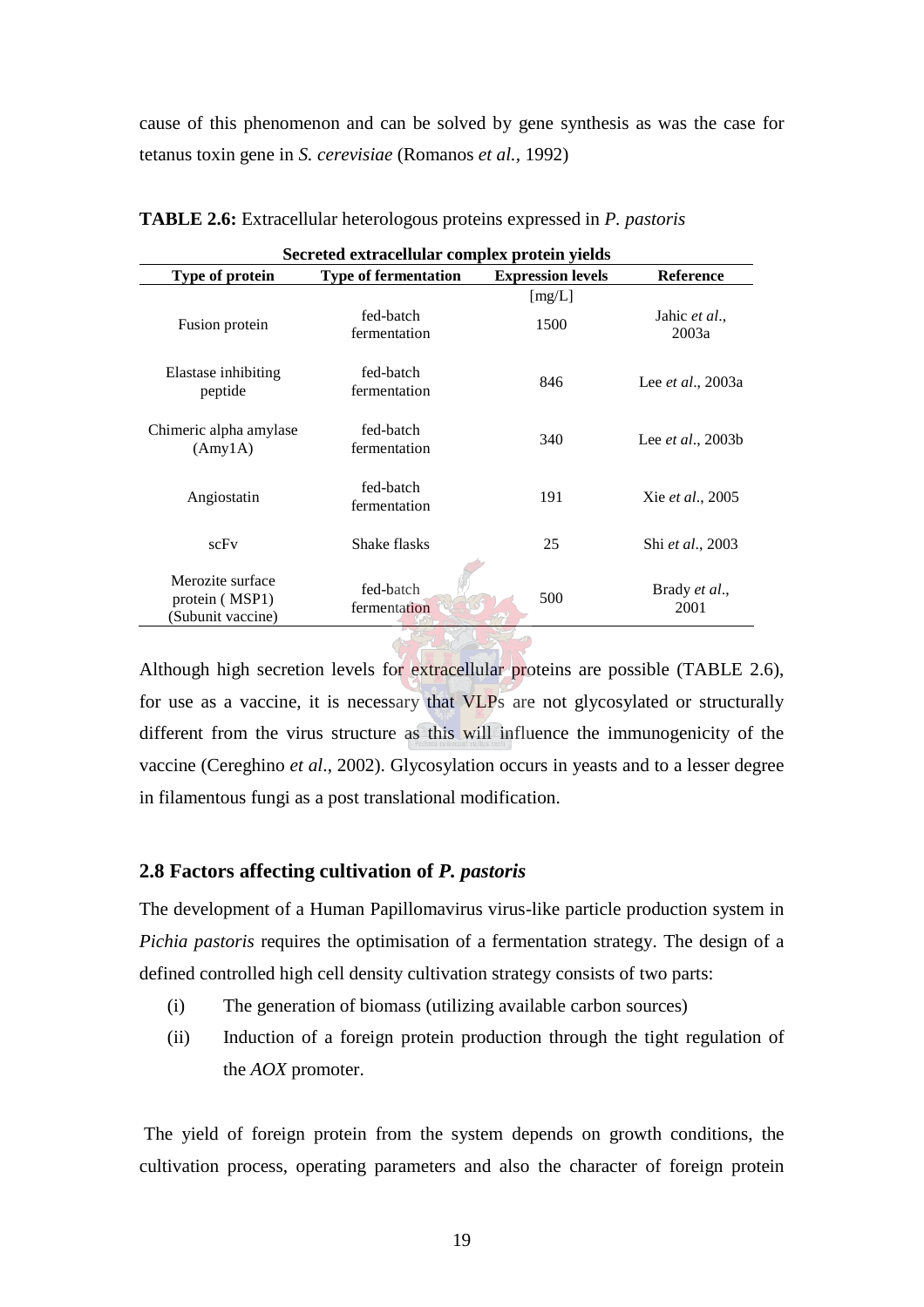cause of this phenomenon and can be solved by gene synthesis as was the case for tetanus toxin gene in *S. cerevisiae* (Romanos *et al.*, 1992)

**TABLE 2.6:** Extracellular heterologous proteins expressed in *P. pastoris*

| Secreted extracellular complex protein yields | | | |
|---|---|---|---|
| **Type of protein** | **Type of fermentation** | **Expression levels** [mg/L] | **Reference** |
| Fusion protein | fed-batch fermentation | 1500 | Jahic *et al.*, 2003a |
| Elastase inhibiting peptide | fed-batch fermentation | 846 | Lee *et al.*, 2003a |
| Chimeric alpha amylase (Amy1A) | fed-batch fermentation | 340 | Lee *et al.*, 2003b |
| Angiostatin | fed-batch fermentation | 191 | Xie *et al.*, 2005 |
| scFv | Shake flasks | 25 | Shi *et al.*, 2003 |
| Merozite surface protein ( MSP1) (Subunit vaccine) | fed-batch fermentation | 500 | Brady *et al.*, 2001 |

Although high secretion levels for extracellular proteins are possible (TABLE 2.6), for use as a vaccine, it is necessary that VLPs are not glycosylated or structurally different from the virus structure as this will influence the immunogenicity of the vaccine (Cereghino *et al*., 2002). Glycosylation occurs in yeasts and to a lesser degree in filamentous fungi as a post translational modification.

## 2.8 Factors affecting cultivation of *P. pastoris*

The development of a Human Papillomavirus virus-like particle production system in *Pichia pastoris* requires the optimisation of a fermentation strategy. The design of a defined controlled high cell density cultivation strategy consists of two parts:

(i) The generation of biomass (utilizing available carbon sources)

(ii) Induction of a foreign protein production through the tight regulation of the *AOX* promoter.

The yield of foreign protein from the system depends on growth conditions, the cultivation process, operating parameters and also the character of foreign protein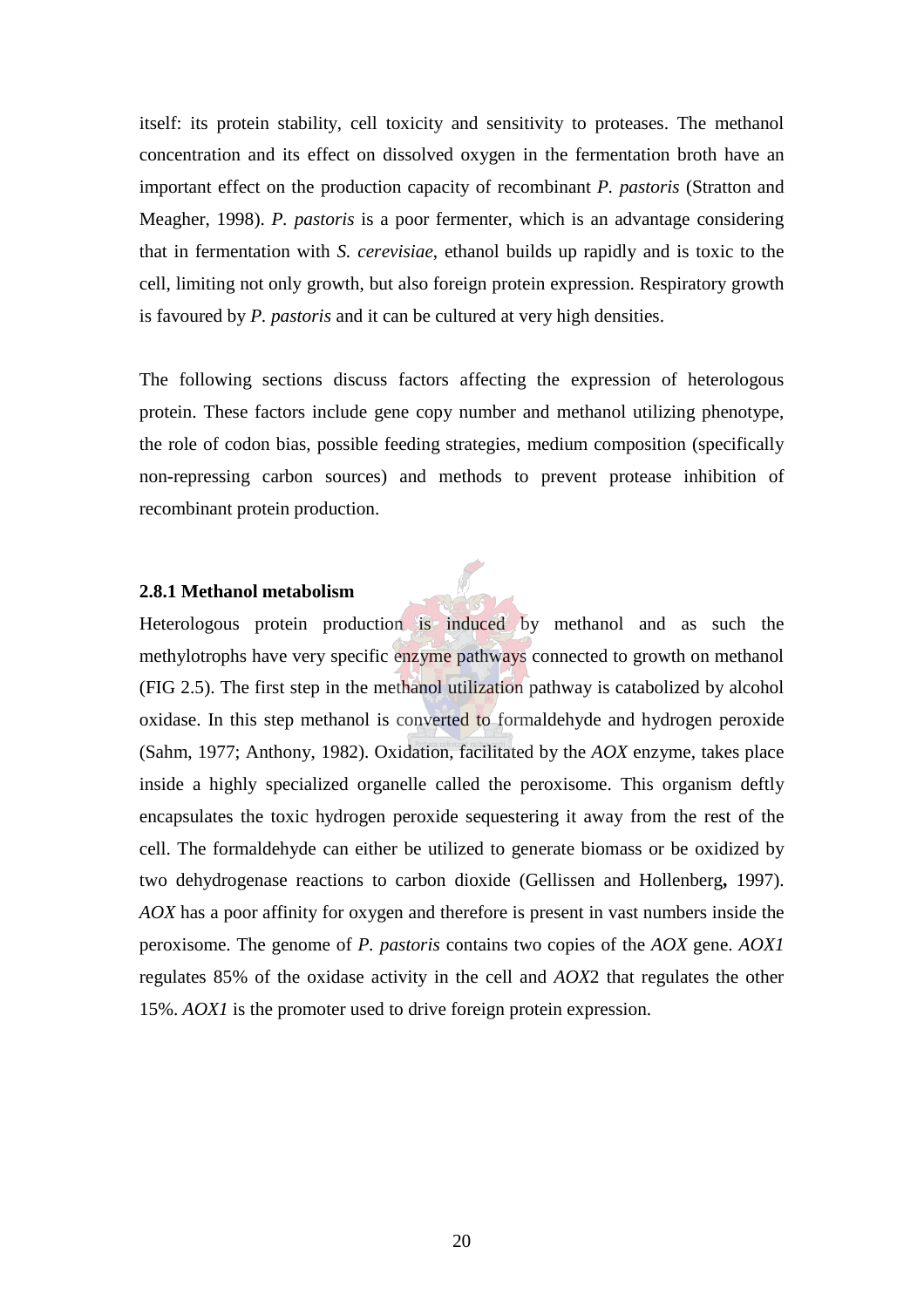itself: its protein stability, cell toxicity and sensitivity to proteases. The methanol concentration and its effect on dissolved oxygen in the fermentation broth have an important effect on the production capacity of recombinant *P. pastoris* (Stratton and Meagher, 1998). *P. pastoris* is a poor fermenter, which is an advantage considering that in fermentation with *S. cerevisiae*, ethanol builds up rapidly and is toxic to the cell, limiting not only growth, but also foreign protein expression. Respiratory growth is favoured by *P. pastoris* and it can be cultured at very high densities.

The following sections discuss factors affecting the expression of heterologous protein. These factors include gene copy number and methanol utilizing phenotype, the role of codon bias, possible feeding strategies, medium composition (specifically non-repressing carbon sources) and methods to prevent protease inhibition of recombinant protein production.

### 2.8.1 Methanol metabolism

Heterologous protein production is induced by methanol and as such the methylotrophs have very specific enzyme pathways connected to growth on methanol (FIG 2.5). The first step in the methanol utilization pathway is catabolized by alcohol oxidase. In this step methanol is converted to formaldehyde and hydrogen peroxide (Sahm, 1977; Anthony, 1982). Oxidation, facilitated by the *AOX* enzyme, takes place inside a highly specialized organelle called the peroxisome. This organism deftly encapsulates the toxic hydrogen peroxide sequestering it away from the rest of the cell. The formaldehyde can either be utilized to generate biomass or be oxidized by two dehydrogenase reactions to carbon dioxide (Gellissen and Hollenberg**,** 1997). *AOX* has a poor affinity for oxygen and therefore is present in vast numbers inside the peroxisome. The genome of *P. pastoris* contains two copies of the *AOX* gene. *AOX1* regulates 85% of the oxidase activity in the cell and *AOX*2 that regulates the other 15%. *AOX1* is the promoter used to drive foreign protein expression.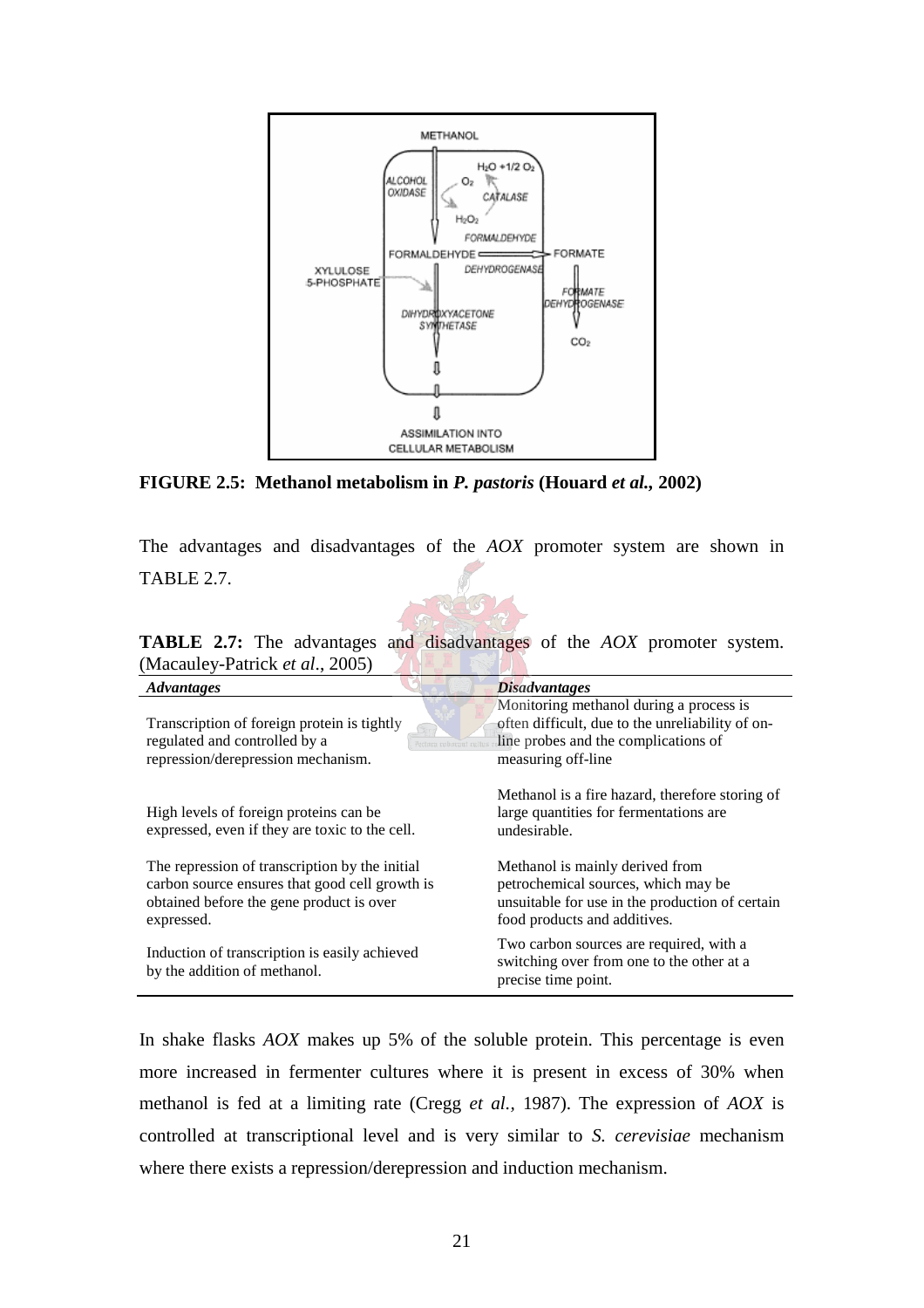**FIGURE 2.5: Methanol metabolism in *P. pastoris* (Houard *et al.*, 2002)**

The advantages and disadvantages of the *AOX* promoter system are shown in TABLE 2.7.

**TABLE 2.7:** The advantages and disadvantages of the *AOX* promoter system. (Macauley-Patrick *et al*., 2005)

| *Advantages* | *Disadvantages* |
|---|---|
| Transcription of foreign protein is tightly regulated and controlled by a repression/derepression mechanism. | Monitoring methanol during a process is often difficult, due to the unreliability of on-line probes and the complications of measuring off-line |
| High levels of foreign proteins can be expressed, even if they are toxic to the cell. | Methanol is a fire hazard, therefore storing of large quantities for fermentations are undesirable. |
| The repression of transcription by the initial carbon source ensures that good cell growth is obtained before the gene product is over expressed. | Methanol is mainly derived from petrochemical sources, which may be unsuitable for use in the production of certain food products and additives. |
| Induction of transcription is easily achieved by the addition of methanol. | Two carbon sources are required, with a switching over from one to the other at a precise time point. |

In shake flasks *AOX* makes up 5% of the soluble protein. This percentage is even more increased in fermenter cultures where it is present in excess of 30% when methanol is fed at a limiting rate (Cregg *et al.*, 1987). The expression of *AOX* is controlled at transcriptional level and is very similar to *S. cerevisiae* mechanism where there exists a repression/derepression and induction mechanism.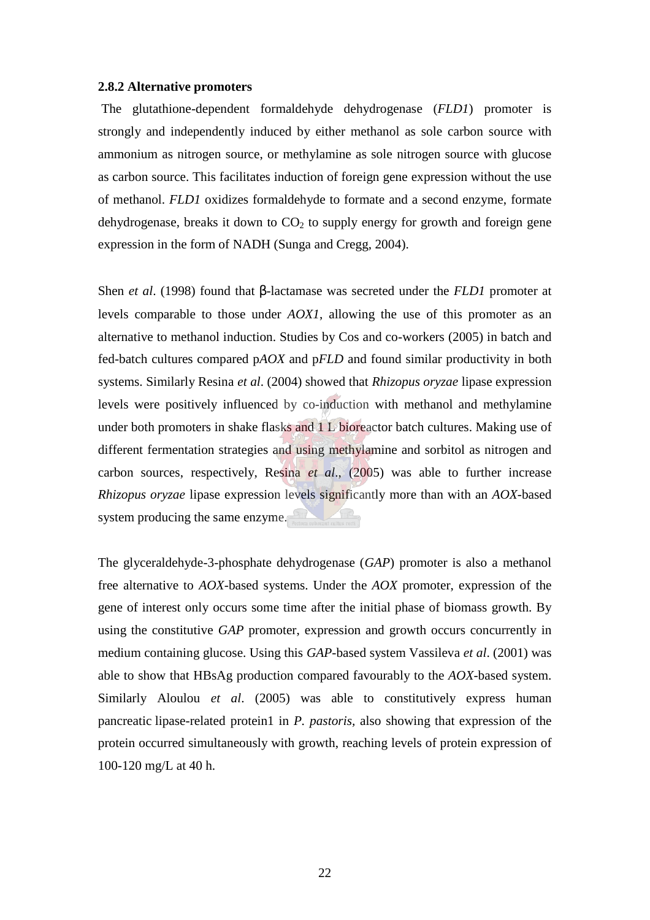### 2.8.2 Alternative promoters

The glutathione-dependent formaldehyde dehydrogenase (*FLD1*) promoter is strongly and independently induced by either methanol as sole carbon source with ammonium as nitrogen source, or methylamine as sole nitrogen source with glucose as carbon source. This facilitates induction of foreign gene expression without the use of methanol. *FLD1* oxidizes formaldehyde to formate and a second enzyme, formate dehydrogenase, breaks it down to $CO_2$ to supply energy for growth and foreign gene expression in the form of NADH (Sunga and Cregg, 2004).

Shen *et al*. (1998) found that β-lactamase was secreted under the *FLD1* promoter at levels comparable to those under *AOX1*, allowing the use of this promoter as an alternative to methanol induction. Studies by Cos and co-workers (2005) in batch and fed-batch cultures compared p*AOX* and p*FLD* and found similar productivity in both systems. Similarly Resina *et al*. (2004) showed that *Rhizopus oryzae* lipase expression levels were positively influenced by co-induction with methanol and methylamine under both promoters in shake flasks and 1 L bioreactor batch cultures. Making use of different fermentation strategies and using methylamine and sorbitol as nitrogen and carbon sources, respectively, Resina *et al*., (2005) was able to further increase *Rhizopus oryzae* lipase expression levels significantly more than with an *AOX*-based system producing the same enzyme.

The glyceraldehyde-3-phosphate dehydrogenase (*GAP*) promoter is also a methanol free alternative to *AOX*-based systems. Under the *AOX* promoter, expression of the gene of interest only occurs some time after the initial phase of biomass growth. By using the constitutive *GAP* promoter, expression and growth occurs concurrently in medium containing glucose. Using this *GAP*-based system Vassileva *et al*. (2001) was able to show that HBsAg production compared favourably to the *AOX*-based system. Similarly Aloulou *et al*. (2005) was able to constitutively express human pancreatic lipase-related protein1 in *P. pastoris*, also showing that expression of the protein occurred simultaneously with growth, reaching levels of protein expression of 100-120 mg/L at 40 h.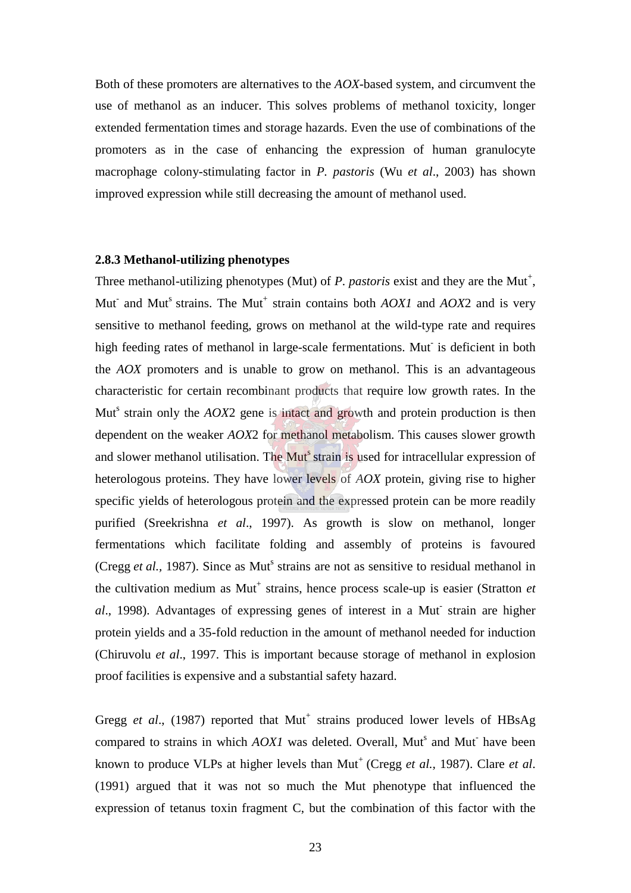Both of these promoters are alternatives to the *AOX*-based system, and circumvent the use of methanol as an inducer. This solves problems of methanol toxicity, longer extended fermentation times and storage hazards. Even the use of combinations of the promoters as in the case of enhancing the expression of human granulocyte macrophage colony-stimulating factor in *P. pastoris* (Wu *et al*., 2003) has shown improved expression while still decreasing the amount of methanol used.

### 2.8.3 Methanol-utilizing phenotypes

Three methanol-utilizing phenotypes (Mut) of *P. pastoris* exist and they are the $Mut^+$, $Mut^-$ and $Mut^s$ strains. The $Mut^+$ strain contains both *AOX1* and *AOX2* and is very sensitive to methanol feeding, grows on methanol at the wild-type rate and requires high feeding rates of methanol in large-scale fermentations. $Mut^-$ is deficient in both the *AOX* promoters and is unable to grow on methanol. This is an advantageous characteristic for certain recombinant products that require low growth rates. In the $Mut^s$ strain only the *AOX2* gene is intact and growth and protein production is then dependent on the weaker *AOX2* for methanol metabolism. This causes slower growth and slower methanol utilisation. The $Mut^s$ strain is used for intracellular expression of heterologous proteins. They have lower levels of *AOX* protein, giving rise to higher specific yields of heterologous protein and the expressed protein can be more readily purified (Sreekrishna *et al*., 1997). As growth is slow on methanol, longer fermentations which facilitate folding and assembly of proteins is favoured (Cregg *et al.,* 1987). Since as $Mut^s$ strains are not as sensitive to residual methanol in the cultivation medium as $Mut^+$ strains, hence process scale-up is easier (Stratton *et al*., 1998). Advantages of expressing genes of interest in a $Mut^-$ strain are higher protein yields and a 35-fold reduction in the amount of methanol needed for induction (Chiruvolu *et al*., 1997. This is important because storage of methanol in explosion proof facilities is expensive and a substantial safety hazard.

Gregg *et al*., (1987) reported that $Mut^+$ strains produced lower levels of HBsAg compared to strains in which *AOX1* was deleted. Overall, $Mut^s$ and $Mut^-$ have been known to produce VLPs at higher levels than $Mut^+$ (Cregg *et al.,* 1987). Clare *et al.* (1991) argued that it was not so much the Mut phenotype that influenced the expression of tetanus toxin fragment C, but the combination of this factor with the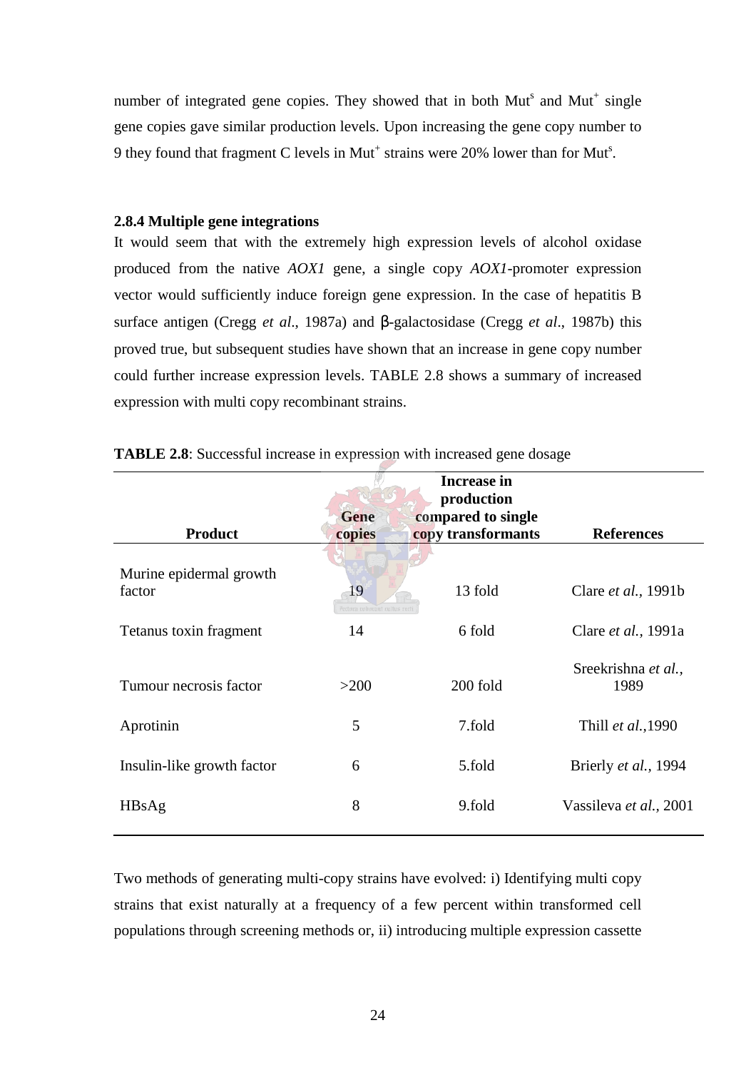number of integrated gene copies. They showed that in both Mut$^s$ and Mut$^+$ single gene copies gave similar production levels. Upon increasing the gene copy number to 9 they found that fragment C levels in Mut$^+$ strains were 20% lower than for Mut$^s$.

### 2.8.4 Multiple gene integrations

It would seem that with the extremely high expression levels of alcohol oxidase produced from the native *AOX1* gene, a single copy *AOX1*-promoter expression vector would sufficiently induce foreign gene expression. In the case of hepatitis B surface antigen (Cregg *et al*., 1987a) and β-galactosidase (Cregg *et al*., 1987b) this proved true, but subsequent studies have shown that an increase in gene copy number could further increase expression levels. TABLE 2.8 shows a summary of increased expression with multi copy recombinant strains.

**TABLE 2.8**: Successful increase in expression with increased gene dosage

| Product | Gene copies | Increase in production compared to single copy transformants | References |
|---|---|---|---|
| Murine epidermal growth factor | 19 | 13 fold | Clare *et al.,* 1991b |
| Tetanus toxin fragment | 14 | 6 fold | Clare *et al.,* 1991a |
| Tumour necrosis factor | >200 | 200 fold | Sreekrishna *et al.,* 1989 |
| Aprotinin | 5 | 7.fold | Thill *et al.,*1990 |
| Insulin-like growth factor | 6 | 5.fold | Brierly *et al.,* 1994 |
| HBsAg | 8 | 9.fold | Vassileva *et al.,* 2001 |

Two methods of generating multi-copy strains have evolved: i) Identifying multi copy strains that exist naturally at a frequency of a few percent within transformed cell populations through screening methods or, ii) introducing multiple expression cassette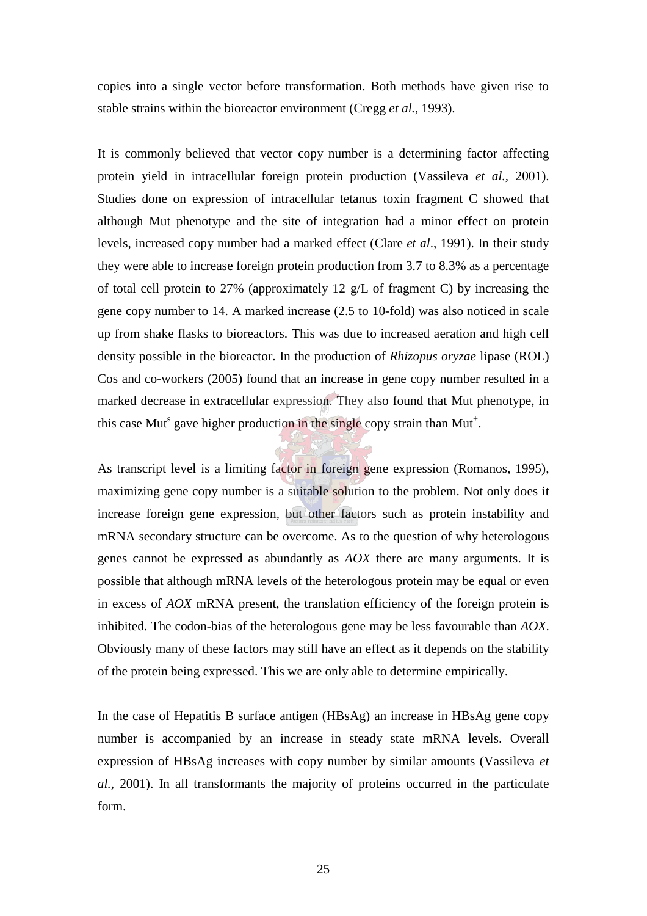copies into a single vector before transformation. Both methods have given rise to stable strains within the bioreactor environment (Cregg *et al.*, 1993).

It is commonly believed that vector copy number is a determining factor affecting protein yield in intracellular foreign protein production (Vassileva *et al.*, 2001). Studies done on expression of intracellular tetanus toxin fragment C showed that although Mut phenotype and the site of integration had a minor effect on protein levels, increased copy number had a marked effect (Clare *et al*., 1991). In their study they were able to increase foreign protein production from 3.7 to 8.3% as a percentage of total cell protein to 27% (approximately 12 g/L of fragment C) by increasing the gene copy number to 14. A marked increase (2.5 to 10-fold) was also noticed in scale up from shake flasks to bioreactors. This was due to increased aeration and high cell density possible in the bioreactor. In the production of *Rhizopus oryzae* lipase (ROL) Cos and co-workers (2005) found that an increase in gene copy number resulted in a marked decrease in extracellular expression. They also found that Mut phenotype, in this case $Mut^s$ gave higher production in the single copy strain than $Mut^+$.

As transcript level is a limiting factor in foreign gene expression (Romanos, 1995), maximizing gene copy number is a suitable solution to the problem. Not only does it increase foreign gene expression, but other factors such as protein instability and mRNA secondary structure can be overcome. As to the question of why heterologous genes cannot be expressed as abundantly as *AOX* there are many arguments. It is possible that although mRNA levels of the heterologous protein may be equal or even in excess of *AOX* mRNA present, the translation efficiency of the foreign protein is inhibited. The codon-bias of the heterologous gene may be less favourable than *AOX*. Obviously many of these factors may still have an effect as it depends on the stability of the protein being expressed. This we are only able to determine empirically.

In the case of Hepatitis B surface antigen (HBsAg) an increase in HBsAg gene copy number is accompanied by an increase in steady state mRNA levels. Overall expression of HBsAg increases with copy number by similar amounts (Vassileva *et al.*, 2001). In all transformants the majority of proteins occurred in the particulate form.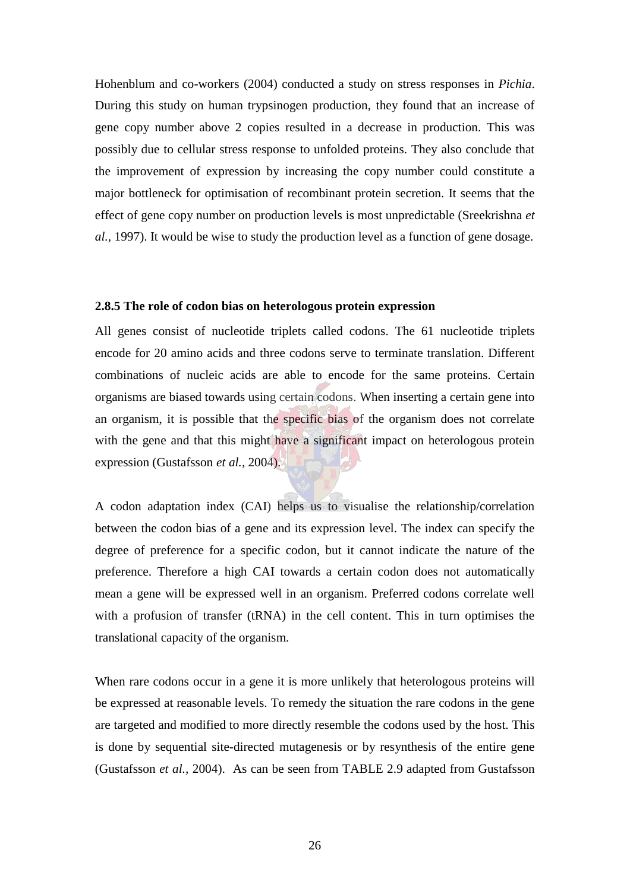Hohenblum and co-workers (2004) conducted a study on stress responses in *Pichia*. During this study on human trypsinogen production, they found that an increase of gene copy number above 2 copies resulted in a decrease in production. This was possibly due to cellular stress response to unfolded proteins. They also conclude that the improvement of expression by increasing the copy number could constitute a major bottleneck for optimisation of recombinant protein secretion. It seems that the effect of gene copy number on production levels is most unpredictable (Sreekrishna *et al.,* 1997). It would be wise to study the production level as a function of gene dosage.

### 2.8.5 The role of codon bias on heterologous protein expression

All genes consist of nucleotide triplets called codons. The 61 nucleotide triplets encode for 20 amino acids and three codons serve to terminate translation. Different combinations of nucleic acids are able to encode for the same proteins. Certain organisms are biased towards using certain codons. When inserting a certain gene into an organism, it is possible that the specific bias of the organism does not correlate with the gene and that this might have a significant impact on heterologous protein expression (Gustafsson *et al.,* 2004).

A codon adaptation index (CAI) helps us to visualise the relationship/correlation between the codon bias of a gene and its expression level. The index can specify the degree of preference for a specific codon, but it cannot indicate the nature of the preference. Therefore a high CAI towards a certain codon does not automatically mean a gene will be expressed well in an organism. Preferred codons correlate well with a profusion of transfer (tRNA) in the cell content. This in turn optimises the translational capacity of the organism.

When rare codons occur in a gene it is more unlikely that heterologous proteins will be expressed at reasonable levels. To remedy the situation the rare codons in the gene are targeted and modified to more directly resemble the codons used by the host. This is done by sequential site-directed mutagenesis or by resynthesis of the entire gene (Gustafsson *et al.,* 2004). As can be seen from TABLE 2.9 adapted from Gustafsson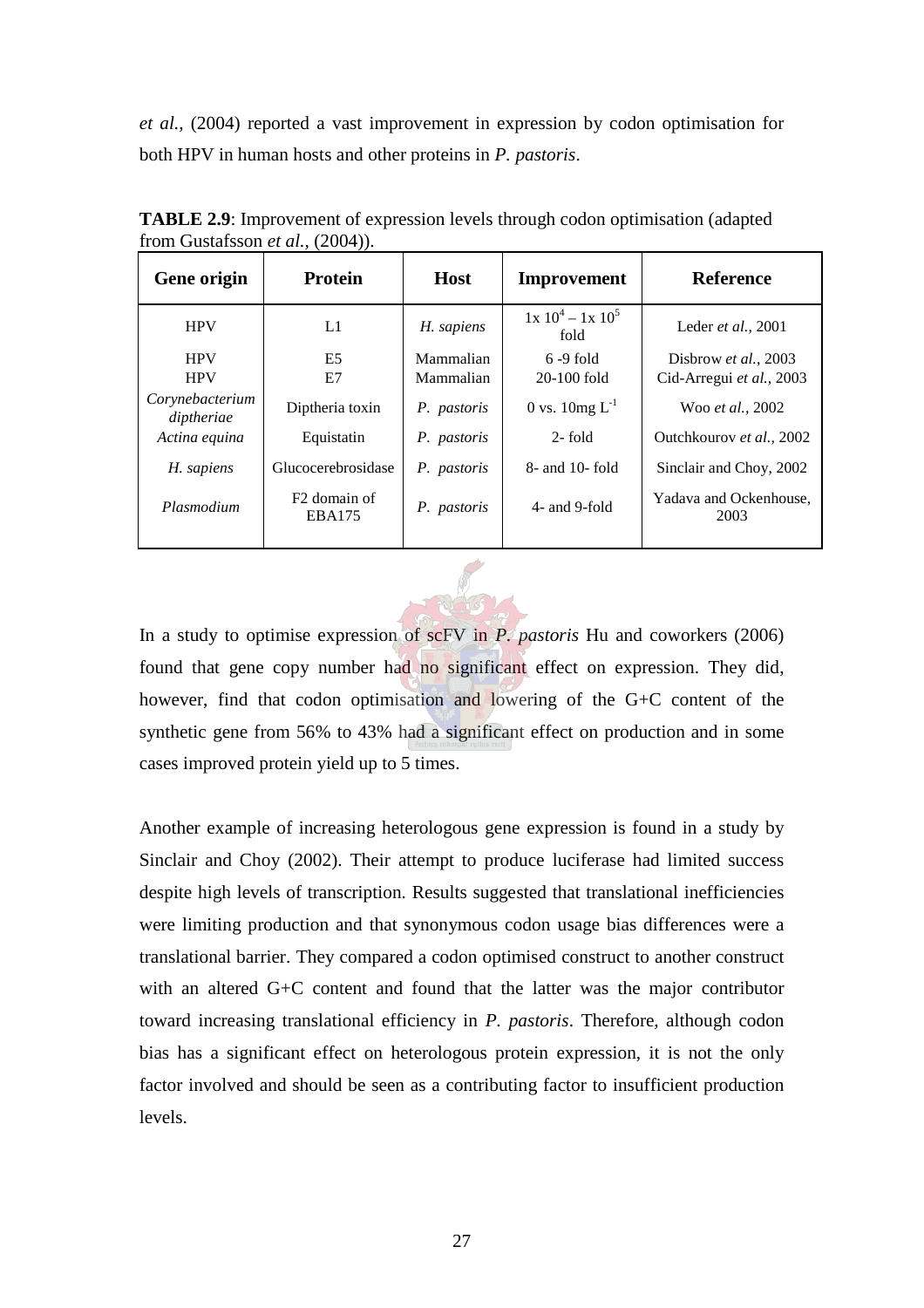*et al.*, (2004) reported a vast improvement in expression by codon optimisation for both HPV in human hosts and other proteins in *P. pastoris*.

**TABLE 2.9**: Improvement of expression levels through codon optimisation (adapted from Gustafsson *et al.*, (2004)).

| Gene origin | Protein | Host | Improvement | Reference |
|---|---|---|---|---|
| HPV | L1 | *H. sapiens* | $1x\ 10^4 - 1x\ 10^5$ fold | Leder *et al.*, 2001 |
| HPV | E5 | Mammalian | 6 -9 fold | Disbrow *et al.*, 2003 |
| HPV | E7 | Mammalian | 20-100 fold | Cid-Arregui *et al.*, 2003 |
| *Corynebacterium diptheriae* | Diptheria toxin | *P. pastoris* | 0 vs. 10mg $L^{-1}$ | Woo *et al.*, 2002 |
| *Actina equina* | Equistatin | *P. pastoris* | 2- fold | Outchkourov *et al.*, 2002 |
| *H. sapiens* | Glucocerebrosidase | *P. pastoris* | 8- and 10- fold | Sinclair and Choy, 2002 |
| *Plasmodium* | F2 domain of EBA175 | *P. pastoris* | 4- and 9-fold | Yadava and Ockenhouse, 2003 |

In a study to optimise expression of scFV in *P. pastoris* Hu and coworkers (2006) found that gene copy number had no significant effect on expression. They did, however, find that codon optimisation and lowering of the G+C content of the synthetic gene from 56% to 43% had a significant effect on production and in some cases improved protein yield up to 5 times.

Another example of increasing heterologous gene expression is found in a study by Sinclair and Choy (2002). Their attempt to produce luciferase had limited success despite high levels of transcription. Results suggested that translational inefficiencies were limiting production and that synonymous codon usage bias differences were a translational barrier. They compared a codon optimised construct to another construct with an altered G+C content and found that the latter was the major contributor toward increasing translational efficiency in *P. pastoris*. Therefore, although codon bias has a significant effect on heterologous protein expression, it is not the only factor involved and should be seen as a contributing factor to insufficient production levels.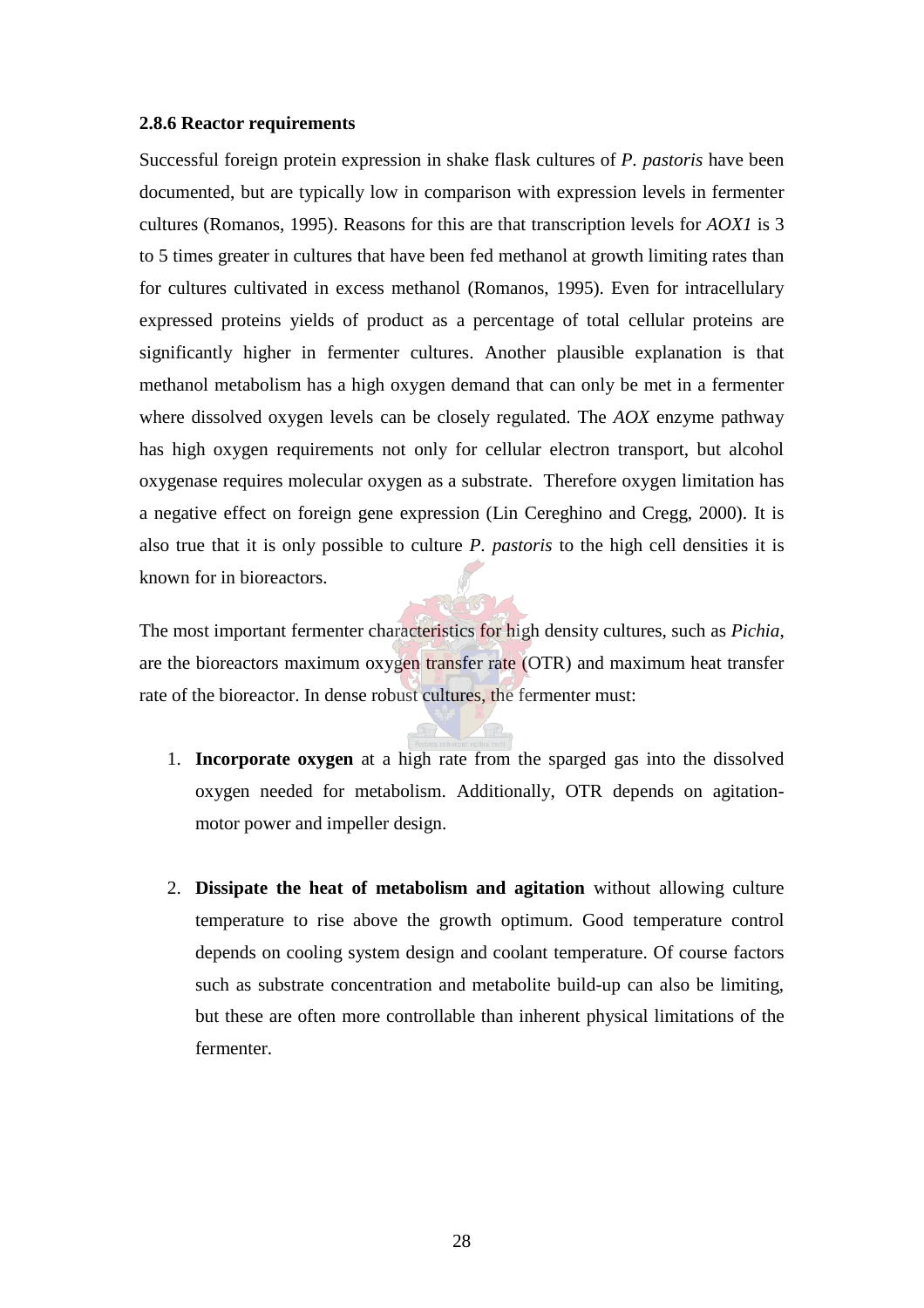### 2.8.6 Reactor requirements

Successful foreign protein expression in shake flask cultures of *P. pastoris* have been documented, but are typically low in comparison with expression levels in fermenter cultures (Romanos, 1995). Reasons for this are that transcription levels for *AOX1* is 3 to 5 times greater in cultures that have been fed methanol at growth limiting rates than for cultures cultivated in excess methanol (Romanos, 1995). Even for intracellulary expressed proteins yields of product as a percentage of total cellular proteins are significantly higher in fermenter cultures. Another plausible explanation is that methanol metabolism has a high oxygen demand that can only be met in a fermenter where dissolved oxygen levels can be closely regulated. The *AOX* enzyme pathway has high oxygen requirements not only for cellular electron transport, but alcohol oxygenase requires molecular oxygen as a substrate. Therefore oxygen limitation has a negative effect on foreign gene expression (Lin Cereghino and Cregg, 2000). It is also true that it is only possible to culture *P. pastoris* to the high cell densities it is known for in bioreactors.

The most important fermenter characteristics for high density cultures, such as *Pichia*, are the bioreactors maximum oxygen transfer rate (OTR) and maximum heat transfer rate of the bioreactor. In dense robust cultures, the fermenter must:

1. **Incorporate oxygen** at a high rate from the sparged gas into the dissolved oxygen needed for metabolism. Additionally, OTR depends on agitation-motor power and impeller design.

2. **Dissipate the heat of metabolism and agitation** without allowing culture temperature to rise above the growth optimum. Good temperature control depends on cooling system design and coolant temperature. Of course factors such as substrate concentration and metabolite build-up can also be limiting, but these are often more controllable than inherent physical limitations of the fermenter.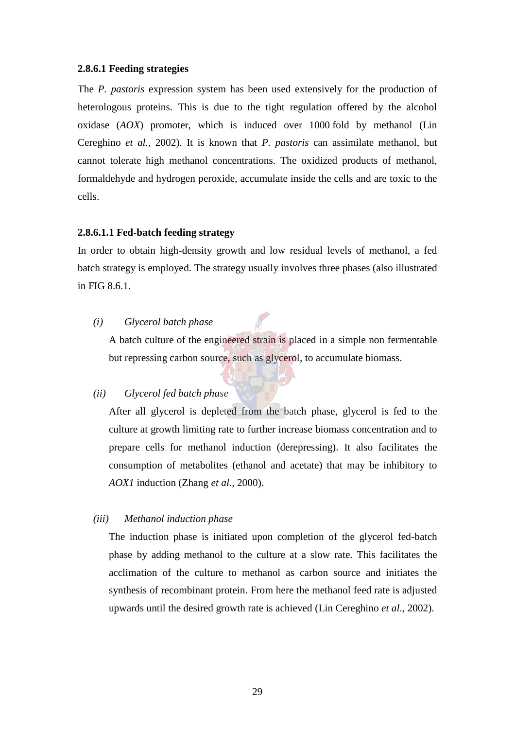#### 2.8.6.1 Feeding strategies

The *P. pastoris* expression system has been used extensively for the production of heterologous proteins. This is due to the tight regulation offered by the alcohol oxidase (*AOX*) promoter, which is induced over 1000 fold by methanol (Lin Cereghino *et al.,* 2002). It is known that *P. pastoris* can assimilate methanol, but cannot tolerate high methanol concentrations. The oxidized products of methanol, formaldehyde and hydrogen peroxide, accumulate inside the cells and are toxic to the cells.

##### 2.8.6.1.1 Fed-batch feeding strategy

In order to obtain high-density growth and low residual levels of methanol, a fed batch strategy is employed. The strategy usually involves three phases (also illustrated in FIG 8.6.1.

*(i)* *Glycerol batch phase*

A batch culture of the engineered strain is placed in a simple non fermentable but repressing carbon source, such as glycerol, to accumulate biomass.

*(ii)* *Glycerol fed batch phase*

After all glycerol is depleted from the batch phase, glycerol is fed to the culture at growth limiting rate to further increase biomass concentration and to prepare cells for methanol induction (derepressing). It also facilitates the consumption of metabolites (ethanol and acetate) that may be inhibitory to *AOX1* induction (Zhang *et al.,* 2000).

*(iii)* *Methanol induction phase*

The induction phase is initiated upon completion of the glycerol fed-batch phase by adding methanol to the culture at a slow rate. This facilitates the acclimation of the culture to methanol as carbon source and initiates the synthesis of recombinant protein. From here the methanol feed rate is adjusted upwards until the desired growth rate is achieved (Lin Cereghino *et al*., 2002).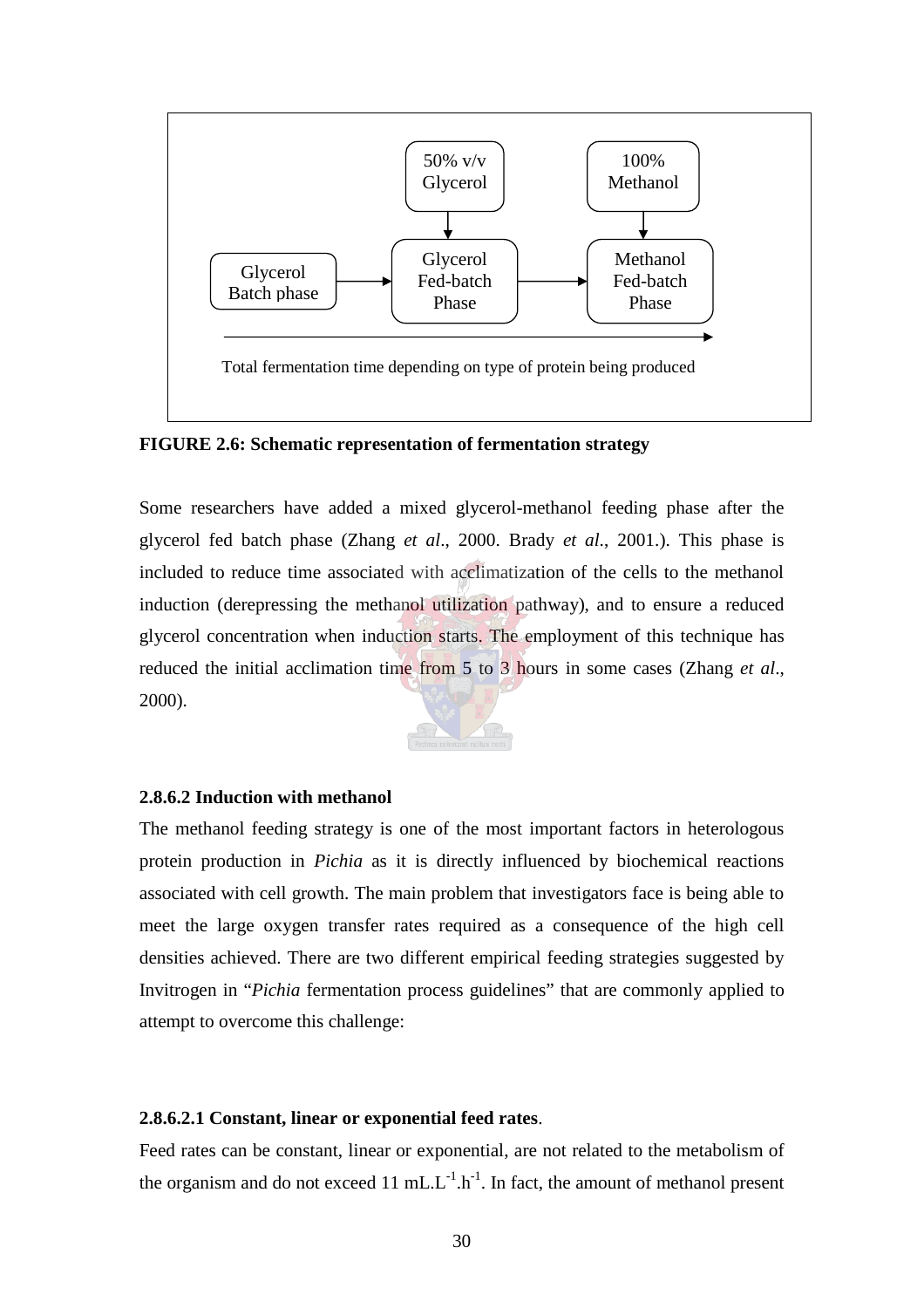50% v/v Glycerol

100% Methanol

Glycerol Batch phase → Glycerol Fed-batch Phase → Methanol Fed-batch Phase

Total fermentation time depending on type of protein being produced

**FIGURE 2.6: Schematic representation of fermentation strategy**

Some researchers have added a mixed glycerol-methanol feeding phase after the glycerol fed batch phase (Zhang *et al*., 2000. Brady *et al*., 2001.). This phase is included to reduce time associated with acclimatization of the cells to the methanol induction (derepressing the methanol utilization pathway), and to ensure a reduced glycerol concentration when induction starts. The employment of this technique has reduced the initial acclimation time from 5 to 3 hours in some cases (Zhang *et al*., 2000).

#### 2.8.6.2 Induction with methanol

The methanol feeding strategy is one of the most important factors in heterologous protein production in *Pichia* as it is directly influenced by biochemical reactions associated with cell growth. The main problem that investigators face is being able to meet the large oxygen transfer rates required as a consequence of the high cell densities achieved. There are two different empirical feeding strategies suggested by Invitrogen in "*Pichia* fermentation process guidelines" that are commonly applied to attempt to overcome this challenge:

##### 2.8.6.2.1 Constant, linear or exponential feed rates.

Feed rates can be constant, linear or exponential, are not related to the metabolism of the organism and do not exceed 11 $mL.L^{-1}.h^{-1}$. In fact, the amount of methanol present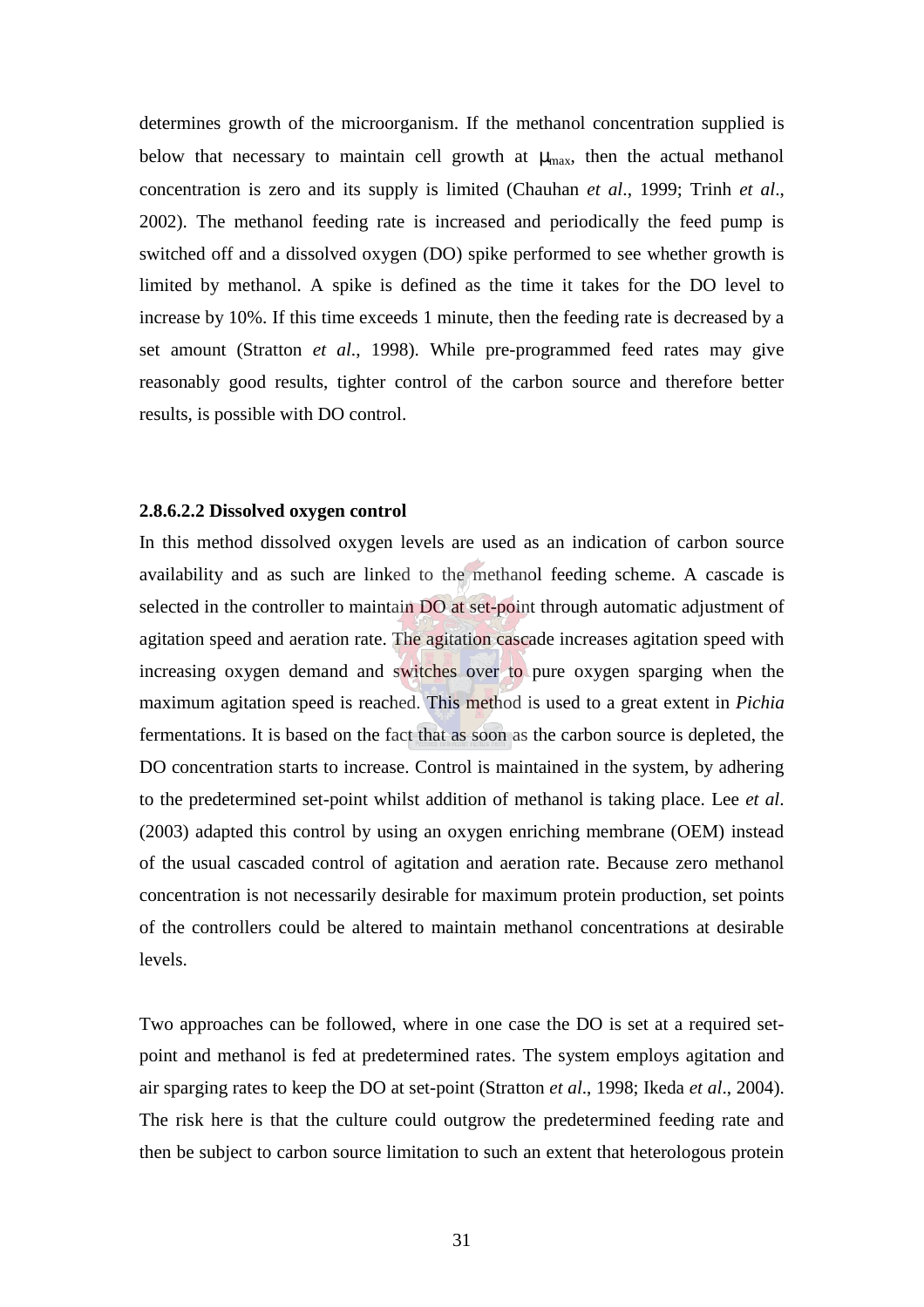determines growth of the microorganism. If the methanol concentration supplied is below that necessary to maintain cell growth at $\mu_{max}$, then the actual methanol concentration is zero and its supply is limited (Chauhan *et al*., 1999; Trinh *et al*., 2002). The methanol feeding rate is increased and periodically the feed pump is switched off and a dissolved oxygen (DO) spike performed to see whether growth is limited by methanol. A spike is defined as the time it takes for the DO level to increase by 10%. If this time exceeds 1 minute, then the feeding rate is decreased by a set amount (Stratton *et al*., 1998). While pre-programmed feed rates may give reasonably good results, tighter control of the carbon source and therefore better results, is possible with DO control.

#### 2.8.6.2.2 Dissolved oxygen control

In this method dissolved oxygen levels are used as an indication of carbon source availability and as such are linked to the methanol feeding scheme. A cascade is selected in the controller to maintain DO at set-point through automatic adjustment of agitation speed and aeration rate. The agitation cascade increases agitation speed with increasing oxygen demand and switches over to pure oxygen sparging when the maximum agitation speed is reached. This method is used to a great extent in *Pichia* fermentations. It is based on the fact that as soon as the carbon source is depleted, the DO concentration starts to increase. Control is maintained in the system, by adhering to the predetermined set-point whilst addition of methanol is taking place. Lee *et al*. (2003) adapted this control by using an oxygen enriching membrane (OEM) instead of the usual cascaded control of agitation and aeration rate. Because zero methanol concentration is not necessarily desirable for maximum protein production, set points of the controllers could be altered to maintain methanol concentrations at desirable levels.

Two approaches can be followed, where in one case the DO is set at a required set-point and methanol is fed at predetermined rates. The system employs agitation and air sparging rates to keep the DO at set-point (Stratton *et al*., 1998; Ikeda *et al*., 2004). The risk here is that the culture could outgrow the predetermined feeding rate and then be subject to carbon source limitation to such an extent that heterologous protein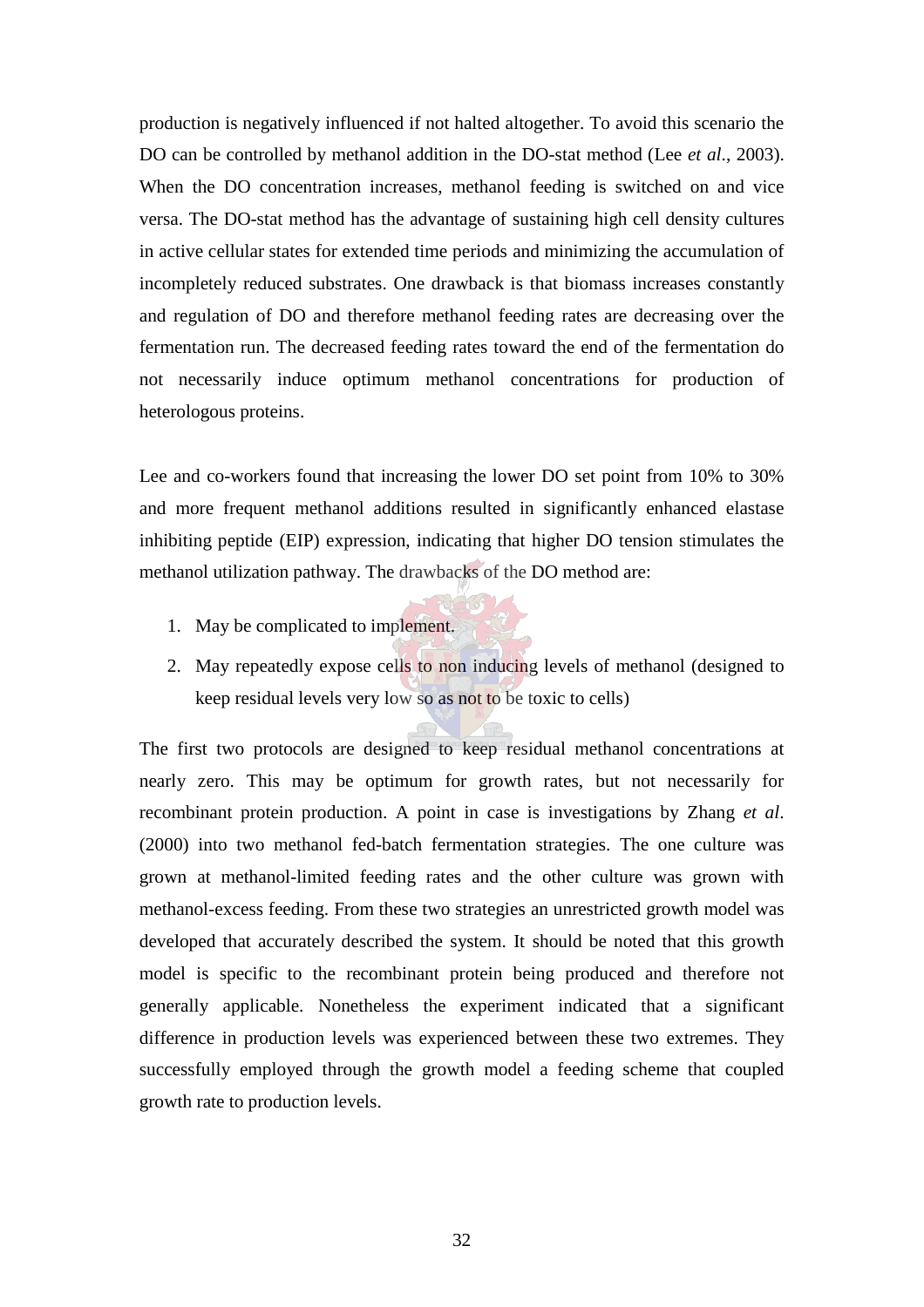production is negatively influenced if not halted altogether. To avoid this scenario the DO can be controlled by methanol addition in the DO-stat method (Lee *et al*., 2003). When the DO concentration increases, methanol feeding is switched on and vice versa. The DO-stat method has the advantage of sustaining high cell density cultures in active cellular states for extended time periods and minimizing the accumulation of incompletely reduced substrates. One drawback is that biomass increases constantly and regulation of DO and therefore methanol feeding rates are decreasing over the fermentation run. The decreased feeding rates toward the end of the fermentation do not necessarily induce optimum methanol concentrations for production of heterologous proteins.

Lee and co-workers found that increasing the lower DO set point from 10% to 30% and more frequent methanol additions resulted in significantly enhanced elastase inhibiting peptide (EIP) expression, indicating that higher DO tension stimulates the methanol utilization pathway. The drawbacks of the DO method are:

1. May be complicated to implement.
2. May repeatedly expose cells to non inducing levels of methanol (designed to keep residual levels very low so as not to be toxic to cells)

The first two protocols are designed to keep residual methanol concentrations at nearly zero. This may be optimum for growth rates, but not necessarily for recombinant protein production. A point in case is investigations by Zhang *et al*. (2000) into two methanol fed-batch fermentation strategies. The one culture was grown at methanol-limited feeding rates and the other culture was grown with methanol-excess feeding. From these two strategies an unrestricted growth model was developed that accurately described the system. It should be noted that this growth model is specific to the recombinant protein being produced and therefore not generally applicable. Nonetheless the experiment indicated that a significant difference in production levels was experienced between these two extremes. They successfully employed through the growth model a feeding scheme that coupled growth rate to production levels.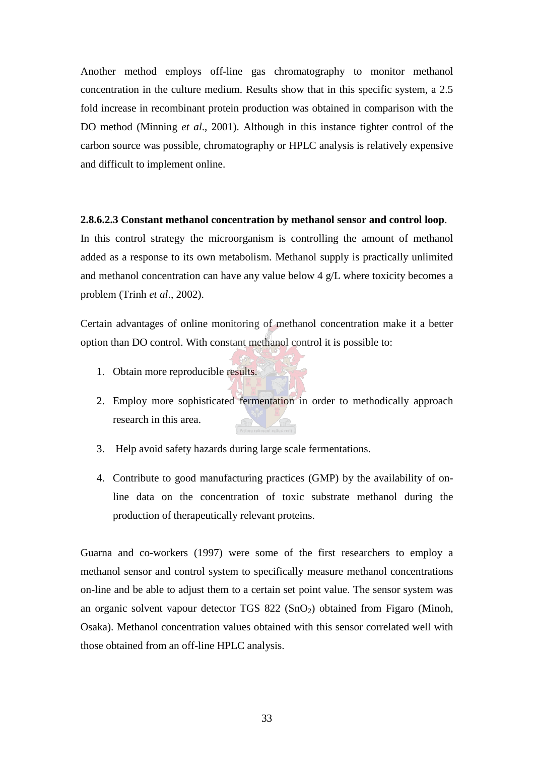Another method employs off-line gas chromatography to monitor methanol concentration in the culture medium. Results show that in this specific system, a 2.5 fold increase in recombinant protein production was obtained in comparison with the DO method (Minning *et al*., 2001). Although in this instance tighter control of the carbon source was possible, chromatography or HPLC analysis is relatively expensive and difficult to implement online.

**2.8.6.2.3 Constant methanol concentration by methanol sensor and control loop**.

In this control strategy the microorganism is controlling the amount of methanol added as a response to its own metabolism. Methanol supply is practically unlimited and methanol concentration can have any value below 4 g/L where toxicity becomes a problem (Trinh *et al*., 2002).

Certain advantages of online monitoring of methanol concentration make it a better option than DO control. With constant methanol control it is possible to:

1. Obtain more reproducible results.
2. Employ more sophisticated fermentation in order to methodically approach research in this area.
3. Help avoid safety hazards during large scale fermentations.
4. Contribute to good manufacturing practices (GMP) by the availability of on-line data on the concentration of toxic substrate methanol during the production of therapeutically relevant proteins.

Guarna and co-workers (1997) were some of the first researchers to employ a methanol sensor and control system to specifically measure methanol concentrations on-line and be able to adjust them to a certain set point value. The sensor system was an organic solvent vapour detector TGS 822 ($SnO_2$) obtained from Figaro (Minoh, Osaka). Methanol concentration values obtained with this sensor correlated well with those obtained from an off-line HPLC analysis.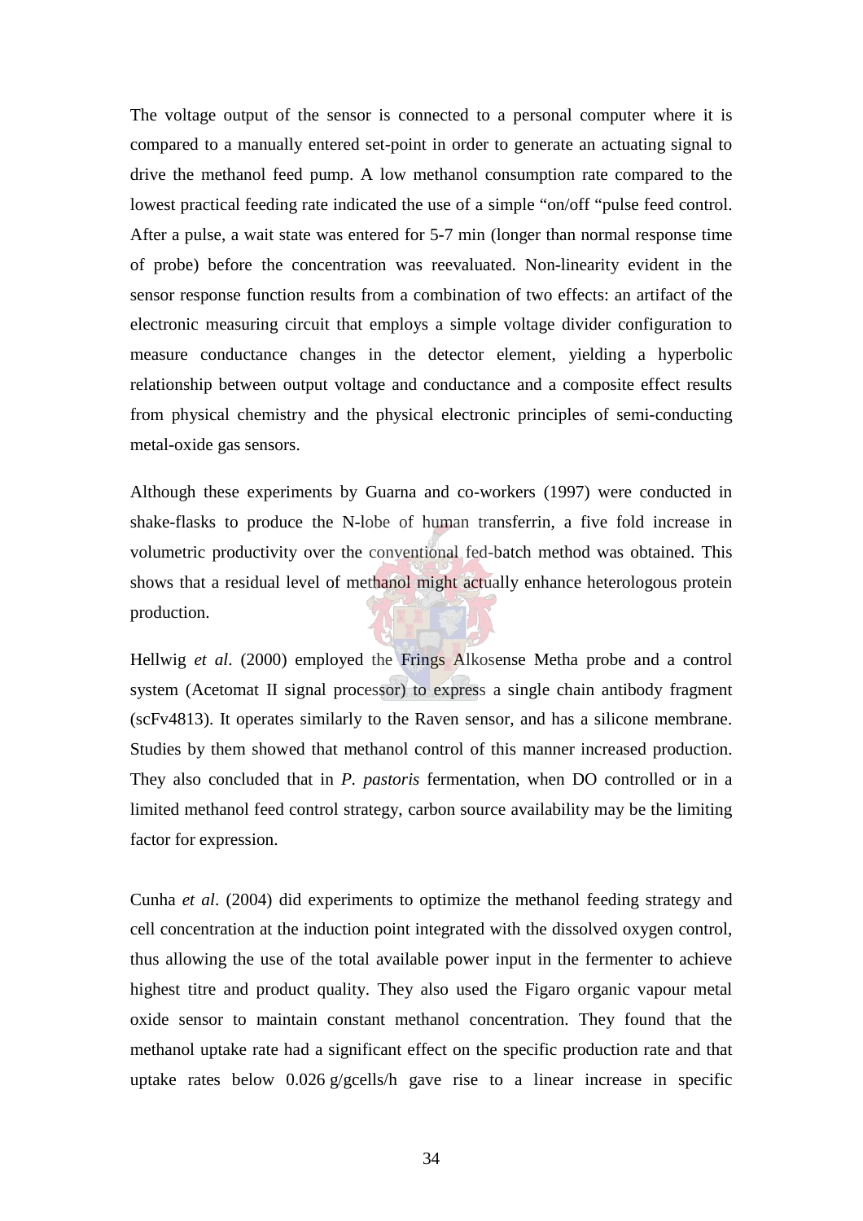The voltage output of the sensor is connected to a personal computer where it is compared to a manually entered set-point in order to generate an actuating signal to drive the methanol feed pump. A low methanol consumption rate compared to the lowest practical feeding rate indicated the use of a simple "on/off "pulse feed control. After a pulse, a wait state was entered for 5-7 min (longer than normal response time of probe) before the concentration was reevaluated. Non-linearity evident in the sensor response function results from a combination of two effects: an artifact of the electronic measuring circuit that employs a simple voltage divider configuration to measure conductance changes in the detector element, yielding a hyperbolic relationship between output voltage and conductance and a composite effect results from physical chemistry and the physical electronic principles of semi-conducting metal-oxide gas sensors.

Although these experiments by Guarna and co-workers (1997) were conducted in shake-flasks to produce the N-lobe of human transferrin, a five fold increase in volumetric productivity over the conventional fed-batch method was obtained. This shows that a residual level of methanol might actually enhance heterologous protein production.

Hellwig *et al*. (2000) employed the Frings Alkosense Metha probe and a control system (Acetomat II signal processor) to express a single chain antibody fragment (scFv4813). It operates similarly to the Raven sensor, and has a silicone membrane. Studies by them showed that methanol control of this manner increased production. They also concluded that in *P. pastoris* fermentation, when DO controlled or in a limited methanol feed control strategy, carbon source availability may be the limiting factor for expression.

Cunha *et al*. (2004) did experiments to optimize the methanol feeding strategy and cell concentration at the induction point integrated with the dissolved oxygen control, thus allowing the use of the total available power input in the fermenter to achieve highest titre and product quality. They also used the Figaro organic vapour metal oxide sensor to maintain constant methanol concentration. They found that the methanol uptake rate had a significant effect on the specific production rate and that uptake rates below 0.026 g/gcells/h gave rise to a linear increase in specific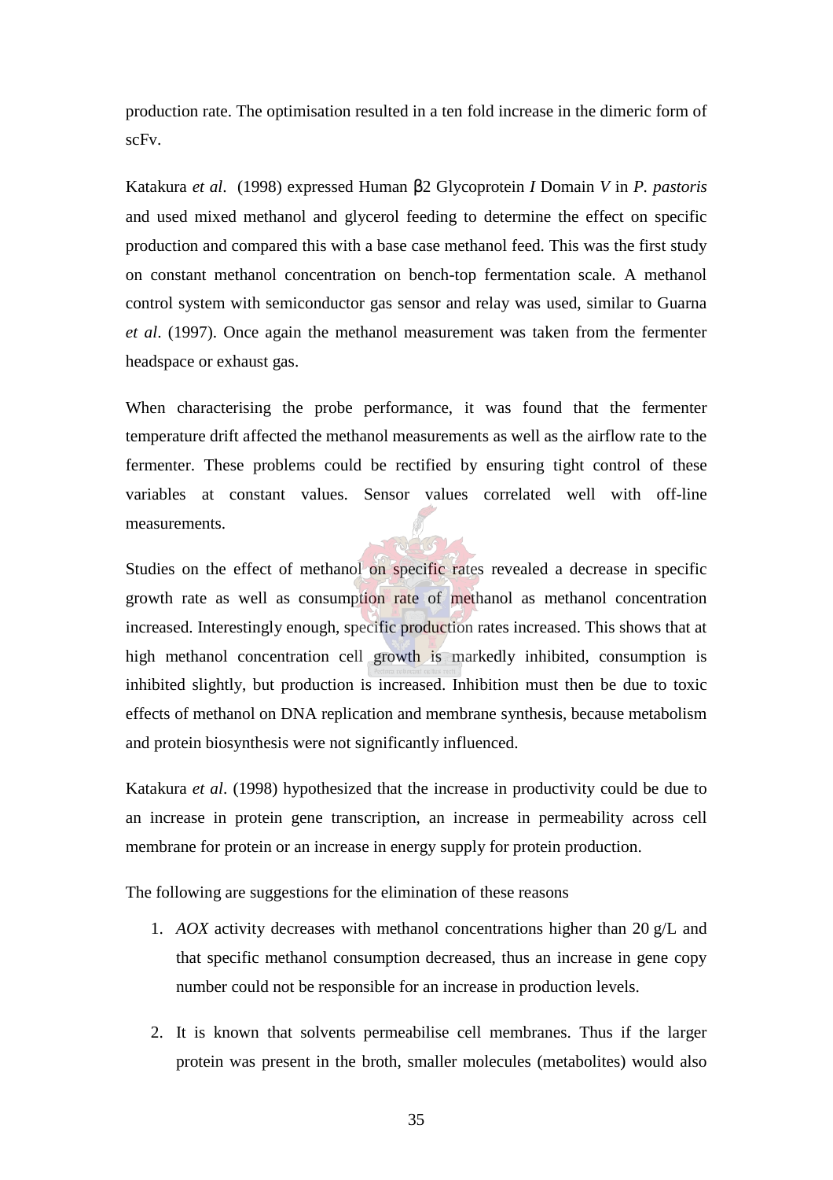production rate. The optimisation resulted in a ten fold increase in the dimeric form of scFv.

Katakura *et al*. (1998) expressed Human β2 Glycoprotein *I* Domain *V* in *P. pastoris* and used mixed methanol and glycerol feeding to determine the effect on specific production and compared this with a base case methanol feed. This was the first study on constant methanol concentration on bench-top fermentation scale. A methanol control system with semiconductor gas sensor and relay was used, similar to Guarna *et al*. (1997). Once again the methanol measurement was taken from the fermenter headspace or exhaust gas.

When characterising the probe performance, it was found that the fermenter temperature drift affected the methanol measurements as well as the airflow rate to the fermenter. These problems could be rectified by ensuring tight control of these variables at constant values. Sensor values correlated well with off-line measurements.

Studies on the effect of methanol on specific rates revealed a decrease in specific growth rate as well as consumption rate of methanol as methanol concentration increased. Interestingly enough, specific production rates increased. This shows that at high methanol concentration cell growth is markedly inhibited, consumption is inhibited slightly, but production is increased. Inhibition must then be due to toxic effects of methanol on DNA replication and membrane synthesis, because metabolism and protein biosynthesis were not significantly influenced.

Katakura *et al*. (1998) hypothesized that the increase in productivity could be due to an increase in protein gene transcription, an increase in permeability across cell membrane for protein or an increase in energy supply for protein production.

The following are suggestions for the elimination of these reasons

1. *AOX* activity decreases with methanol concentrations higher than 20 g/L and that specific methanol consumption decreased, thus an increase in gene copy number could not be responsible for an increase in production levels.

2. It is known that solvents permeabilise cell membranes. Thus if the larger protein was present in the broth, smaller molecules (metabolites) would also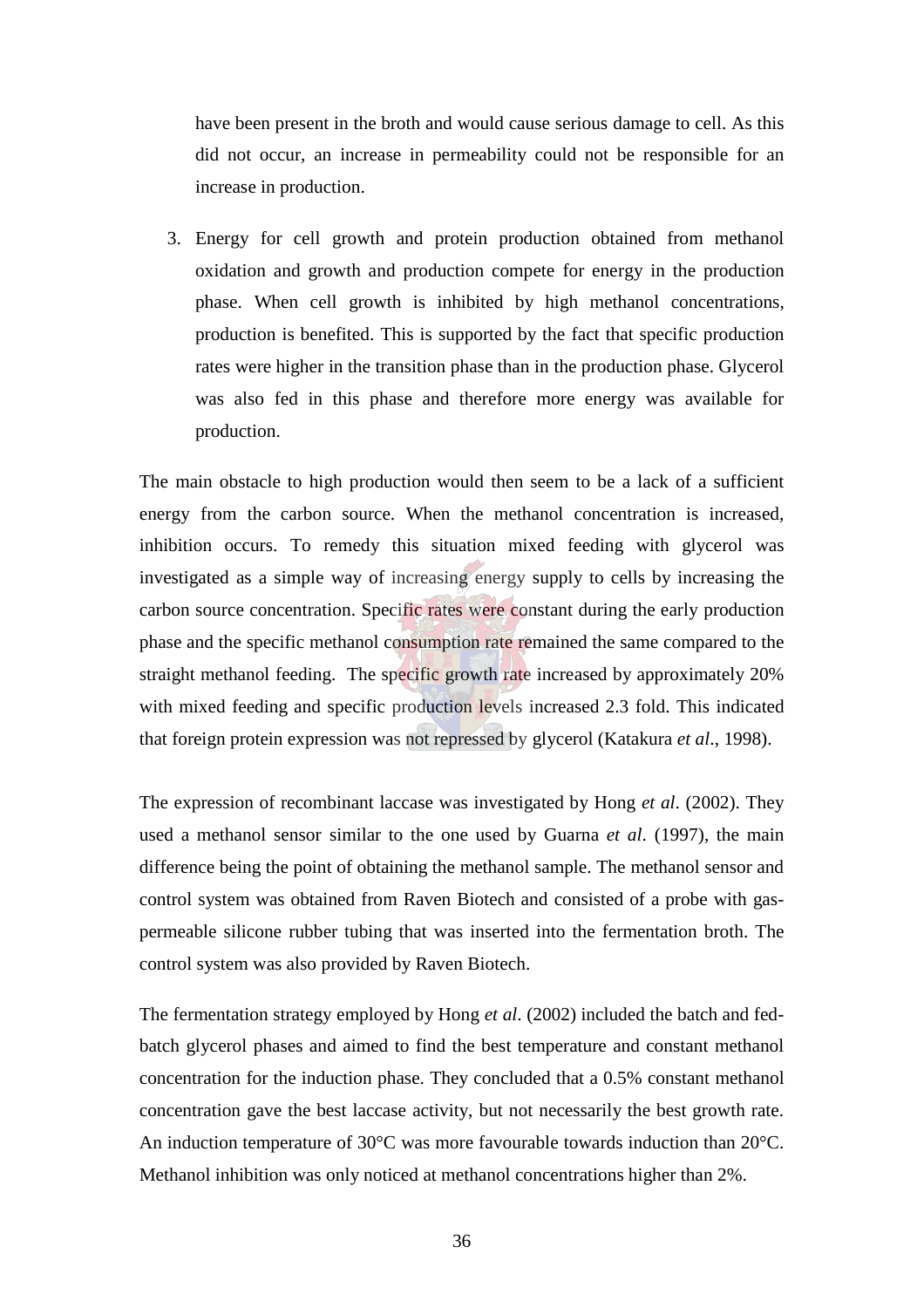have been present in the broth and would cause serious damage to cell. As this did not occur, an increase in permeability could not be responsible for an increase in production.

3. Energy for cell growth and protein production obtained from methanol oxidation and growth and production compete for energy in the production phase. When cell growth is inhibited by high methanol concentrations, production is benefited. This is supported by the fact that specific production rates were higher in the transition phase than in the production phase. Glycerol was also fed in this phase and therefore more energy was available for production.

The main obstacle to high production would then seem to be a lack of a sufficient energy from the carbon source. When the methanol concentration is increased, inhibition occurs. To remedy this situation mixed feeding with glycerol was investigated as a simple way of increasing energy supply to cells by increasing the carbon source concentration. Specific rates were constant during the early production phase and the specific methanol consumption rate remained the same compared to the straight methanol feeding. The specific growth rate increased by approximately 20% with mixed feeding and specific production levels increased 2.3 fold. This indicated that foreign protein expression was not repressed by glycerol (Katakura *et al*., 1998).

The expression of recombinant laccase was investigated by Hong *et al*. (2002). They used a methanol sensor similar to the one used by Guarna *et al*. (1997), the main difference being the point of obtaining the methanol sample. The methanol sensor and control system was obtained from Raven Biotech and consisted of a probe with gas-permeable silicone rubber tubing that was inserted into the fermentation broth. The control system was also provided by Raven Biotech.

The fermentation strategy employed by Hong *et al*. (2002) included the batch and fed-batch glycerol phases and aimed to find the best temperature and constant methanol concentration for the induction phase. They concluded that a 0.5% constant methanol concentration gave the best laccase activity, but not necessarily the best growth rate. An induction temperature of 30°C was more favourable towards induction than 20°C. Methanol inhibition was only noticed at methanol concentrations higher than 2%.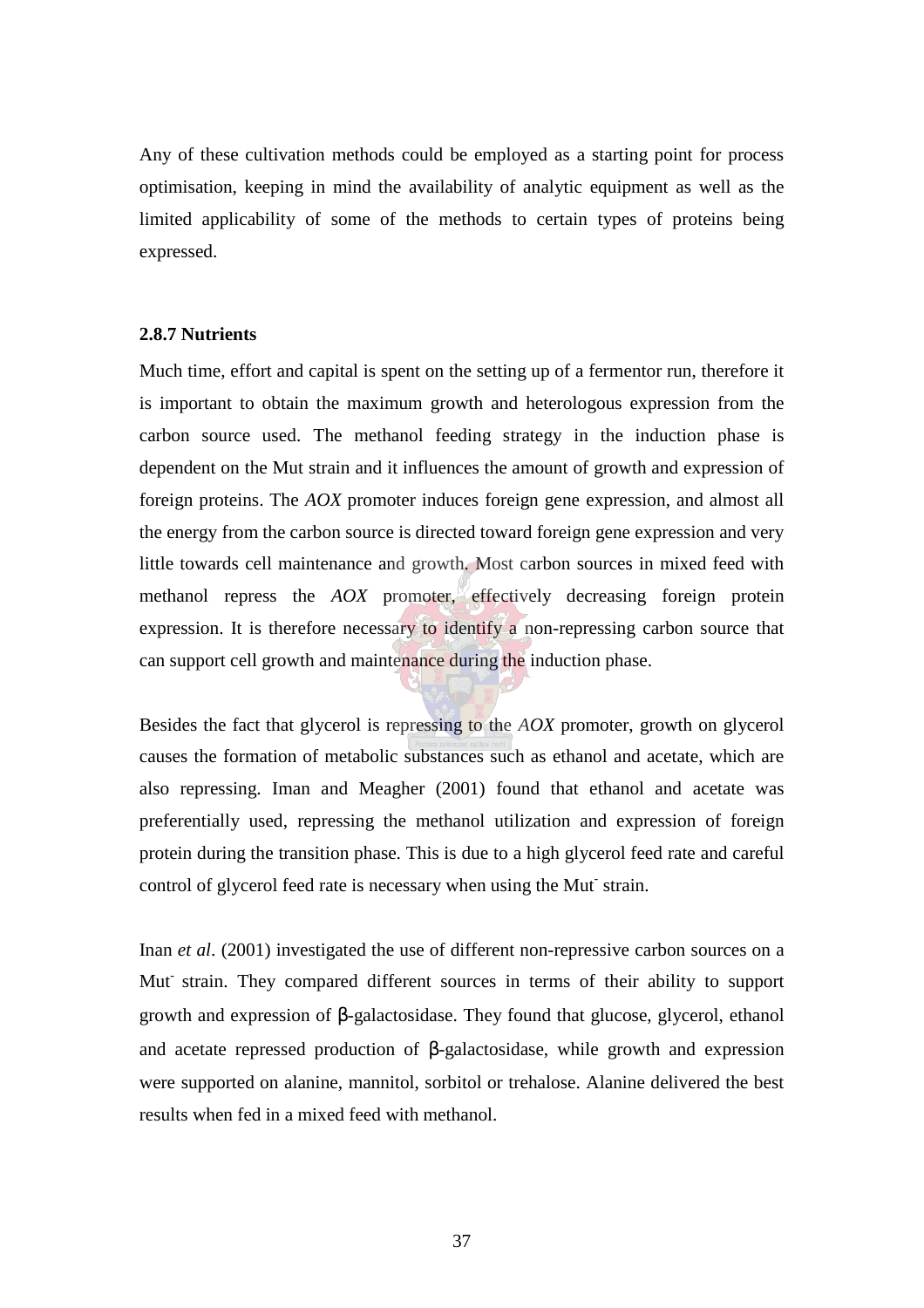Any of these cultivation methods could be employed as a starting point for process optimisation, keeping in mind the availability of analytic equipment as well as the limited applicability of some of the methods to certain types of proteins being expressed.

### 2.8.7 Nutrients

Much time, effort and capital is spent on the setting up of a fermentor run, therefore it is important to obtain the maximum growth and heterologous expression from the carbon source used. The methanol feeding strategy in the induction phase is dependent on the Mut strain and it influences the amount of growth and expression of foreign proteins. The *AOX* promoter induces foreign gene expression, and almost all the energy from the carbon source is directed toward foreign gene expression and very little towards cell maintenance and growth. Most carbon sources in mixed feed with methanol repress the *AOX* promoter, effectively decreasing foreign protein expression. It is therefore necessary to identify a non-repressing carbon source that can support cell growth and maintenance during the induction phase.

Besides the fact that glycerol is repressing to the *AOX* promoter, growth on glycerol causes the formation of metabolic substances such as ethanol and acetate, which are also repressing. Iman and Meagher (2001) found that ethanol and acetate was preferentially used, repressing the methanol utilization and expression of foreign protein during the transition phase. This is due to a high glycerol feed rate and careful control of glycerol feed rate is necessary when using the Mut$^-$ strain.

Inan *et al*. (2001) investigated the use of different non-repressive carbon sources on a Mut$^-$ strain. They compared different sources in terms of their ability to support growth and expression of β-galactosidase. They found that glucose, glycerol, ethanol and acetate repressed production of β-galactosidase, while growth and expression were supported on alanine, mannitol, sorbitol or trehalose. Alanine delivered the best results when fed in a mixed feed with methanol.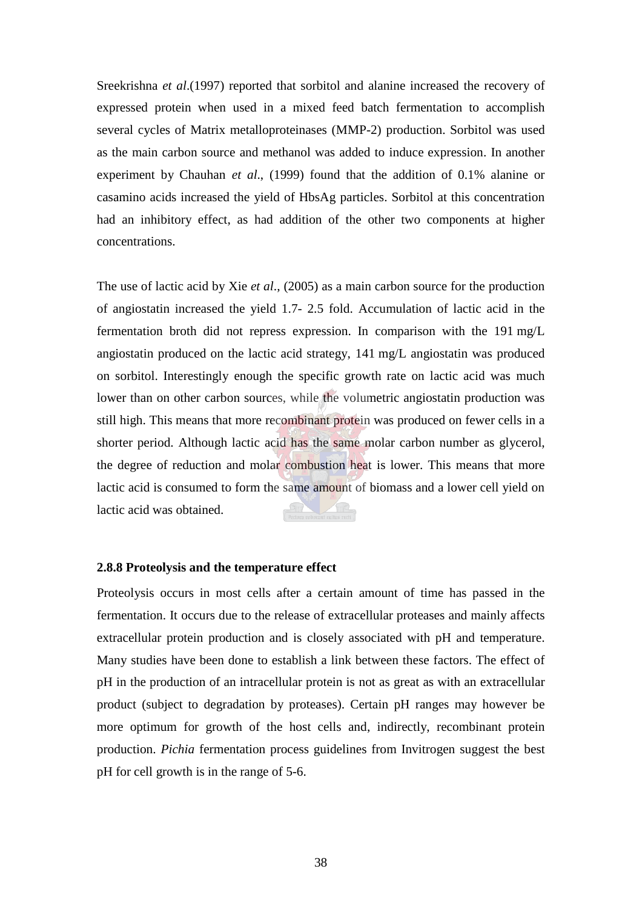Sreekrishna *et al*.(1997) reported that sorbitol and alanine increased the recovery of expressed protein when used in a mixed feed batch fermentation to accomplish several cycles of Matrix metalloproteinases (MMP-2) production. Sorbitol was used as the main carbon source and methanol was added to induce expression. In another experiment by Chauhan *et al*., (1999) found that the addition of 0.1% alanine or casamino acids increased the yield of HbsAg particles. Sorbitol at this concentration had an inhibitory effect, as had addition of the other two components at higher concentrations.

The use of lactic acid by Xie *et al*., (2005) as a main carbon source for the production of angiostatin increased the yield 1.7- 2.5 fold. Accumulation of lactic acid in the fermentation broth did not repress expression. In comparison with the 191 mg/L angiostatin produced on the lactic acid strategy, 141 mg/L angiostatin was produced on sorbitol. Interestingly enough the specific growth rate on lactic acid was much lower than on other carbon sources, while the volumetric angiostatin production was still high. This means that more recombinant protein was produced on fewer cells in a shorter period. Although lactic acid has the same molar carbon number as glycerol, the degree of reduction and molar combustion heat is lower. This means that more lactic acid is consumed to form the same amount of biomass and a lower cell yield on lactic acid was obtained.

### 2.8.8 Proteolysis and the temperature effect

Proteolysis occurs in most cells after a certain amount of time has passed in the fermentation. It occurs due to the release of extracellular proteases and mainly affects extracellular protein production and is closely associated with pH and temperature. Many studies have been done to establish a link between these factors. The effect of pH in the production of an intracellular protein is not as great as with an extracellular product (subject to degradation by proteases). Certain pH ranges may however be more optimum for growth of the host cells and, indirectly, recombinant protein production. *Pichia* fermentation process guidelines from Invitrogen suggest the best pH for cell growth is in the range of 5-6.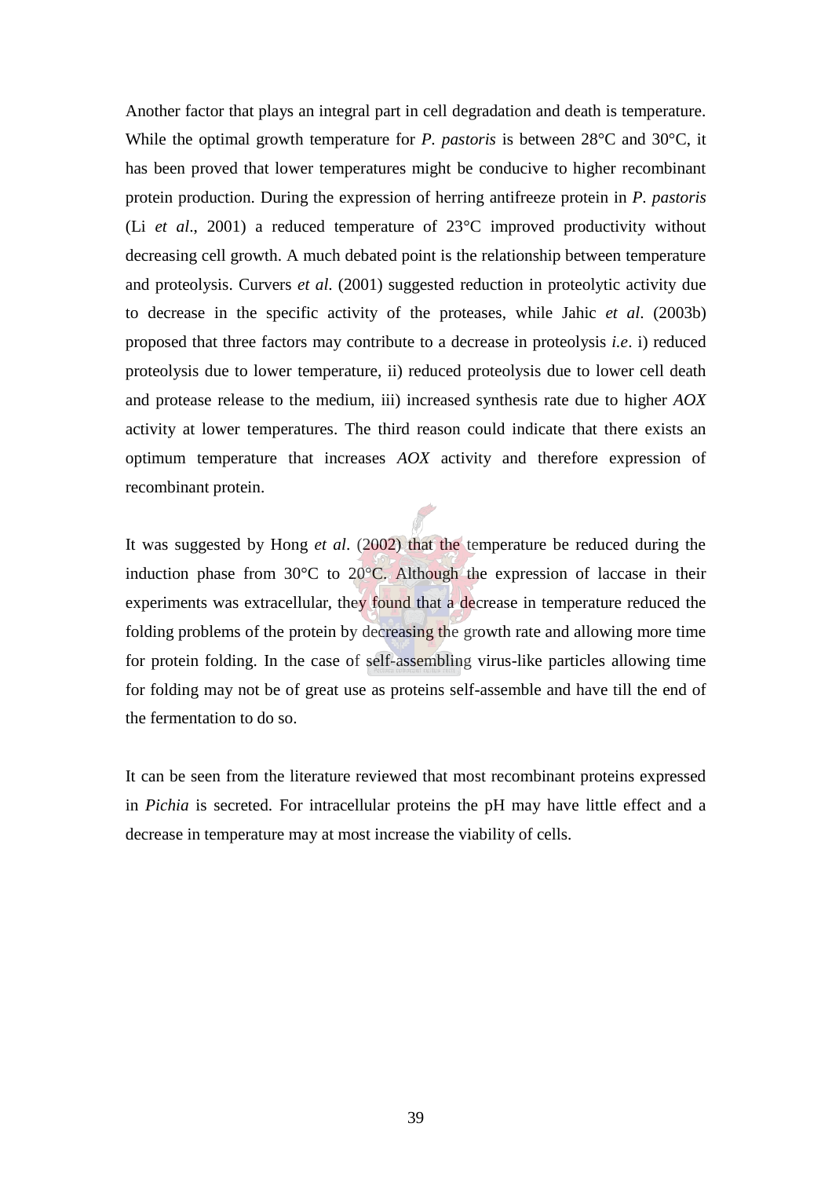Another factor that plays an integral part in cell degradation and death is temperature. While the optimal growth temperature for *P. pastoris* is between 28°C and 30°C, it has been proved that lower temperatures might be conducive to higher recombinant protein production. During the expression of herring antifreeze protein in *P. pastoris* (Li *et al*., 2001) a reduced temperature of 23°C improved productivity without decreasing cell growth. A much debated point is the relationship between temperature and proteolysis. Curvers *et al*. (2001) suggested reduction in proteolytic activity due to decrease in the specific activity of the proteases, while Jahic *et al*. (2003b) proposed that three factors may contribute to a decrease in proteolysis *i.e*. i) reduced proteolysis due to lower temperature, ii) reduced proteolysis due to lower cell death and protease release to the medium, iii) increased synthesis rate due to higher *AOX* activity at lower temperatures. The third reason could indicate that there exists an optimum temperature that increases *AOX* activity and therefore expression of recombinant protein.

It was suggested by Hong *et al*. (2002) that the temperature be reduced during the induction phase from 30°C to 20°C. Although the expression of laccase in their experiments was extracellular, they found that a decrease in temperature reduced the folding problems of the protein by decreasing the growth rate and allowing more time for protein folding. In the case of self-assembling virus-like particles allowing time for folding may not be of great use as proteins self-assemble and have till the end of the fermentation to do so.

It can be seen from the literature reviewed that most recombinant proteins expressed in *Pichia* is secreted. For intracellular proteins the pH may have little effect and a decrease in temperature may at most increase the viability of cells.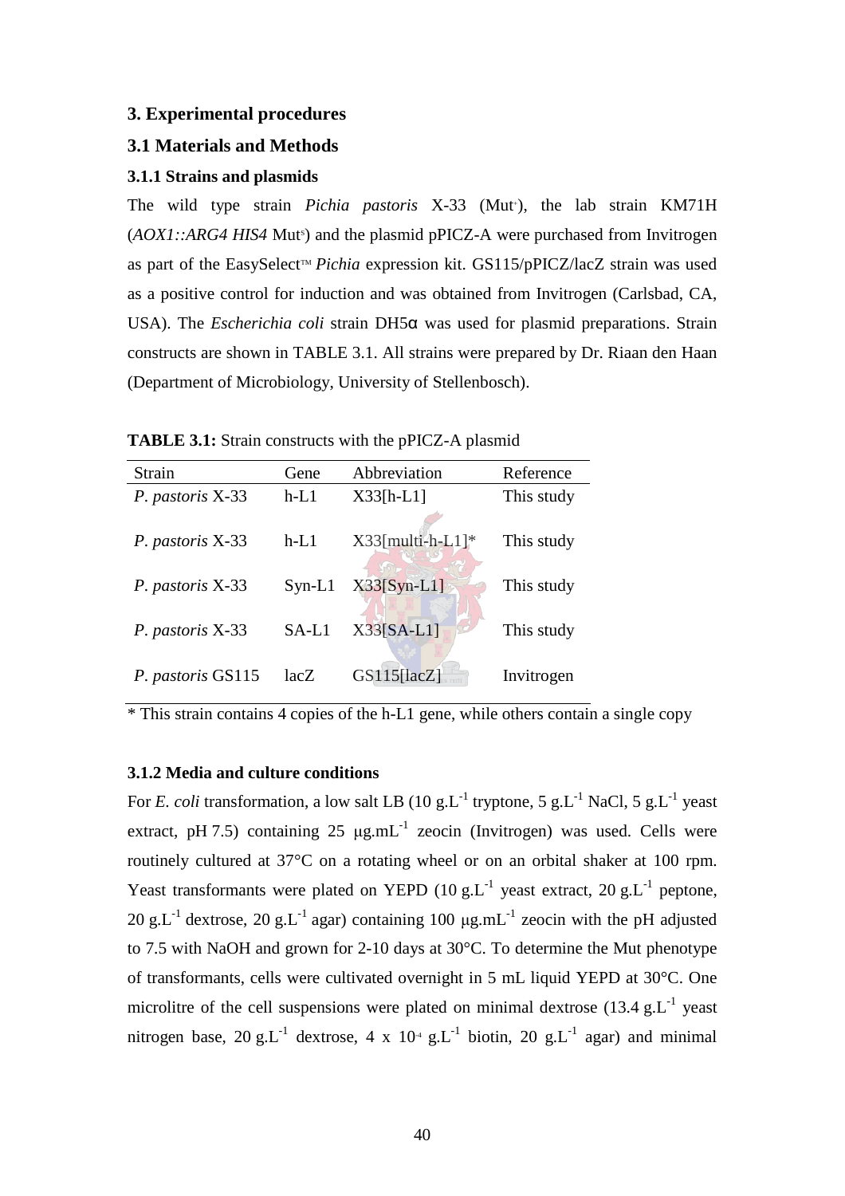## 3. Experimental procedures

## 3.1 Materials and Methods

### 3.1.1 Strains and plasmids

The wild type strain *Pichia pastoris* X-33 ($Mut^{+}$), the lab strain KM71H (*AOX1::ARG4 HIS4* $Mut^{s}$) and the plasmid pPICZ-A were purchased from Invitrogen as part of the EasySelect™ *Pichia* expression kit. GS115/pPICZ/lacZ strain was used as a positive control for induction and was obtained from Invitrogen (Carlsbad, CA, USA). The *Escherichia coli* strain DH5α was used for plasmid preparations. Strain constructs are shown in TABLE 3.1. All strains were prepared by Dr. Riaan den Haan (Department of Microbiology, University of Stellenbosch).

**TABLE 3.1:** Strain constructs with the pPICZ-A plasmid

| Strain | Gene | Abbreviation | Reference |
|---|---|---|---|
| *P. pastoris* X-33 | h-L1 | X33[h-L1] | This study |
| *P. pastoris* X-33 | h-L1 | X33[multi-h-L1]* | This study |
| *P. pastoris* X-33 | Syn-L1 | X33[Syn-L1] | This study |
| *P. pastoris* X-33 | SA-L1 | X33[SA-L1] | This study |
| *P. pastoris* GS115 | lacZ | GS115[lacZ] | Invitrogen |

* This strain contains 4 copies of the h-L1 gene, while others contain a single copy

### 3.1.2 Media and culture conditions

For *E. coli* transformation, a low salt LB (10 $g.L^{-1}$ tryptone, 5 $g.L^{-1}$ NaCl, 5 $g.L^{-1}$ yeast extract, pH 7.5) containing 25 $\mu g.mL^{-1}$ zeocin (Invitrogen) was used. Cells were routinely cultured at 37°C on a rotating wheel or on an orbital shaker at 100 rpm. Yeast transformants were plated on YEPD (10 $g.L^{-1}$ yeast extract, 20 $g.L^{-1}$ peptone, 20 $g.L^{-1}$ dextrose, 20 $g.L^{-1}$ agar) containing 100 $\mu g.mL^{-1}$ zeocin with the pH adjusted to 7.5 with NaOH and grown for 2-10 days at 30°C. To determine the Mut phenotype of transformants, cells were cultivated overnight in 5 mL liquid YEPD at 30°C. One microlitre of the cell suspensions were plated on minimal dextrose (13.4 $g.L^{-1}$ yeast nitrogen base, 20 $g.L^{-1}$ dextrose, 4 x $10^{-4}$ $g.L^{-1}$ biotin, 20 $g.L^{-1}$ agar) and minimal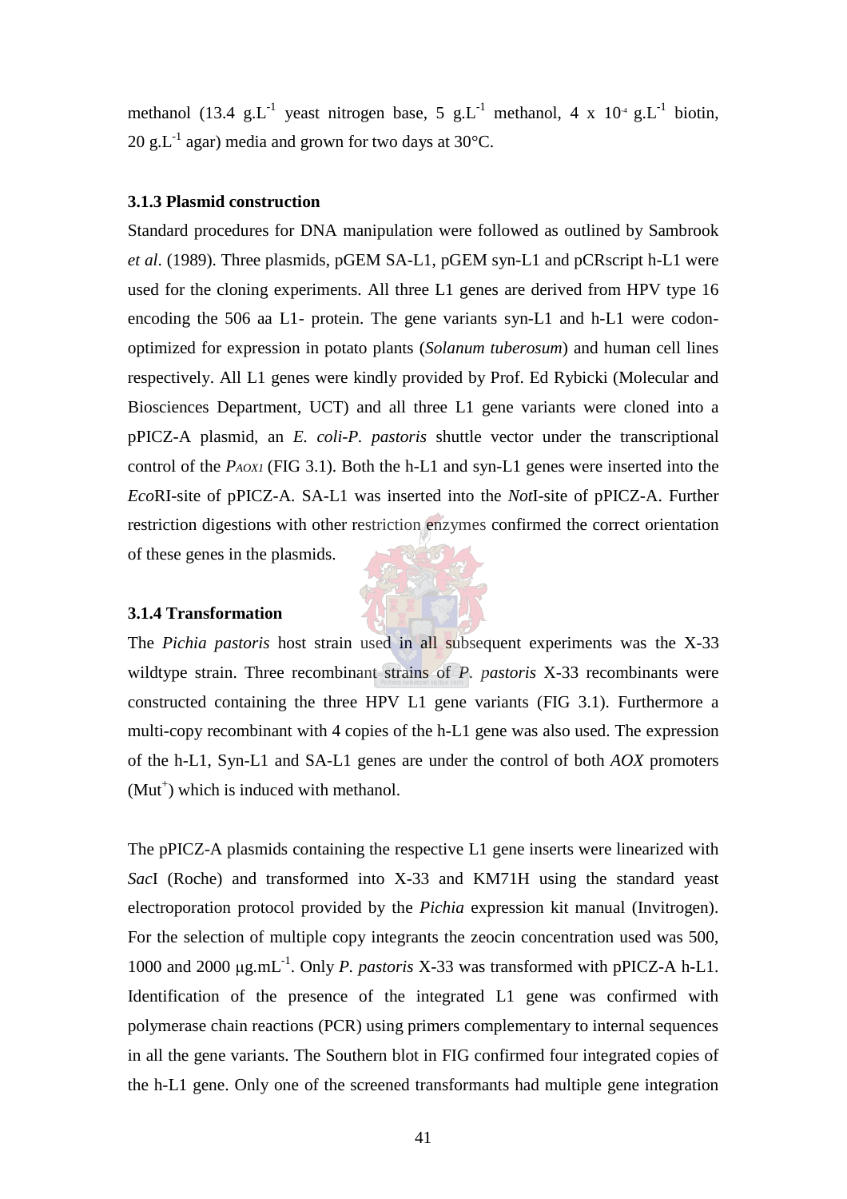methanol (13.4 g.L$^{-1}$ yeast nitrogen base, 5 g.L$^{-1}$ methanol, 4 x 10$^{-4}$ g.L$^{-1}$ biotin, 20 g.L$^{-1}$ agar) media and grown for two days at 30°C.

### 3.1.3 Plasmid construction

Standard procedures for DNA manipulation were followed as outlined by Sambrook *et al*. (1989). Three plasmids, pGEM SA-L1, pGEM syn-L1 and pCRscript h-L1 were used for the cloning experiments. All three L1 genes are derived from HPV type 16 encoding the 506 aa L1- protein. The gene variants syn-L1 and h-L1 were codon-optimized for expression in potato plants (*Solanum tuberosum*) and human cell lines respectively. All L1 genes were kindly provided by Prof. Ed Rybicki (Molecular and Biosciences Department, UCT) and all three L1 gene variants were cloned into a pPICZ-A plasmid, an *E. coli*-*P. pastoris* shuttle vector under the transcriptional control of the $P_{AOX1}$ (FIG 3.1). Both the h-L1 and syn-L1 genes were inserted into the *Eco*RI-site of pPICZ-A. SA-L1 was inserted into the *Not*I-site of pPICZ-A. Further restriction digestions with other restriction enzymes confirmed the correct orientation of these genes in the plasmids.

### 3.1.4 Transformation

The *Pichia pastoris* host strain used in all subsequent experiments was the X-33 wildtype strain. Three recombinant strains of *P. pastoris* X-33 recombinants were constructed containing the three HPV L1 gene variants (FIG 3.1). Furthermore a multi-copy recombinant with 4 copies of the h-L1 gene was also used. The expression of the h-L1, Syn-L1 and SA-L1 genes are under the control of both *AOX* promoters (Mut$^{+}$) which is induced with methanol.

The pPICZ-A plasmids containing the respective L1 gene inserts were linearized with *Sac*I (Roche) and transformed into X-33 and KM71H using the standard yeast electroporation protocol provided by the *Pichia* expression kit manual (Invitrogen). For the selection of multiple copy integrants the zeocin concentration used was 500, 1000 and 2000 μg.mL$^{-1}$. Only *P. pastoris* X-33 was transformed with pPICZ-A h-L1. Identification of the presence of the integrated L1 gene was confirmed with polymerase chain reactions (PCR) using primers complementary to internal sequences in all the gene variants. The Southern blot in FIG confirmed four integrated copies of the h-L1 gene. Only one of the screened transformants had multiple gene integration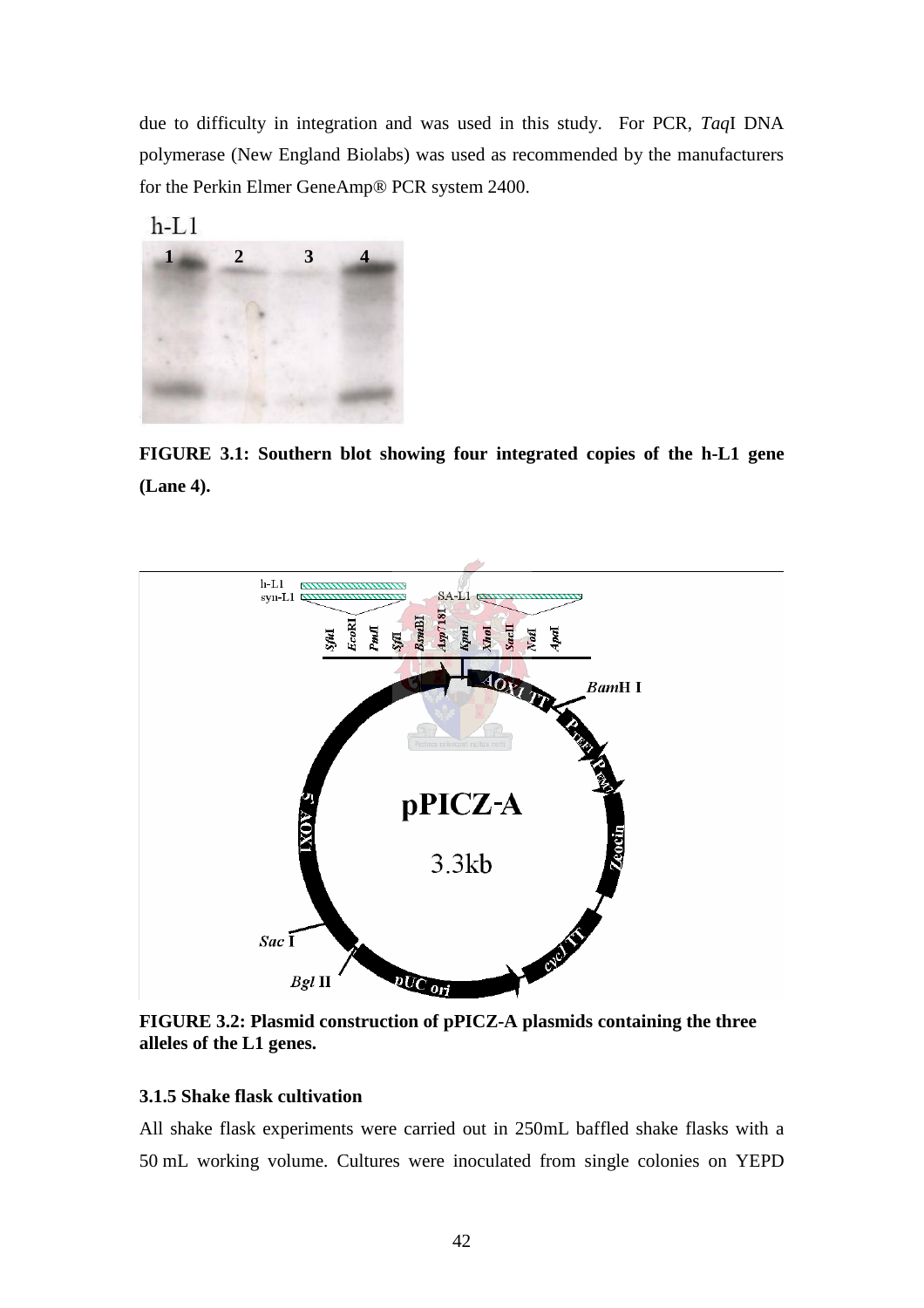due to difficulty in integration and was used in this study. For PCR, *Taq*I DNA polymerase (New England Biolabs) was used as recommended by the manufacturers for the Perkin Elmer GeneAmp® PCR system 2400.

**FIGURE 3.1: Southern blot showing four integrated copies of the h-L1 gene (Lane 4).**

**FIGURE 3.2: Plasmid construction of pPICZ-A plasmids containing the three alleles of the L1 genes.**

### 3.1.5 Shake flask cultivation

All shake flask experiments were carried out in 250mL baffled shake flasks with a 50 mL working volume. Cultures were inoculated from single colonies on YEPD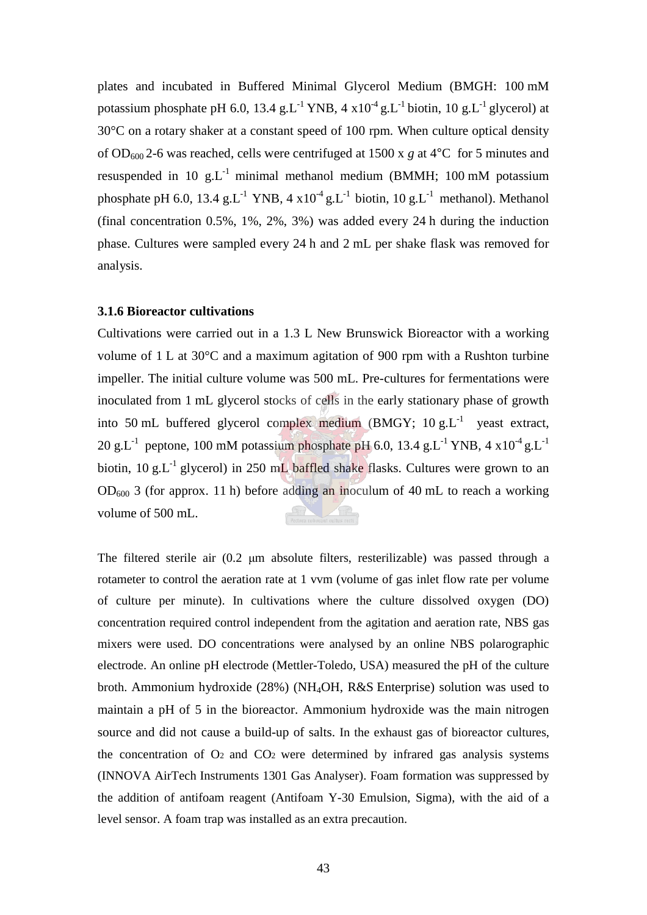plates and incubated in Buffered Minimal Glycerol Medium (BMGH: 100 mM potassium phosphate pH 6.0, 13.4 $g.L^{-1}$ YNB, 4 $x10^{-4}$ $g.L^{-1}$ biotin, 10 $g.L^{-1}$ glycerol) at 30°C on a rotary shaker at a constant speed of 100 rpm. When culture optical density of $OD_{600}$ 2-6 was reached, cells were centrifuged at 1500 x *g* at 4°C for 5 minutes and resuspended in 10 $g.L^{-1}$ minimal methanol medium (BMMH; 100 mM potassium phosphate pH 6.0, 13.4 $g.L^{-1}$ YNB, 4 $x10^{-4}$ $g.L^{-1}$ biotin, 10 $g.L^{-1}$ methanol). Methanol (final concentration 0.5%, 1%, 2%, 3%) was added every 24 h during the induction phase. Cultures were sampled every 24 h and 2 mL per shake flask was removed for analysis.

### 3.1.6 Bioreactor cultivations

Cultivations were carried out in a 1.3 L New Brunswick Bioreactor with a working volume of 1 L at 30°C and a maximum agitation of 900 rpm with a Rushton turbine impeller. The initial culture volume was 500 mL. Pre-cultures for fermentations were inoculated from 1 mL glycerol stocks of cells in the early stationary phase of growth into 50 mL buffered glycerol complex medium (BMGY; 10 $g.L^{-1}$ yeast extract, 20 $g.L^{-1}$ peptone, 100 mM potassium phosphate pH 6.0, 13.4 $g.L^{-1}$ YNB, 4 $x10^{-4}$ $g.L^{-1}$ biotin, 10 $g.L^{-1}$ glycerol) in 250 mL baffled shake flasks. Cultures were grown to an $OD_{600}$ 3 (for approx. 11 h) before adding an inoculum of 40 mL to reach a working volume of 500 mL.

The filtered sterile air (0.2 μm absolute filters, resterilizable) was passed through a rotameter to control the aeration rate at 1 vvm (volume of gas inlet flow rate per volume of culture per minute). In cultivations where the culture dissolved oxygen (DO) concentration required control independent from the agitation and aeration rate, NBS gas mixers were used. DO concentrations were analysed by an online NBS polarographic electrode. An online pH electrode (Mettler-Toledo, USA) measured the pH of the culture broth. Ammonium hydroxide (28%) ($NH_4OH$, R&S Enterprise) solution was used to maintain a pH of 5 in the bioreactor. Ammonium hydroxide was the main nitrogen source and did not cause a build-up of salts. In the exhaust gas of bioreactor cultures, the concentration of $O_2$ and $CO_2$ were determined by infrared gas analysis systems (INNOVA AirTech Instruments 1301 Gas Analyser). Foam formation was suppressed by the addition of antifoam reagent (Antifoam Y-30 Emulsion, Sigma), with the aid of a level sensor. A foam trap was installed as an extra precaution.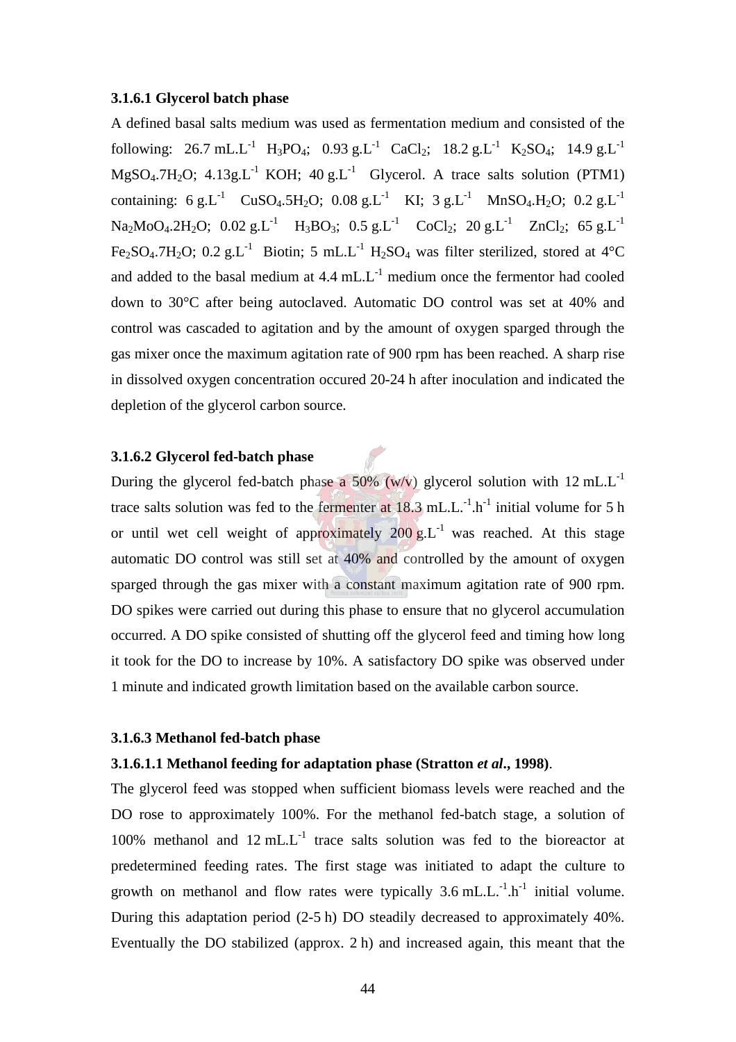### 3.1.6.1 Glycerol batch phase

A defined basal salts medium was used as fermentation medium and consisted of the following: 26.7 mL.L$^{-1}$ $H_3PO_4$; 0.93 g.L$^{-1}$ $CaCl_2$; 18.2 g.L$^{-1}$ $K_2SO_4$; 14.9 g.L$^{-1}$ $MgSO_4.7H_2O$; 4.13g.L$^{-1}$ KOH; 40 g.L$^{-1}$ Glycerol. A trace salts solution (PTM1) containing: 6 g.L$^{-1}$ $CuSO_4.5H_2O$; 0.08 g.L$^{-1}$ KI; 3 g.L$^{-1}$ $MnSO_4.H_2O$; 0.2 g.L$^{-1}$ $Na_2MoO_4.2H_2O$; 0.02 g.L$^{-1}$ $H_3BO_3$; 0.5 g.L$^{-1}$ $CoCl_2$; 20 g.L$^{-1}$ $ZnCl_2$; 65 g.L$^{-1}$ $Fe_2SO_4.7H_2O$; 0.2 g.L$^{-1}$ Biotin; 5 mL.L$^{-1}$ $H_2SO_4$ was filter sterilized, stored at 4°C and added to the basal medium at 4.4 mL.L$^{-1}$ medium once the fermentor had cooled down to 30°C after being autoclaved. Automatic DO control was set at 40% and control was cascaded to agitation and by the amount of oxygen sparged through the gas mixer once the maximum agitation rate of 900 rpm has been reached. A sharp rise in dissolved oxygen concentration occured 20-24 h after inoculation and indicated the depletion of the glycerol carbon source.

### 3.1.6.2 Glycerol fed-batch phase

During the glycerol fed-batch phase a 50% (w/v) glycerol solution with 12 mL.L$^{-1}$ trace salts solution was fed to the fermenter at 18.3 mL.L.$^{-1}$.h$^{-1}$ initial volume for 5 h or until wet cell weight of approximately 200 g.L$^{-1}$ was reached. At this stage automatic DO control was still set at 40% and controlled by the amount of oxygen sparged through the gas mixer with a constant maximum agitation rate of 900 rpm. DO spikes were carried out during this phase to ensure that no glycerol accumulation occurred. A DO spike consisted of shutting off the glycerol feed and timing how long it took for the DO to increase by 10%. A satisfactory DO spike was observed under 1 minute and indicated growth limitation based on the available carbon source.

### 3.1.6.3 Methanol fed-batch phase

#### 3.1.6.1.1 Methanol feeding for adaptation phase (Stratton *et al*., 1998).

The glycerol feed was stopped when sufficient biomass levels were reached and the DO rose to approximately 100%. For the methanol fed-batch stage, a solution of 100% methanol and 12 mL.L$^{-1}$ trace salts solution was fed to the bioreactor at predetermined feeding rates. The first stage was initiated to adapt the culture to growth on methanol and flow rates were typically 3.6 mL.L.$^{-1}$.h$^{-1}$ initial volume. During this adaptation period (2-5 h) DO steadily decreased to approximately 40%. Eventually the DO stabilized (approx. 2 h) and increased again, this meant that the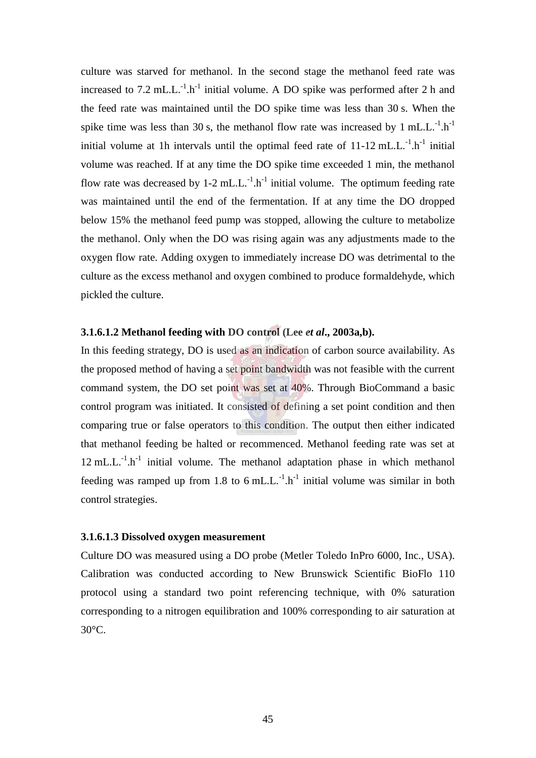culture was starved for methanol. In the second stage the methanol feed rate was increased to 7.2 mL.L.$^{-1}$.h$^{-1}$ initial volume. A DO spike was performed after 2 h and the feed rate was maintained until the DO spike time was less than 30 s. When the spike time was less than 30 s, the methanol flow rate was increased by 1 mL.L.$^{-1}$.h$^{-1}$ initial volume at 1h intervals until the optimal feed rate of 11-12 mL.L.$^{-1}$.h$^{-1}$ initial volume was reached. If at any time the DO spike time exceeded 1 min, the methanol flow rate was decreased by 1-2 mL.L.$^{-1}$.h$^{-1}$ initial volume. The optimum feeding rate was maintained until the end of the fermentation. If at any time the DO dropped below 15% the methanol feed pump was stopped, allowing the culture to metabolize the methanol. Only when the DO was rising again was any adjustments made to the oxygen flow rate. Adding oxygen to immediately increase DO was detrimental to the culture as the excess methanol and oxygen combined to produce formaldehyde, which pickled the culture.

#### 3.1.6.1.2 Methanol feeding with DO control (Lee *et al*., 2003a,b).

In this feeding strategy, DO is used as an indication of carbon source availability. As the proposed method of having a set point bandwidth was not feasible with the current command system, the DO set point was set at 40%. Through BioCommand a basic control program was initiated. It consisted of defining a set point condition and then comparing true or false operators to this condition. The output then either indicated that methanol feeding be halted or recommenced. Methanol feeding rate was set at 12 mL.L.$^{-1}$.h$^{-1}$ initial volume. The methanol adaptation phase in which methanol feeding was ramped up from 1.8 to 6 mL.L.$^{-1}$.h$^{-1}$ initial volume was similar in both control strategies.

#### 3.1.6.1.3 Dissolved oxygen measurement

Culture DO was measured using a DO probe (Metler Toledo InPro 6000, Inc., USA). Calibration was conducted according to New Brunswick Scientific BioFlo 110 protocol using a standard two point referencing technique, with 0% saturation corresponding to a nitrogen equilibration and 100% corresponding to air saturation at 30°C.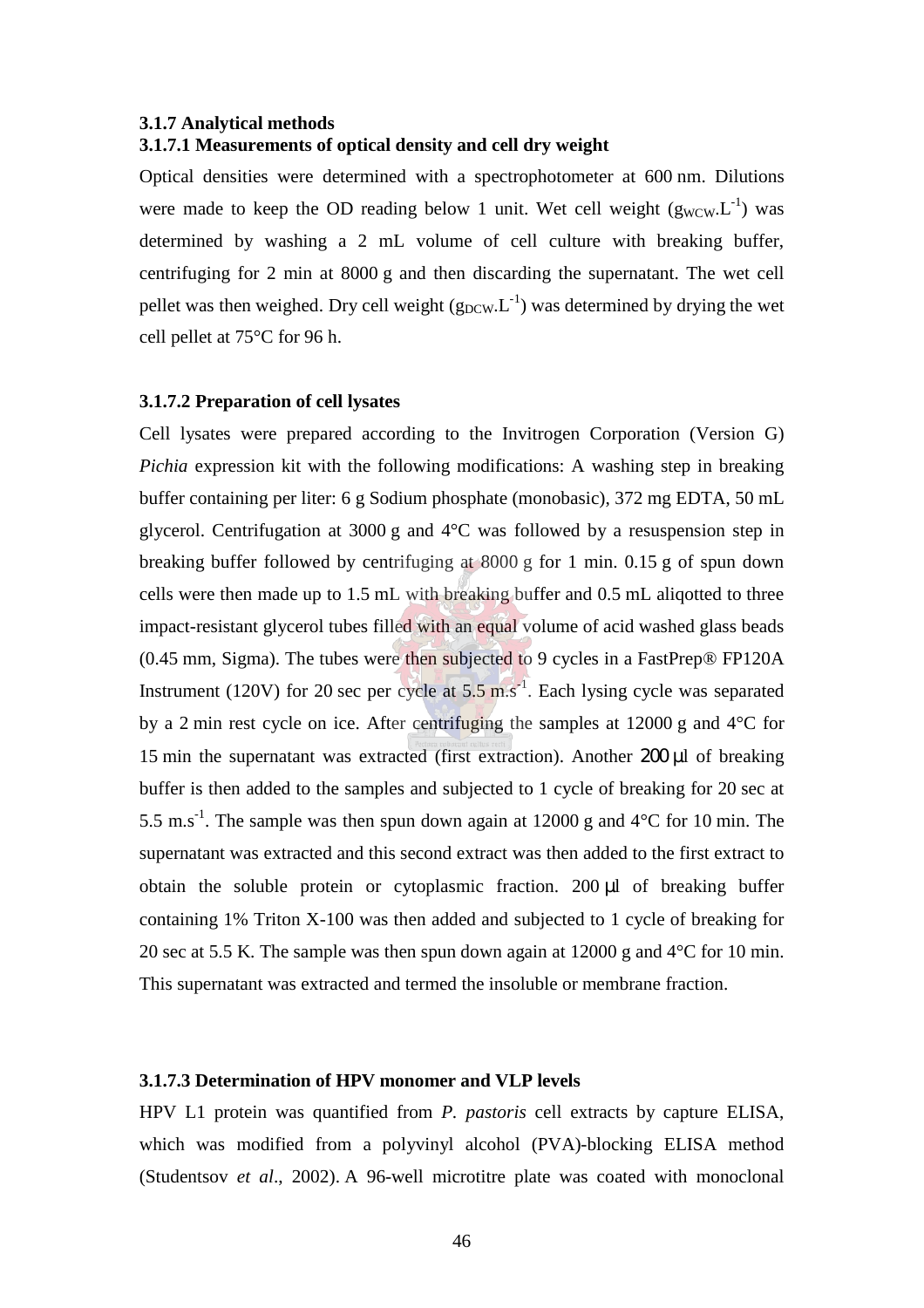### 3.1.7 Analytical methods

#### 3.1.7.1 Measurements of optical density and cell dry weight

Optical densities were determined with a spectrophotometer at 600 nm. Dilutions were made to keep the OD reading below 1 unit. Wet cell weight ($g_{WCW}.L^{-1}$) was determined by washing a 2 mL volume of cell culture with breaking buffer, centrifuging for 2 min at 8000 g and then discarding the supernatant. The wet cell pellet was then weighed. Dry cell weight ($g_{DCW}.L^{-1}$) was determined by drying the wet cell pellet at 75°C for 96 h.

#### 3.1.7.2 Preparation of cell lysates

Cell lysates were prepared according to the Invitrogen Corporation (Version G) *Pichia* expression kit with the following modifications: A washing step in breaking buffer containing per liter: 6 g Sodium phosphate (monobasic), 372 mg EDTA, 50 mL glycerol. Centrifugation at 3000 g and 4°C was followed by a resuspension step in breaking buffer followed by centrifuging at 8000 g for 1 min. 0.15 g of spun down cells were then made up to 1.5 mL with breaking buffer and 0.5 mL aliqotted to three impact-resistant glycerol tubes filled with an equal volume of acid washed glass beads (0.45 mm, Sigma). The tubes were then subjected to 9 cycles in a FastPrep® FP120A Instrument (120V) for 20 sec per cycle at 5.5 $m.s^{-1}$. Each lysing cycle was separated by a 2 min rest cycle on ice. After centrifuging the samples at 12000 g and 4°C for 15 min the supernatant was extracted (first extraction). Another 200 µl of breaking buffer is then added to the samples and subjected to 1 cycle of breaking for 20 sec at 5.5 $m.s^{-1}$. The sample was then spun down again at 12000 g and 4°C for 10 min. The supernatant was extracted and this second extract was then added to the first extract to obtain the soluble protein or cytoplasmic fraction. 200 µl of breaking buffer containing 1% Triton X-100 was then added and subjected to 1 cycle of breaking for 20 sec at 5.5 K. The sample was then spun down again at 12000 g and 4°C for 10 min. This supernatant was extracted and termed the insoluble or membrane fraction.

#### 3.1.7.3 Determination of HPV monomer and VLP levels

HPV L1 protein was quantified from *P. pastoris* cell extracts by capture ELISA, which was modified from a polyvinyl alcohol (PVA)-blocking ELISA method (Studentsov *et al*., 2002). A 96-well microtitre plate was coated with monoclonal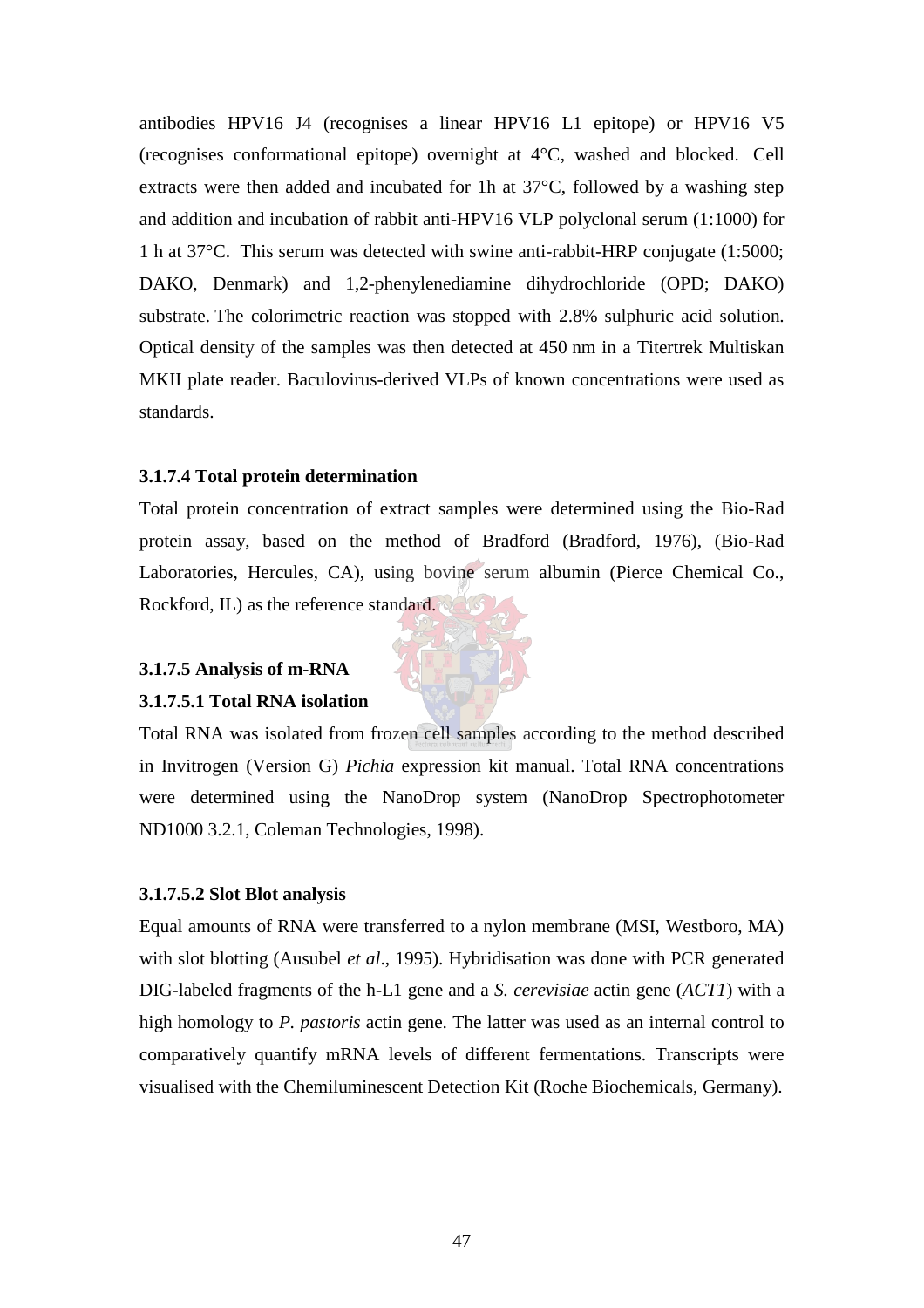antibodies HPV16 J4 (recognises a linear HPV16 L1 epitope) or HPV16 V5 (recognises conformational epitope) overnight at 4°C, washed and blocked. Cell extracts were then added and incubated for 1h at 37°C, followed by a washing step and addition and incubation of rabbit anti-HPV16 VLP polyclonal serum (1:1000) for 1 h at 37°C. This serum was detected with swine anti-rabbit-HRP conjugate (1:5000; DAKO, Denmark) and 1,2-phenylenediamine dihydrochloride (OPD; DAKO) substrate. The colorimetric reaction was stopped with 2.8% sulphuric acid solution. Optical density of the samples was then detected at 450 nm in a Titertrek Multiskan MKII plate reader. Baculovirus-derived VLPs of known concentrations were used as standards.

#### 3.1.7.4 Total protein determination

Total protein concentration of extract samples were determined using the Bio-Rad protein assay, based on the method of Bradford (Bradford, 1976), (Bio-Rad Laboratories, Hercules, CA), using bovine serum albumin (Pierce Chemical Co., Rockford, IL) as the reference standard.

#### 3.1.7.5 Analysis of m-RNA

##### 3.1.7.5.1 Total RNA isolation

Total RNA was isolated from frozen cell samples according to the method described in Invitrogen (Version G) *Pichia* expression kit manual. Total RNA concentrations were determined using the NanoDrop system (NanoDrop Spectrophotometer ND1000 3.2.1, Coleman Technologies, 1998).

##### 3.1.7.5.2 Slot Blot analysis

Equal amounts of RNA were transferred to a nylon membrane (MSI, Westboro, MA) with slot blotting (Ausubel *et al*., 1995). Hybridisation was done with PCR generated DIG-labeled fragments of the h-L1 gene and a *S. cerevisiae* actin gene (*ACT1*) with a high homology to *P. pastoris* actin gene. The latter was used as an internal control to comparatively quantify mRNA levels of different fermentations. Transcripts were visualised with the Chemiluminescent Detection Kit (Roche Biochemicals, Germany).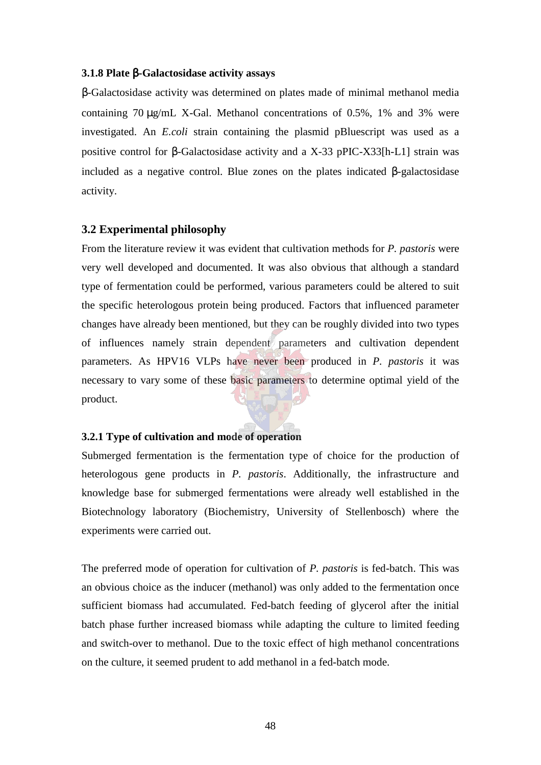### 3.1.8 Plate β-Galactosidase activity assays

β-Galactosidase activity was determined on plates made of minimal methanol media containing 70 μg/mL X-Gal. Methanol concentrations of 0.5%, 1% and 3% were investigated. An *E.coli* strain containing the plasmid pBluescript was used as a positive control for β-Galactosidase activity and a X-33 pPIC-X33[h-L1] strain was included as a negative control. Blue zones on the plates indicated β-galactosidase activity.

## 3.2 Experimental philosophy

From the literature review it was evident that cultivation methods for *P. pastoris* were very well developed and documented. It was also obvious that although a standard type of fermentation could be performed, various parameters could be altered to suit the specific heterologous protein being produced. Factors that influenced parameter changes have already been mentioned, but they can be roughly divided into two types of influences namely strain dependent parameters and cultivation dependent parameters. As HPV16 VLPs have never been produced in *P. pastoris* it was necessary to vary some of these basic parameters to determine optimal yield of the product.

### 3.2.1 Type of cultivation and mode of operation

Submerged fermentation is the fermentation type of choice for the production of heterologous gene products in *P. pastoris*. Additionally, the infrastructure and knowledge base for submerged fermentations were already well established in the Biotechnology laboratory (Biochemistry, University of Stellenbosch) where the experiments were carried out.

The preferred mode of operation for cultivation of *P. pastoris* is fed-batch. This was an obvious choice as the inducer (methanol) was only added to the fermentation once sufficient biomass had accumulated. Fed-batch feeding of glycerol after the initial batch phase further increased biomass while adapting the culture to limited feeding and switch-over to methanol. Due to the toxic effect of high methanol concentrations on the culture, it seemed prudent to add methanol in a fed-batch mode.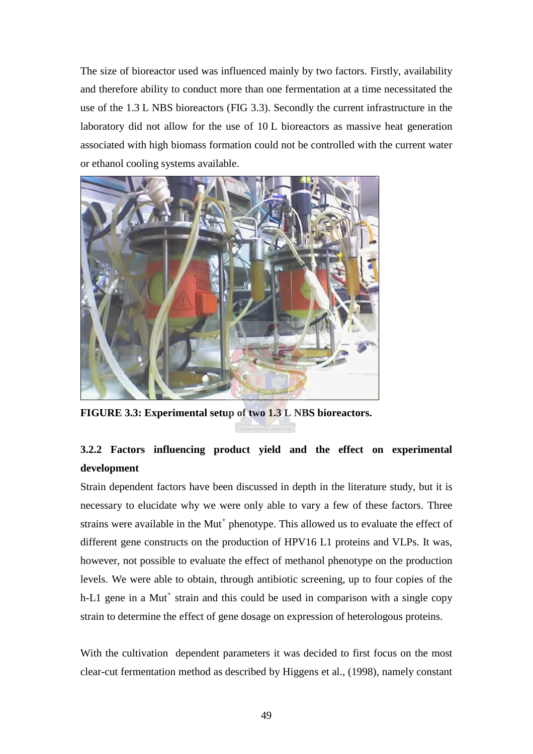The size of bioreactor used was influenced mainly by two factors. Firstly, availability and therefore ability to conduct more than one fermentation at a time necessitated the use of the 1.3 L NBS bioreactors (FIG 3.3). Secondly the current infrastructure in the laboratory did not allow for the use of 10 L bioreactors as massive heat generation associated with high biomass formation could not be controlled with the current water or ethanol cooling systems available.

**FIGURE 3.3: Experimental setup of two 1.3 L NBS bioreactors.**

### 3.2.2 Factors influencing product yield and the effect on experimental development

Strain dependent factors have been discussed in depth in the literature study, but it is necessary to elucidate why we were only able to vary a few of these factors. Three strains were available in the Mut$^+$ phenotype. This allowed us to evaluate the effect of different gene constructs on the production of HPV16 L1 proteins and VLPs. It was, however, not possible to evaluate the effect of methanol phenotype on the production levels. We were able to obtain, through antibiotic screening, up to four copies of the h-L1 gene in a Mut$^+$ strain and this could be used in comparison with a single copy strain to determine the effect of gene dosage on expression of heterologous proteins.

With the cultivation dependent parameters it was decided to first focus on the most clear-cut fermentation method as described by Higgens et al., (1998), namely constant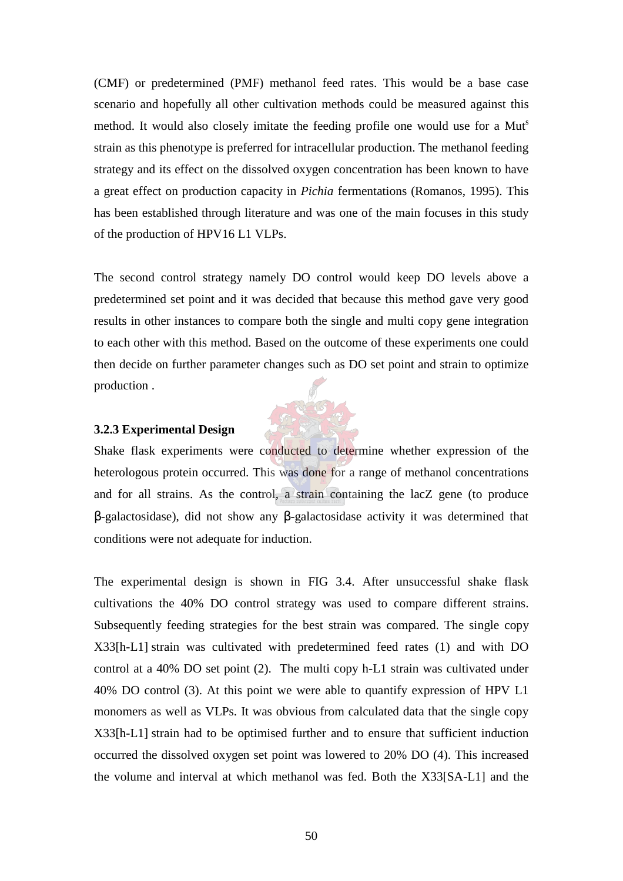(CMF) or predetermined (PMF) methanol feed rates. This would be a base case scenario and hopefully all other cultivation methods could be measured against this method. It would also closely imitate the feeding profile one would use for a Mut$^s$ strain as this phenotype is preferred for intracellular production. The methanol feeding strategy and its effect on the dissolved oxygen concentration has been known to have a great effect on production capacity in *Pichia* fermentations (Romanos, 1995). This has been established through literature and was one of the main focuses in this study of the production of HPV16 L1 VLPs.

The second control strategy namely DO control would keep DO levels above a predetermined set point and it was decided that because this method gave very good results in other instances to compare both the single and multi copy gene integration to each other with this method. Based on the outcome of these experiments one could then decide on further parameter changes such as DO set point and strain to optimize production .

### 3.2.3 Experimental Design

Shake flask experiments were conducted to determine whether expression of the heterologous protein occurred. This was done for a range of methanol concentrations and for all strains. As the control, a strain containing the lacZ gene (to produce β-galactosidase), did not show any β-galactosidase activity it was determined that conditions were not adequate for induction.

The experimental design is shown in FIG 3.4. After unsuccessful shake flask cultivations the 40% DO control strategy was used to compare different strains. Subsequently feeding strategies for the best strain was compared. The single copy X33[h-L1] strain was cultivated with predetermined feed rates (1) and with DO control at a 40% DO set point (2). The multi copy h-L1 strain was cultivated under 40% DO control (3). At this point we were able to quantify expression of HPV L1 monomers as well as VLPs. It was obvious from calculated data that the single copy X33[h-L1] strain had to be optimised further and to ensure that sufficient induction occurred the dissolved oxygen set point was lowered to 20% DO (4). This increased the volume and interval at which methanol was fed. Both the X33[SA-L1] and the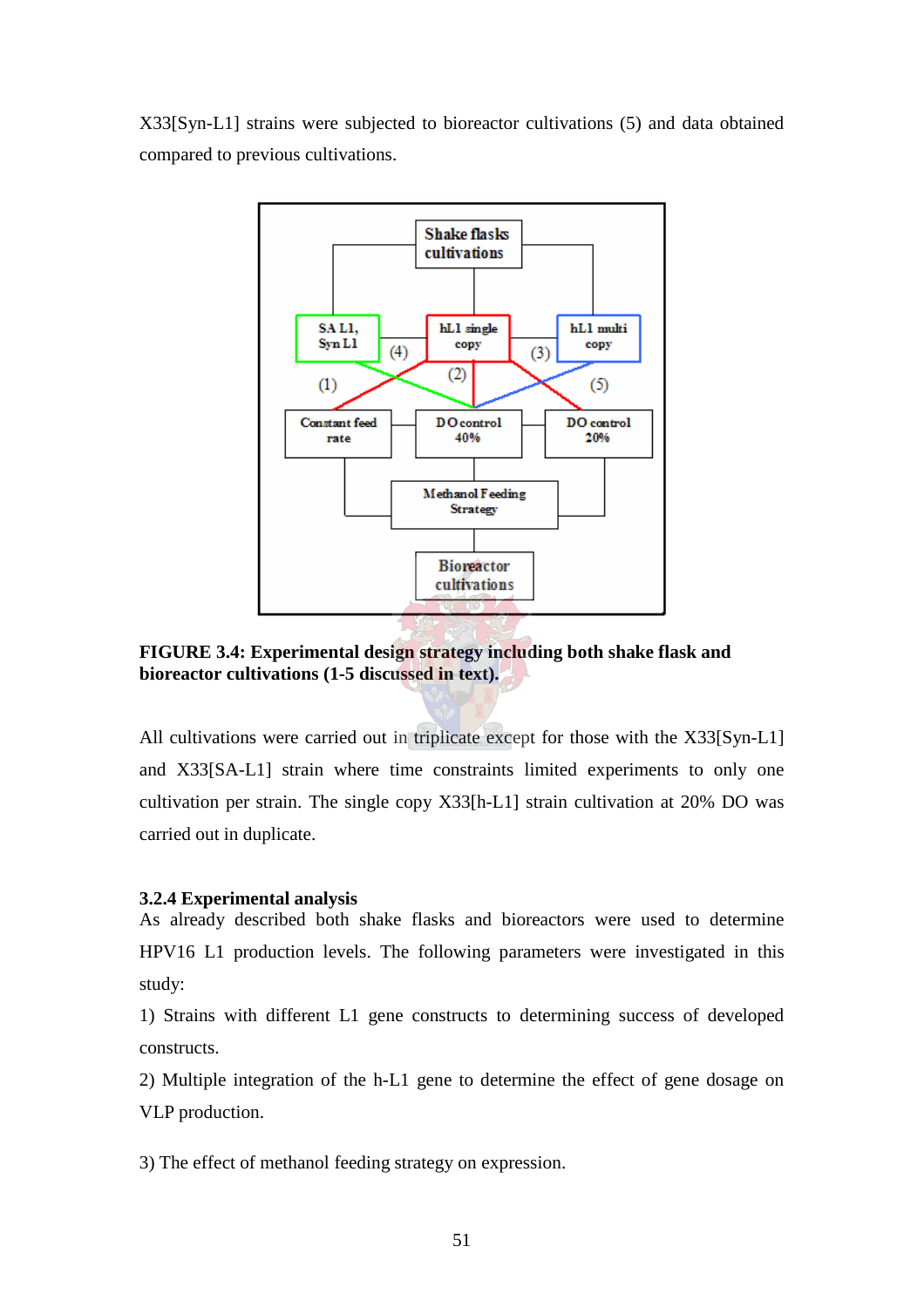X33[Syn-L1] strains were subjected to bioreactor cultivations (5) and data obtained compared to previous cultivations.

**FIGURE 3.4: Experimental design strategy including both shake flask and bioreactor cultivations (1-5 discussed in text).**

All cultivations were carried out in triplicate except for those with the X33[Syn-L1] and X33[SA-L1] strain where time constraints limited experiments to only one cultivation per strain. The single copy X33[h-L1] strain cultivation at 20% DO was carried out in duplicate.

### 3.2.4 Experimental analysis

As already described both shake flasks and bioreactors were used to determine HPV16 L1 production levels. The following parameters were investigated in this study:

1) Strains with different L1 gene constructs to determining success of developed constructs.

2) Multiple integration of the h-L1 gene to determine the effect of gene dosage on VLP production.

3) The effect of methanol feeding strategy on expression.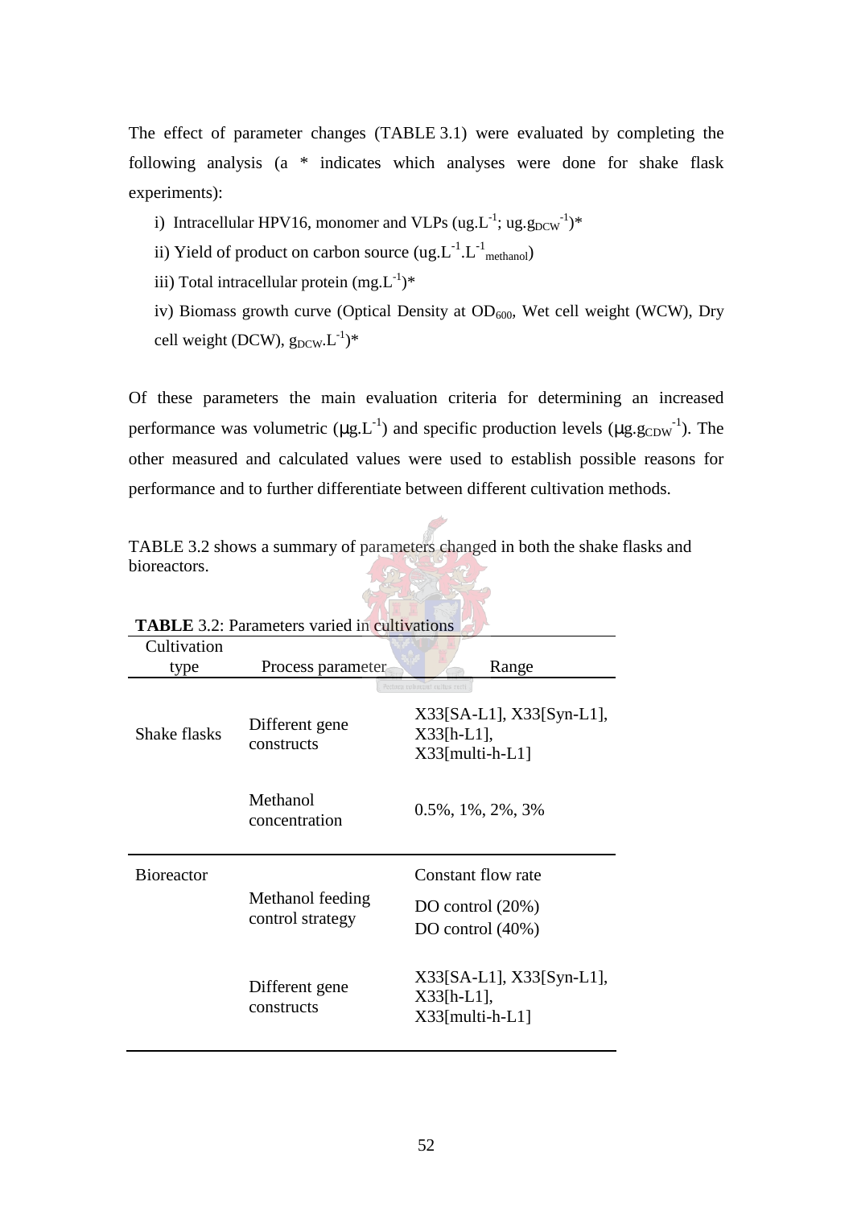The effect of parameter changes (TABLE 3.1) were evaluated by completing the following analysis (a * indicates which analyses were done for shake flask experiments):

i) Intracellular HPV16, monomer and VLPs ($ug.L^{-1}$; $ug.g_{DCW}^{-1}$)*

ii) Yield of product on carbon source ($ug.L^{-1}.L^{-1}_{methanol}$)

iii) Total intracellular protein ($mg.L^{-1}$)*

iv) Biomass growth curve (Optical Density at $OD_{600}$, Wet cell weight (WCW), Dry cell weight (DCW), $g_{DCW}.L^{-1}$)*

Of these parameters the main evaluation criteria for determining an increased performance was volumetric ($\mu g.L^{-1}$) and specific production levels ($\mu g.g_{CDW}^{-1}$). The other measured and calculated values were used to establish possible reasons for performance and to further differentiate between different cultivation methods.

TABLE 3.2 shows a summary of parameters changed in both the shake flasks and bioreactors.

**TABLE** 3.2: Parameters varied in cultivations

| Cultivation type | Process parameter | Range |
|---|---|---|
| Shake flasks | Different gene constructs | X33[SA-L1], X33[Syn-L1], X33[h-L1], X33[multi-h-L1] |
| | Methanol concentration | 0.5%, 1%, 2%, 3% |
| Bioreactor | Methanol feeding control strategy | Constant flow rate<br>DO control (20%)<br>DO control (40%) |
| | Different gene constructs | X33[SA-L1], X33[Syn-L1], X33[h-L1], X33[multi-h-L1] |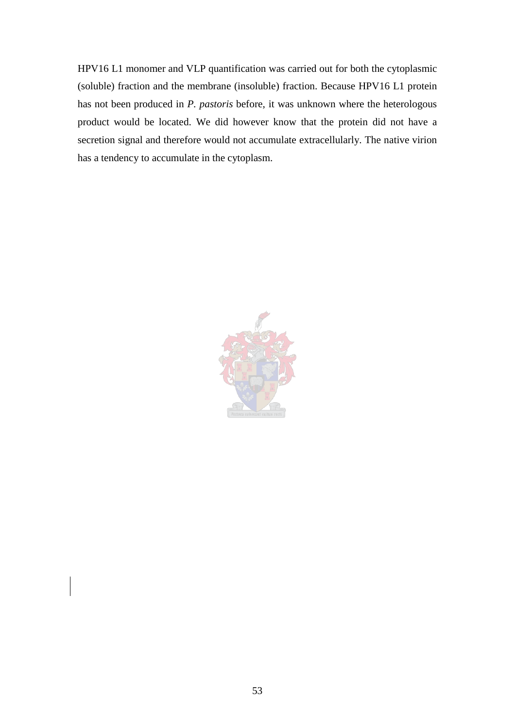HPV16 L1 monomer and VLP quantification was carried out for both the cytoplasmic (soluble) fraction and the membrane (insoluble) fraction. Because HPV16 L1 protein has not been produced in *P. pastoris* before, it was unknown where the heterologous product would be located. We did however know that the protein did not have a secretion signal and therefore would not accumulate extracellularly. The native virion has a tendency to accumulate in the cytoplasm.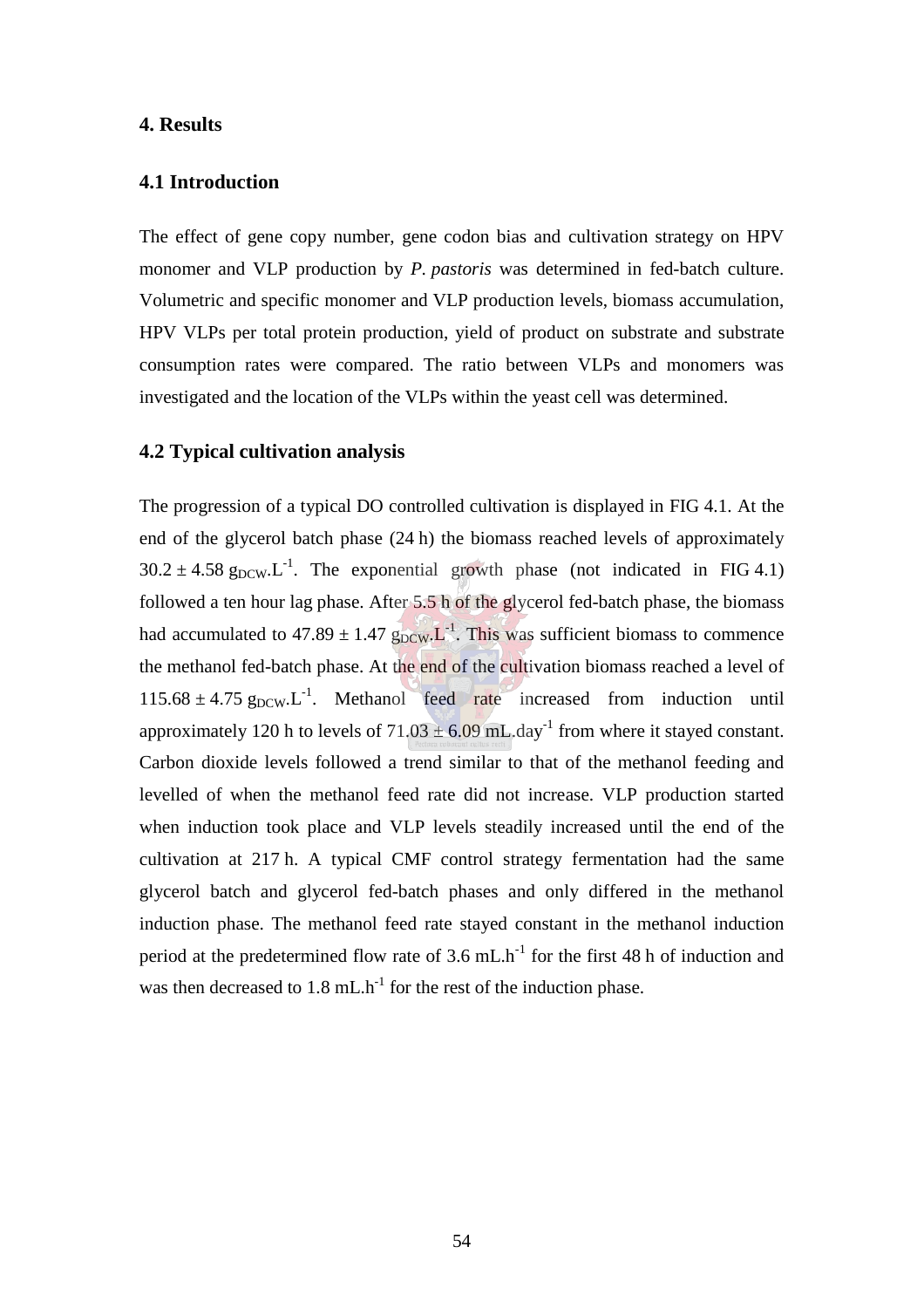# 4. Results

## 4.1 Introduction

The effect of gene copy number, gene codon bias and cultivation strategy on HPV monomer and VLP production by *P. pastoris* was determined in fed-batch culture. Volumetric and specific monomer and VLP production levels, biomass accumulation, HPV VLPs per total protein production, yield of product on substrate and substrate consumption rates were compared. The ratio between VLPs and monomers was investigated and the location of the VLPs within the yeast cell was determined.

## 4.2 Typical cultivation analysis

The progression of a typical DO controlled cultivation is displayed in FIG 4.1. At the end of the glycerol batch phase (24 h) the biomass reached levels of approximately $30.2 \pm 4.58\ g_{DCW}.L^{-1}$. The exponential growth phase (not indicated in FIG 4.1) followed a ten hour lag phase. After 5.5 h of the glycerol fed-batch phase, the biomass had accumulated to $47.89 \pm 1.47\ g_{DCW}.L^{-1}$. This was sufficient biomass to commence the methanol fed-batch phase. At the end of the cultivation biomass reached a level of $115.68 \pm 4.75\ g_{DCW}.L^{-1}$. Methanol feed rate increased from induction until approximately 120 h to levels of $71.03 \pm 6.09\ mL.day^{-1}$ from where it stayed constant. Carbon dioxide levels followed a trend similar to that of the methanol feeding and levelled of when the methanol feed rate did not increase. VLP production started when induction took place and VLP levels steadily increased until the end of the cultivation at 217 h. A typical CMF control strategy fermentation had the same glycerol batch and glycerol fed-batch phases and only differed in the methanol induction phase. The methanol feed rate stayed constant in the methanol induction period at the predetermined flow rate of $3.6\ mL.h^{-1}$ for the first 48 h of induction and was then decreased to $1.8\ mL.h^{-1}$ for the rest of the induction phase.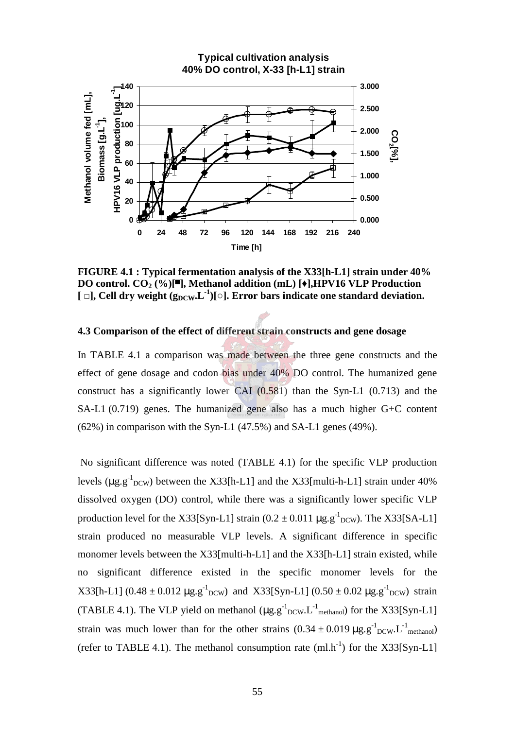**FIGURE 4.1 : Typical fermentation analysis of the X33[h-L1] strain under 40% DO control. $CO_2$ (%)[■], Methanol addition (mL) [♦],HPV16 VLP Production [ □], Cell dry weight ($g_{DCW}.L^{-1}$)[○]. Error bars indicate one standard deviation.**

### 4.3 Comparison of the effect of different strain constructs and gene dosage

In TABLE 4.1 a comparison was made between the three gene constructs and the effect of gene dosage and codon bias under 40% DO control. The humanized gene construct has a significantly lower CAI (0.581) than the Syn-L1 (0.713) and the SA-L1 (0.719) genes. The humanized gene also has a much higher G+C content (62%) in comparison with the Syn-L1 (47.5%) and SA-L1 genes (49%).

No significant difference was noted (TABLE 4.1) for the specific VLP production levels ($\mu g.g^{-1}_{DCW}$) between the X33[h-L1] and the X33[multi-h-L1] strain under 40% dissolved oxygen (DO) control, while there was a significantly lower specific VLP production level for the X33[Syn-L1] strain ($0.2 \pm 0.011$ $\mu g.g^{-1}_{DCW}$). The X33[SA-L1] strain produced no measurable VLP levels. A significant difference in specific monomer levels between the X33[multi-h-L1] and the X33[h-L1] strain existed, while no significant difference existed in the specific monomer levels for the X33[h-L1] ($0.48 \pm 0.012$ $\mu g.g^{-1}_{DCW}$) and X33[Syn-L1] ($0.50 \pm 0.02$ $\mu g.g^{-1}_{DCW}$) strain (TABLE 4.1). The VLP yield on methanol ($\mu g.g^{-1}_{DCW}.L^{-1}_{methanol}$) for the X33[Syn-L1] strain was much lower than for the other strains ($0.34 \pm 0.019$ $\mu g.g^{-1}_{DCW}.L^{-1}_{methanol}$) (refer to TABLE 4.1). The methanol consumption rate ($ml.h^{-1}$) for the X33[Syn-L1]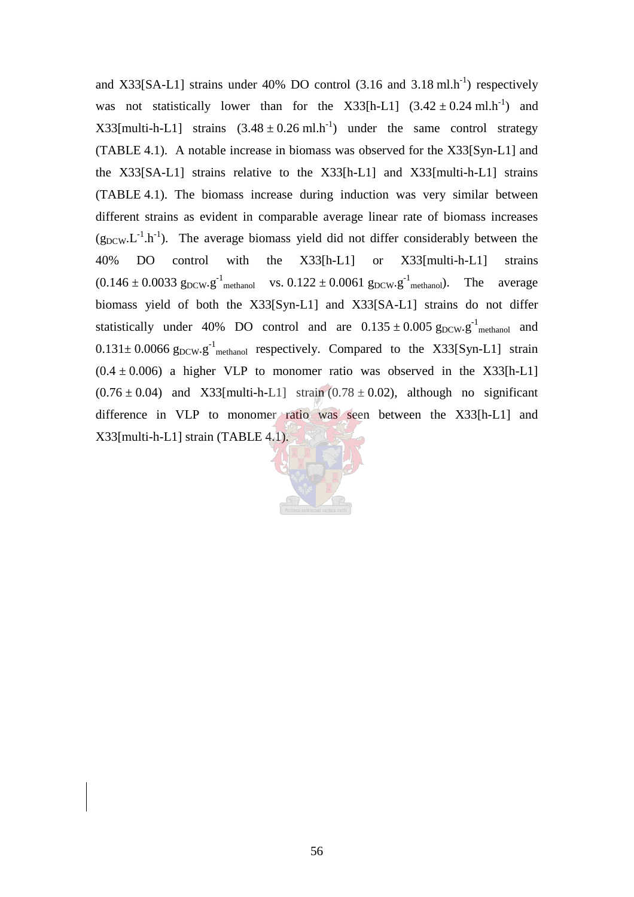and X33[SA-L1] strains under 40% DO control (3.16 and 3.18 $ml.h^{-1}$) respectively was not statistically lower than for the X33[h-L1] ($3.42 \pm 0.24$ $ml.h^{-1}$) and X33[multi-h-L1] strains ($3.48 \pm 0.26$ $ml.h^{-1}$) under the same control strategy (TABLE 4.1). A notable increase in biomass was observed for the X33[Syn-L1] and the X33[SA-L1] strains relative to the X33[h-L1] and X33[multi-h-L1] strains (TABLE 4.1). The biomass increase during induction was very similar between different strains as evident in comparable average linear rate of biomass increases ($g_{DCW}.L^{-1}.h^{-1}$). The average biomass yield did not differ considerably between the 40% DO control with the X33[h-L1] or X33[multi-h-L1] strains ($0.146 \pm 0.0033$ $g_{DCW}.g^{-1}_{methanol}$ vs. $0.122 \pm 0.0061$ $g_{DCW}.g^{-1}_{methanol}$). The average biomass yield of both the X33[Syn-L1] and X33[SA-L1] strains do not differ statistically under 40% DO control and are $0.135 \pm 0.005$ $g_{DCW}.g^{-1}_{methanol}$ and $0.131 \pm 0.0066$ $g_{DCW}.g^{-1}_{methanol}$ respectively. Compared to the X33[Syn-L1] strain ($0.4 \pm 0.006$) a higher VLP to monomer ratio was observed in the X33[h-L1] ($0.76 \pm 0.04$) and X33[multi-h-L1] strain ($0.78 \pm 0.02$), although no significant difference in VLP to monomer ratio was seen between the X33[h-L1] and X33[multi-h-L1] strain (TABLE 4.1).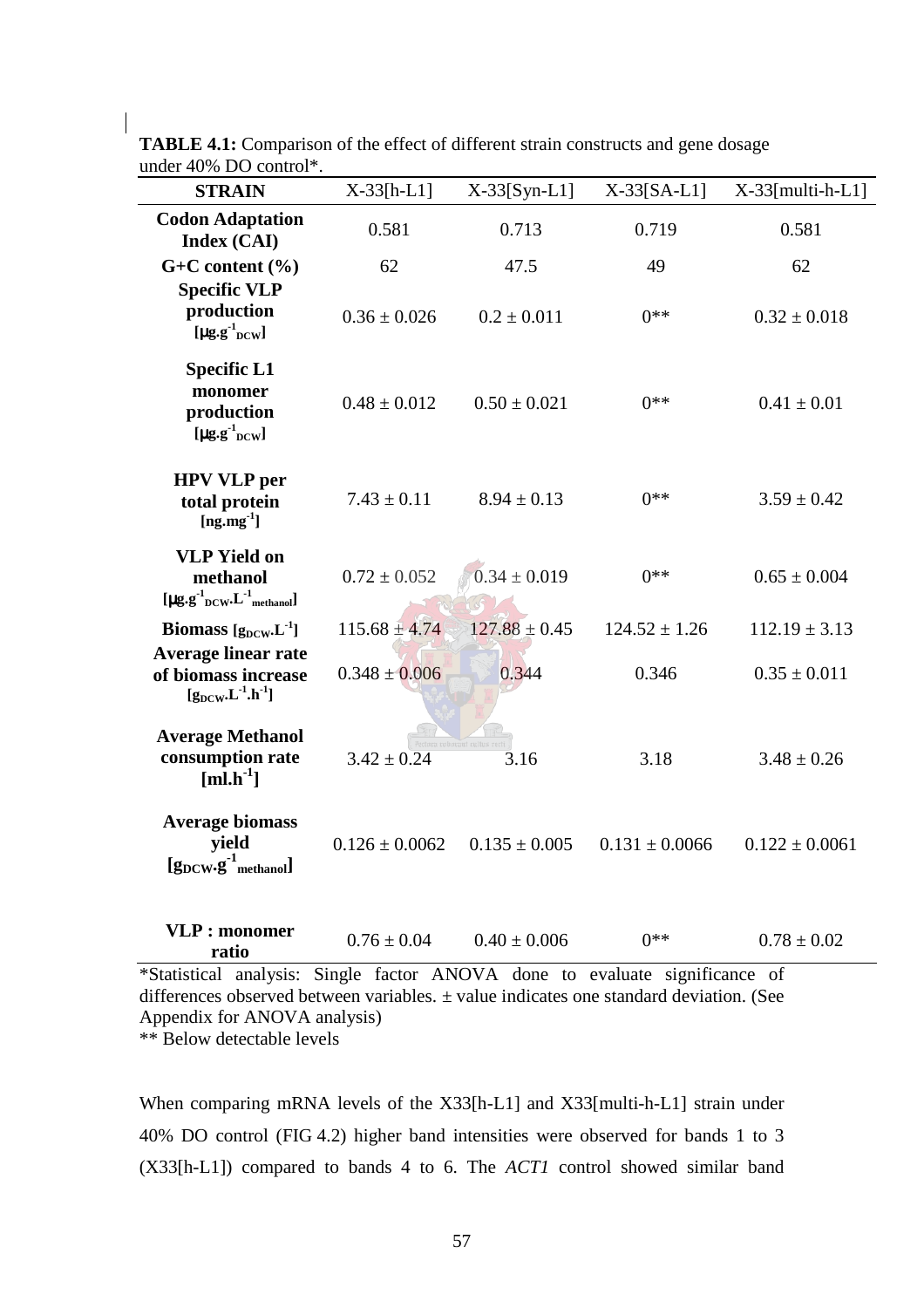**TABLE 4.1:** Comparison of the effect of different strain constructs and gene dosage under 40% DO control*.

| STRAIN | X-33[h-L1] | X-33[Syn-L1] | X-33[SA-L1] | X-33[multi-h-L1] |
|---|---|---|---|---|
| **Codon Adaptation Index (CAI)** | 0.581 | 0.713 | 0.719 | 0.581 |
| **G+C content (%)** | 62 | 47.5 | 49 | 62 |
| **Specific VLP production** [$\mu g.g^{-1}_{DCW}$] | 0.36 ± 0.026 | 0.2 ± 0.011 | 0** | 0.32 ± 0.018 |
| **Specific L1 monomer production** [$\mu g.g^{-1}_{DCW}$] | 0.48 ± 0.012 | 0.50 ± 0.021 | 0** | 0.41 ± 0.01 |
| **HPV VLP per total protein** [$ng.mg^{-1}$] | 7.43 ± 0.11 | 8.94 ± 0.13 | 0** | 3.59 ± 0.42 |
| **VLP Yield on methanol** [$\mu g.g^{-1}_{DCW}.L^{-1}_{methanol}$] | 0.72 ± 0.052 | 0.34 ± 0.019 | 0** | 0.65 ± 0.004 |
| **Biomass** [$g_{DCW}.L^{-1}$] | 115.68 ± 4.74 | 127.88 ± 0.45 | 124.52 ± 1.26 | 112.19 ± 3.13 |
| **Average linear rate of biomass increase** [$g_{DCW}.L^{-1}.h^{-1}$] | 0.348 ± 0.006 | 0.344 | 0.346 | 0.35 ± 0.011 |
| **Average Methanol consumption rate** [$ml.h^{-1}$] | 3.42 ± 0.24 | 3.16 | 3.18 | 3.48 ± 0.26 |
| **Average biomass yield** [$g_{DCW}.g^{-1}_{methanol}$] | 0.126 ± 0.0062 | 0.135 ± 0.005 | 0.131 ± 0.0066 | 0.122 ± 0.0061 |
| **VLP : monomer ratio** | 0.76 ± 0.04 | 0.40 ± 0.006 | 0** | 0.78 ± 0.02 |

*Statistical analysis: Single factor ANOVA done to evaluate significance of differences observed between variables. ± value indicates one standard deviation. (See Appendix for ANOVA analysis)
** Below detectable levels

When comparing mRNA levels of the X33[h-L1] and X33[multi-h-L1] strain under 40% DO control (FIG 4.2) higher band intensities were observed for bands 1 to 3 (X33[h-L1]) compared to bands 4 to 6. The *ACT1* control showed similar band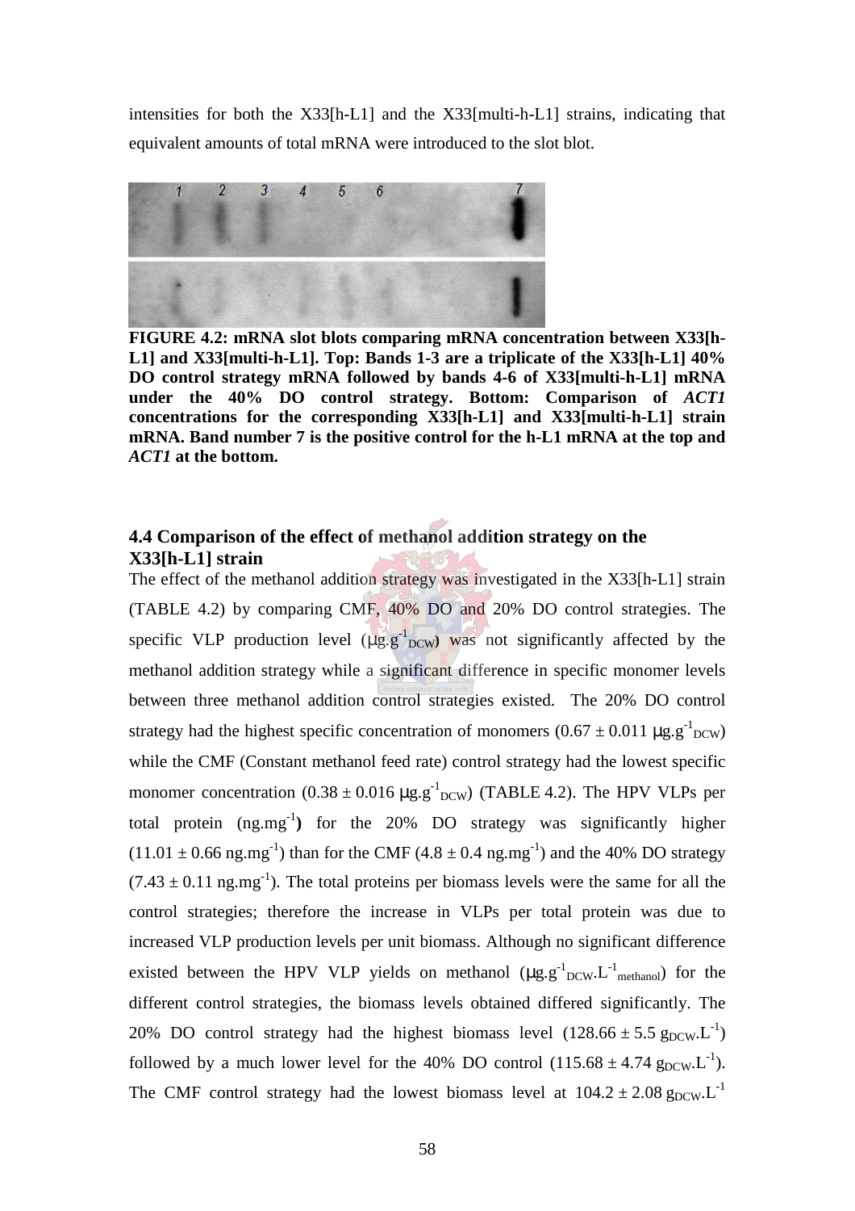intensities for both the X33[h-L1] and the X33[multi-h-L1] strains, indicating that equivalent amounts of total mRNA were introduced to the slot blot.

**FIGURE 4.2: mRNA slot blots comparing mRNA concentration between X33[h-L1] and X33[multi-h-L1]. Top: Bands 1-3 are a triplicate of the X33[h-L1] 40% DO control strategy mRNA followed by bands 4-6 of X33[multi-h-L1] mRNA under the 40% DO control strategy. Bottom: Comparison of *ACT1* concentrations for the corresponding X33[h-L1] and X33[multi-h-L1] strain mRNA. Band number 7 is the positive control for the h-L1 mRNA at the top and *ACT1* at the bottom.**

## 4.4 Comparison of the effect of methanol addition strategy on the X33[h-L1] strain

The effect of the methanol addition strategy was investigated in the X33[h-L1] strain (TABLE 4.2) by comparing CMF, 40% DO and 20% DO control strategies. The specific VLP production level ($\mu g.g^{-1}_{DCW}$) was not significantly affected by the methanol addition strategy while a significant difference in specific monomer levels between three methanol addition control strategies existed. The 20% DO control strategy had the highest specific concentration of monomers ($0.67 \pm 0.011$ $\mu g.g^{-1}_{DCW}$) while the CMF (Constant methanol feed rate) control strategy had the lowest specific monomer concentration ($0.38 \pm 0.016$ $\mu g.g^{-1}_{DCW}$) (TABLE 4.2). The HPV VLPs per total protein ($ng.mg^{-1}$**)** for the 20% DO strategy was significantly higher ($11.01 \pm 0.66$ $ng.mg^{-1}$) than for the CMF ($4.8 \pm 0.4$ $ng.mg^{-1}$) and the 40% DO strategy ($7.43 \pm 0.11$ $ng.mg^{-1}$). The total proteins per biomass levels were the same for all the control strategies; therefore the increase in VLPs per total protein was due to increased VLP production levels per unit biomass. Although no significant difference existed between the HPV VLP yields on methanol ($\mu g.g^{-1}_{DCW}.L^{-1}_{methanol}$) for the different control strategies, the biomass levels obtained differed significantly. The 20% DO control strategy had the highest biomass level ($128.66 \pm 5.5$ $g_{DCW}.L^{-1}$) followed by a much lower level for the 40% DO control ($115.68 \pm 4.74$ $g_{DCW}.L^{-1}$). The CMF control strategy had the lowest biomass level at $104.2 \pm 2.08$ $g_{DCW}.L^{-1}$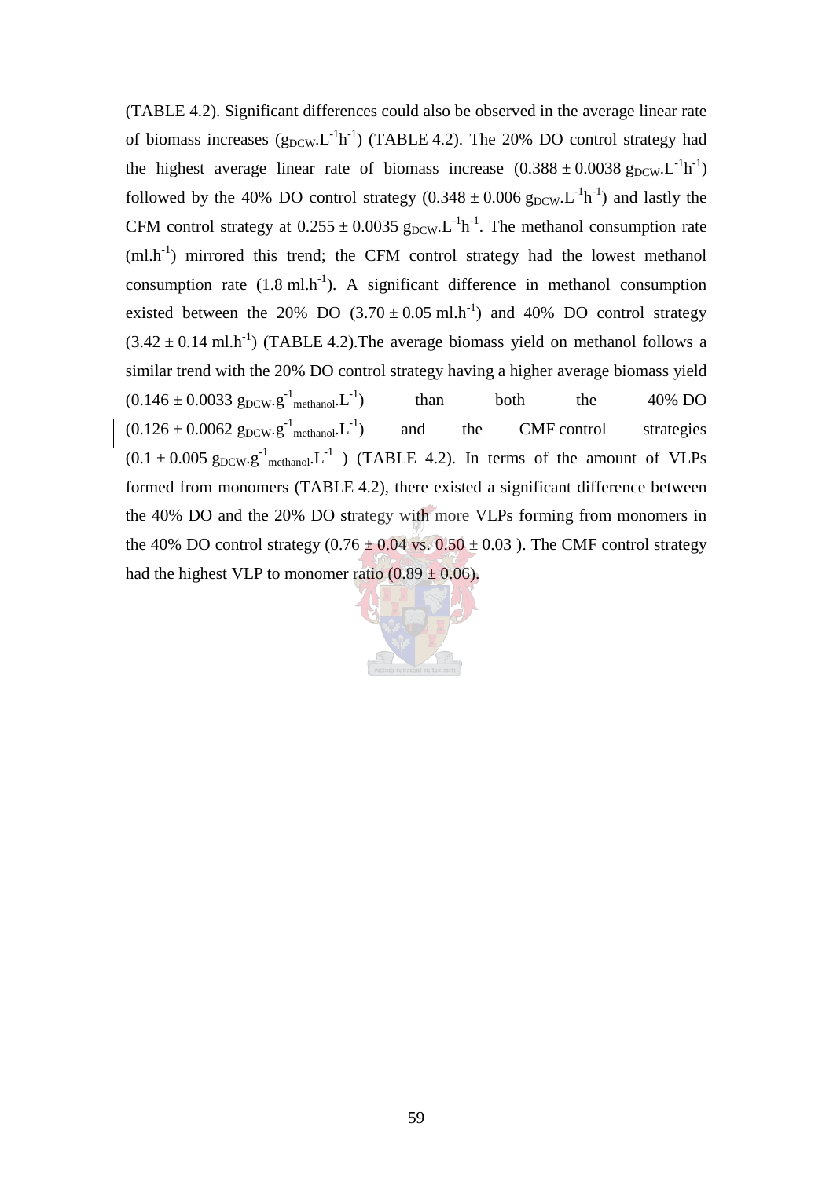(TABLE 4.2). Significant differences could also be observed in the average linear rate of biomass increases ($g_{DCW}.L^{-1}h^{-1}$) (TABLE 4.2). The 20% DO control strategy had the highest average linear rate of biomass increase ($0.388 \pm 0.0038$ $g_{DCW}.L^{-1}h^{-1}$) followed by the 40% DO control strategy ($0.348 \pm 0.006$ $g_{DCW}.L^{-1}h^{-1}$) and lastly the CFM control strategy at $0.255 \pm 0.0035$ $g_{DCW}.L^{-1}h^{-1}$. The methanol consumption rate ($ml.h^{-1}$) mirrored this trend; the CFM control strategy had the lowest methanol consumption rate ($1.8$ $ml.h^{-1}$). A significant difference in methanol consumption existed between the 20% DO ($3.70 \pm 0.05$ $ml.h^{-1}$) and 40% DO control strategy ($3.42 \pm 0.14$ $ml.h^{-1}$) (TABLE 4.2).The average biomass yield on methanol follows a similar trend with the 20% DO control strategy having a higher average biomass yield ($0.146 \pm 0.0033$ $g_{DCW}.g^{-1}_{methanol}.L^{-1}$) than both the 40% DO ($0.126 \pm 0.0062$ $g_{DCW}.g^{-1}_{methanol}.L^{-1}$) and the CMF control strategies ($0.1 \pm 0.005$ $g_{DCW}.g^{-1}_{methanol}.L^{-1}$ ) (TABLE 4.2). In terms of the amount of VLPs formed from monomers (TABLE 4.2), there existed a significant difference between the 40% DO and the 20% DO strategy with more VLPs forming from monomers in the 40% DO control strategy ($0.76 \pm 0.04$ vs. $0.50 \pm 0.03$ ). The CMF control strategy had the highest VLP to monomer ratio ($0.89 \pm 0.06$).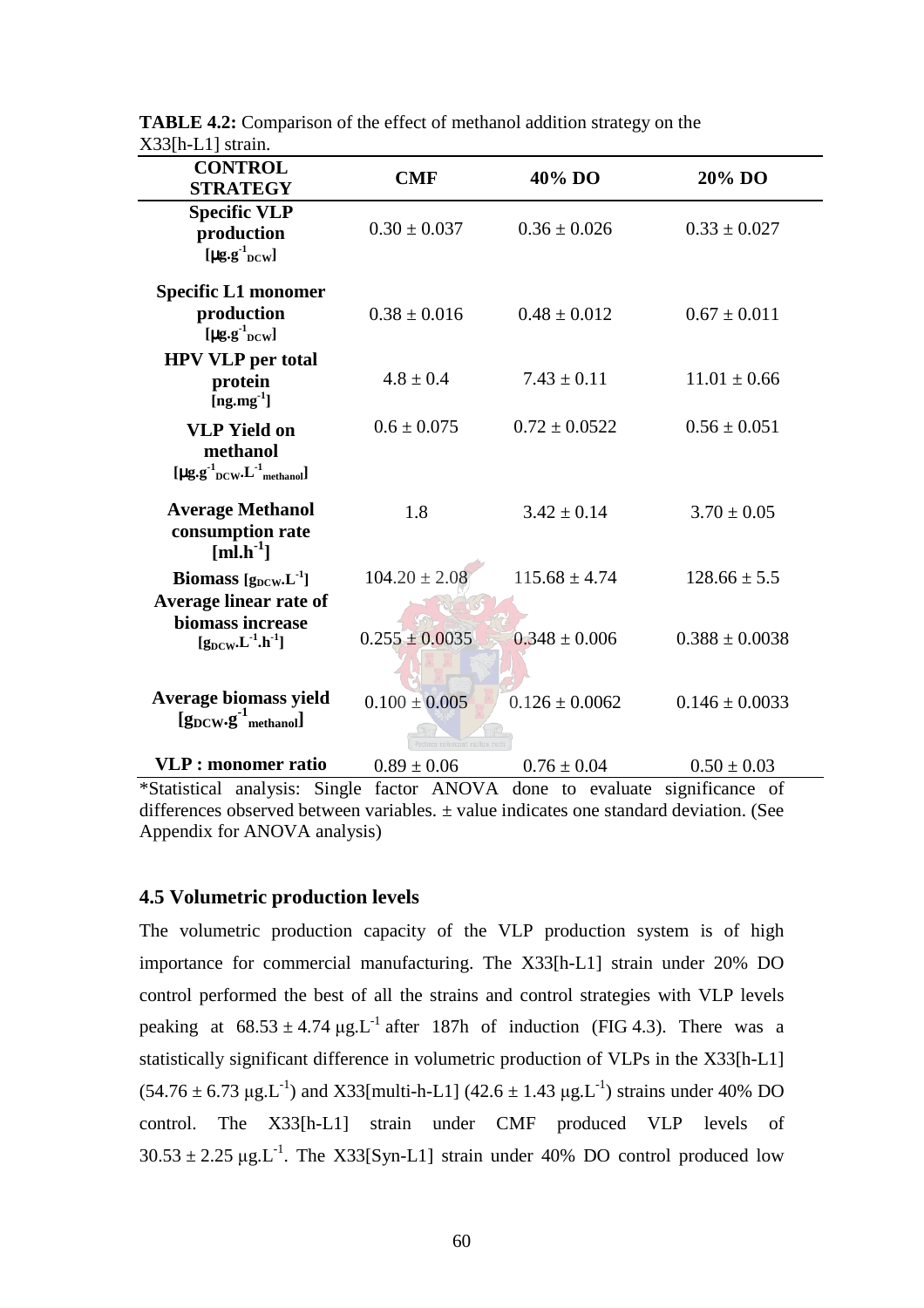**TABLE 4.2:** Comparison of the effect of methanol addition strategy on the X33[h-L1] strain.

| CONTROL STRATEGY | CMF | 40% DO | 20% DO |
|---|---|---|---|
| **Specific VLP production** [$\mu g.g^{-1}_{DCW}$] | 0.30 ± 0.037 | 0.36 ± 0.026 | 0.33 ± 0.027 |
| **Specific L1 monomer production** [$\mu g.g^{-1}_{DCW}$] | 0.38 ± 0.016 | 0.48 ± 0.012 | 0.67 ± 0.011 |
| **HPV VLP per total protein** [$ng.mg^{-1}$] | 4.8 ± 0.4 | 7.43 ± 0.11 | 11.01 ± 0.66 |
| **VLP Yield on methanol** [$\mu g.g^{-1}_{DCW}.L^{-1}_{methanol}$] | 0.6 ± 0.075 | 0.72 ± 0.0522 | 0.56 ± 0.051 |
| **Average Methanol consumption rate** [$ml.h^{-1}$] | 1.8 | 3.42 ± 0.14 | 3.70 ± 0.05 |
| **Biomass** [$g_{DCW}.L^{-1}$] | 104.20 ± 2.08 | 115.68 ± 4.74 | 128.66 ± 5.5 |
| **Average linear rate of biomass increase** [$g_{DCW}.L^{-1}.h^{-1}$] | 0.255 ± 0.0035 | 0.348 ± 0.006 | 0.388 ± 0.0038 |
| **Average biomass yield** [$g_{DCW}.g^{-1}_{methanol}$] | 0.100 ± 0.005 | 0.126 ± 0.0062 | 0.146 ± 0.0033 |
| **VLP : monomer ratio** | 0.89 ± 0.06 | 0.76 ± 0.04 | 0.50 ± 0.03 |

*Statistical analysis: Single factor ANOVA done to evaluate significance of differences observed between variables. ± value indicates one standard deviation. (See Appendix for ANOVA analysis)

### 4.5 Volumetric production levels

The volumetric production capacity of the VLP production system is of high importance for commercial manufacturing. The X33[h-L1] strain under 20% DO control performed the best of all the strains and control strategies with VLP levels peaking at 68.53 ± 4.74 $\mu g.L^{-1}$ after 187h of induction (FIG 4.3). There was a statistically significant difference in volumetric production of VLPs in the X33[h-L1] (54.76 ± 6.73 $\mu g.L^{-1}$) and X33[multi-h-L1] (42.6 ± 1.43 $\mu g.L^{-1}$) strains under 40% DO control. The X33[h-L1] strain under CMF produced VLP levels of 30.53 ± 2.25 $\mu g.L^{-1}$. The X33[Syn-L1] strain under 40% DO control produced low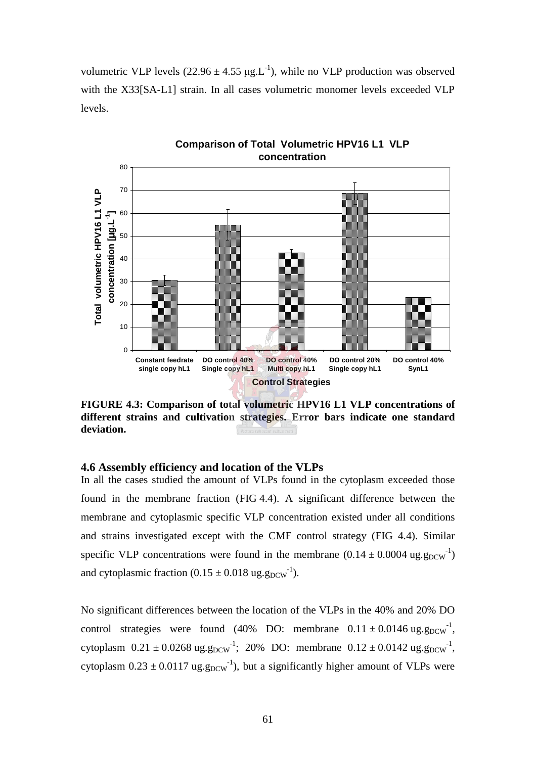volumetric VLP levels ($22.96 \pm 4.55$ μg.L$^{-1}$), while no VLP production was observed with the X33[SA-L1] strain. In all cases volumetric monomer levels exceeded VLP levels.

**FIGURE 4.3: Comparison of total volumetric HPV16 L1 VLP concentrations of different strains and cultivation strategies. Error bars indicate one standard deviation.**

### 4.6 Assembly efficiency and location of the VLPs

In all the cases studied the amount of VLPs found in the cytoplasm exceeded those found in the membrane fraction (FIG 4.4). A significant difference between the membrane and cytoplasmic specific VLP concentration existed under all conditions and strains investigated except with the CMF control strategy (FIG 4.4). Similar specific VLP concentrations were found in the membrane ($0.14 \pm 0.0004$ ug.$g_{DCW}^{-1}$) and cytoplasmic fraction ($0.15 \pm 0.018$ ug.$g_{DCW}^{-1}$).

No significant differences between the location of the VLPs in the 40% and 20% DO control strategies were found (40% DO: membrane $0.11 \pm 0.0146$ ug.$g_{DCW}^{-1}$, cytoplasm $0.21 \pm 0.0268$ ug.$g_{DCW}^{-1}$; 20% DO: membrane $0.12 \pm 0.0142$ ug.$g_{DCW}^{-1}$, cytoplasm $0.23 \pm 0.0117$ ug.$g_{DCW}^{-1}$), but a significantly higher amount of VLPs were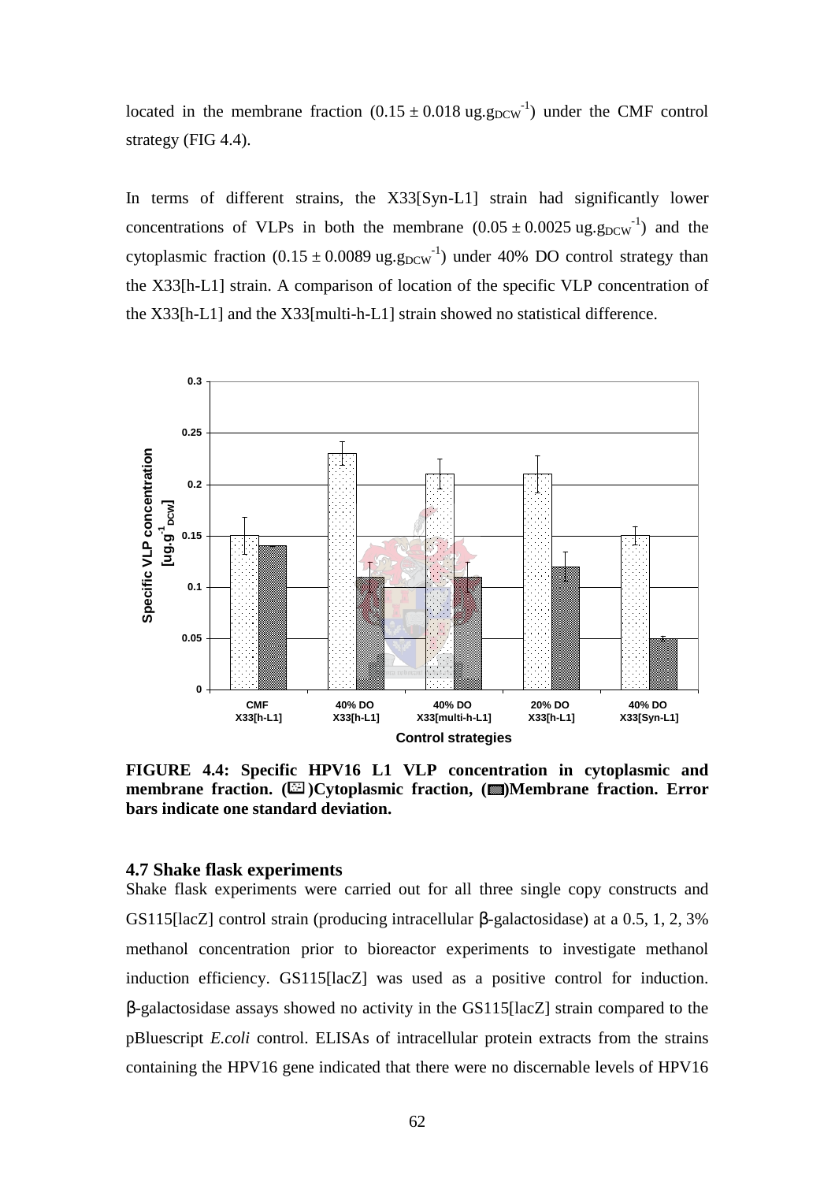located in the membrane fraction ($0.15 \pm 0.018$ $ug.g_{DCW}^{-1}$) under the CMF control strategy (FIG 4.4).

In terms of different strains, the X33[Syn-L1] strain had significantly lower concentrations of VLPs in both the membrane ($0.05 \pm 0.0025$ $ug.g_{DCW}^{-1}$) and the cytoplasmic fraction ($0.15 \pm 0.0089$ $ug.g_{DCW}^{-1}$) under 40% DO control strategy than the X33[h-L1] strain. A comparison of location of the specific VLP concentration of the X33[h-L1] and the X33[multi-h-L1] strain showed no statistical difference.

**FIGURE 4.4: Specific HPV16 L1 VLP concentration in cytoplasmic and membrane fraction. ( )Cytoplasmic fraction, ( )Membrane fraction. Error bars indicate one standard deviation.**

### 4.7 Shake flask experiments

Shake flask experiments were carried out for all three single copy constructs and GS115[lacZ] control strain (producing intracellular β-galactosidase) at a 0.5, 1, 2, 3% methanol concentration prior to bioreactor experiments to investigate methanol induction efficiency. GS115[lacZ] was used as a positive control for induction. β-galactosidase assays showed no activity in the GS115[lacZ] strain compared to the pBluescript *E.coli* control. ELISAs of intracellular protein extracts from the strains containing the HPV16 gene indicated that there were no discernable levels of HPV16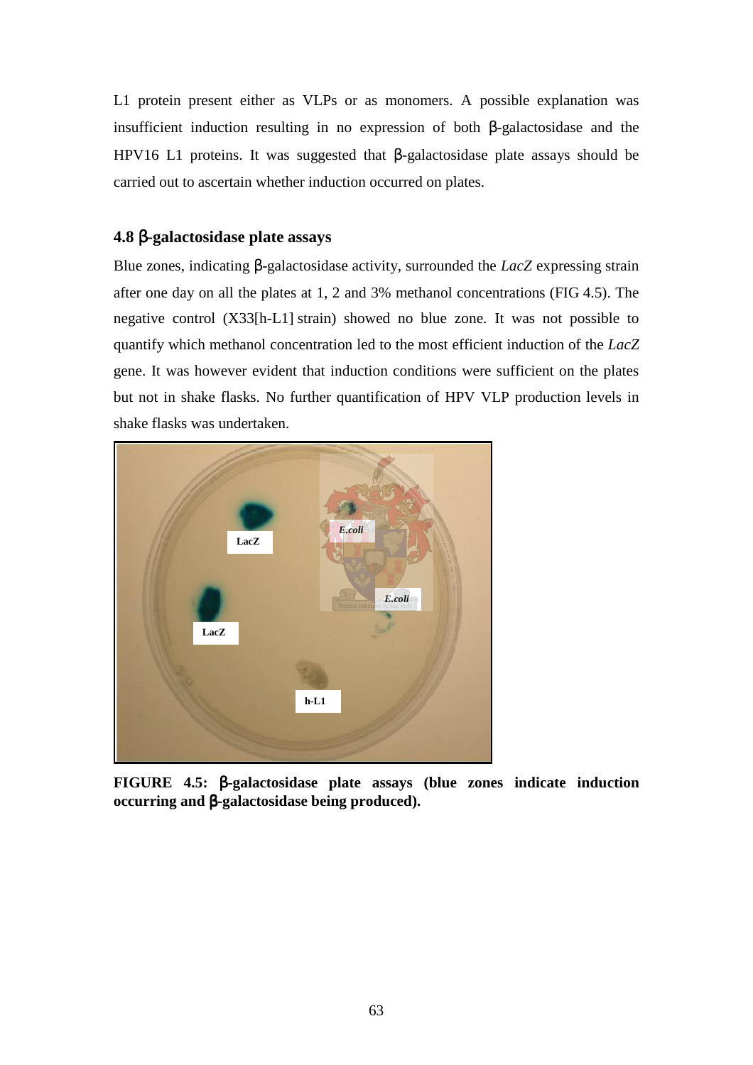L1 protein present either as VLPs or as monomers. A possible explanation was insufficient induction resulting in no expression of both β-galactosidase and the HPV16 L1 proteins. It was suggested that β-galactosidase plate assays should be carried out to ascertain whether induction occurred on plates.

### 4.8 β-galactosidase plate assays

Blue zones, indicating β-galactosidase activity, surrounded the *LacZ* expressing strain after one day on all the plates at 1, 2 and 3% methanol concentrations (FIG 4.5). The negative control (X33[h-L1] strain) showed no blue zone. It was not possible to quantify which methanol concentration led to the most efficient induction of the *LacZ* gene. It was however evident that induction conditions were sufficient on the plates but not in shake flasks. No further quantification of HPV VLP production levels in shake flasks was undertaken.

**FIGURE 4.5: β-galactosidase plate assays (blue zones indicate induction occurring and β-galactosidase being produced).**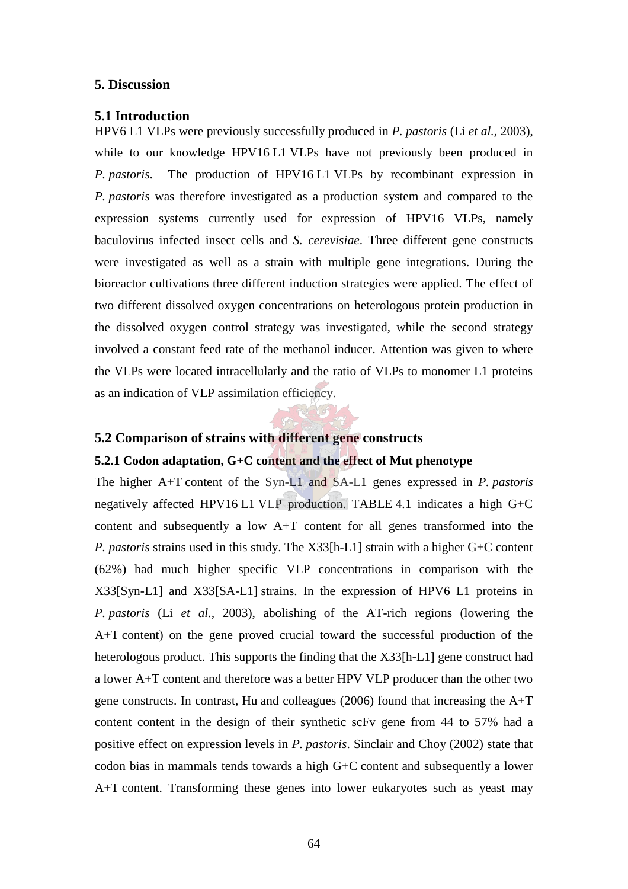# 5. Discussion

## 5.1 Introduction

HPV6 L1 VLPs were previously successfully produced in *P. pastoris* (Li *et al.*, 2003), while to our knowledge HPV16 L1 VLPs have not previously been produced in *P. pastoris*. The production of HPV16 L1 VLPs by recombinant expression in *P. pastoris* was therefore investigated as a production system and compared to the expression systems currently used for expression of HPV16 VLPs, namely baculovirus infected insect cells and *S. cerevisiae*. Three different gene constructs were investigated as well as a strain with multiple gene integrations. During the bioreactor cultivations three different induction strategies were applied. The effect of two different dissolved oxygen concentrations on heterologous protein production in the dissolved oxygen control strategy was investigated, while the second strategy involved a constant feed rate of the methanol inducer. Attention was given to where the VLPs were located intracellularly and the ratio of VLPs to monomer L1 proteins as an indication of VLP assimilation efficiency.

## 5.2 Comparison of strains with different gene constructs

### 5.2.1 Codon adaptation, G+C content and the effect of Mut phenotype

The higher A+T content of the Syn-L1 and SA-L1 genes expressed in *P. pastoris* negatively affected HPV16 L1 VLP production. TABLE 4.1 indicates a high G+C content and subsequently a low A+T content for all genes transformed into the *P. pastoris* strains used in this study. The X33[h-L1] strain with a higher G+C content (62%) had much higher specific VLP concentrations in comparison with the X33[Syn-L1] and X33[SA-L1] strains. In the expression of HPV6 L1 proteins in *P. pastoris* (Li *et al.*, 2003), abolishing of the AT-rich regions (lowering the A+T content) on the gene proved crucial toward the successful production of the heterologous product. This supports the finding that the X33[h-L1] gene construct had a lower A+T content and therefore was a better HPV VLP producer than the other two gene constructs. In contrast, Hu and colleagues (2006) found that increasing the A+T content content in the design of their synthetic scFv gene from 44 to 57% had a positive effect on expression levels in *P. pastoris*. Sinclair and Choy (2002) state that codon bias in mammals tends towards a high G+C content and subsequently a lower A+T content. Transforming these genes into lower eukaryotes such as yeast may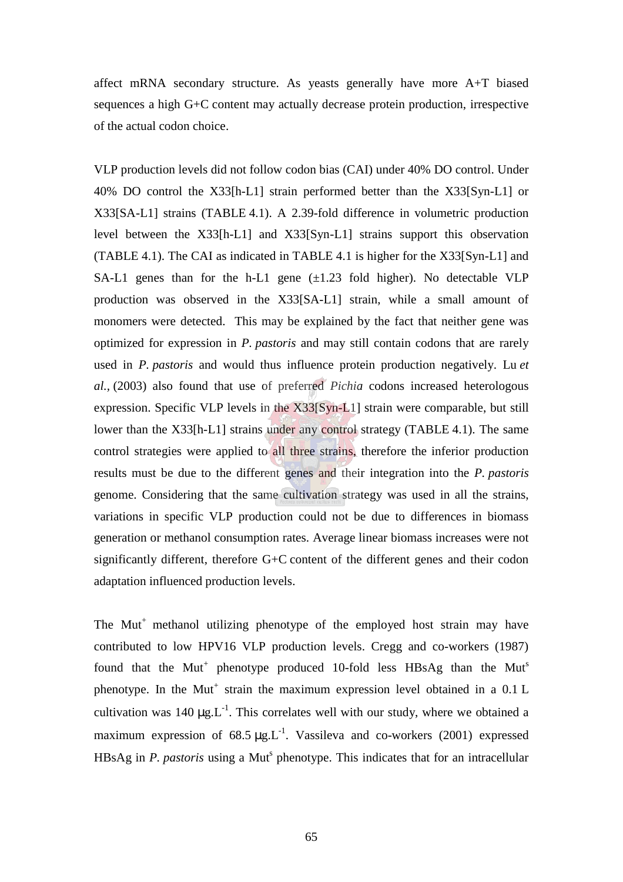affect mRNA secondary structure. As yeasts generally have more A+T biased sequences a high G+C content may actually decrease protein production, irrespective of the actual codon choice.

VLP production levels did not follow codon bias (CAI) under 40% DO control. Under 40% DO control the X33[h-L1] strain performed better than the X33[Syn-L1] or X33[SA-L1] strains (TABLE 4.1). A 2.39-fold difference in volumetric production level between the X33[h-L1] and X33[Syn-L1] strains support this observation (TABLE 4.1). The CAI as indicated in TABLE 4.1 is higher for the X33[Syn-L1] and SA-L1 genes than for the h-L1 gene (±1.23 fold higher). No detectable VLP production was observed in the X33[SA-L1] strain, while a small amount of monomers were detected. This may be explained by the fact that neither gene was optimized for expression in *P. pastoris* and may still contain codons that are rarely used in *P. pastoris* and would thus influence protein production negatively. Lu *et al.*, (2003) also found that use of preferred *Pichia* codons increased heterologous expression. Specific VLP levels in the X33[Syn-L1] strain were comparable, but still lower than the X33[h-L1] strains under any control strategy (TABLE 4.1). The same control strategies were applied to all three strains, therefore the inferior production results must be due to the different genes and their integration into the *P. pastoris* genome. Considering that the same cultivation strategy was used in all the strains, variations in specific VLP production could not be due to differences in biomass generation or methanol consumption rates. Average linear biomass increases were not significantly different, therefore G+C content of the different genes and their codon adaptation influenced production levels.

The $Mut^+$ methanol utilizing phenotype of the employed host strain may have contributed to low HPV16 VLP production levels. Cregg and co-workers (1987) found that the $Mut^+$ phenotype produced 10-fold less HBsAg than the $Mut^s$ phenotype. In the $Mut^+$ strain the maximum expression level obtained in a 0.1 L cultivation was 140 $\mu g.L^{-1}$. This correlates well with our study, where we obtained a maximum expression of 68.5 $\mu g.L^{-1}$. Vassileva and co-workers (2001) expressed HBsAg in *P. pastoris* using a $Mut^s$ phenotype. This indicates that for an intracellular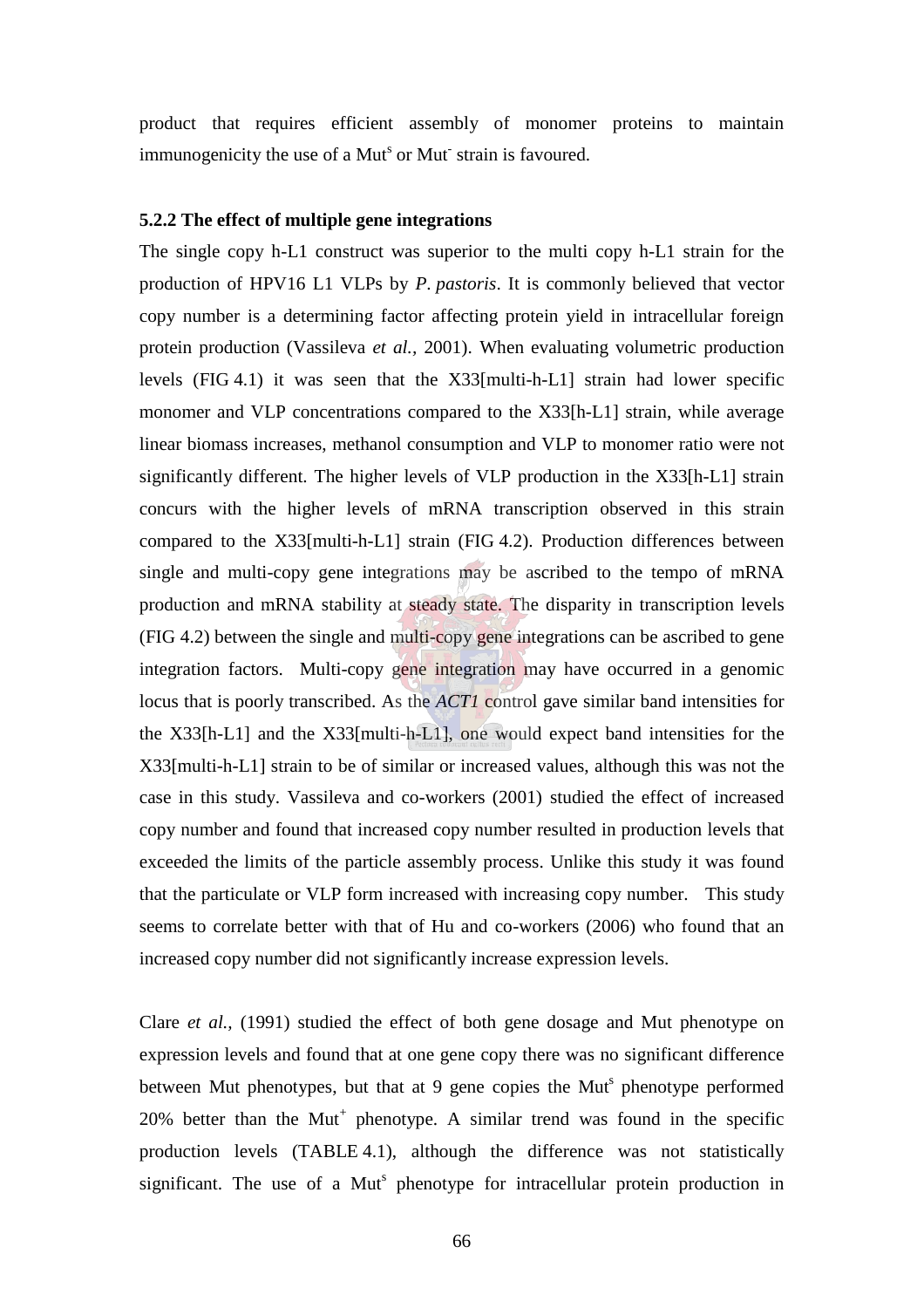product that requires efficient assembly of monomer proteins to maintain immunogenicity the use of a Mut$^s$ or Mut$^-$ strain is favoured.

### 5.2.2 The effect of multiple gene integrations

The single copy h-L1 construct was superior to the multi copy h-L1 strain for the production of HPV16 L1 VLPs by *P. pastoris*. It is commonly believed that vector copy number is a determining factor affecting protein yield in intracellular foreign protein production (Vassileva *et al.,* 2001). When evaluating volumetric production levels (FIG 4.1) it was seen that the X33[multi-h-L1] strain had lower specific monomer and VLP concentrations compared to the X33[h-L1] strain, while average linear biomass increases, methanol consumption and VLP to monomer ratio were not significantly different. The higher levels of VLP production in the X33[h-L1] strain concurs with the higher levels of mRNA transcription observed in this strain compared to the X33[multi-h-L1] strain (FIG 4.2). Production differences between single and multi-copy gene integrations may be ascribed to the tempo of mRNA production and mRNA stability at steady state. The disparity in transcription levels (FIG 4.2) between the single and multi-copy gene integrations can be ascribed to gene integration factors. Multi-copy gene integration may have occurred in a genomic locus that is poorly transcribed. As the *ACT1* control gave similar band intensities for the X33[h-L1] and the X33[multi-h-L1], one would expect band intensities for the X33[multi-h-L1] strain to be of similar or increased values, although this was not the case in this study. Vassileva and co-workers (2001) studied the effect of increased copy number and found that increased copy number resulted in production levels that exceeded the limits of the particle assembly process. Unlike this study it was found that the particulate or VLP form increased with increasing copy number. This study seems to correlate better with that of Hu and co-workers (2006) who found that an increased copy number did not significantly increase expression levels.

Clare *et al.,* (1991) studied the effect of both gene dosage and Mut phenotype on expression levels and found that at one gene copy there was no significant difference between Mut phenotypes, but that at 9 gene copies the Mut$^s$ phenotype performed 20% better than the Mut$^+$ phenotype. A similar trend was found in the specific production levels (TABLE 4.1), although the difference was not statistically significant. The use of a Mut$^s$ phenotype for intracellular protein production in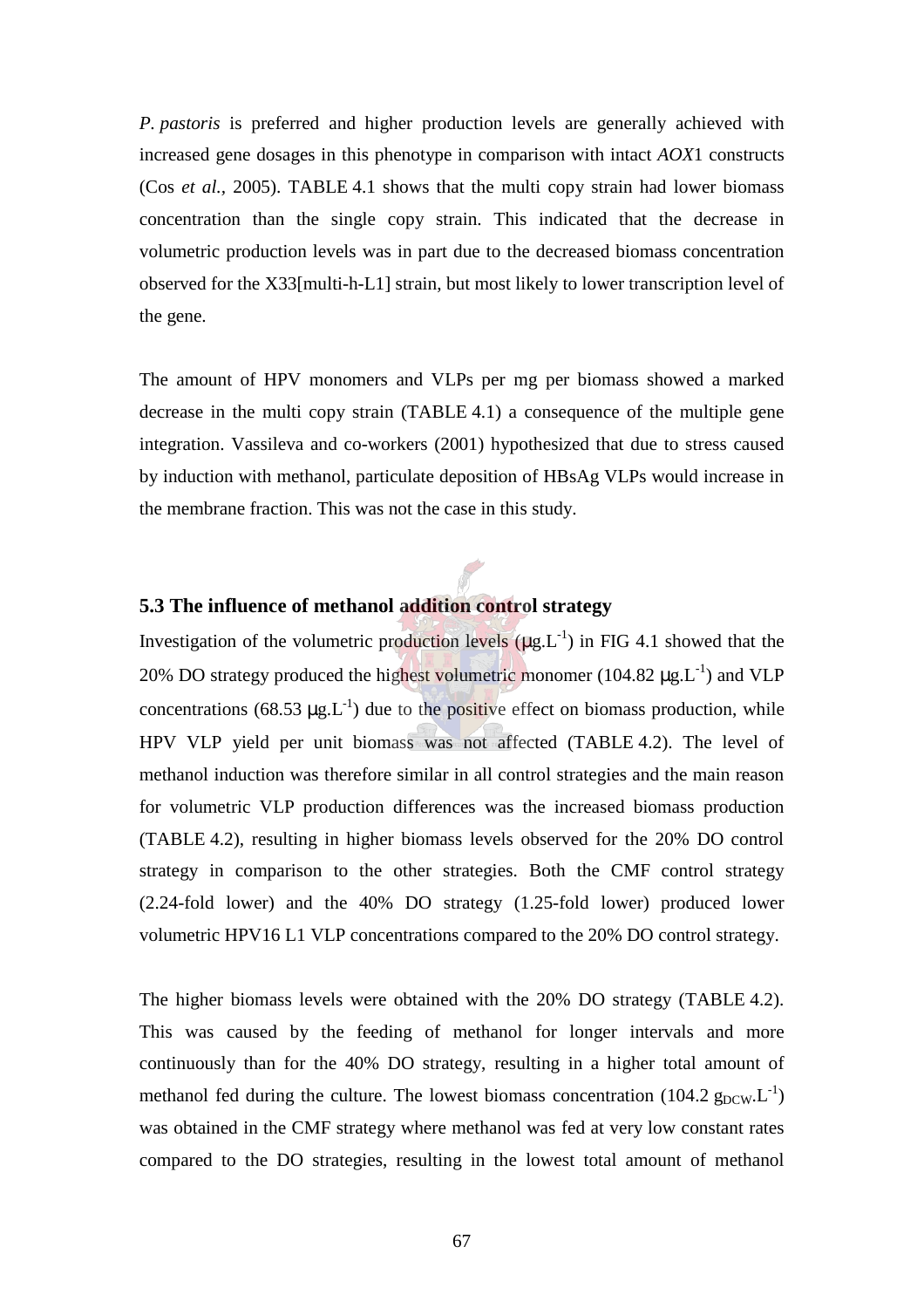*P. pastoris* is preferred and higher production levels are generally achieved with increased gene dosages in this phenotype in comparison with intact *AOX*1 constructs (Cos *et al.*, 2005). TABLE 4.1 shows that the multi copy strain had lower biomass concentration than the single copy strain. This indicated that the decrease in volumetric production levels was in part due to the decreased biomass concentration observed for the X33[multi-h-L1] strain, but most likely to lower transcription level of the gene.

The amount of HPV monomers and VLPs per mg per biomass showed a marked decrease in the multi copy strain (TABLE 4.1) a consequence of the multiple gene integration. Vassileva and co-workers (2001) hypothesized that due to stress caused by induction with methanol, particulate deposition of HBsAg VLPs would increase in the membrane fraction. This was not the case in this study.

## 5.3 The influence of methanol addition control strategy

Investigation of the volumetric production levels ($\mu g.L^{-1}$) in FIG 4.1 showed that the 20% DO strategy produced the highest volumetric monomer (104.82 $\mu g.L^{-1}$) and VLP concentrations (68.53 $\mu g.L^{-1}$) due to the positive effect on biomass production, while HPV VLP yield per unit biomass was not affected (TABLE 4.2). The level of methanol induction was therefore similar in all control strategies and the main reason for volumetric VLP production differences was the increased biomass production (TABLE 4.2), resulting in higher biomass levels observed for the 20% DO control strategy in comparison to the other strategies. Both the CMF control strategy (2.24-fold lower) and the 40% DO strategy (1.25-fold lower) produced lower volumetric HPV16 L1 VLP concentrations compared to the 20% DO control strategy.

The higher biomass levels were obtained with the 20% DO strategy (TABLE 4.2). This was caused by the feeding of methanol for longer intervals and more continuously than for the 40% DO strategy, resulting in a higher total amount of methanol fed during the culture. The lowest biomass concentration (104.2 $g_{DCW}.L^{-1}$) was obtained in the CMF strategy where methanol was fed at very low constant rates compared to the DO strategies, resulting in the lowest total amount of methanol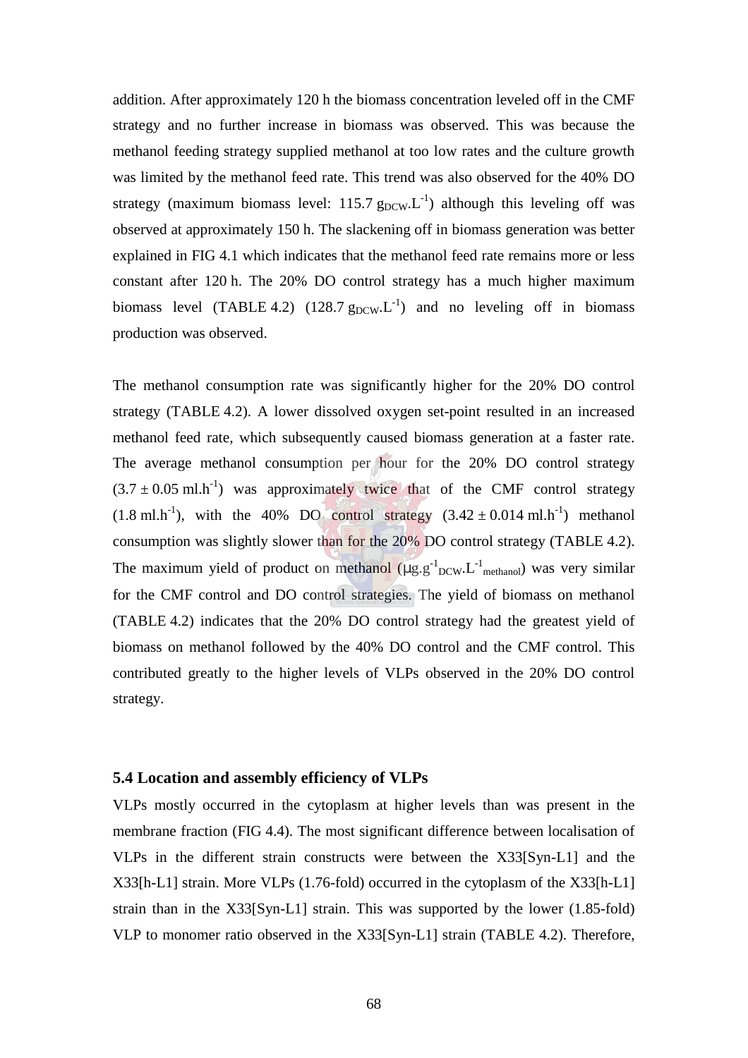addition. After approximately 120 h the biomass concentration leveled off in the CMF strategy and no further increase in biomass was observed. This was because the methanol feeding strategy supplied methanol at too low rates and the culture growth was limited by the methanol feed rate. This trend was also observed for the 40% DO strategy (maximum biomass level: 115.7 $g_{DCW}.L^{-1}$) although this leveling off was observed at approximately 150 h. The slackening off in biomass generation was better explained in FIG 4.1 which indicates that the methanol feed rate remains more or less constant after 120 h. The 20% DO control strategy has a much higher maximum biomass level (TABLE 4.2) (128.7 $g_{DCW}.L^{-1}$) and no leveling off in biomass production was observed.

The methanol consumption rate was significantly higher for the 20% DO control strategy (TABLE 4.2). A lower dissolved oxygen set-point resulted in an increased methanol feed rate, which subsequently caused biomass generation at a faster rate. The average methanol consumption per hour for the 20% DO control strategy ($3.7 \pm 0.05$ $ml.h^{-1}$) was approximately twice that of the CMF control strategy (1.8 $ml.h^{-1}$), with the 40% DO control strategy ($3.42 \pm 0.014$ $ml.h^{-1}$) methanol consumption was slightly slower than for the 20% DO control strategy (TABLE 4.2). The maximum yield of product on methanol ($\mu g.g^{-1}_{DCW}.L^{-1}_{methanol}$) was very similar for the CMF control and DO control strategies. The yield of biomass on methanol (TABLE 4.2) indicates that the 20% DO control strategy had the greatest yield of biomass on methanol followed by the 40% DO control and the CMF control. This contributed greatly to the higher levels of VLPs observed in the 20% DO control strategy.

### 5.4 Location and assembly efficiency of VLPs

VLPs mostly occurred in the cytoplasm at higher levels than was present in the membrane fraction (FIG 4.4). The most significant difference between localisation of VLPs in the different strain constructs were between the X33[Syn-L1] and the X33[h-L1] strain. More VLPs (1.76-fold) occurred in the cytoplasm of the X33[h-L1] strain than in the X33[Syn-L1] strain. This was supported by the lower (1.85-fold) VLP to monomer ratio observed in the X33[Syn-L1] strain (TABLE 4.2). Therefore,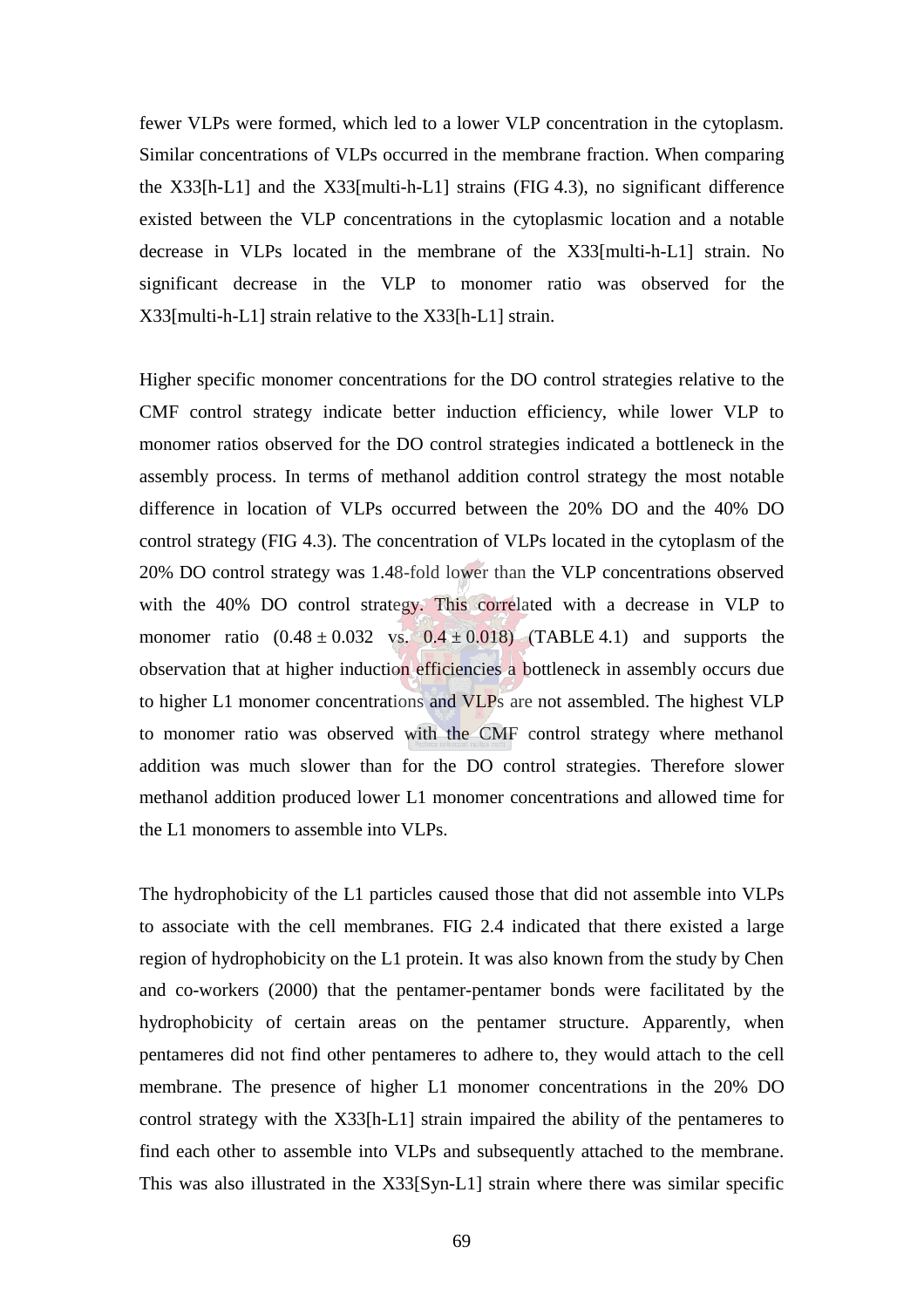fewer VLPs were formed, which led to a lower VLP concentration in the cytoplasm. Similar concentrations of VLPs occurred in the membrane fraction. When comparing the X33[h-L1] and the X33[multi-h-L1] strains (FIG 4.3), no significant difference existed between the VLP concentrations in the cytoplasmic location and a notable decrease in VLPs located in the membrane of the X33[multi-h-L1] strain. No significant decrease in the VLP to monomer ratio was observed for the X33[multi-h-L1] strain relative to the X33[h-L1] strain.

Higher specific monomer concentrations for the DO control strategies relative to the CMF control strategy indicate better induction efficiency, while lower VLP to monomer ratios observed for the DO control strategies indicated a bottleneck in the assembly process. In terms of methanol addition control strategy the most notable difference in location of VLPs occurred between the 20% DO and the 40% DO control strategy (FIG 4.3). The concentration of VLPs located in the cytoplasm of the 20% DO control strategy was 1.48-fold lower than the VLP concentrations observed with the 40% DO control strategy. This correlated with a decrease in VLP to monomer ratio ($0.48 \pm 0.032$ vs. $0.4 \pm 0.018$) (TABLE 4.1) and supports the observation that at higher induction efficiencies a bottleneck in assembly occurs due to higher L1 monomer concentrations and VLPs are not assembled. The highest VLP to monomer ratio was observed with the CMF control strategy where methanol addition was much slower than for the DO control strategies. Therefore slower methanol addition produced lower L1 monomer concentrations and allowed time for the L1 monomers to assemble into VLPs.

The hydrophobicity of the L1 particles caused those that did not assemble into VLPs to associate with the cell membranes. FIG 2.4 indicated that there existed a large region of hydrophobicity on the L1 protein. It was also known from the study by Chen and co-workers (2000) that the pentamer-pentamer bonds were facilitated by the hydrophobicity of certain areas on the pentamer structure. Apparently, when pentameres did not find other pentameres to adhere to, they would attach to the cell membrane. The presence of higher L1 monomer concentrations in the 20% DO control strategy with the X33[h-L1] strain impaired the ability of the pentameres to find each other to assemble into VLPs and subsequently attached to the membrane. This was also illustrated in the X33[Syn-L1] strain where there was similar specific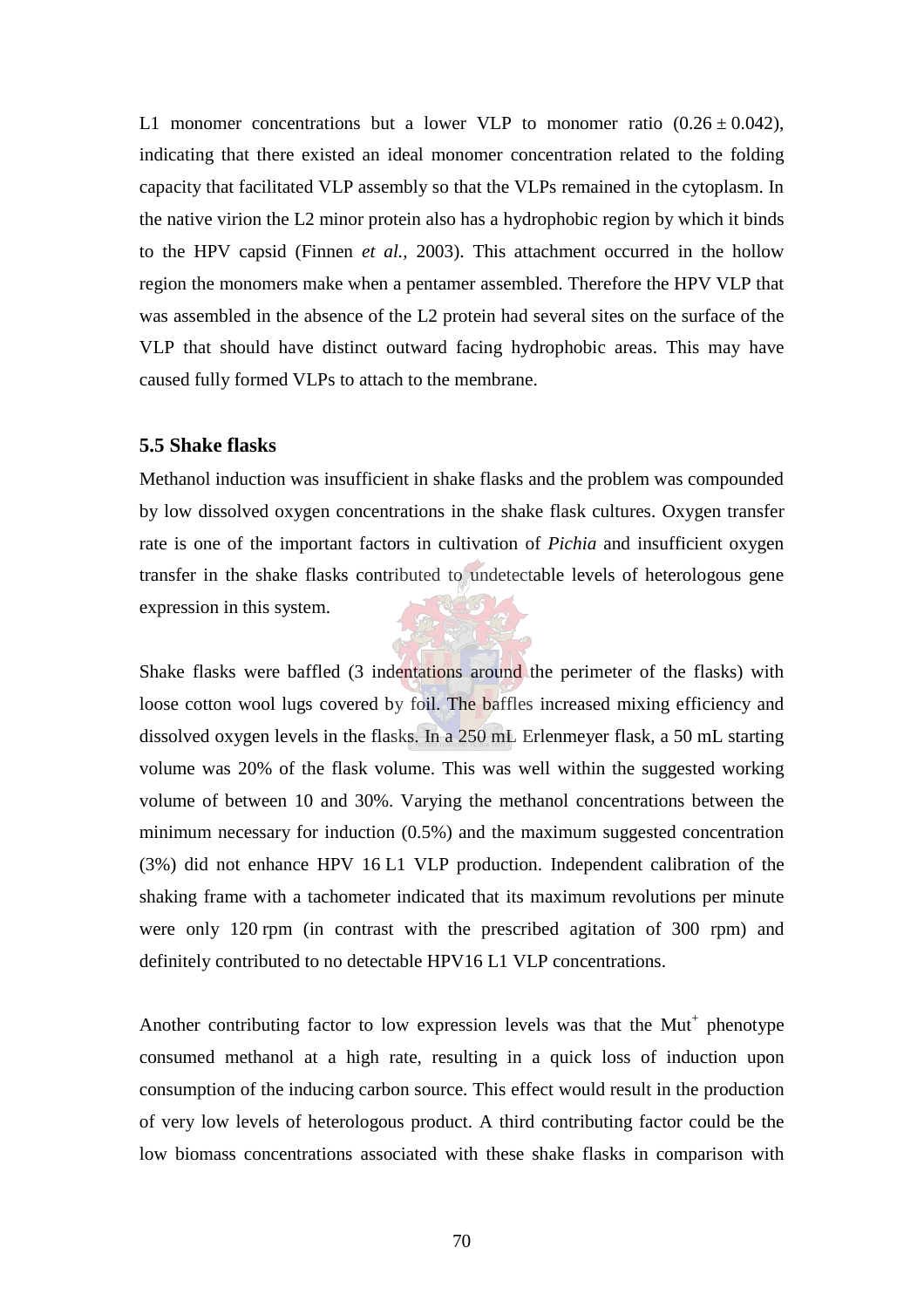L1 monomer concentrations but a lower VLP to monomer ratio ($0.26 \pm 0.042$), indicating that there existed an ideal monomer concentration related to the folding capacity that facilitated VLP assembly so that the VLPs remained in the cytoplasm. In the native virion the L2 minor protein also has a hydrophobic region by which it binds to the HPV capsid (Finnen *et al.,* 2003). This attachment occurred in the hollow region the monomers make when a pentamer assembled. Therefore the HPV VLP that was assembled in the absence of the L2 protein had several sites on the surface of the VLP that should have distinct outward facing hydrophobic areas. This may have caused fully formed VLPs to attach to the membrane.

### 5.5 Shake flasks

Methanol induction was insufficient in shake flasks and the problem was compounded by low dissolved oxygen concentrations in the shake flask cultures. Oxygen transfer rate is one of the important factors in cultivation of *Pichia* and insufficient oxygen transfer in the shake flasks contributed to undetectable levels of heterologous gene expression in this system.

Shake flasks were baffled (3 indentations around the perimeter of the flasks) with loose cotton wool lugs covered by foil. The baffles increased mixing efficiency and dissolved oxygen levels in the flasks. In a 250 mL Erlenmeyer flask, a 50 mL starting volume was 20% of the flask volume. This was well within the suggested working volume of between 10 and 30%. Varying the methanol concentrations between the minimum necessary for induction (0.5%) and the maximum suggested concentration (3%) did not enhance HPV 16 L1 VLP production. Independent calibration of the shaking frame with a tachometer indicated that its maximum revolutions per minute were only 120 rpm (in contrast with the prescribed agitation of 300 rpm) and definitely contributed to no detectable HPV16 L1 VLP concentrations.

Another contributing factor to low expression levels was that the $Mut^{+}$ phenotype consumed methanol at a high rate, resulting in a quick loss of induction upon consumption of the inducing carbon source. This effect would result in the production of very low levels of heterologous product. A third contributing factor could be the low biomass concentrations associated with these shake flasks in comparison with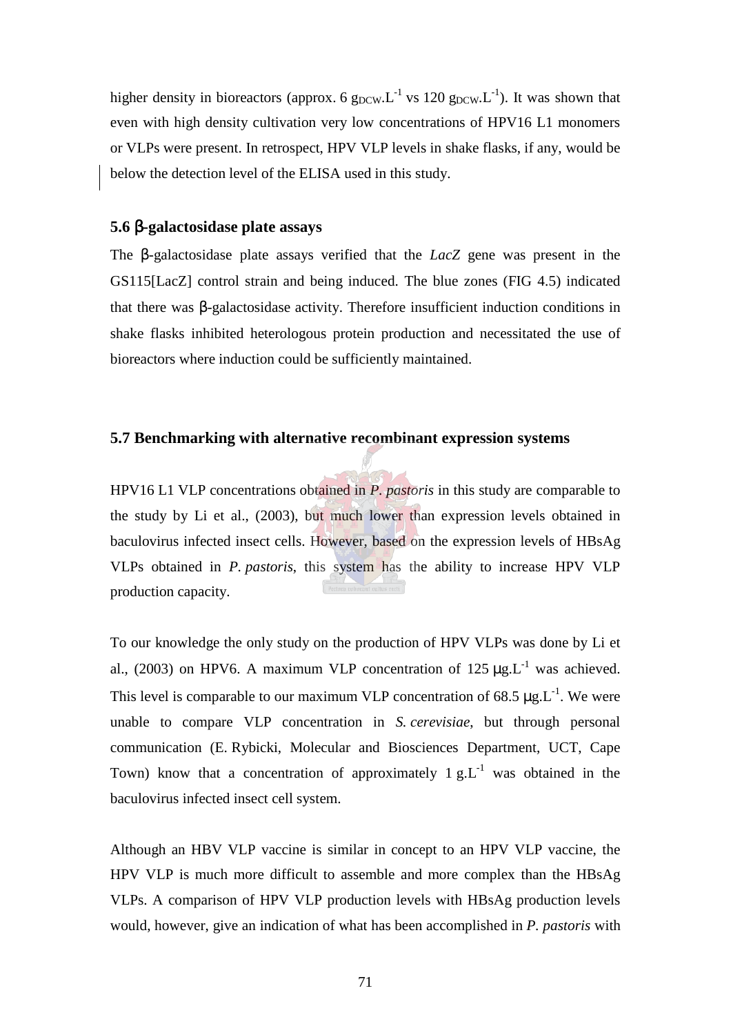higher density in bioreactors (approx. 6 $g_{DCW}.L^{-1}$ vs 120 $g_{DCW}.L^{-1}$). It was shown that even with high density cultivation very low concentrations of HPV16 L1 monomers or VLPs were present. In retrospect, HPV VLP levels in shake flasks, if any, would be below the detection level of the ELISA used in this study.

### 5.6 β-galactosidase plate assays

The β-galactosidase plate assays verified that the *LacZ* gene was present in the GS115[LacZ] control strain and being induced. The blue zones (FIG 4.5) indicated that there was β-galactosidase activity. Therefore insufficient induction conditions in shake flasks inhibited heterologous protein production and necessitated the use of bioreactors where induction could be sufficiently maintained.

### 5.7 Benchmarking with alternative recombinant expression systems

HPV16 L1 VLP concentrations obtained in *P. pastoris* in this study are comparable to the study by Li et al., (2003), but much lower than expression levels obtained in baculovirus infected insect cells. However, based on the expression levels of HBsAg VLPs obtained in *P. pastoris*, this system has the ability to increase HPV VLP production capacity.

To our knowledge the only study on the production of HPV VLPs was done by Li et al., (2003) on HPV6. A maximum VLP concentration of 125 $\mu g.L^{-1}$ was achieved. This level is comparable to our maximum VLP concentration of 68.5 $\mu g.L^{-1}$. We were unable to compare VLP concentration in *S. cerevisiae*, but through personal communication (E. Rybicki, Molecular and Biosciences Department, UCT, Cape Town) know that a concentration of approximately 1 $g.L^{-1}$ was obtained in the baculovirus infected insect cell system.

Although an HBV VLP vaccine is similar in concept to an HPV VLP vaccine, the HPV VLP is much more difficult to assemble and more complex than the HBsAg VLPs. A comparison of HPV VLP production levels with HBsAg production levels would, however, give an indication of what has been accomplished in *P. pastoris* with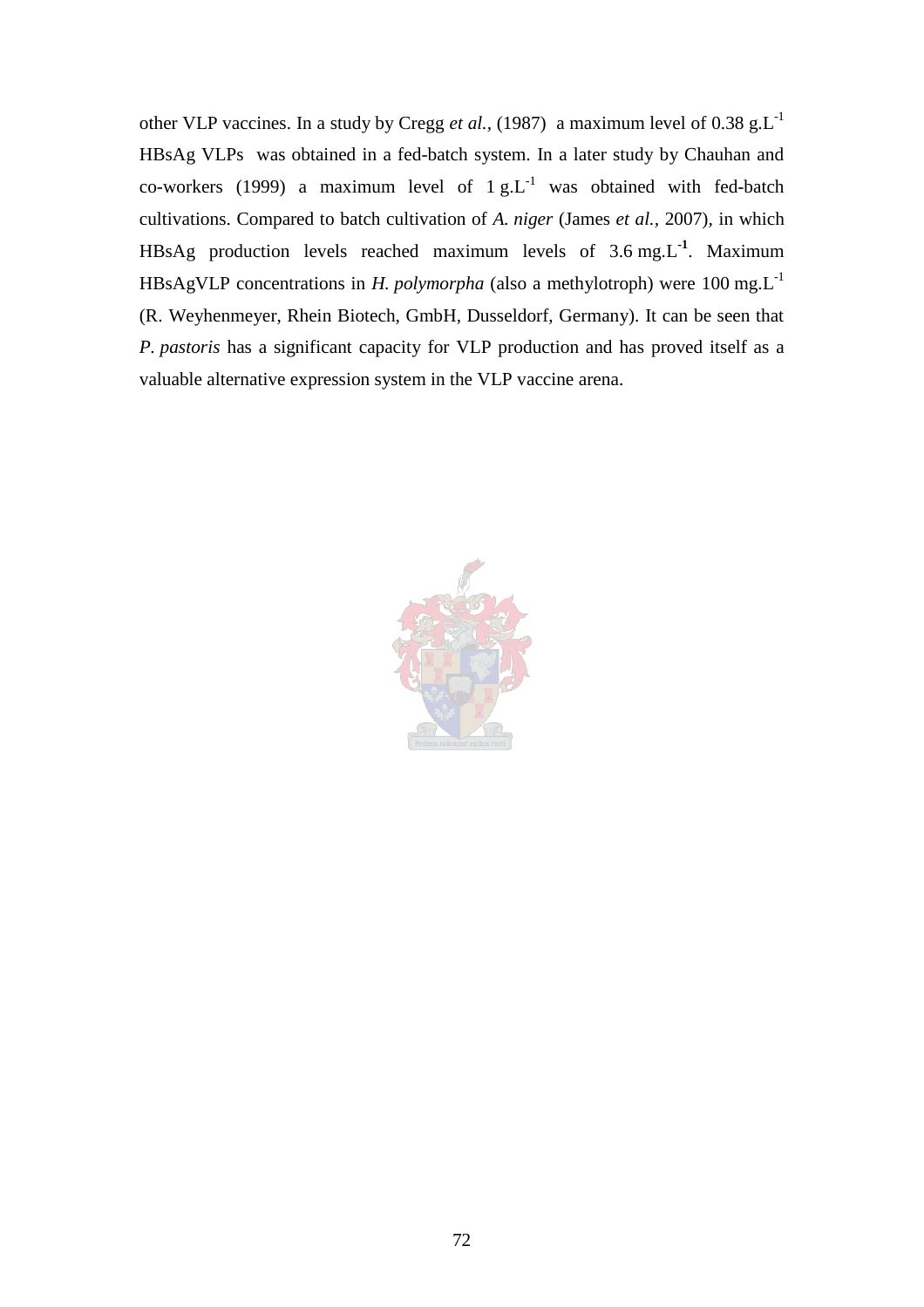other VLP vaccines. In a study by Cregg *et al.*, (1987) a maximum level of 0.38 g.$L^{-1}$ HBsAg VLPs was obtained in a fed-batch system. In a later study by Chauhan and co-workers (1999) a maximum level of 1 g.$L^{-1}$ was obtained with fed-batch cultivations. Compared to batch cultivation of *A. niger* (James *et al.*, 2007), in which HBsAg production levels reached maximum levels of 3.6 mg.$L^{-1}$. Maximum HBsAgVLP concentrations in *H. polymorpha* (also a methylotroph) were 100 mg.$L^{-1}$ (R. Weyhenmeyer, Rhein Biotech, GmbH, Dusseldorf, Germany). It can be seen that *P. pastoris* has a significant capacity for VLP production and has proved itself as a valuable alternative expression system in the VLP vaccine arena.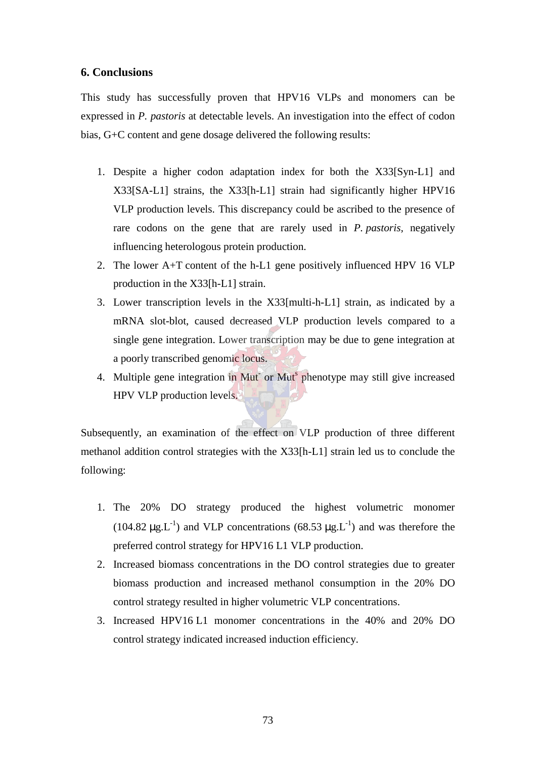## 6. Conclusions

This study has successfully proven that HPV16 VLPs and monomers can be expressed in *P. pastoris* at detectable levels. An investigation into the effect of codon bias, G+C content and gene dosage delivered the following results:

1. Despite a higher codon adaptation index for both the X33[Syn-L1] and X33[SA-L1] strains, the X33[h-L1] strain had significantly higher HPV16 VLP production levels. This discrepancy could be ascribed to the presence of rare codons on the gene that are rarely used in *P. pastoris*, negatively influencing heterologous protein production.
2. The lower A+T content of the h-L1 gene positively influenced HPV 16 VLP production in the X33[h-L1] strain.
3. Lower transcription levels in the X33[multi-h-L1] strain, as indicated by a mRNA slot-blot, caused decreased VLP production levels compared to a single gene integration. Lower transcription may be due to gene integration at a poorly transcribed genomic locus.
4. Multiple gene integration in $Mut^{-}$ or $Mut^{s}$ phenotype may still give increased HPV VLP production levels.

Subsequently, an examination of the effect on VLP production of three different methanol addition control strategies with the X33[h-L1] strain led us to conclude the following:

1. The 20% DO strategy produced the highest volumetric monomer (104.82 $\mu g.L^{-1}$) and VLP concentrations (68.53 $\mu g.L^{-1}$) and was therefore the preferred control strategy for HPV16 L1 VLP production.
2. Increased biomass concentrations in the DO control strategies due to greater biomass production and increased methanol consumption in the 20% DO control strategy resulted in higher volumetric VLP concentrations.
3. Increased HPV16 L1 monomer concentrations in the 40% and 20% DO control strategy indicated increased induction efficiency.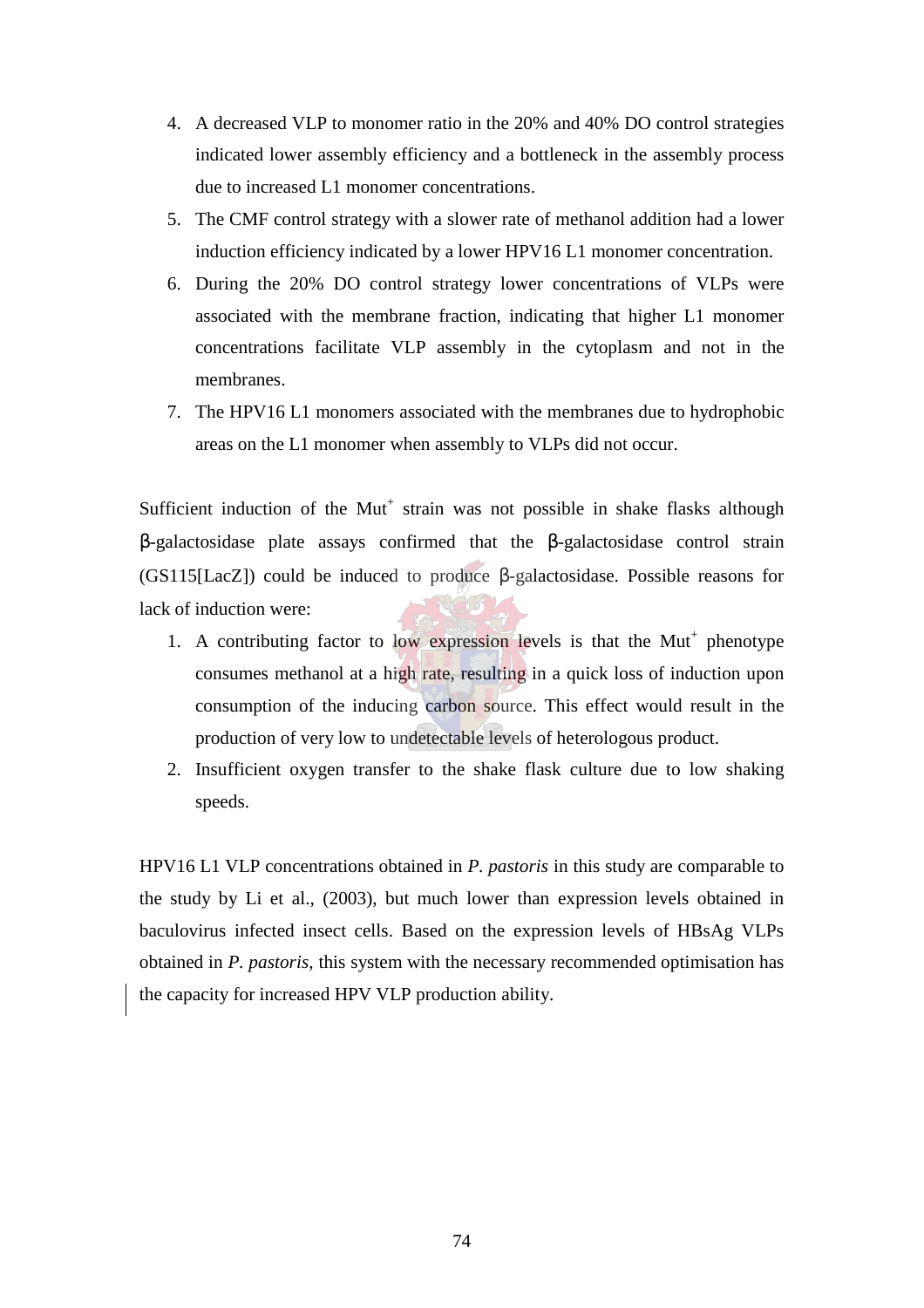4. A decreased VLP to monomer ratio in the 20% and 40% DO control strategies indicated lower assembly efficiency and a bottleneck in the assembly process due to increased L1 monomer concentrations.
5. The CMF control strategy with a slower rate of methanol addition had a lower induction efficiency indicated by a lower HPV16 L1 monomer concentration.
6. During the 20% DO control strategy lower concentrations of VLPs were associated with the membrane fraction, indicating that higher L1 monomer concentrations facilitate VLP assembly in the cytoplasm and not in the membranes.
7. The HPV16 L1 monomers associated with the membranes due to hydrophobic areas on the L1 monomer when assembly to VLPs did not occur.

Sufficient induction of the $Mut^+$ strain was not possible in shake flasks although β-galactosidase plate assays confirmed that the β-galactosidase control strain (GS115[LacZ]) could be induced to produce β-galactosidase. Possible reasons for lack of induction were:

1. A contributing factor to low expression levels is that the $Mut^+$ phenotype consumes methanol at a high rate, resulting in a quick loss of induction upon consumption of the inducing carbon source. This effect would result in the production of very low to undetectable levels of heterologous product.
2. Insufficient oxygen transfer to the shake flask culture due to low shaking speeds.

HPV16 L1 VLP concentrations obtained in *P. pastoris* in this study are comparable to the study by Li et al., (2003), but much lower than expression levels obtained in baculovirus infected insect cells. Based on the expression levels of HBsAg VLPs obtained in *P. pastoris*, this system with the necessary recommended optimisation has the capacity for increased HPV VLP production ability.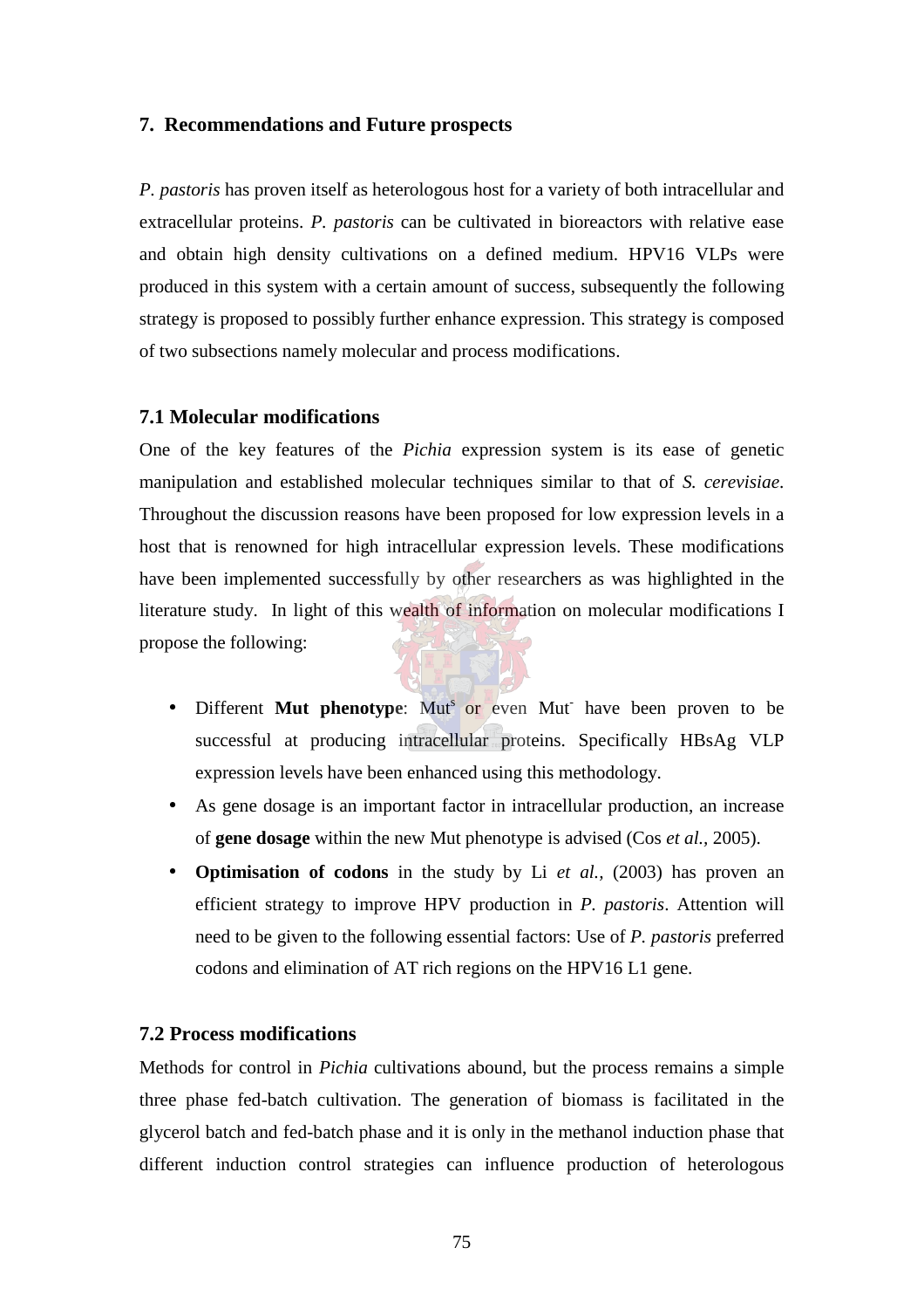## 7. Recommendations and Future prospects

*P. pastoris* has proven itself as heterologous host for a variety of both intracellular and extracellular proteins. *P. pastoris* can be cultivated in bioreactors with relative ease and obtain high density cultivations on a defined medium. HPV16 VLPs were produced in this system with a certain amount of success, subsequently the following strategy is proposed to possibly further enhance expression. This strategy is composed of two subsections namely molecular and process modifications.

### 7.1 Molecular modifications

One of the key features of the *Pichia* expression system is its ease of genetic manipulation and established molecular techniques similar to that of *S. cerevisiae*. Throughout the discussion reasons have been proposed for low expression levels in a host that is renowned for high intracellular expression levels. These modifications have been implemented successfully by other researchers as was highlighted in the literature study. In light of this wealth of information on molecular modifications I propose the following:

- Different **Mut phenotype**: $Mut^s$ or even $Mut^-$ have been proven to be successful at producing intracellular proteins. Specifically HBsAg VLP expression levels have been enhanced using this methodology.
- As gene dosage is an important factor in intracellular production, an increase of **gene dosage** within the new Mut phenotype is advised (Cos *et al.*, 2005).
- **Optimisation of codons** in the study by Li *et al.*, (2003) has proven an efficient strategy to improve HPV production in *P. pastoris*. Attention will need to be given to the following essential factors: Use of *P. pastoris* preferred codons and elimination of AT rich regions on the HPV16 L1 gene.

### 7.2 Process modifications

Methods for control in *Pichia* cultivations abound, but the process remains a simple three phase fed-batch cultivation. The generation of biomass is facilitated in the glycerol batch and fed-batch phase and it is only in the methanol induction phase that different induction control strategies can influence production of heterologous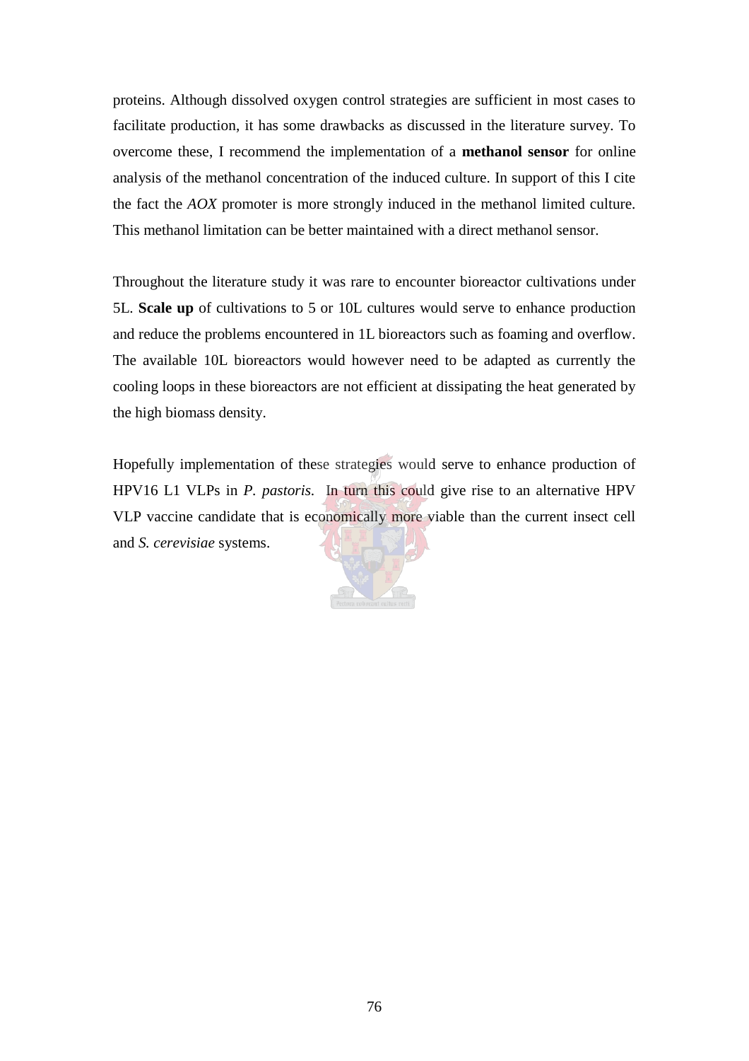proteins. Although dissolved oxygen control strategies are sufficient in most cases to facilitate production, it has some drawbacks as discussed in the literature survey. To overcome these, I recommend the implementation of a **methanol sensor** for online analysis of the methanol concentration of the induced culture. In support of this I cite the fact the *AOX* promoter is more strongly induced in the methanol limited culture. This methanol limitation can be better maintained with a direct methanol sensor.

Throughout the literature study it was rare to encounter bioreactor cultivations under 5L. **Scale up** of cultivations to 5 or 10L cultures would serve to enhance production and reduce the problems encountered in 1L bioreactors such as foaming and overflow. The available 10L bioreactors would however need to be adapted as currently the cooling loops in these bioreactors are not efficient at dissipating the heat generated by the high biomass density.

Hopefully implementation of these strategies would serve to enhance production of HPV16 L1 VLPs in *P. pastoris*. In turn this could give rise to an alternative HPV VLP vaccine candidate that is economically more viable than the current insect cell and *S. cerevisiae* systems.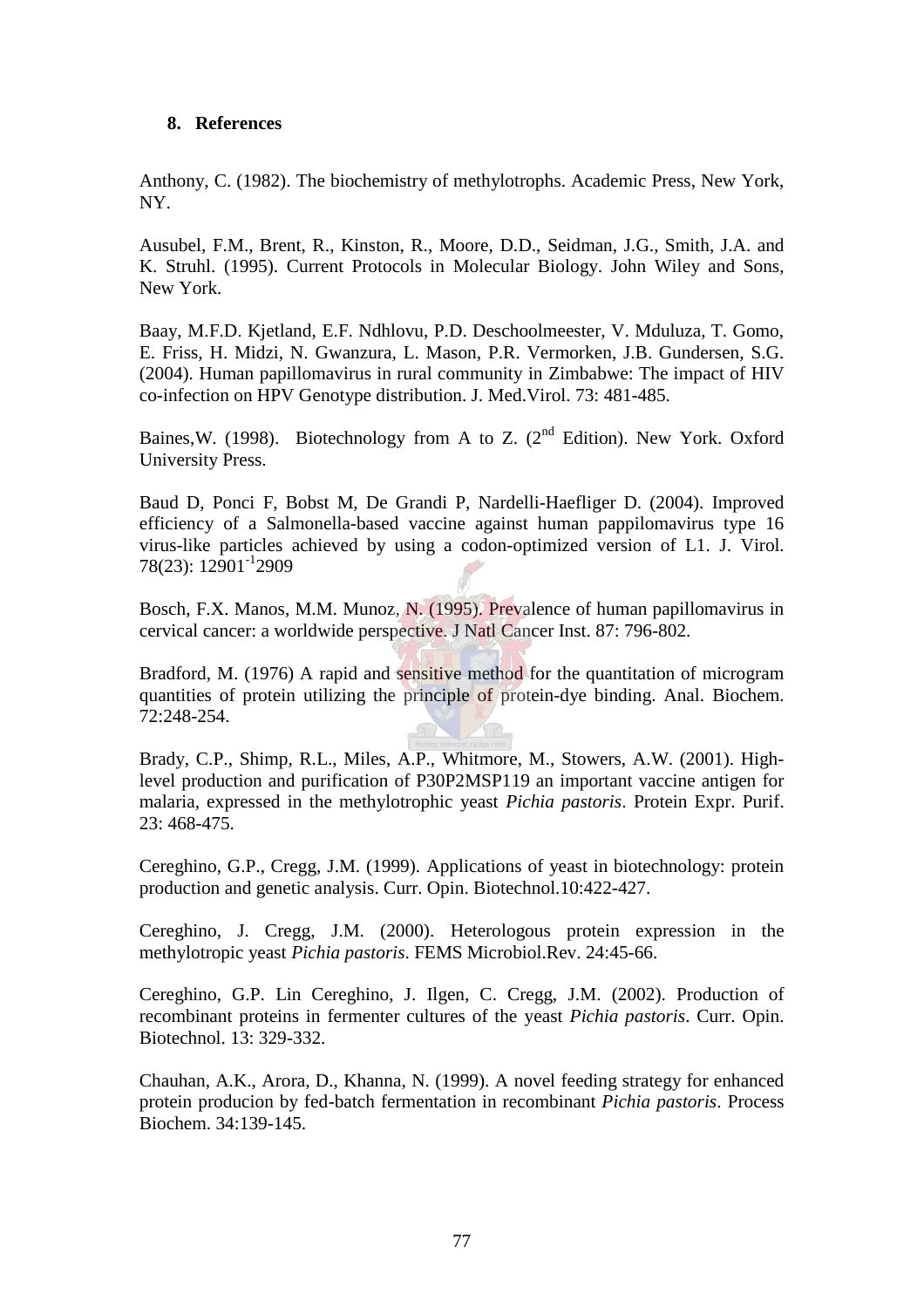## 8. References

Anthony, C. (1982). The biochemistry of methylotrophs. Academic Press, New York, NY.

Ausubel, F.M., Brent, R., Kinston, R., Moore, D.D., Seidman, J.G., Smith, J.A. and K. Struhl. (1995). Current Protocols in Molecular Biology. John Wiley and Sons, New York.

Baay, M.F.D. Kjetland, E.F. Ndhlovu, P.D. Deschoolmeester, V. Mduluza, T. Gomo, E. Friss, H. Midzi, N. Gwanzura, L. Mason, P.R. Vermorken, J.B. Gundersen, S.G. (2004). Human papillomavirus in rural community in Zimbabwe: The impact of HIV co-infection on HPV Genotype distribution. J. Med.Virol. 73: 481-485.

Baines,W. (1998). Biotechnology from A to Z. (2nd Edition). New York. Oxford University Press.

Baud D, Ponci F, Bobst M, De Grandi P, Nardelli-Haefliger D. (2004). Improved efficiency of a Salmonella-based vaccine against human pappilomavirus type 16 virus-like particles achieved by using a codon-optimized version of L1. J. Virol. 78(23): $12901^{-1}$2909

Bosch, F.X. Manos, M.M. Munoz, N. (1995). Prevalence of human papillomavirus in cervical cancer: a worldwide perspective. J Natl Cancer Inst. 87: 796-802.

Bradford, M. (1976) A rapid and sensitive method for the quantitation of microgram quantities of protein utilizing the principle of protein-dye binding. Anal. Biochem. 72:248-254.

Brady, C.P., Shimp, R.L., Miles, A.P., Whitmore, M., Stowers, A.W. (2001). High-level production and purification of P30P2MSP119 an important vaccine antigen for malaria, expressed in the methylotrophic yeast *Pichia pastoris*. Protein Expr. Purif. 23: 468-475.

Cereghino, G.P., Cregg, J.M. (1999). Applications of yeast in biotechnology: protein production and genetic analysis. Curr. Opin. Biotechnol.10:422-427.

Cereghino, J. Cregg, J.M. (2000). Heterologous protein expression in the methylotropic yeast *Pichia pastoris*. FEMS Microbiol.Rev. 24:45-66.

Cereghino, G.P. Lin Cereghino, J. Ilgen, C. Cregg, J.M. (2002). Production of recombinant proteins in fermenter cultures of the yeast *Pichia pastoris*. Curr. Opin. Biotechnol. 13: 329-332.

Chauhan, A.K., Arora, D., Khanna, N. (1999). A novel feeding strategy for enhanced protein producion by fed-batch fermentation in recombinant *Pichia pastoris*. Process Biochem. 34:139-145.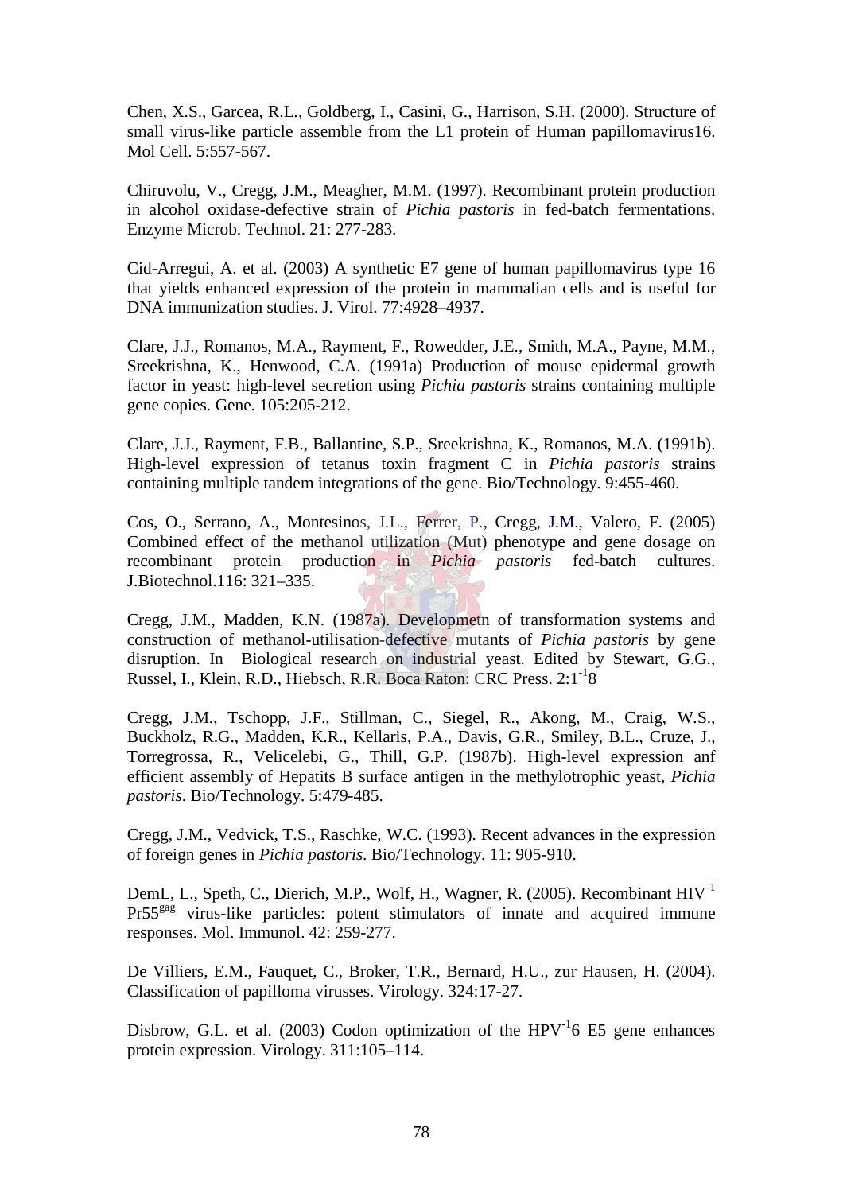Chen, X.S., Garcea, R.L., Goldberg, I., Casini, G., Harrison, S.H. (2000). Structure of small virus-like particle assemble from the L1 protein of Human papillomavirus16. Mol Cell. 5:557-567.

Chiruvolu, V., Cregg, J.M., Meagher, M.M. (1997). Recombinant protein production in alcohol oxidase-defective strain of *Pichia pastoris* in fed-batch fermentations. Enzyme Microb. Technol. 21: 277-283.

Cid-Arregui, A. et al. (2003) A synthetic E7 gene of human papillomavirus type 16 that yields enhanced expression of the protein in mammalian cells and is useful for DNA immunization studies. J. Virol. 77:4928–4937.

Clare, J.J., Romanos, M.A., Rayment, F., Rowedder, J.E., Smith, M.A., Payne, M.M., Sreekrishna, K., Henwood, C.A. (1991a) Production of mouse epidermal growth factor in yeast: high-level secretion using *Pichia pastoris* strains containing multiple gene copies. Gene. 105:205-212.

Clare, J.J., Rayment, F.B., Ballantine, S.P., Sreekrishna, K., Romanos, M.A. (1991b). High-level expression of tetanus toxin fragment C in *Pichia pastoris* strains containing multiple tandem integrations of the gene. Bio/Technology. 9:455-460.

Cos, O., Serrano, A., Montesinos, J.L., Ferrer, P., Cregg, J.M., Valero, F. (2005) Combined effect of the methanol utilization (Mut) phenotype and gene dosage on recombinant protein production in *Pichia pastoris* fed-batch cultures. J.Biotechnol.116: 321–335.

Cregg, J.M., Madden, K.N. (1987a). Developmetn of transformation systems and construction of methanol-utilisation-defective mutants of *Pichia pastoris* by gene disruption. In Biological research on industrial yeast. Edited by Stewart, G.G., Russel, I., Klein, R.D., Hiebsch, R.R. Boca Raton: CRC Press. 2:1-18

Cregg, J.M., Tschopp, J.F., Stillman, C., Siegel, R., Akong, M., Craig, W.S., Buckholz, R.G., Madden, K.R., Kellaris, P.A., Davis, G.R., Smiley, B.L., Cruze, J., Torregrossa, R., Velicelebi, G., Thill, G.P. (1987b). High-level expression anf efficient assembly of Hepatits B surface antigen in the methylotrophic yeast, *Pichia pastoris*. Bio/Technology. 5:479-485.

Cregg, J.M., Vedvick, T.S., Raschke, W.C. (1993). Recent advances in the expression of foreign genes in *Pichia pastoris*. Bio/Technology. 11: 905-910.

DemL, L., Speth, C., Dierich, M.P., Wolf, H., Wagner, R. (2005). Recombinant HIV-1 Pr55gag virus-like particles: potent stimulators of innate and acquired immune responses. Mol. Immunol. 42: 259-277.

De Villiers, E.M., Fauquet, C., Broker, T.R., Bernard, H.U., zur Hausen, H. (2004). Classification of papilloma virusses. Virology. 324:17-27.

Disbrow, G.L. et al. (2003) Codon optimization of the HPV-16 E5 gene enhances protein expression. Virology. 311:105–114.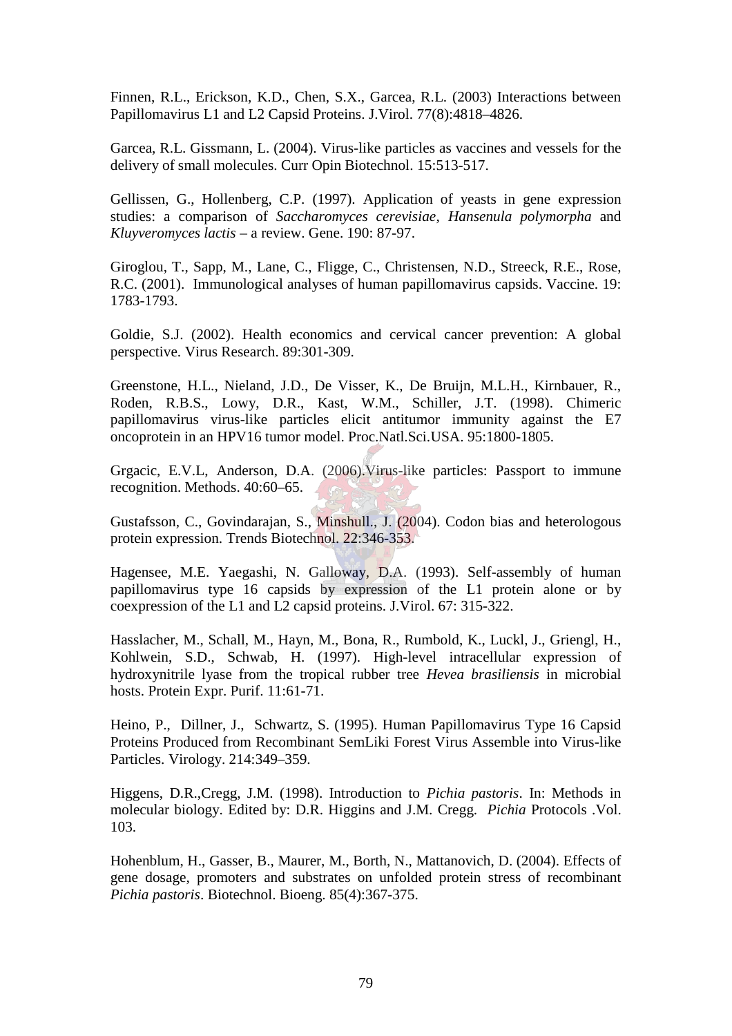Finnen, R.L., Erickson, K.D., Chen, S.X., Garcea, R.L. (2003) Interactions between Papillomavirus L1 and L2 Capsid Proteins. J.Virol. 77(8):4818–4826.

Garcea, R.L. Gissmann, L. (2004). Virus-like particles as vaccines and vessels for the delivery of small molecules. Curr Opin Biotechnol. 15:513-517.

Gellissen, G., Hollenberg, C.P. (1997). Application of yeasts in gene expression studies: a comparison of *Saccharomyces cerevisiae*, *Hansenula polymorpha* and *Kluyveromyces lactis* – a review. Gene. 190: 87-97.

Giroglou, T., Sapp, M., Lane, C., Fligge, C., Christensen, N.D., Streeck, R.E., Rose, R.C. (2001). Immunological analyses of human papillomavirus capsids. Vaccine. 19: 1783-1793.

Goldie, S.J. (2002). Health economics and cervical cancer prevention: A global perspective. Virus Research. 89:301-309.

Greenstone, H.L., Nieland, J.D., De Visser, K., De Bruijn, M.L.H., Kirnbauer, R., Roden, R.B.S., Lowy, D.R., Kast, W.M., Schiller, J.T. (1998). Chimeric papillomavirus virus-like particles elicit antitumor immunity against the E7 oncoprotein in an HPV16 tumor model. Proc.Natl.Sci.USA. 95:1800-1805.

Grgacic, E.V.L, Anderson, D.A. (2006).Virus-like particles: Passport to immune recognition. Methods. 40:60–65.

Gustafsson, C., Govindarajan, S., Minshull., J. (2004). Codon bias and heterologous protein expression. Trends Biotechnol. 22:346-353.

Hagensee, M.E. Yaegashi, N. Galloway, D.A. (1993). Self-assembly of human papillomavirus type 16 capsids by expression of the L1 protein alone or by coexpression of the L1 and L2 capsid proteins. J.Virol. 67: 315-322.

Hasslacher, M., Schall, M., Hayn, M., Bona, R., Rumbold, K., Luckl, J., Griengl, H., Kohlwein, S.D., Schwab, H. (1997). High-level intracellular expression of hydroxynitrile lyase from the tropical rubber tree *Hevea brasiliensis* in microbial hosts. Protein Expr. Purif. 11:61-71.

Heino, P., Dillner, J., Schwartz, S. (1995). Human Papillomavirus Type 16 Capsid Proteins Produced from Recombinant SemLiki Forest Virus Assemble into Virus-like Particles. Virology. 214:349–359.

Higgens, D.R.,Cregg, J.M. (1998). Introduction to *Pichia pastoris*. In: Methods in molecular biology. Edited by: D.R. Higgins and J.M. Cregg. *Pichia* Protocols .Vol. 103.

Hohenblum, H., Gasser, B., Maurer, M., Borth, N., Mattanovich, D. (2004). Effects of gene dosage, promoters and substrates on unfolded protein stress of recombinant *Pichia pastoris*. Biotechnol. Bioeng. 85(4):367-375.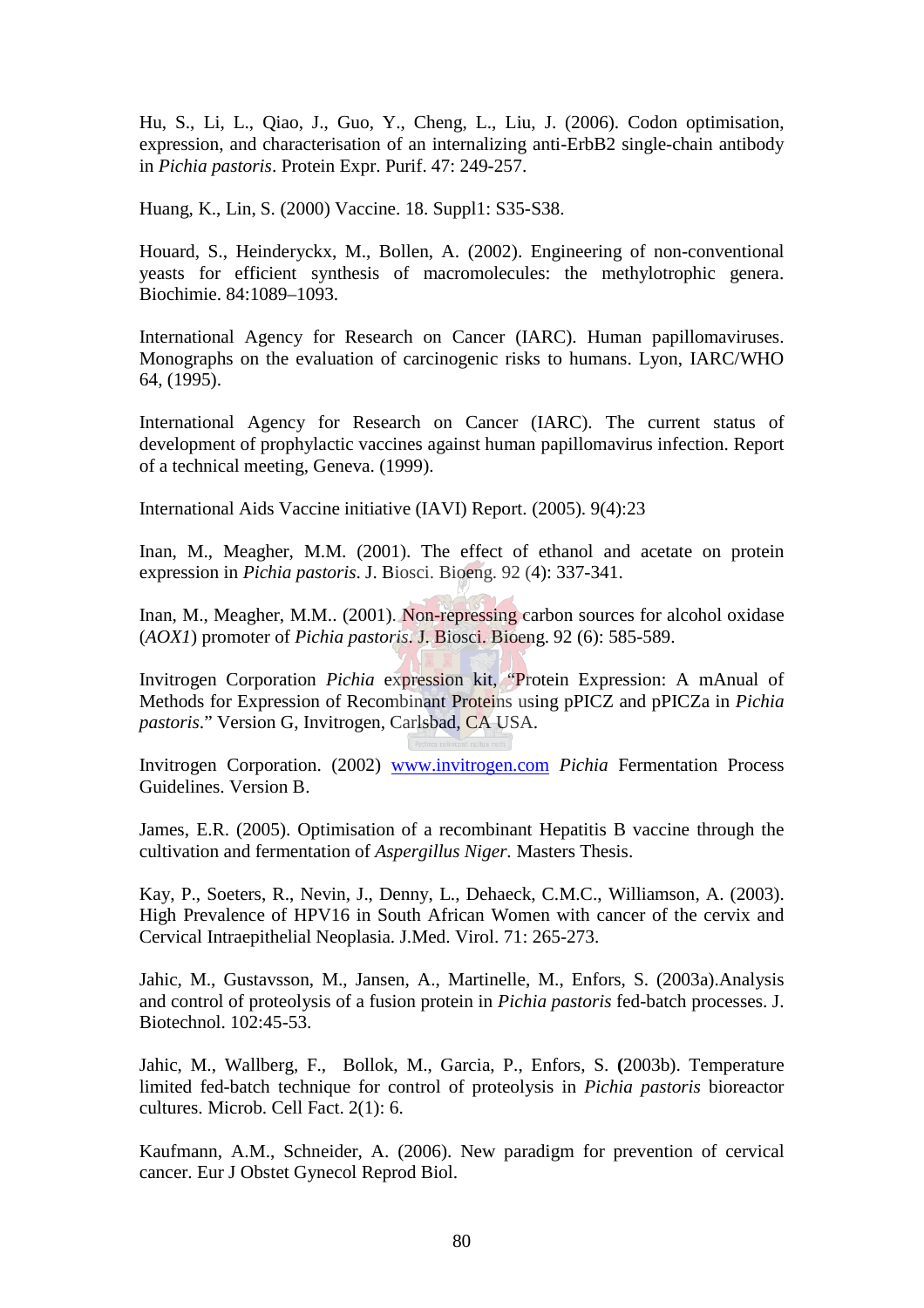Hu, S., Li, L., Qiao, J., Guo, Y., Cheng, L., Liu, J. (2006). Codon optimisation, expression, and characterisation of an internalizing anti-ErbB2 single-chain antibody in *Pichia pastoris*. Protein Expr. Purif. 47: 249-257.

Huang, K., Lin, S. (2000) Vaccine. 18. Suppl1: S35-S38.

Houard, S., Heinderyckx, M., Bollen, A. (2002). Engineering of non-conventional yeasts for efficient synthesis of macromolecules: the methylotrophic genera. Biochimie. 84:1089–1093.

International Agency for Research on Cancer (IARC). Human papillomaviruses. Monographs on the evaluation of carcinogenic risks to humans. Lyon, IARC/WHO 64, (1995).

International Agency for Research on Cancer (IARC). The current status of development of prophylactic vaccines against human papillomavirus infection. Report of a technical meeting, Geneva. (1999).

International Aids Vaccine initiative (IAVI) Report. (2005). 9(4):23

Inan, M., Meagher, M.M. (2001). The effect of ethanol and acetate on protein expression in *Pichia pastoris*. J. Biosci. Bioeng. 92 (4): 337-341.

Inan, M., Meagher, M.M.. (2001). Non-repressing carbon sources for alcohol oxidase (*AOX1*) promoter of *Pichia pastoris*. J. Biosci. Bioeng. 92 (6): 585-589.

Invitrogen Corporation *Pichia* expression kit, "Protein Expression: A mAnual of Methods for Expression of Recombinant Proteins using pPICZ and pPICZa in *Pichia pastoris*." Version G, Invitrogen, Carlsbad, CA USA.

Invitrogen Corporation. (2002) www.invitrogen.com *Pichia* Fermentation Process Guidelines. Version B.

James, E.R. (2005). Optimisation of a recombinant Hepatitis B vaccine through the cultivation and fermentation of *Aspergillus Niger*. Masters Thesis.

Kay, P., Soeters, R., Nevin, J., Denny, L., Dehaeck, C.M.C., Williamson, A. (2003). High Prevalence of HPV16 in South African Women with cancer of the cervix and Cervical Intraepithelial Neoplasia. J.Med. Virol. 71: 265-273.

Jahic, M., Gustavsson, M., Jansen, A., Martinelle, M., Enfors, S. (2003a).Analysis and control of proteolysis of a fusion protein in *Pichia pastoris* fed-batch processes. J. Biotechnol. 102:45-53.

Jahic, M., Wallberg, F., Bollok, M., Garcia, P., Enfors, S. (2003b). Temperature limited fed-batch technique for control of proteolysis in *Pichia pastoris* bioreactor cultures. Microb. Cell Fact. 2(1): 6.

Kaufmann, A.M., Schneider, A. (2006). New paradigm for prevention of cervical cancer. Eur J Obstet Gynecol Reprod Biol.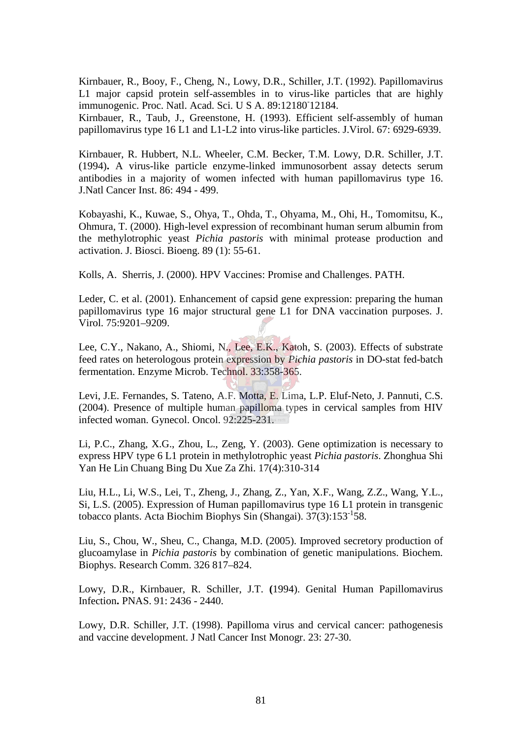Kirnbauer, R., Booy, F., Cheng, N., Lowy, D.R., Schiller, J.T. (1992). Papillomavirus L1 major capsid protein self-assembles in to virus-like particles that are highly immunogenic. Proc. Natl. Acad. Sci. U S A. 89:12180-12184.

Kirnbauer, R., Taub, J., Greenstone, H. (1993). Efficient self-assembly of human papillomavirus type 16 L1 and L1-L2 into virus-like particles. J.Virol. 67: 6929-6939.

Kirnbauer, R. Hubbert, N.L. Wheeler, C.M. Becker, T.M. Lowy, D.R. Schiller, J.T. (1994)**.** A virus-like particle enzyme-linked immunosorbent assay detects serum antibodies in a majority of women infected with human papillomavirus type 16. J.Natl Cancer Inst. 86: 494 - 499.

Kobayashi, K., Kuwae, S., Ohya, T., Ohda, T., Ohyama, M., Ohi, H., Tomomitsu, K., Ohmura, T. (2000). High-level expression of recombinant human serum albumin from the methylotrophic yeast *Pichia pastoris* with minimal protease production and activation. J. Biosci. Bioeng. 89 (1): 55-61.

Kolls, A. Sherris, J. (2000). HPV Vaccines: Promise and Challenges. PATH.

Leder, C. et al. (2001). Enhancement of capsid gene expression: preparing the human papillomavirus type 16 major structural gene L1 for DNA vaccination purposes. J. Virol. 75:9201–9209.

Lee, C.Y., Nakano, A., Shiomi, N., Lee, E.K., Katoh, S. (2003). Effects of substrate feed rates on heterologous protein expression by *Pichia pastoris* in DO-stat fed-batch fermentation. Enzyme Microb. Technol. 33:358-365.

Levi, J.E. Fernandes, S. Tateno, A.F. Motta, E. Lima, L.P. Eluf-Neto, J. Pannuti, C.S. (2004). Presence of multiple human papilloma types in cervical samples from HIV infected woman. Gynecol. Oncol. 92:225-231.

Li, P.C., Zhang, X.G., Zhou, L., Zeng, Y. (2003). Gene optimization is necessary to express HPV type 6 L1 protein in methylotrophic yeast *Pichia pastoris*. Zhonghua Shi Yan He Lin Chuang Bing Du Xue Za Zhi. 17(4):310-314

Liu, H.L., Li, W.S., Lei, T., Zheng, J., Zhang, Z., Yan, X.F., Wang, Z.Z., Wang, Y.L., Si, L.S. (2005). Expression of Human papillomavirus type 16 L1 protein in transgenic tobacco plants. Acta Biochim Biophys Sin (Shangai). 37(3):153-158.

Liu, S., Chou, W., Sheu, C., Changa, M.D. (2005). Improved secretory production of glucoamylase in *Pichia pastoris* by combination of genetic manipulations. Biochem. Biophys. Research Comm. 326 817–824.

Lowy, D.R., Kirnbauer, R. Schiller, J.T. **(**1994). Genital Human Papillomavirus Infection**.** PNAS. 91: 2436 - 2440.

Lowy, D.R. Schiller, J.T. (1998). Papilloma virus and cervical cancer: pathogenesis and vaccine development. J Natl Cancer Inst Monogr. 23: 27-30.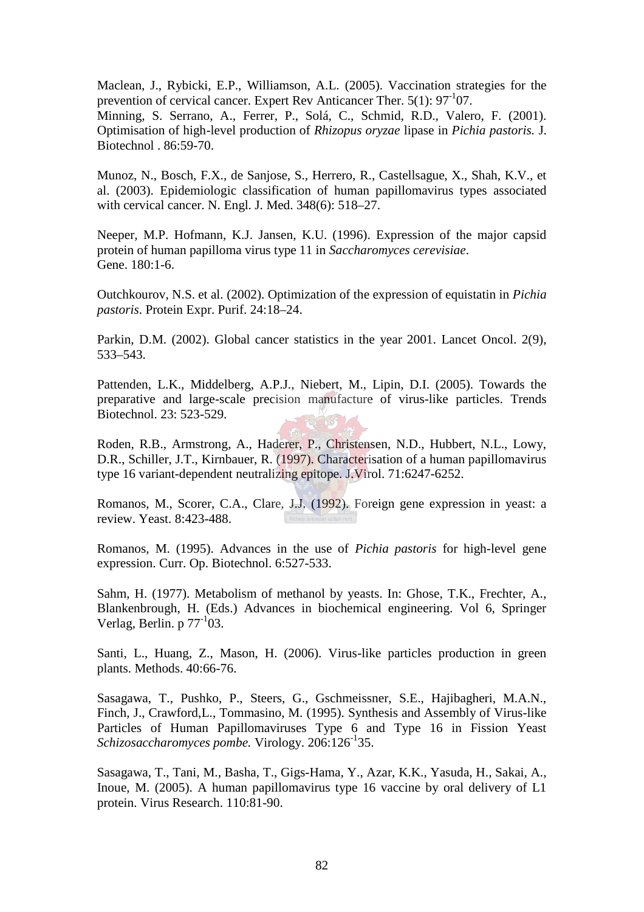Maclean, J., Rybicki, E.P., Williamson, A.L. (2005). Vaccination strategies for the prevention of cervical cancer. Expert Rev Anticancer Ther. 5(1): 97$^{-1}$07.
Minning, S. Serrano, A., Ferrer, P., Solá, C., Schmid, R.D., Valero, F. (2001). Optimisation of high-level production of *Rhizopus oryzae* lipase in *Pichia pastoris.* J. Biotechnol . 86:59-70.

Munoz, N., Bosch, F.X., de Sanjose, S., Herrero, R., Castellsague, X., Shah, K.V., et al. (2003). Epidemiologic classification of human papillomavirus types associated with cervical cancer. N. Engl. J. Med. 348(6): 518–27.

Neeper, M.P. Hofmann, K.J. Jansen, K.U. (1996). Expression of the major capsid protein of human papilloma virus type 11 in *Saccharomyces cerevisiae*.
Gene. 180:1-6.

Outchkourov, N.S. et al. (2002). Optimization of the expression of equistatin in *Pichia pastoris*. Protein Expr. Purif. 24:18–24.

Parkin, D.M. (2002). Global cancer statistics in the year 2001. Lancet Oncol. 2(9), 533–543.

Pattenden, L.K., Middelberg, A.P.J., Niebert, M., Lipin, D.I. (2005). Towards the preparative and large-scale precision manufacture of virus-like particles. Trends Biotechnol. 23: 523-529.

Roden, R.B., Armstrong, A., Haderer, P., Christensen, N.D., Hubbert, N.L., Lowy, D.R., Schiller, J.T., Kirnbauer, R. (1997). Characterisation of a human papillomavirus type 16 variant-dependent neutralizing epitope. J.Virol. 71:6247-6252.

Romanos, M., Scorer, C.A., Clare, J.J. (1992). Foreign gene expression in yeast: a review. Yeast. 8:423-488.

Romanos, M. (1995). Advances in the use of *Pichia pastoris* for high-level gene expression. Curr. Op. Biotechnol. 6:527-533.

Sahm, H. (1977). Metabolism of methanol by yeasts. In: Ghose, T.K., Frechter, A., Blankenbrough, H. (Eds.) Advances in biochemical engineering. Vol 6, Springer Verlag, Berlin. p 77$^{-1}$03.

Santi, L., Huang, Z., Mason, H. (2006). Virus-like particles production in green plants. Methods. 40:66-76.

Sasagawa, T., Pushko, P., Steers, G., Gschmeissner, S.E., Hajibagheri, M.A.N., Finch, J., Crawford,L., Tommasino, M. (1995). Synthesis and Assembly of Virus-like Particles of Human Papillomaviruses Type 6 and Type 16 in Fission Yeast *Schizosaccharomyces pombe.* Virology. 206:126$^{-1}$35.

Sasagawa, T., Tani, M., Basha, T., Gigs-Hama, Y., Azar, K.K., Yasuda, H., Sakai, A., Inoue, M. (2005). A human papillomavirus type 16 vaccine by oral delivery of L1 protein. Virus Research. 110:81-90.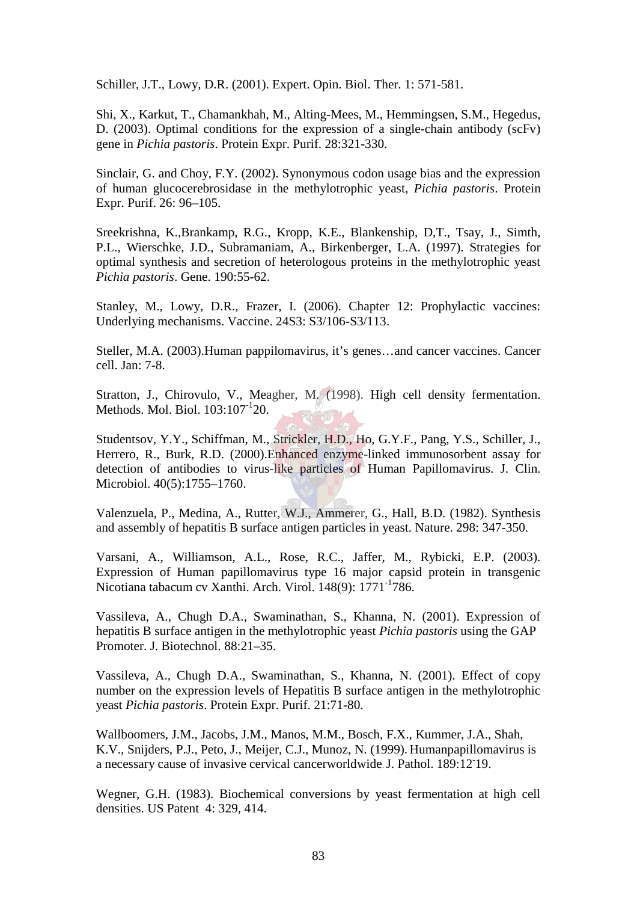Schiller, J.T., Lowy, D.R. (2001). Expert. Opin. Biol. Ther. 1: 571-581.

Shi, X., Karkut, T., Chamankhah, M., Alting-Mees, M., Hemmingsen, S.M., Hegedus, D. (2003). Optimal conditions for the expression of a single-chain antibody (scFv) gene in *Pichia pastoris*. Protein Expr. Purif. 28:321-330.

Sinclair, G. and Choy, F.Y. (2002). Synonymous codon usage bias and the expression of human glucocerebrosidase in the methylotrophic yeast, *Pichia pastoris*. Protein Expr. Purif. 26: 96–105.

Sreekrishna, K.,Brankamp, R.G., Kropp, K.E., Blankenship, D,T., Tsay, J., Simth, P.L., Wierschke, J.D., Subramaniam, A., Birkenberger, L.A. (1997). Strategies for optimal synthesis and secretion of heterologous proteins in the methylotrophic yeast *Pichia pastoris*. Gene. 190:55-62.

Stanley, M., Lowy, D.R., Frazer, I. (2006). Chapter 12: Prophylactic vaccines: Underlying mechanisms. Vaccine. 24S3: S3/106-S3/113.

Steller, M.A. (2003).Human pappilomavirus, it's genes…and cancer vaccines. Cancer cell. Jan: 7-8.

Stratton, J., Chirovulo, V., Meagher, M. (1998). High cell density fermentation. Methods. Mol. Biol. 103:107-120.

Studentsov, Y.Y., Schiffman, M., Strickler, H.D., Ho, G.Y.F., Pang, Y.S., Schiller, J., Herrero, R., Burk, R.D. (2000).Enhanced enzyme-linked immunosorbent assay for detection of antibodies to virus-like particles of Human Papillomavirus. J. Clin. Microbiol. 40(5):1755–1760.

Valenzuela, P., Medina, A., Rutter, W.J., Ammerer, G., Hall, B.D. (1982). Synthesis and assembly of hepatitis B surface antigen particles in yeast. Nature. 298: 347-350.

Varsani, A., Williamson, A.L., Rose, R.C., Jaffer, M., Rybicki, E.P. (2003). Expression of Human papillomavirus type 16 major capsid protein in transgenic Nicotiana tabacum cv Xanthi. Arch. Virol. 148(9): 1771-1786.

Vassileva, A., Chugh D.A., Swaminathan, S., Khanna, N. (2001). Expression of hepatitis B surface antigen in the methylotrophic yeast *Pichia pastoris* using the GAP Promoter. J. Biotechnol. 88:21–35.

Vassileva, A., Chugh D.A., Swaminathan, S., Khanna, N. (2001). Effect of copy number on the expression levels of Hepatitis B surface antigen in the methylotrophic yeast *Pichia pastoris*. Protein Expr. Purif. 21:71-80.

Wallboomers, J.M., Jacobs, J.M., Manos, M.M., Bosch, F.X., Kummer, J.A., Shah, K.V., Snijders, P.J., Peto, J., Meijer, C.J., Munoz, N. (1999). Humanpapillomavirus is a necessary cause of invasive cervical cancerworldwide. J. Pathol. 189:12-19.

Wegner, G.H. (1983). Biochemical conversions by yeast fermentation at high cell densities. US Patent 4: 329, 414.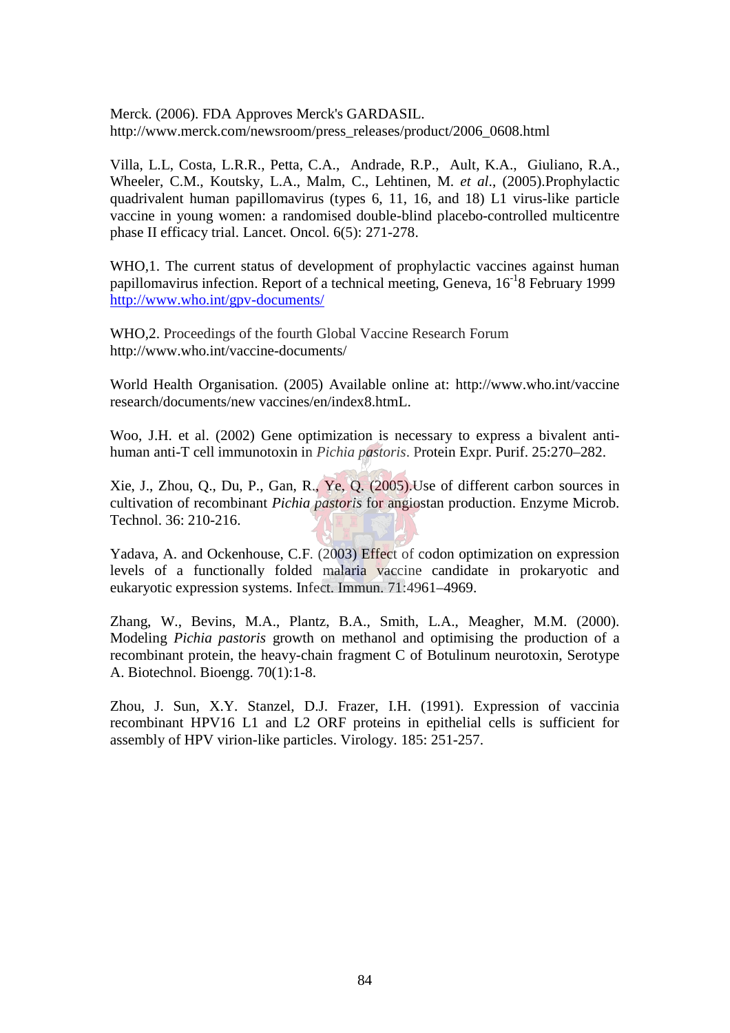Merck. (2006). FDA Approves Merck's GARDASIL. http://www.merck.com/newsroom/press_releases/product/2006_0608.html

Villa, L.L, Costa, L.R.R., Petta, C.A., Andrade, R.P., Ault, K.A., Giuliano, R.A., Wheeler, C.M., Koutsky, L.A., Malm, C., Lehtinen, M. *et al*., (2005).Prophylactic quadrivalent human papillomavirus (types 6, 11, 16, and 18) L1 virus-like particle vaccine in young women: a randomised double-blind placebo-controlled multicentre phase II efficacy trial. Lancet. Oncol. 6(5): 271-278.

WHO,1. The current status of development of prophylactic vaccines against human papillomavirus infection. Report of a technical meeting, Geneva, 16-18 February 1999 http://www.who.int/gpv-documents/

WHO,2. Proceedings of the fourth Global Vaccine Research Forum http://www.who.int/vaccine-documents/

World Health Organisation. (2005) Available online at: http://www.who.int/vaccine research/documents/new vaccines/en/index8.htmL.

Woo, J.H. et al. (2002) Gene optimization is necessary to express a bivalent anti-human anti-T cell immunotoxin in *Pichia pastoris*. Protein Expr. Purif. 25:270–282.

Xie, J., Zhou, Q., Du, P., Gan, R., Ye, Q. (2005).Use of different carbon sources in cultivation of recombinant *Pichia pastoris* for angiostan production. Enzyme Microb. Technol. 36: 210-216.

Yadava, A. and Ockenhouse, C.F. (2003) Effect of codon optimization on expression levels of a functionally folded malaria vaccine candidate in prokaryotic and eukaryotic expression systems. Infect. Immun. 71:4961–4969.

Zhang, W., Bevins, M.A., Plantz, B.A., Smith, L.A., Meagher, M.M. (2000). Modeling *Pichia pastoris* growth on methanol and optimising the production of a recombinant protein, the heavy-chain fragment C of Botulinum neurotoxin, Serotype A. Biotechnol. Bioengg. 70(1):1-8.

Zhou, J. Sun, X.Y. Stanzel, D.J. Frazer, I.H. (1991). Expression of vaccinia recombinant HPV16 L1 and L2 ORF proteins in epithelial cells is sufficient for assembly of HPV virion-like particles. Virology. 185: 251-257.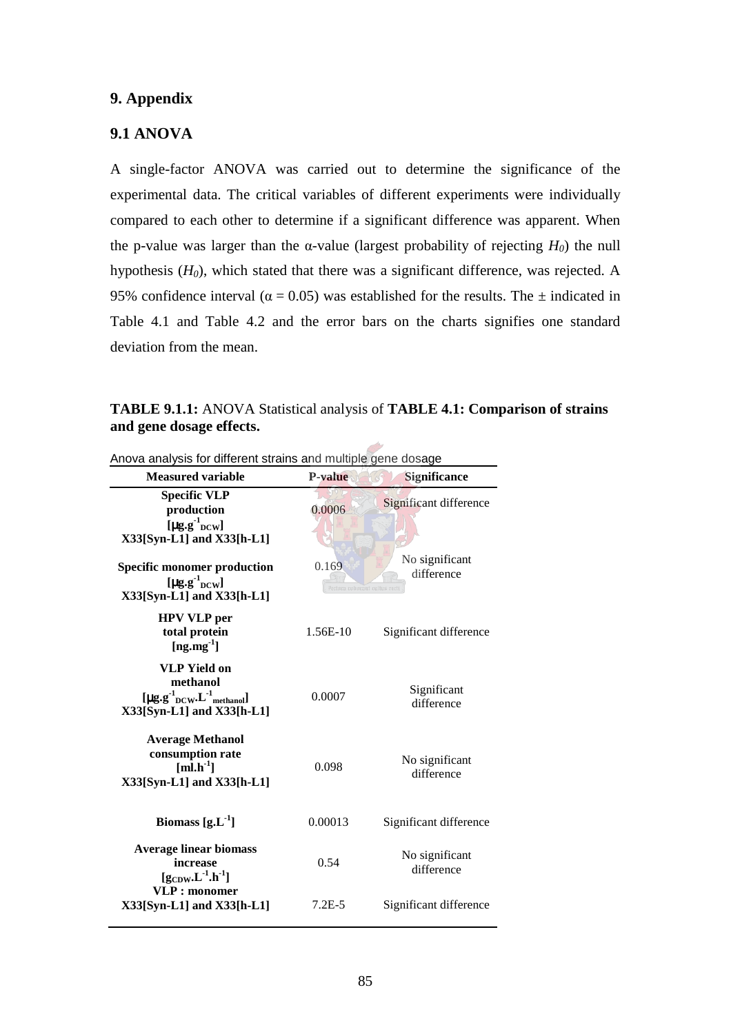# 9. Appendix

## 9.1 ANOVA

A single-factor ANOVA was carried out to determine the significance of the experimental data. The critical variables of different experiments were individually compared to each other to determine if a significant difference was apparent. When the p-value was larger than the α-value (largest probability of rejecting $H_0$) the null hypothesis ($H_0$), which stated that there was a significant difference, was rejected. A 95% confidence interval ($\alpha = 0.05$) was established for the results. The ± indicated in Table 4.1 and Table 4.2 and the error bars on the charts signifies one standard deviation from the mean.

**TABLE 9.1.1:** ANOVA Statistical analysis of **TABLE 4.1: Comparison of strains and gene dosage effects.**

Anova analysis for different strains and multiple gene dosage

| Measured variable | P-value | Significance |
|---|---|---|
| **Specific VLP production [$\mu g.g^{-1}_{DCW}$] X33[Syn-L1] and X33[h-L1]** | 0.0006 | Significant difference |
| **Specific monomer production [$\mu g.g^{-1}_{DCW}$] X33[Syn-L1] and X33[h-L1]** | 0.169 | No significant difference |
| **HPV VLP per total protein [$ng.mg^{-1}$]** | 1.56E-10 | Significant difference |
| **VLP Yield on methanol [$\mu g.g^{-1}_{DCW}.L^{-1}_{methanol}$] X33[Syn-L1] and X33[h-L1]** | 0.0007 | Significant difference |
| **Average Methanol consumption rate [$ml.h^{-1}$] X33[Syn-L1] and X33[h-L1]** | 0.098 | No significant difference |
| **Biomass [$g.L^{-1}$]** | 0.00013 | Significant difference |
| **Average linear biomass increase [$g_{CDW}.L^{-1}.h^{-1}$]** | 0.54 | No significant difference |
| **VLP : monomer X33[Syn-L1] and X33[h-L1]** | 7.2E-5 | Significant difference |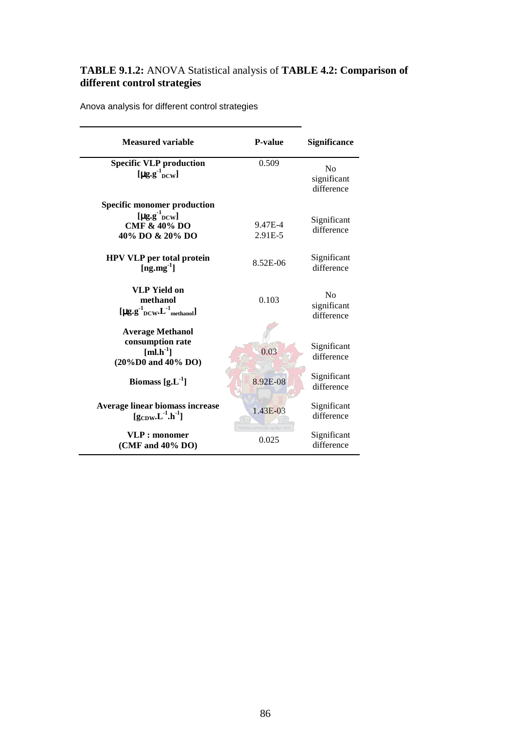**TABLE 9.1.2:** ANOVA Statistical analysis of **TABLE 4.2: Comparison of different control strategies**

Anova analysis for different control strategies

| Measured variable | P-value | Significance |
|---|---|---|
| **Specific VLP production** **[μg.g$^{-1}_{DCW}$]** | 0.509 | No significant difference |
| **Specific monomer production** **[μg.g$^{-1}_{DCW}$]** **CMF & 40% DO** **40% DO & 20% DO** | 9.47E-4 2.91E-5 | Significant difference |
| **HPV VLP per total protein** **[ng.mg$^{-1}$]** | 8.52E-06 | Significant difference |
| **VLP Yield on methanol** **[μg.g$^{-1}_{DCW}$.L$^{-1}_{methanol}$]** | 0.103 | No significant difference |
| **Average Methanol consumption rate** **[ml.h$^{-1}$]** **(20%D0 and 40% DO)** | 0.03 | Significant difference |
| **Biomass [g.L$^{-1}$]** | 8.92E-08 | Significant difference |
| **Average linear biomass increase** **[g$_{CDW}$.L$^{-1}$.h$^{-1}$]** | 1.43E-03 | Significant difference |
| **VLP : monomer** **(CMF and 40% DO)** | 0.025 | Significant difference |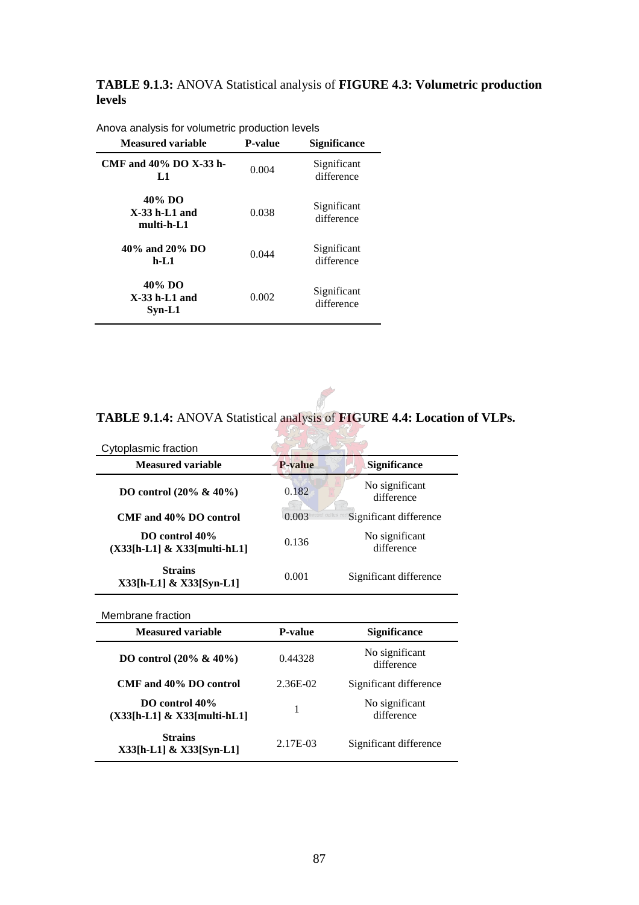**TABLE 9.1.3:** ANOVA Statistical analysis of **FIGURE 4.3: Volumetric production levels**

Anova analysis for volumetric production levels

| Measured variable | P-value | Significance |
|---|---|---|
| **CMF and 40% DO X-33 h-L1** | 0.004 | Significant difference |
| **40% DO X-33 h-L1 and multi-h-L1** | 0.038 | Significant difference |
| **40% and 20% DO h-L1** | 0.044 | Significant difference |
| **40% DO X-33 h-L1 and Syn-L1** | 0.002 | Significant difference |

**TABLE 9.1.4:** ANOVA Statistical analysis of **FIGURE 4.4: Location of VLPs.**

Cytoplasmic fraction

| Measured variable | P-value | Significance |
|---|---|---|
| **DO control (20% & 40%)** | 0.182 | No significant difference |
| **CMF and 40% DO control** | 0.003 | Significant difference |
| **DO control 40% (X33[h-L1] & X33[multi-hL1]** | 0.136 | No significant difference |
| **Strains X33[h-L1] & X33[Syn-L1]** | 0.001 | Significant difference |

Membrane fraction

| Measured variable | P-value | Significance |
|---|---|---|
| **DO control (20% & 40%)** | 0.44328 | No significant difference |
| **CMF and 40% DO control** | 2.36E-02 | Significant difference |
| **DO control 40% (X33[h-L1] & X33[multi-hL1]** | 1 | No significant difference |
| **Strains X33[h-L1] & X33[Syn-L1]** | 2.17E-03 | Significant difference |